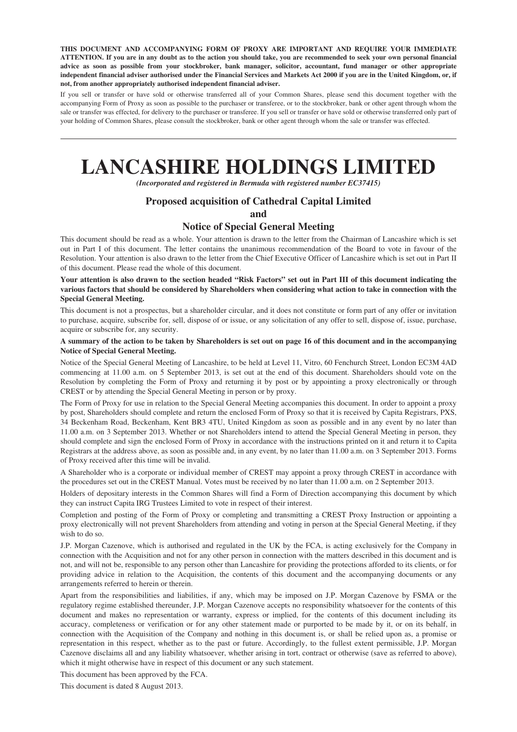**THIS DOCUMENT AND ACCOMPANYING FORM OF PROXY ARE IMPORTANT AND REQUIRE YOUR IMMEDIATE ATTENTION. If you are in any doubt as to the action you should take, you are recommended to seek your own personal financial advice as soon as possible from your stockbroker, bank manager, solicitor, accountant, fund manager or other appropriate independent financial adviser authorised under the Financial Services and Markets Act 2000 if you are in the United Kingdom, or, if not, from another appropriately authorised independent financial adviser.**

If you sell or transfer or have sold or otherwise transferred all of your Common Shares, please send this document together with the accompanying Form of Proxy as soon as possible to the purchaser or transferee, or to the stockbroker, bank or other agent through whom the sale or transfer was effected, for delivery to the purchaser or transferee. If you sell or transfer or have sold or otherwise transferred only part of your holding of Common Shares, please consult the stockbroker, bank or other agent through whom the sale or transfer was effected.

---

# LANCASHIRE HOLDINGS LIMITED

***(Incorporated and registered in Bermuda with registered number EC37415)***

## Proposed acquisition of Cathedral Capital Limited
## and
## Notice of Special General Meeting

This document should be read as a whole. Your attention is drawn to the letter from the Chairman of Lancashire which is set out in Part I of this document. The letter contains the unanimous recommendation of the Board to vote in favour of the Resolution. Your attention is also drawn to the letter from the Chief Executive Officer of Lancashire which is set out in Part II of this document. Please read the whole of this document.

**Your attention is also drawn to the section headed "Risk Factors" set out in Part III of this document indicating the various factors that should be considered by Shareholders when considering what action to take in connection with the Special General Meeting.**

This document is not a prospectus, but a shareholder circular, and it does not constitute or form part of any offer or invitation to purchase, acquire, subscribe for, sell, dispose of or issue, or any solicitation of any offer to sell, dispose of, issue, purchase, acquire or subscribe for, any security.

**A summary of the action to be taken by Shareholders is set out on page 16 of this document and in the accompanying Notice of Special General Meeting.**

Notice of the Special General Meeting of Lancashire, to be held at Level 11, Vitro, 60 Fenchurch Street, London EC3M 4AD commencing at 11.00 a.m. on 5 September 2013, is set out at the end of this document. Shareholders should vote on the Resolution by completing the Form of Proxy and returning it by post or by appointing a proxy electronically or through CREST or by attending the Special General Meeting in person or by proxy.

The Form of Proxy for use in relation to the Special General Meeting accompanies this document. In order to appoint a proxy by post, Shareholders should complete and return the enclosed Form of Proxy so that it is received by Capita Registrars, PXS, 34 Beckenham Road, Beckenham, Kent BR3 4TU, United Kingdom as soon as possible and in any event by no later than 11.00 a.m. on 3 September 2013. Whether or not Shareholders intend to attend the Special General Meeting in person, they should complete and sign the enclosed Form of Proxy in accordance with the instructions printed on it and return it to Capita Registrars at the address above, as soon as possible and, in any event, by no later than 11.00 a.m. on 3 September 2013. Forms of Proxy received after this time will be invalid.

A Shareholder who is a corporate or individual member of CREST may appoint a proxy through CREST in accordance with the procedures set out in the CREST Manual. Votes must be received by no later than 11.00 a.m. on 2 September 2013.

Holders of depositary interests in the Common Shares will find a Form of Direction accompanying this document by which they can instruct Capita IRG Trustees Limited to vote in respect of their interest.

Completion and posting of the Form of Proxy or completing and transmitting a CREST Proxy Instruction or appointing a proxy electronically will not prevent Shareholders from attending and voting in person at the Special General Meeting, if they wish to do so.

J.P. Morgan Cazenove, which is authorised and regulated in the UK by the FCA, is acting exclusively for the Company in connection with the Acquisition and not for any other person in connection with the matters described in this document and is not, and will not be, responsible to any person other than Lancashire for providing the protections afforded to its clients, or for providing advice in relation to the Acquisition, the contents of this document and the accompanying documents or any arrangements referred to herein or therein.

Apart from the responsibilities and liabilities, if any, which may be imposed on J.P. Morgan Cazenove by FSMA or the regulatory regime established thereunder, J.P. Morgan Cazenove accepts no responsibility whatsoever for the contents of this document and makes no representation or warranty, express or implied, for the contents of this document including its accuracy, completeness or verification or for any other statement made or purported to be made by it, or on its behalf, in connection with the Acquisition of the Company and nothing in this document is, or shall be relied upon as, a promise or representation in this respect, whether as to the past or future. Accordingly, to the fullest extent permissible, J.P. Morgan Cazenove disclaims all and any liability whatsoever, whether arising in tort, contract or otherwise (save as referred to above), which it might otherwise have in respect of this document or any such statement.

This document has been approved by the FCA.

This document is dated 8 August 2013.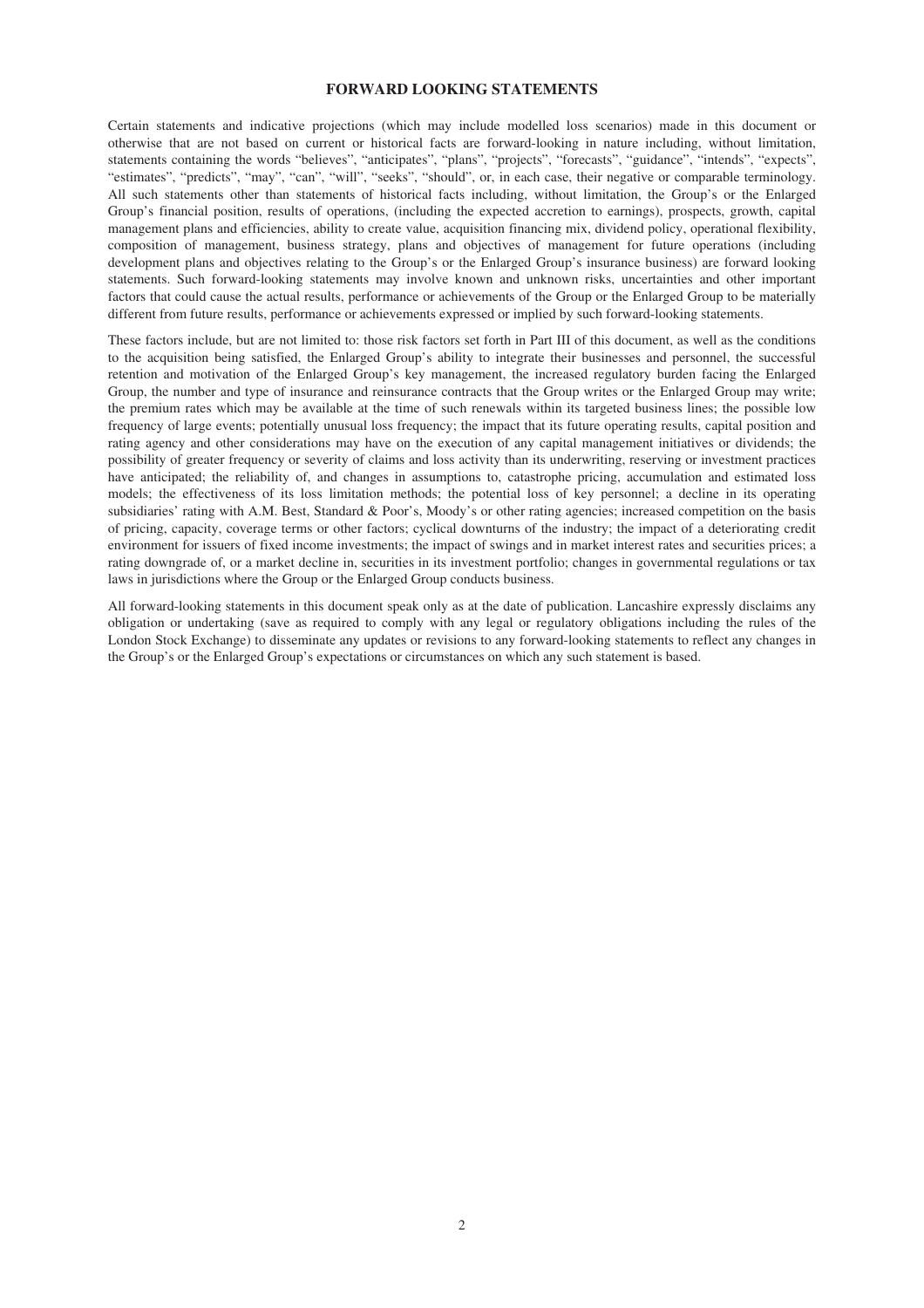## FORWARD LOOKING STATEMENTS

Certain statements and indicative projections (which may include modelled loss scenarios) made in this document or otherwise that are not based on current or historical facts are forward-looking in nature including, without limitation, statements containing the words "believes", "anticipates", "plans", "projects", "forecasts", "guidance", "intends", "expects", "estimates", "predicts", "may", "can", "will", "seeks", "should", or, in each case, their negative or comparable terminology. All such statements other than statements of historical facts including, without limitation, the Group's or the Enlarged Group's financial position, results of operations, (including the expected accretion to earnings), prospects, growth, capital management plans and efficiencies, ability to create value, acquisition financing mix, dividend policy, operational flexibility, composition of management, business strategy, plans and objectives of management for future operations (including development plans and objectives relating to the Group's or the Enlarged Group's insurance business) are forward looking statements. Such forward-looking statements may involve known and unknown risks, uncertainties and other important factors that could cause the actual results, performance or achievements of the Group or the Enlarged Group to be materially different from future results, performance or achievements expressed or implied by such forward-looking statements.

These factors include, but are not limited to: those risk factors set forth in Part III of this document, as well as the conditions to the acquisition being satisfied, the Enlarged Group's ability to integrate their businesses and personnel, the successful retention and motivation of the Enlarged Group's key management, the increased regulatory burden facing the Enlarged Group, the number and type of insurance and reinsurance contracts that the Group writes or the Enlarged Group may write; the premium rates which may be available at the time of such renewals within its targeted business lines; the possible low frequency of large events; potentially unusual loss frequency; the impact that its future operating results, capital position and rating agency and other considerations may have on the execution of any capital management initiatives or dividends; the possibility of greater frequency or severity of claims and loss activity than its underwriting, reserving or investment practices have anticipated; the reliability of, and changes in assumptions to, catastrophe pricing, accumulation and estimated loss models; the effectiveness of its loss limitation methods; the potential loss of key personnel; a decline in its operating subsidiaries' rating with A.M. Best, Standard & Poor's, Moody's or other rating agencies; increased competition on the basis of pricing, capacity, coverage terms or other factors; cyclical downturns of the industry; the impact of a deteriorating credit environment for issuers of fixed income investments; the impact of swings and in market interest rates and securities prices; a rating downgrade of, or a market decline in, securities in its investment portfolio; changes in governmental regulations or tax laws in jurisdictions where the Group or the Enlarged Group conducts business.

All forward-looking statements in this document speak only as at the date of publication. Lancashire expressly disclaims any obligation or undertaking (save as required to comply with any legal or regulatory obligations including the rules of the London Stock Exchange) to disseminate any updates or revisions to any forward-looking statements to reflect any changes in the Group's or the Enlarged Group's expectations or circumstances on which any such statement is based.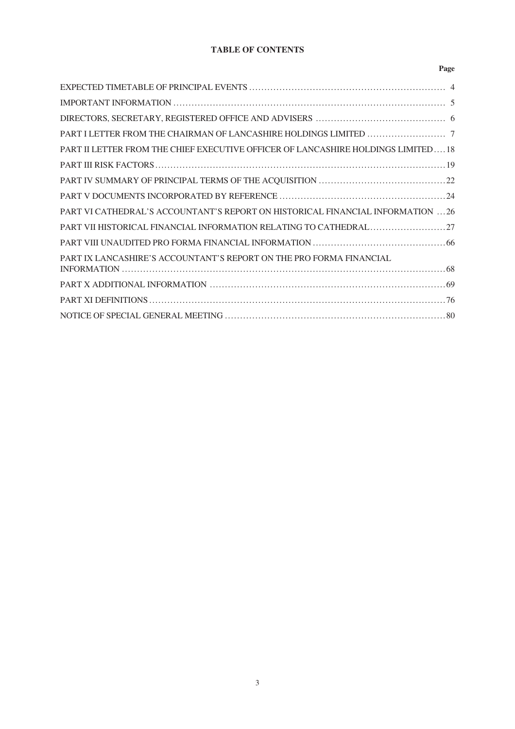# TABLE OF CONTENTS

| | Page |
|---|---|
| EXPECTED TIMETABLE OF PRINCIPAL EVENTS | 4 |
| IMPORTANT INFORMATION | 5 |
| DIRECTORS, SECRETARY, REGISTERED OFFICE AND ADVISERS | 6 |
| PART I LETTER FROM THE CHAIRMAN OF LANCASHIRE HOLDINGS LIMITED | 7 |
| PART II LETTER FROM THE CHIEF EXECUTIVE OFFICER OF LANCASHIRE HOLDINGS LIMITED | 18 |
| PART III RISK FACTORS | 19 |
| PART IV SUMMARY OF PRINCIPAL TERMS OF THE ACQUISITION | 22 |
| PART V DOCUMENTS INCORPORATED BY REFERENCE | 24 |
| PART VI CATHEDRAL'S ACCOUNTANT'S REPORT ON HISTORICAL FINANCIAL INFORMATION | 26 |
| PART VII HISTORICAL FINANCIAL INFORMATION RELATING TO CATHEDRAL | 27 |
| PART VIII UNAUDITED PRO FORMA FINANCIAL INFORMATION | 66 |
| PART IX LANCASHIRE'S ACCOUNTANT'S REPORT ON THE PRO FORMA FINANCIAL INFORMATION | 68 |
| PART X ADDITIONAL INFORMATION | 69 |
| PART XI DEFINITIONS | 76 |
| NOTICE OF SPECIAL GENERAL MEETING | 80 |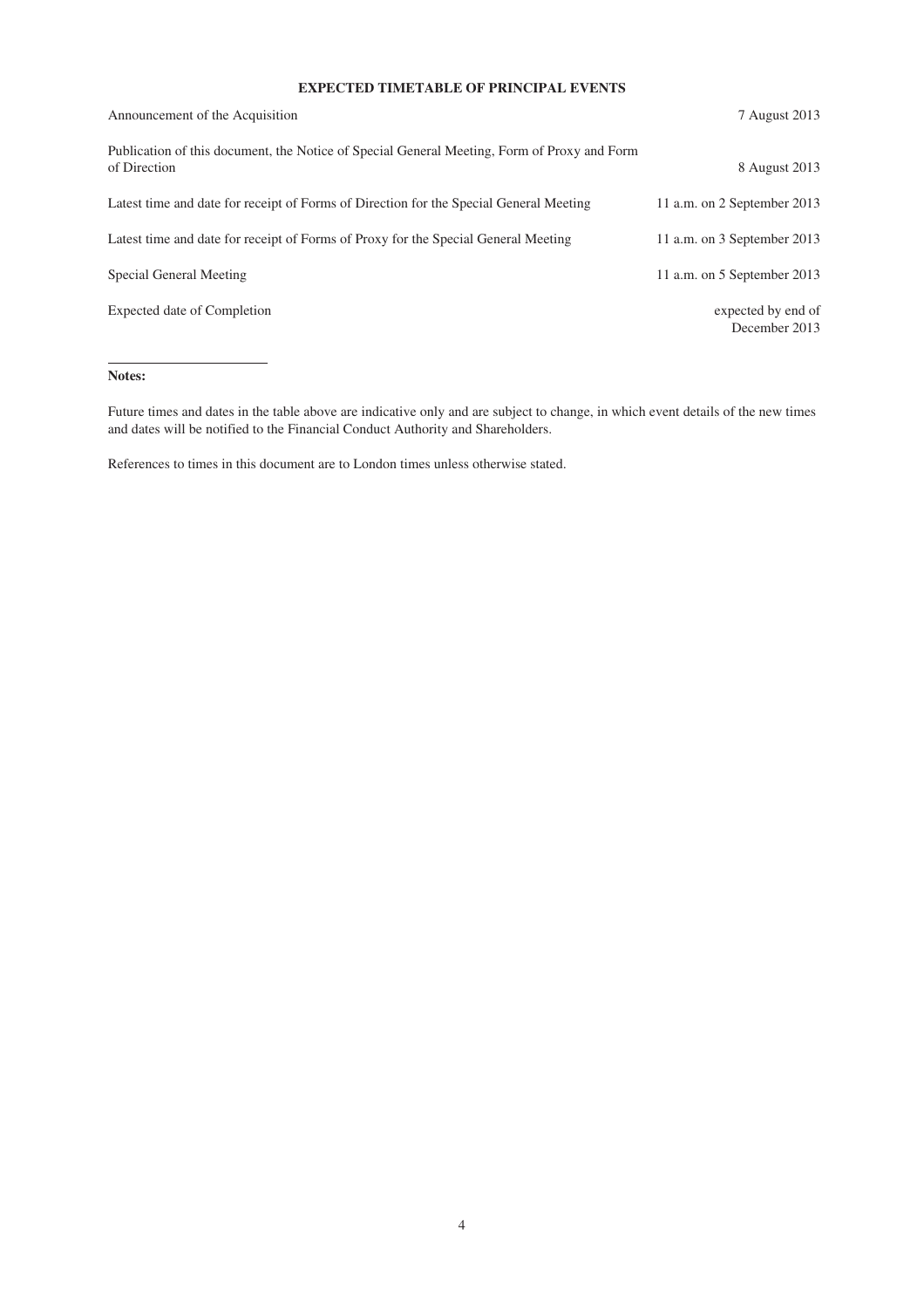# EXPECTED TIMETABLE OF PRINCIPAL EVENTS

| | |
|---|---|
| Announcement of the Acquisition | 7 August 2013 |
| Publication of this document, the Notice of Special General Meeting, Form of Proxy and Form of Direction | 8 August 2013 |
| Latest time and date for receipt of Forms of Direction for the Special General Meeting | 11 a.m. on 2 September 2013 |
| Latest time and date for receipt of Forms of Proxy for the Special General Meeting | 11 a.m. on 3 September 2013 |
| Special General Meeting | 11 a.m. on 5 September 2013 |
| Expected date of Completion | expected by end of December 2013 |

**Notes:**

Future times and dates in the table above are indicative only and are subject to change, in which event details of the new times and dates will be notified to the Financial Conduct Authority and Shareholders.

References to times in this document are to London times unless otherwise stated.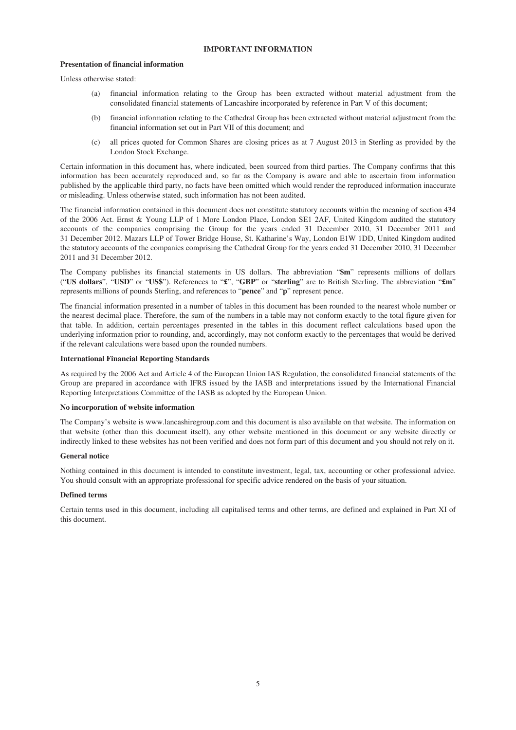# IMPORTANT INFORMATION

### Presentation of financial information

Unless otherwise stated:

(a) financial information relating to the Group has been extracted without material adjustment from the consolidated financial statements of Lancashire incorporated by reference in Part V of this document;

(b) financial information relating to the Cathedral Group has been extracted without material adjustment from the financial information set out in Part VII of this document; and

(c) all prices quoted for Common Shares are closing prices as at 7 August 2013 in Sterling as provided by the London Stock Exchange.

Certain information in this document has, where indicated, been sourced from third parties. The Company confirms that this information has been accurately reproduced and, so far as the Company is aware and able to ascertain from information published by the applicable third party, no facts have been omitted which would render the reproduced information inaccurate or misleading. Unless otherwise stated, such information has not been audited.

The financial information contained in this document does not constitute statutory accounts within the meaning of section 434 of the 2006 Act. Ernst & Young LLP of 1 More London Place, London SE1 2AF, United Kingdom audited the statutory accounts of the companies comprising the Group for the years ended 31 December 2010, 31 December 2011 and 31 December 2012. Mazars LLP of Tower Bridge House, St. Katharine's Way, London E1W 1DD, United Kingdom audited the statutory accounts of the companies comprising the Cathedral Group for the years ended 31 December 2010, 31 December 2011 and 31 December 2012.

The Company publishes its financial statements in US dollars. The abbreviation "**$m**" represents millions of dollars ("**US dollars**", "**USD**" or "**US$**"). References to "**£**", "**GBP**" or "**sterling**" are to British Sterling. The abbreviation "**£m**" represents millions of pounds Sterling, and references to "**pence**" and "**p**" represent pence.

The financial information presented in a number of tables in this document has been rounded to the nearest whole number or the nearest decimal place. Therefore, the sum of the numbers in a table may not conform exactly to the total figure given for that table. In addition, certain percentages presented in the tables in this document reflect calculations based upon the underlying information prior to rounding, and, accordingly, may not conform exactly to the percentages that would be derived if the relevant calculations were based upon the rounded numbers.

### International Financial Reporting Standards

As required by the 2006 Act and Article 4 of the European Union IAS Regulation, the consolidated financial statements of the Group are prepared in accordance with IFRS issued by the IASB and interpretations issued by the International Financial Reporting Interpretations Committee of the IASB as adopted by the European Union.

### No incorporation of website information

The Company's website is www.lancashiregroup.com and this document is also available on that website. The information on that website (other than this document itself), any other website mentioned in this document or any website directly or indirectly linked to these websites has not been verified and does not form part of this document and you should not rely on it.

### General notice

Nothing contained in this document is intended to constitute investment, legal, tax, accounting or other professional advice. You should consult with an appropriate professional for specific advice rendered on the basis of your situation.

### Defined terms

Certain terms used in this document, including all capitalised terms and other terms, are defined and explained in Part XI of this document.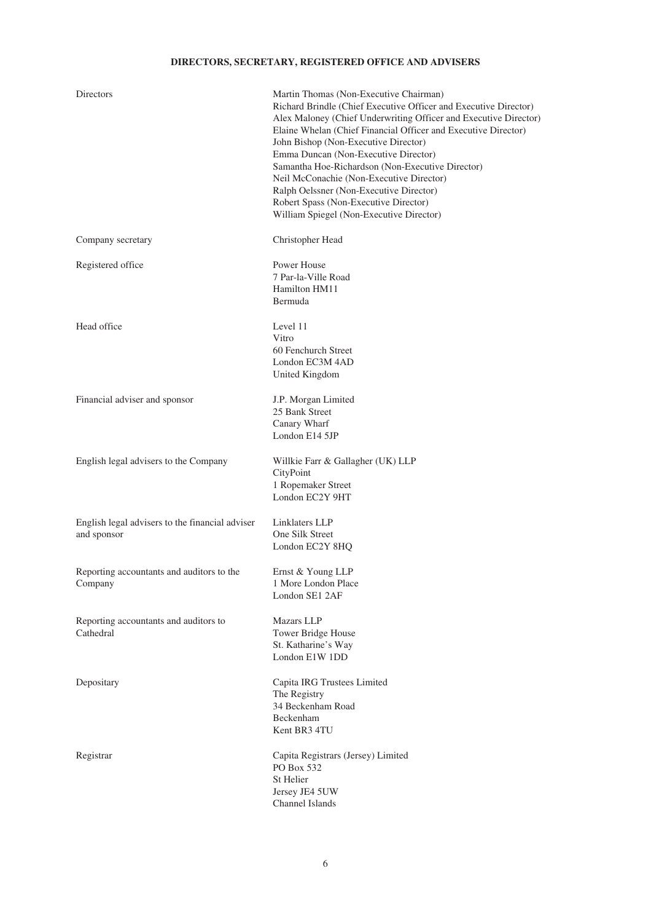# DIRECTORS, SECRETARY, REGISTERED OFFICE AND ADVISERS

| | |
|---|---|
| Directors | Martin Thomas (Non-Executive Chairman)<br>Richard Brindle (Chief Executive Officer and Executive Director)<br>Alex Maloney (Chief Underwriting Officer and Executive Director)<br>Elaine Whelan (Chief Financial Officer and Executive Director)<br>John Bishop (Non-Executive Director)<br>Emma Duncan (Non-Executive Director)<br>Samantha Hoe-Richardson (Non-Executive Director)<br>Neil McConachie (Non-Executive Director)<br>Ralph Oelssner (Non-Executive Director)<br>Robert Spass (Non-Executive Director)<br>William Spiegel (Non-Executive Director) |
| Company secretary | Christopher Head |
| Registered office | Power House<br>7 Par-la-Ville Road<br>Hamilton HM11<br>Bermuda |
| Head office | Level 11<br>Vitro<br>60 Fenchurch Street<br>London EC3M 4AD<br>United Kingdom |
| Financial adviser and sponsor | J.P. Morgan Limited<br>25 Bank Street<br>Canary Wharf<br>London E14 5JP |
| English legal advisers to the Company | Willkie Farr & Gallagher (UK) LLP<br>CityPoint<br>1 Ropemaker Street<br>London EC2Y 9HT |
| English legal advisers to the financial adviser and sponsor | Linklaters LLP<br>One Silk Street<br>London EC2Y 8HQ |
| Reporting accountants and auditors to the Company | Ernst & Young LLP<br>1 More London Place<br>London SE1 2AF |
| Reporting accountants and auditors to Cathedral | Mazars LLP<br>Tower Bridge House<br>St. Katharine's Way<br>London E1W 1DD |
| Depositary | Capita IRG Trustees Limited<br>The Registry<br>34 Beckenham Road<br>Beckenham<br>Kent BR3 4TU |
| Registrar | Capita Registrars (Jersey) Limited<br>PO Box 532<br>St Helier<br>Jersey JE4 5UW<br>Channel Islands |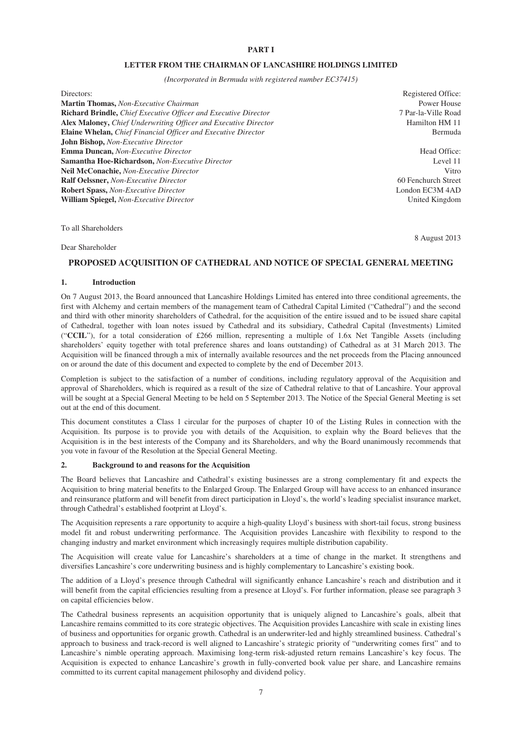# PART I

## LETTER FROM THE CHAIRMAN OF LANCASHIRE HOLDINGS LIMITED

*(Incorporated in Bermuda with registered number EC37415)*

Directors:

**Martin Thomas,** *Non-Executive Chairman*
**Richard Brindle,** *Chief Executive Officer and Executive Director*
**Alex Maloney,** *Chief Underwriting Officer and Executive Director*
**Elaine Whelan,** *Chief Financial Officer and Executive Director*
**John Bishop,** *Non-Executive Director*
**Emma Duncan,** *Non-Executive Director*
**Samantha Hoe-Richardson,** *Non-Executive Director*
**Neil McConachie,** *Non-Executive Director*
**Ralf Oelssner,** *Non-Executive Director*
**Robert Spass,** *Non-Executive Director*
**William Spiegel,** *Non-Executive Director*

Registered Office:
Power House
7 Par-la-Ville Road
Hamilton HM 11
Bermuda

Head Office:
Level 11
Vitro
60 Fenchurch Street
London EC3M 4AD
United Kingdom

To all Shareholders

8 August 2013

Dear Shareholder

## PROPOSED ACQUISITION OF CATHEDRAL AND NOTICE OF SPECIAL GENERAL MEETING

### 1. Introduction

On 7 August 2013, the Board announced that Lancashire Holdings Limited has entered into three conditional agreements, the first with Alchemy and certain members of the management team of Cathedral Capital Limited ("Cathedral") and the second and third with other minority shareholders of Cathedral, for the acquisition of the entire issued and to be issued share capital of Cathedral, together with loan notes issued by Cathedral and its subsidiary, Cathedral Capital (Investments) Limited ("**CCIL**"), for a total consideration of £266 million, representing a multiple of 1.6x Net Tangible Assets (including shareholders' equity together with total preference shares and loans outstanding) of Cathedral as at 31 March 2013. The Acquisition will be financed through a mix of internally available resources and the net proceeds from the Placing announced on or around the date of this document and expected to complete by the end of December 2013.

Completion is subject to the satisfaction of a number of conditions, including regulatory approval of the Acquisition and approval of Shareholders, which is required as a result of the size of Cathedral relative to that of Lancashire. Your approval will be sought at a Special General Meeting to be held on 5 September 2013. The Notice of the Special General Meeting is set out at the end of this document.

This document constitutes a Class 1 circular for the purposes of chapter 10 of the Listing Rules in connection with the Acquisition. Its purpose is to provide you with details of the Acquisition, to explain why the Board believes that the Acquisition is in the best interests of the Company and its Shareholders, and why the Board unanimously recommends that you vote in favour of the Resolution at the Special General Meeting.

### 2. Background to and reasons for the Acquisition

The Board believes that Lancashire and Cathedral's existing businesses are a strong complementary fit and expects the Acquisition to bring material benefits to the Enlarged Group. The Enlarged Group will have access to an enhanced insurance and reinsurance platform and will benefit from direct participation in Lloyd's, the world's leading specialist insurance market, through Cathedral's established footprint at Lloyd's.

The Acquisition represents a rare opportunity to acquire a high-quality Lloyd's business with short-tail focus, strong business model fit and robust underwriting performance. The Acquisition provides Lancashire with flexibility to respond to the changing industry and market environment which increasingly requires multiple distribution capability.

The Acquisition will create value for Lancashire's shareholders at a time of change in the market. It strengthens and diversifies Lancashire's core underwriting business and is highly complementary to Lancashire's existing book.

The addition of a Lloyd's presence through Cathedral will significantly enhance Lancashire's reach and distribution and it will benefit from the capital efficiencies resulting from a presence at Lloyd's. For further information, please see paragraph 3 on capital efficiencies below.

The Cathedral business represents an acquisition opportunity that is uniquely aligned to Lancashire's goals, albeit that Lancashire remains committed to its core strategic objectives. The Acquisition provides Lancashire with scale in existing lines of business and opportunities for organic growth. Cathedral is an underwriter-led and highly streamlined business. Cathedral's approach to business and track-record is well aligned to Lancashire's strategic priority of "underwriting comes first" and to Lancashire's nimble operating approach. Maximising long-term risk-adjusted return remains Lancashire's key focus. The Acquisition is expected to enhance Lancashire's growth in fully-converted book value per share, and Lancashire remains committed to its current capital management philosophy and dividend policy.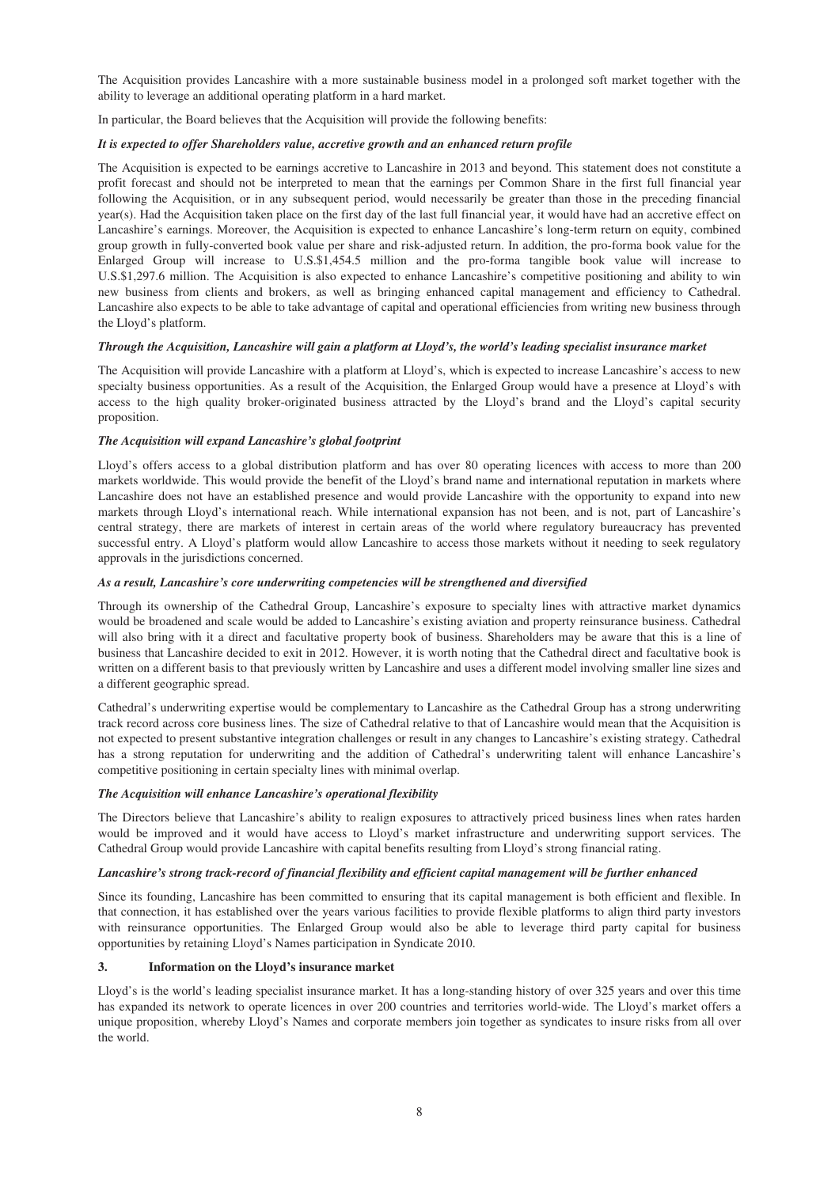The Acquisition provides Lancashire with a more sustainable business model in a prolonged soft market together with the ability to leverage an additional operating platform in a hard market.

In particular, the Board believes that the Acquisition will provide the following benefits:

***It is expected to offer Shareholders value, accretive growth and an enhanced return profile***

The Acquisition is expected to be earnings accretive to Lancashire in 2013 and beyond. This statement does not constitute a profit forecast and should not be interpreted to mean that the earnings per Common Share in the first full financial year following the Acquisition, or in any subsequent period, would necessarily be greater than those in the preceding financial year(s). Had the Acquisition taken place on the first day of the last full financial year, it would have had an accretive effect on Lancashire's earnings. Moreover, the Acquisition is expected to enhance Lancashire's long-term return on equity, combined group growth in fully-converted book value per share and risk-adjusted return. In addition, the pro-forma book value for the Enlarged Group will increase to U.S.$1,454.5 million and the pro-forma tangible book value will increase to U.S.$1,297.6 million. The Acquisition is also expected to enhance Lancashire's competitive positioning and ability to win new business from clients and brokers, as well as bringing enhanced capital management and efficiency to Cathedral. Lancashire also expects to be able to take advantage of capital and operational efficiencies from writing new business through the Lloyd's platform.

***Through the Acquisition, Lancashire will gain a platform at Lloyd's, the world's leading specialist insurance market***

The Acquisition will provide Lancashire with a platform at Lloyd's, which is expected to increase Lancashire's access to new specialty business opportunities. As a result of the Acquisition, the Enlarged Group would have a presence at Lloyd's with access to the high quality broker-originated business attracted by the Lloyd's brand and the Lloyd's capital security proposition.

***The Acquisition will expand Lancashire's global footprint***

Lloyd's offers access to a global distribution platform and has over 80 operating licences with access to more than 200 markets worldwide. This would provide the benefit of the Lloyd's brand name and international reputation in markets where Lancashire does not have an established presence and would provide Lancashire with the opportunity to expand into new markets through Lloyd's international reach. While international expansion has not been, and is not, part of Lancashire's central strategy, there are markets of interest in certain areas of the world where regulatory bureaucracy has prevented successful entry. A Lloyd's platform would allow Lancashire to access those markets without it needing to seek regulatory approvals in the jurisdictions concerned.

***As a result, Lancashire's core underwriting competencies will be strengthened and diversified***

Through its ownership of the Cathedral Group, Lancashire's exposure to specialty lines with attractive market dynamics would be broadened and scale would be added to Lancashire's existing aviation and property reinsurance business. Cathedral will also bring with it a direct and facultative property book of business. Shareholders may be aware that this is a line of business that Lancashire decided to exit in 2012. However, it is worth noting that the Cathedral direct and facultative book is written on a different basis to that previously written by Lancashire and uses a different model involving smaller line sizes and a different geographic spread.

Cathedral's underwriting expertise would be complementary to Lancashire as the Cathedral Group has a strong underwriting track record across core business lines. The size of Cathedral relative to that of Lancashire would mean that the Acquisition is not expected to present substantive integration challenges or result in any changes to Lancashire's existing strategy. Cathedral has a strong reputation for underwriting and the addition of Cathedral's underwriting talent will enhance Lancashire's competitive positioning in certain specialty lines with minimal overlap.

***The Acquisition will enhance Lancashire's operational flexibility***

The Directors believe that Lancashire's ability to realign exposures to attractively priced business lines when rates harden would be improved and it would have access to Lloyd's market infrastructure and underwriting support services. The Cathedral Group would provide Lancashire with capital benefits resulting from Lloyd's strong financial rating.

***Lancashire's strong track-record of financial flexibility and efficient capital management will be further enhanced***

Since its founding, Lancashire has been committed to ensuring that its capital management is both efficient and flexible. In that connection, it has established over the years various facilities to provide flexible platforms to align third party investors with reinsurance opportunities. The Enlarged Group would also be able to leverage third party capital for business opportunities by retaining Lloyd's Names participation in Syndicate 2010.

## 3. Information on the Lloyd's insurance market

Lloyd's is the world's leading specialist insurance market. It has a long-standing history of over 325 years and over this time has expanded its network to operate licences in over 200 countries and territories world-wide. The Lloyd's market offers a unique proposition, whereby Lloyd's Names and corporate members join together as syndicates to insure risks from all over the world.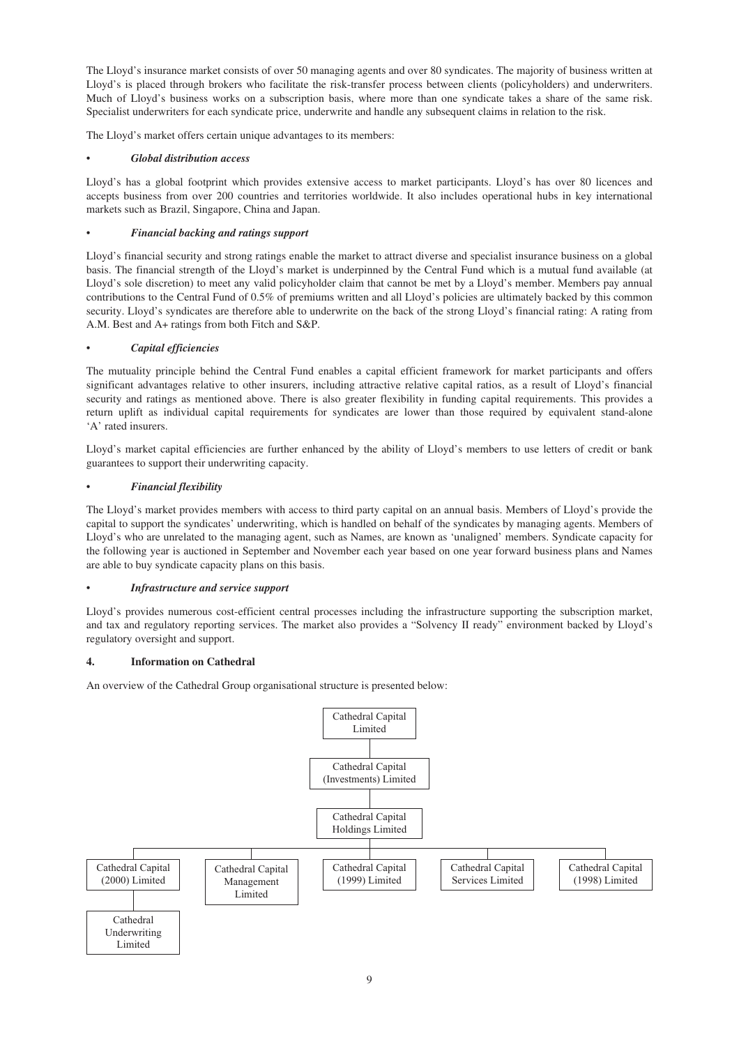The Lloyd's insurance market consists of over 50 managing agents and over 80 syndicates. The majority of business written at Lloyd's is placed through brokers who facilitate the risk-transfer process between clients (policyholders) and underwriters. Much of Lloyd's business works on a subscription basis, where more than one syndicate takes a share of the same risk. Specialist underwriters for each syndicate price, underwrite and handle any subsequent claims in relation to the risk.

The Lloyd's market offers certain unique advantages to its members:

- ***Global distribution access***

Lloyd's has a global footprint which provides extensive access to market participants. Lloyd's has over 80 licences and accepts business from over 200 countries and territories worldwide. It also includes operational hubs in key international markets such as Brazil, Singapore, China and Japan.

- ***Financial backing and ratings support***

Lloyd's financial security and strong ratings enable the market to attract diverse and specialist insurance business on a global basis. The financial strength of the Lloyd's market is underpinned by the Central Fund which is a mutual fund available (at Lloyd's sole discretion) to meet any valid policyholder claim that cannot be met by a Lloyd's member. Members pay annual contributions to the Central Fund of 0.5% of premiums written and all Lloyd's policies are ultimately backed by this common security. Lloyd's syndicates are therefore able to underwrite on the back of the strong Lloyd's financial rating: A rating from A.M. Best and A+ ratings from both Fitch and S&P.

- ***Capital efficiencies***

The mutuality principle behind the Central Fund enables a capital efficient framework for market participants and offers significant advantages relative to other insurers, including attractive relative capital ratios, as a result of Lloyd's financial security and ratings as mentioned above. There is also greater flexibility in funding capital requirements. This provides a return uplift as individual capital requirements for syndicates are lower than those required by equivalent stand-alone 'A' rated insurers.

Lloyd's market capital efficiencies are further enhanced by the ability of Lloyd's members to use letters of credit or bank guarantees to support their underwriting capacity.

- ***Financial flexibility***

The Lloyd's market provides members with access to third party capital on an annual basis. Members of Lloyd's provide the capital to support the syndicates' underwriting, which is handled on behalf of the syndicates by managing agents. Members of Lloyd's who are unrelated to the managing agent, such as Names, are known as 'unaligned' members. Syndicate capacity for the following year is auctioned in September and November each year based on one year forward business plans and Names are able to buy syndicate capacity plans on this basis.

- ***Infrastructure and service support***

Lloyd's provides numerous cost-efficient central processes including the infrastructure supporting the subscription market, and tax and regulatory reporting services. The market also provides a "Solvency II ready" environment backed by Lloyd's regulatory oversight and support.

## 4. Information on Cathedral

An overview of the Cathedral Group organisational structure is presented below:

- Cathedral Capital Limited
  - Cathedral Capital (Investments) Limited
    - Cathedral Capital Holdings Limited
      - Cathedral Capital (2000) Limited
        - Cathedral Underwriting Limited
      - Cathedral Capital Management Limited
      - Cathedral Capital (1999) Limited
      - Cathedral Capital Services Limited
      - Cathedral Capital (1998) Limited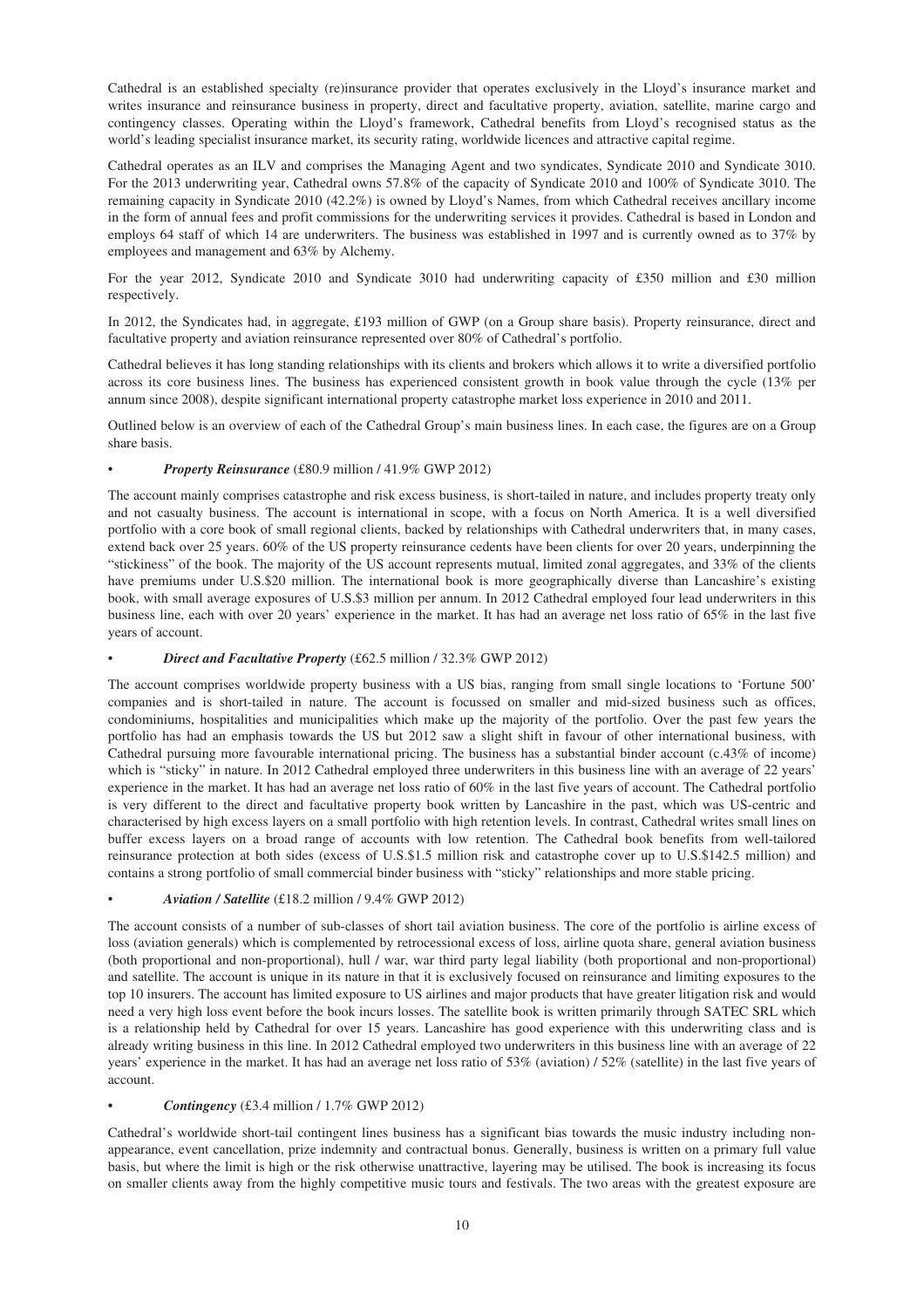Cathedral is an established specialty (re)insurance provider that operates exclusively in the Lloyd's insurance market and writes insurance and reinsurance business in property, direct and facultative property, aviation, satellite, marine cargo and contingency classes. Operating within the Lloyd's framework, Cathedral benefits from Lloyd's recognised status as the world's leading specialist insurance market, its security rating, worldwide licences and attractive capital regime.

Cathedral operates as an ILV and comprises the Managing Agent and two syndicates, Syndicate 2010 and Syndicate 3010. For the 2013 underwriting year, Cathedral owns 57.8% of the capacity of Syndicate 2010 and 100% of Syndicate 3010. The remaining capacity in Syndicate 2010 (42.2%) is owned by Lloyd's Names, from which Cathedral receives ancillary income in the form of annual fees and profit commissions for the underwriting services it provides. Cathedral is based in London and employs 64 staff of which 14 are underwriters. The business was established in 1997 and is currently owned as to 37% by employees and management and 63% by Alchemy.

For the year 2012, Syndicate 2010 and Syndicate 3010 had underwriting capacity of £350 million and £30 million respectively.

In 2012, the Syndicates had, in aggregate, £193 million of GWP (on a Group share basis). Property reinsurance, direct and facultative property and aviation reinsurance represented over 80% of Cathedral's portfolio.

Cathedral believes it has long standing relationships with its clients and brokers which allows it to write a diversified portfolio across its core business lines. The business has experienced consistent growth in book value through the cycle (13% per annum since 2008), despite significant international property catastrophe market loss experience in 2010 and 2011.

Outlined below is an overview of each of the Cathedral Group's main business lines. In each case, the figures are on a Group share basis.

- ***Property Reinsurance*** (£80.9 million / 41.9% GWP 2012)

The account mainly comprises catastrophe and risk excess business, is short-tailed in nature, and includes property treaty only and not casualty business. The account is international in scope, with a focus on North America. It is a well diversified portfolio with a core book of small regional clients, backed by relationships with Cathedral underwriters that, in many cases, extend back over 25 years. 60% of the US property reinsurance cedents have been clients for over 20 years, underpinning the "stickiness" of the book. The majority of the US account represents mutual, limited zonal aggregates, and 33% of the clients have premiums under U.S.$20 million. The international book is more geographically diverse than Lancashire's existing book, with small average exposures of U.S.$3 million per annum. In 2012 Cathedral employed four lead underwriters in this business line, each with over 20 years' experience in the market. It has had an average net loss ratio of 65% in the last five years of account.

- ***Direct and Facultative Property*** (£62.5 million / 32.3% GWP 2012)

The account comprises worldwide property business with a US bias, ranging from small single locations to 'Fortune 500' companies and is short-tailed in nature. The account is focussed on smaller and mid-sized business such as offices, condominiums, hospitalities and municipalities which make up the majority of the portfolio. Over the past few years the portfolio has had an emphasis towards the US but 2012 saw a slight shift in favour of other international business, with Cathedral pursuing more favourable international pricing. The business has a substantial binder account (c.43% of income) which is "sticky" in nature. In 2012 Cathedral employed three underwriters in this business line with an average of 22 years' experience in the market. It has had an average net loss ratio of 60% in the last five years of account. The Cathedral portfolio is very different to the direct and facultative property book written by Lancashire in the past, which was US-centric and characterised by high excess layers on a small portfolio with high retention levels. In contrast, Cathedral writes small lines on buffer excess layers on a broad range of accounts with low retention. The Cathedral book benefits from well-tailored reinsurance protection at both sides (excess of U.S.$1.5 million risk and catastrophe cover up to U.S.$142.5 million) and contains a strong portfolio of small commercial binder business with "sticky" relationships and more stable pricing.

- ***Aviation / Satellite*** (£18.2 million / 9.4% GWP 2012)

The account consists of a number of sub-classes of short tail aviation business. The core of the portfolio is airline excess of loss (aviation generals) which is complemented by retrocessional excess of loss, airline quota share, general aviation business (both proportional and non-proportional), hull / war, war third party legal liability (both proportional and non-proportional) and satellite. The account is unique in its nature in that it is exclusively focused on reinsurance and limiting exposures to the top 10 insurers. The account has limited exposure to US airlines and major products that have greater litigation risk and would need a very high loss event before the book incurs losses. The satellite book is written primarily through SATEC SRL which is a relationship held by Cathedral for over 15 years. Lancashire has good experience with this underwriting class and is already writing business in this line. In 2012 Cathedral employed two underwriters in this business line with an average of 22 years' experience in the market. It has had an average net loss ratio of 53% (aviation) / 52% (satellite) in the last five years of account.

- ***Contingency*** (£3.4 million / 1.7% GWP 2012)

Cathedral's worldwide short-tail contingent lines business has a significant bias towards the music industry including non-appearance, event cancellation, prize indemnity and contractual bonus. Generally, business is written on a primary full value basis, but where the limit is high or the risk otherwise unattractive, layering may be utilised. The book is increasing its focus on smaller clients away from the highly competitive music tours and festivals. The two areas with the greatest exposure are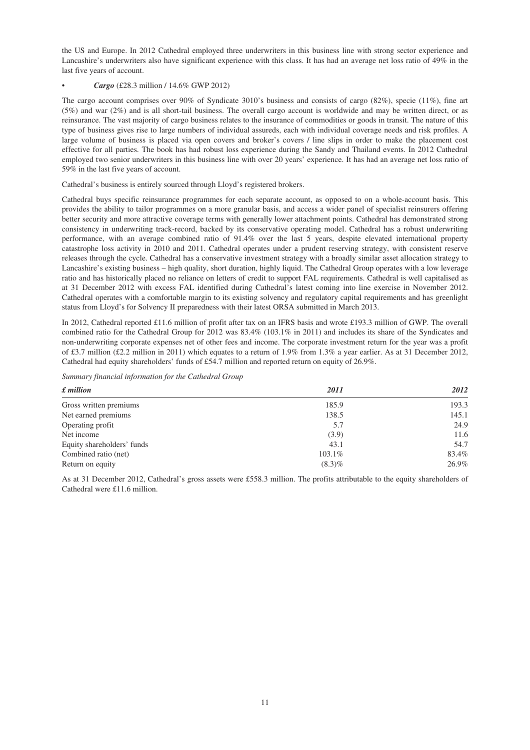the US and Europe. In 2012 Cathedral employed three underwriters in this business line with strong sector experience and Lancashire's underwriters also have significant experience with this class. It has had an average net loss ratio of 49% in the last five years of account.

- ***Cargo*** (£28.3 million / 14.6% GWP 2012)

The cargo account comprises over 90% of Syndicate 3010's business and consists of cargo (82%), specie (11%), fine art (5%) and war (2%) and is all short-tail business. The overall cargo account is worldwide and may be written direct, or as reinsurance. The vast majority of cargo business relates to the insurance of commodities or goods in transit. The nature of this type of business gives rise to large numbers of individual assureds, each with individual coverage needs and risk profiles. A large volume of business is placed via open covers and broker's covers / line slips in order to make the placement cost effective for all parties. The book has had robust loss experience during the Sandy and Thailand events. In 2012 Cathedral employed two senior underwriters in this business line with over 20 years' experience. It has had an average net loss ratio of 59% in the last five years of account.

Cathedral's business is entirely sourced through Lloyd's registered brokers.

Cathedral buys specific reinsurance programmes for each separate account, as opposed to on a whole-account basis. This provides the ability to tailor programmes on a more granular basis, and access a wider panel of specialist reinsurers offering better security and more attractive coverage terms with generally lower attachment points. Cathedral has demonstrated strong consistency in underwriting track-record, backed by its conservative operating model. Cathedral has a robust underwriting performance, with an average combined ratio of 91.4% over the last 5 years, despite elevated international property catastrophe loss activity in 2010 and 2011. Cathedral operates under a prudent reserving strategy, with consistent reserve releases through the cycle. Cathedral has a conservative investment strategy with a broadly similar asset allocation strategy to Lancashire's existing business – high quality, short duration, highly liquid. The Cathedral Group operates with a low leverage ratio and has historically placed no reliance on letters of credit to support FAL requirements. Cathedral is well capitalised as at 31 December 2012 with excess FAL identified during Cathedral's latest coming into line exercise in November 2012. Cathedral operates with a comfortable margin to its existing solvency and regulatory capital requirements and has greenlight status from Lloyd's for Solvency II preparedness with their latest ORSA submitted in March 2013.

In 2012, Cathedral reported £11.6 million of profit after tax on an IFRS basis and wrote £193.3 million of GWP. The overall combined ratio for the Cathedral Group for 2012 was 83.4% (103.1% in 2011) and includes its share of the Syndicates and non-underwriting corporate expenses net of other fees and income. The corporate investment return for the year was a profit of £3.7 million (£2.2 million in 2011) which equates to a return of 1.9% from 1.3% a year earlier. As at 31 December 2012, Cathedral had equity shareholders' funds of £54.7 million and reported return on equity of 26.9%.

*Summary financial information for the Cathedral Group*

| ***£ million*** | ***2011*** | ***2012*** |
|---|---|---|
| Gross written premiums | 185.9 | 193.3 |
| Net earned premiums | 138.5 | 145.1 |
| Operating profit | 5.7 | 24.9 |
| Net income | (3.9) | 11.6 |
| Equity shareholders' funds | 43.1 | 54.7 |
| Combined ratio (net) | 103.1% | 83.4% |
| Return on equity | (8.3)% | 26.9% |

As at 31 December 2012, Cathedral's gross assets were £558.3 million. The profits attributable to the equity shareholders of Cathedral were £11.6 million.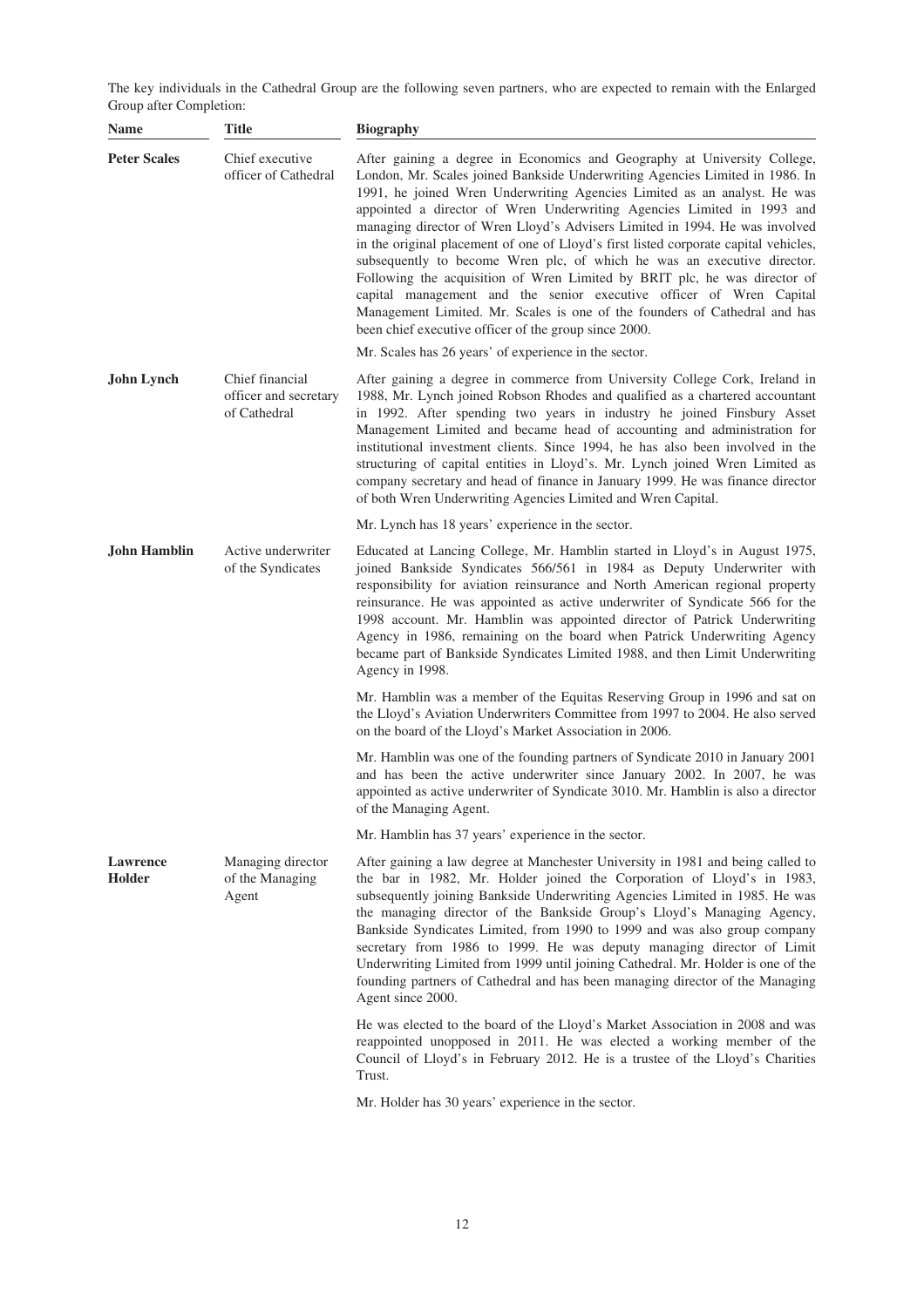The key individuals in the Cathedral Group are the following seven partners, who are expected to remain with the Enlarged Group after Completion:

| Name | Title | Biography |
| --- | --- | --- |
| **Peter Scales** | Chief executive officer of Cathedral | After gaining a degree in Economics and Geography at University College, London, Mr. Scales joined Bankside Underwriting Agencies Limited in 1986. In 1991, he joined Wren Underwriting Agencies Limited as an analyst. He was appointed a director of Wren Underwriting Agencies Limited in 1993 and managing director of Wren Lloyd's Advisers Limited in 1994. He was involved in the original placement of one of Lloyd's first listed corporate capital vehicles, subsequently to become Wren plc, of which he was an executive director. Following the acquisition of Wren Limited by BRIT plc, he was director of capital management and the senior executive officer of Wren Capital Management Limited. Mr. Scales is one of the founders of Cathedral and has been chief executive officer of the group since 2000.<br><br>Mr. Scales has 26 years' of experience in the sector. |
| **John Lynch** | Chief financial officer and secretary of Cathedral | After gaining a degree in commerce from University College Cork, Ireland in 1988, Mr. Lynch joined Robson Rhodes and qualified as a chartered accountant in 1992. After spending two years in industry he joined Finsbury Asset Management Limited and became head of accounting and administration for institutional investment clients. Since 1994, he has also been involved in the structuring of capital entities in Lloyd's. Mr. Lynch joined Wren Limited as company secretary and head of finance in January 1999. He was finance director of both Wren Underwriting Agencies Limited and Wren Capital.<br><br>Mr. Lynch has 18 years' experience in the sector. |
| **John Hamblin** | Active underwriter of the Syndicates | Educated at Lancing College, Mr. Hamblin started in Lloyd's in August 1975, joined Bankside Syndicates 566/561 in 1984 as Deputy Underwriter with responsibility for aviation reinsurance and North American regional property reinsurance. He was appointed as active underwriter of Syndicate 566 for the 1998 account. Mr. Hamblin was appointed director of Patrick Underwriting Agency in 1986, remaining on the board when Patrick Underwriting Agency became part of Bankside Syndicates Limited 1988, and then Limit Underwriting Agency in 1998.<br><br>Mr. Hamblin was a member of the Equitas Reserving Group in 1996 and sat on the Lloyd's Aviation Underwriters Committee from 1997 to 2004. He also served on the board of the Lloyd's Market Association in 2006.<br><br>Mr. Hamblin was one of the founding partners of Syndicate 2010 in January 2001 and has been the active underwriter since January 2002. In 2007, he was appointed as active underwriter of Syndicate 3010. Mr. Hamblin is also a director of the Managing Agent.<br><br>Mr. Hamblin has 37 years' experience in the sector. |
| **Lawrence Holder** | Managing director of the Managing Agent | After gaining a law degree at Manchester University in 1981 and being called to the bar in 1982, Mr. Holder joined the Corporation of Lloyd's in 1983, subsequently joining Bankside Underwriting Agencies Limited in 1985. He was the managing director of the Bankside Group's Lloyd's Managing Agency, Bankside Syndicates Limited, from 1990 to 1999 and was also group company secretary from 1986 to 1999. He was deputy managing director of Limit Underwriting Limited from 1999 until joining Cathedral. Mr. Holder is one of the founding partners of Cathedral and has been managing director of the Managing Agent since 2000.<br><br>He was elected to the board of the Lloyd's Market Association in 2008 and was reappointed unopposed in 2011. He was elected a working member of the Council of Lloyd's in February 2012. He is a trustee of the Lloyd's Charities Trust.<br><br>Mr. Holder has 30 years' experience in the sector. |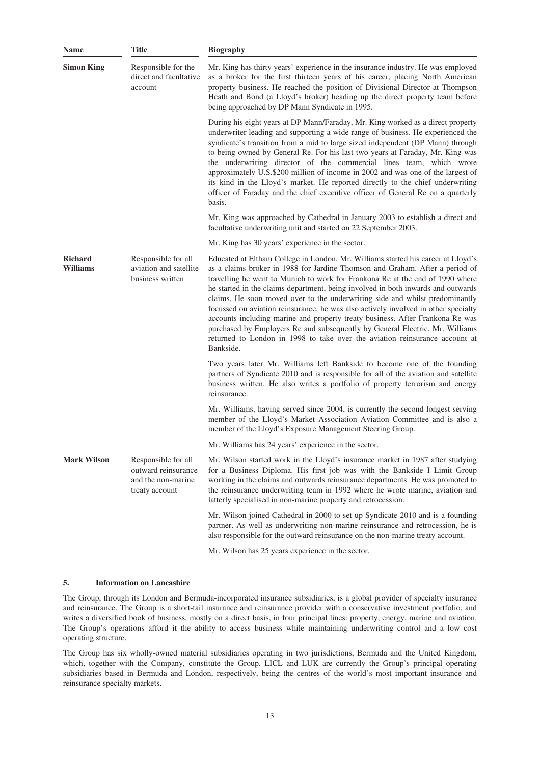| Name | Title | Biography |
|---|---|---|
| **Simon King** | Responsible for the direct and facultative account | Mr. King has thirty years' experience in the insurance industry. He was employed as a broker for the first thirteen years of his career, placing North American property business. He reached the position of Divisional Director at Thompson Heath and Bond (a Lloyd's broker) heading up the direct property team before being approached by DP Mann Syndicate in 1995.<br><br>During his eight years at DP Mann/Faraday, Mr. King worked as a direct property underwriter leading and supporting a wide range of business. He experienced the syndicate's transition from a mid to large sized independent (DP Mann) through to being owned by General Re. For his last two years at Faraday, Mr. King was the underwriting director of the commercial lines team, which wrote approximately U.S.$200 million of income in 2002 and was one of the largest of its kind in the Lloyd's market. He reported directly to the chief underwriting officer of Faraday and the chief executive officer of General Re on a quarterly basis.<br><br>Mr. King was approached by Cathedral in January 2003 to establish a direct and facultative underwriting unit and started on 22 September 2003.<br><br>Mr. King has 30 years' experience in the sector. |
| **Richard Williams** | Responsible for all aviation and satellite business written | Educated at Eltham College in London, Mr. Williams started his career at Lloyd's as a claims broker in 1988 for Jardine Thomson and Graham. After a period of travelling he went to Munich to work for Frankona Re at the end of 1990 where he started in the claims department, being involved in both inwards and outwards claims. He soon moved over to the underwriting side and whilst predominantly focussed on aviation reinsurance, he was also actively involved in other specialty accounts including marine and property treaty business. After Frankona Re was purchased by Employers Re and subsequently by General Electric, Mr. Williams returned to London in 1998 to take over the aviation reinsurance account at Bankside.<br><br>Two years later Mr. Williams left Bankside to become one of the founding partners of Syndicate 2010 and is responsible for all of the aviation and satellite business written. He also writes a portfolio of property terrorism and energy reinsurance.<br><br>Mr. Williams, having served since 2004, is currently the second longest serving member of the Lloyd's Market Association Aviation Committee and is also a member of the Lloyd's Exposure Management Steering Group.<br><br>Mr. Williams has 24 years' experience in the sector. |
| **Mark Wilson** | Responsible for all outward reinsurance and the non-marine treaty account | Mr. Wilson started work in the Lloyd's insurance market in 1987 after studying for a Business Diploma. His first job was with the Bankside I Limit Group working in the claims and outwards reinsurance departments. He was promoted to the reinsurance underwriting team in 1992 where he wrote marine, aviation and latterly specialised in non-marine property and retrocession.<br><br>Mr. Wilson joined Cathedral in 2000 to set up Syndicate 2010 and is a founding partner. As well as underwriting non-marine reinsurance and retrocession, he is also responsible for the outward reinsurance on the non-marine treaty account.<br><br>Mr. Wilson has 25 years experience in the sector. |

## 5. Information on Lancashire

The Group, through its London and Bermuda-incorporated insurance subsidiaries, is a global provider of specialty insurance and reinsurance. The Group is a short-tail insurance and reinsurance provider with a conservative investment portfolio, and writes a diversified book of business, mostly on a direct basis, in four principal lines: property, energy, marine and aviation. The Group's operations afford it the ability to access business while maintaining underwriting control and a low cost operating structure.

The Group has six wholly-owned material subsidiaries operating in two jurisdictions, Bermuda and the United Kingdom, which, together with the Company, constitute the Group. LICL and LUK are currently the Group's principal operating subsidiaries based in Bermuda and London, respectively, being the centres of the world's most important insurance and reinsurance specialty markets.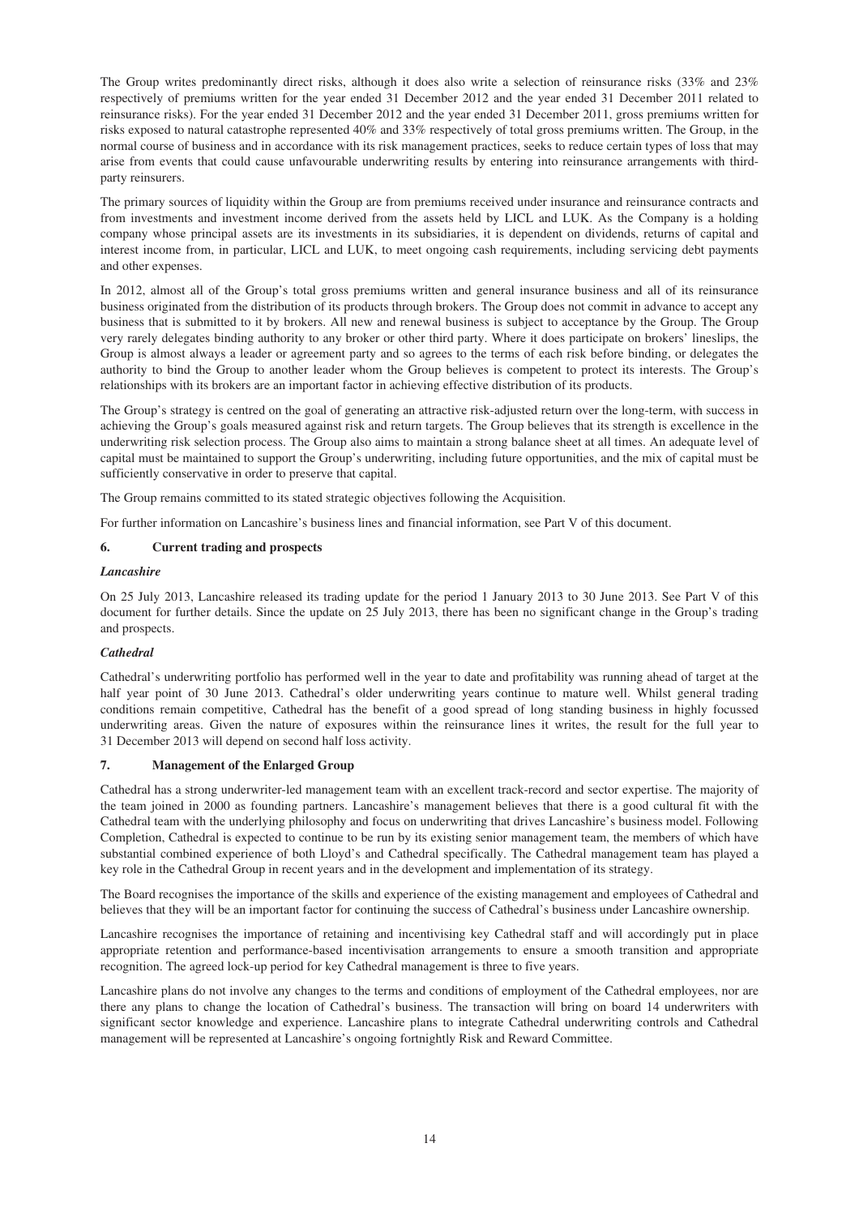The Group writes predominantly direct risks, although it does also write a selection of reinsurance risks (33% and 23% respectively of premiums written for the year ended 31 December 2012 and the year ended 31 December 2011 related to reinsurance risks). For the year ended 31 December 2012 and the year ended 31 December 2011, gross premiums written for risks exposed to natural catastrophe represented 40% and 33% respectively of total gross premiums written. The Group, in the normal course of business and in accordance with its risk management practices, seeks to reduce certain types of loss that may arise from events that could cause unfavourable underwriting results by entering into reinsurance arrangements with third-party reinsurers.

The primary sources of liquidity within the Group are from premiums received under insurance and reinsurance contracts and from investments and investment income derived from the assets held by LICL and LUK. As the Company is a holding company whose principal assets are its investments in its subsidiaries, it is dependent on dividends, returns of capital and interest income from, in particular, LICL and LUK, to meet ongoing cash requirements, including servicing debt payments and other expenses.

In 2012, almost all of the Group's total gross premiums written and general insurance business and all of its reinsurance business originated from the distribution of its products through brokers. The Group does not commit in advance to accept any business that is submitted to it by brokers. All new and renewal business is subject to acceptance by the Group. The Group very rarely delegates binding authority to any broker or other third party. Where it does participate on brokers' lineslips, the Group is almost always a leader or agreement party and so agrees to the terms of each risk before binding, or delegates the authority to bind the Group to another leader whom the Group believes is competent to protect its interests. The Group's relationships with its brokers are an important factor in achieving effective distribution of its products.

The Group's strategy is centred on the goal of generating an attractive risk-adjusted return over the long-term, with success in achieving the Group's goals measured against risk and return targets. The Group believes that its strength is excellence in the underwriting risk selection process. The Group also aims to maintain a strong balance sheet at all times. An adequate level of capital must be maintained to support the Group's underwriting, including future opportunities, and the mix of capital must be sufficiently conservative in order to preserve that capital.

The Group remains committed to its stated strategic objectives following the Acquisition.

For further information on Lancashire's business lines and financial information, see Part V of this document.

## 6. Current trading and prospects

### *Lancashire*

On 25 July 2013, Lancashire released its trading update for the period 1 January 2013 to 30 June 2013. See Part V of this document for further details. Since the update on 25 July 2013, there has been no significant change in the Group's trading and prospects.

### *Cathedral*

Cathedral's underwriting portfolio has performed well in the year to date and profitability was running ahead of target at the half year point of 30 June 2013. Cathedral's older underwriting years continue to mature well. Whilst general trading conditions remain competitive, Cathedral has the benefit of a good spread of long standing business in highly focussed underwriting areas. Given the nature of exposures within the reinsurance lines it writes, the result for the full year to 31 December 2013 will depend on second half loss activity.

## 7. Management of the Enlarged Group

Cathedral has a strong underwriter-led management team with an excellent track-record and sector expertise. The majority of the team joined in 2000 as founding partners. Lancashire's management believes that there is a good cultural fit with the Cathedral team with the underlying philosophy and focus on underwriting that drives Lancashire's business model. Following Completion, Cathedral is expected to continue to be run by its existing senior management team, the members of which have substantial combined experience of both Lloyd's and Cathedral specifically. The Cathedral management team has played a key role in the Cathedral Group in recent years and in the development and implementation of its strategy.

The Board recognises the importance of the skills and experience of the existing management and employees of Cathedral and believes that they will be an important factor for continuing the success of Cathedral's business under Lancashire ownership.

Lancashire recognises the importance of retaining and incentivising key Cathedral staff and will accordingly put in place appropriate retention and performance-based incentivisation arrangements to ensure a smooth transition and appropriate recognition. The agreed lock-up period for key Cathedral management is three to five years.

Lancashire plans do not involve any changes to the terms and conditions of employment of the Cathedral employees, nor are there any plans to change the location of Cathedral's business. The transaction will bring on board 14 underwriters with significant sector knowledge and experience. Lancashire plans to integrate Cathedral underwriting controls and Cathedral management will be represented at Lancashire's ongoing fortnightly Risk and Reward Committee.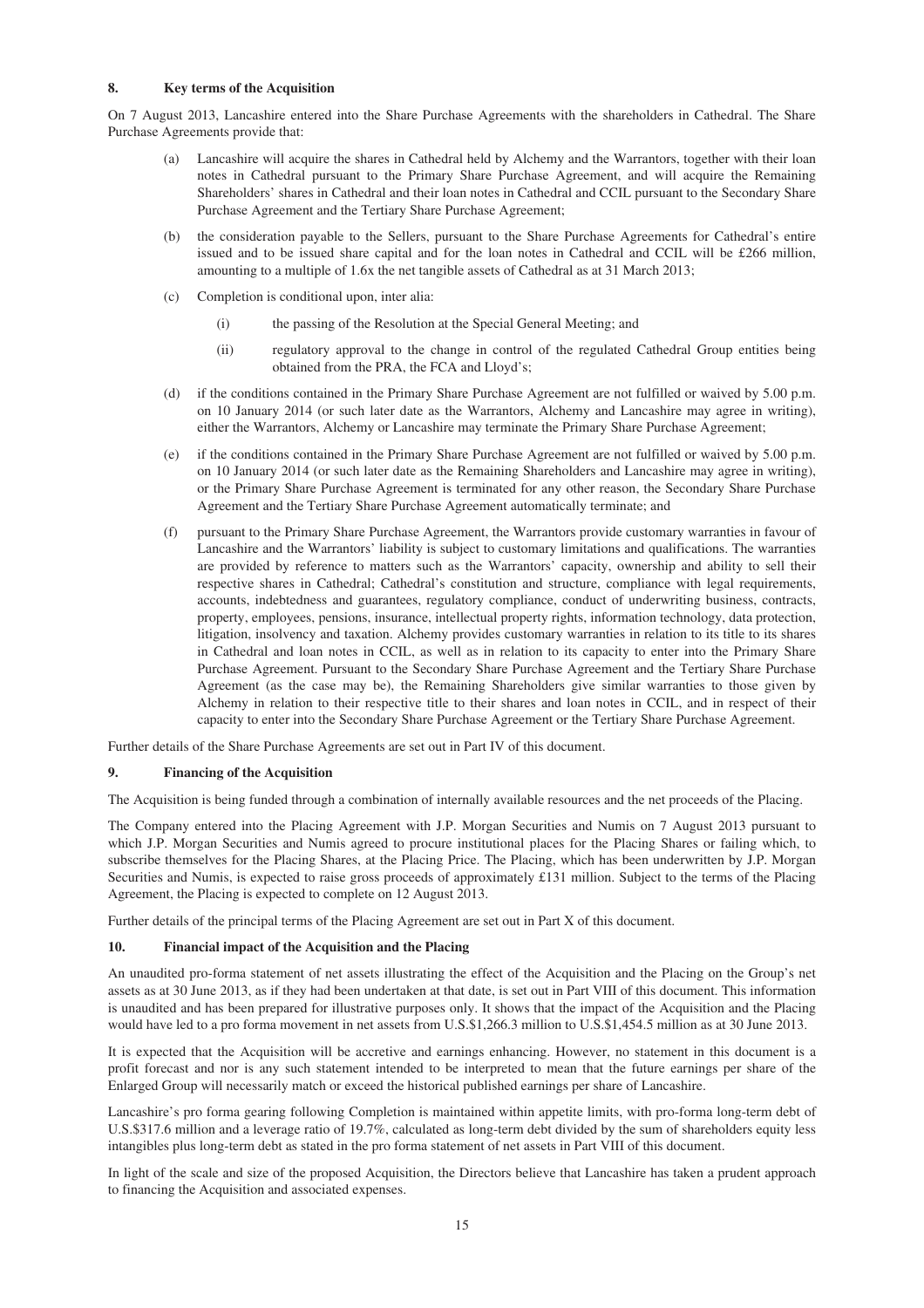## 8. Key terms of the Acquisition

On 7 August 2013, Lancashire entered into the Share Purchase Agreements with the shareholders in Cathedral. The Share Purchase Agreements provide that:

(a) Lancashire will acquire the shares in Cathedral held by Alchemy and the Warrantors, together with their loan notes in Cathedral pursuant to the Primary Share Purchase Agreement, and will acquire the Remaining Shareholders' shares in Cathedral and their loan notes in Cathedral and CCIL pursuant to the Secondary Share Purchase Agreement and the Tertiary Share Purchase Agreement;

(b) the consideration payable to the Sellers, pursuant to the Share Purchase Agreements for Cathedral's entire issued and to be issued share capital and for the loan notes in Cathedral and CCIL will be £266 million, amounting to a multiple of 1.6x the net tangible assets of Cathedral as at 31 March 2013;

(c) Completion is conditional upon, inter alia:

   (i) the passing of the Resolution at the Special General Meeting; and

   (ii) regulatory approval to the change in control of the regulated Cathedral Group entities being obtained from the PRA, the FCA and Lloyd's;

(d) if the conditions contained in the Primary Share Purchase Agreement are not fulfilled or waived by 5.00 p.m. on 10 January 2014 (or such later date as the Warrantors, Alchemy and Lancashire may agree in writing), either the Warrantors, Alchemy or Lancashire may terminate the Primary Share Purchase Agreement;

(e) if the conditions contained in the Primary Share Purchase Agreement are not fulfilled or waived by 5.00 p.m. on 10 January 2014 (or such later date as the Remaining Shareholders and Lancashire may agree in writing), or the Primary Share Purchase Agreement is terminated for any other reason, the Secondary Share Purchase Agreement and the Tertiary Share Purchase Agreement automatically terminate; and

(f) pursuant to the Primary Share Purchase Agreement, the Warrantors provide customary warranties in favour of Lancashire and the Warrantors' liability is subject to customary limitations and qualifications. The warranties are provided by reference to matters such as the Warrantors' capacity, ownership and ability to sell their respective shares in Cathedral; Cathedral's constitution and structure, compliance with legal requirements, accounts, indebtedness and guarantees, regulatory compliance, conduct of underwriting business, contracts, property, employees, pensions, insurance, intellectual property rights, information technology, data protection, litigation, insolvency and taxation. Alchemy provides customary warranties in relation to its title to its shares in Cathedral and loan notes in CCIL, as well as in relation to its capacity to enter into the Primary Share Purchase Agreement. Pursuant to the Secondary Share Purchase Agreement and the Tertiary Share Purchase Agreement (as the case may be), the Remaining Shareholders give similar warranties to those given by Alchemy in relation to their respective title to their shares and loan notes in CCIL, and in respect of their capacity to enter into the Secondary Share Purchase Agreement or the Tertiary Share Purchase Agreement.

Further details of the Share Purchase Agreements are set out in Part IV of this document.

## 9. Financing of the Acquisition

The Acquisition is being funded through a combination of internally available resources and the net proceeds of the Placing.

The Company entered into the Placing Agreement with J.P. Morgan Securities and Numis on 7 August 2013 pursuant to which J.P. Morgan Securities and Numis agreed to procure institutional places for the Placing Shares or failing which, to subscribe themselves for the Placing Shares, at the Placing Price. The Placing, which has been underwritten by J.P. Morgan Securities and Numis, is expected to raise gross proceeds of approximately £131 million. Subject to the terms of the Placing Agreement, the Placing is expected to complete on 12 August 2013.

Further details of the principal terms of the Placing Agreement are set out in Part X of this document.

## 10. Financial impact of the Acquisition and the Placing

An unaudited pro-forma statement of net assets illustrating the effect of the Acquisition and the Placing on the Group's net assets as at 30 June 2013, as if they had been undertaken at that date, is set out in Part VIII of this document. This information is unaudited and has been prepared for illustrative purposes only. It shows that the impact of the Acquisition and the Placing would have led to a pro forma movement in net assets from U.S.$1,266.3 million to U.S.$1,454.5 million as at 30 June 2013.

It is expected that the Acquisition will be accretive and earnings enhancing. However, no statement in this document is a profit forecast and nor is any such statement intended to be interpreted to mean that the future earnings per share of the Enlarged Group will necessarily match or exceed the historical published earnings per share of Lancashire.

Lancashire's pro forma gearing following Completion is maintained within appetite limits, with pro-forma long-term debt of U.S.$317.6 million and a leverage ratio of 19.7%, calculated as long-term debt divided by the sum of shareholders equity less intangibles plus long-term debt as stated in the pro forma statement of net assets in Part VIII of this document.

In light of the scale and size of the proposed Acquisition, the Directors believe that Lancashire has taken a prudent approach to financing the Acquisition and associated expenses.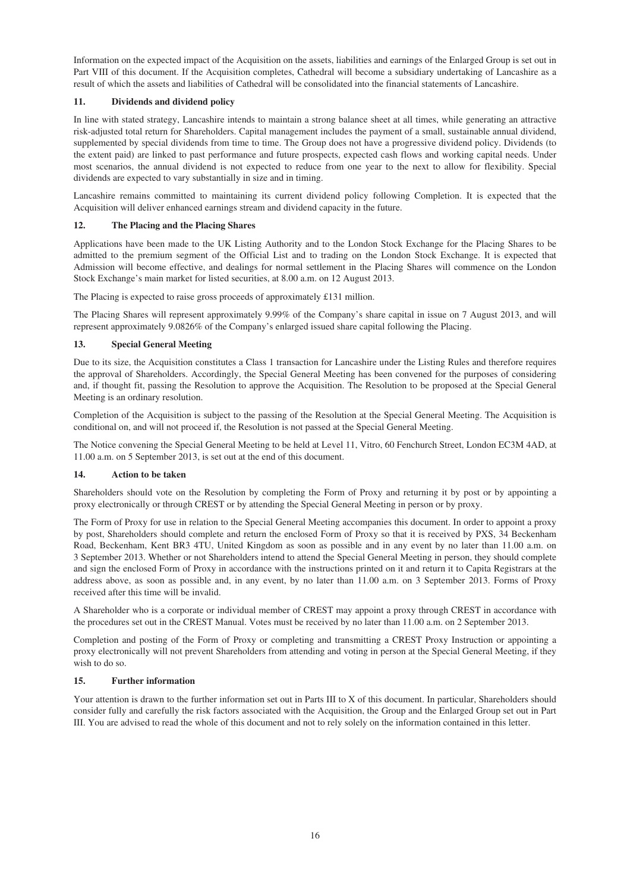Information on the expected impact of the Acquisition on the assets, liabilities and earnings of the Enlarged Group is set out in Part VIII of this document. If the Acquisition completes, Cathedral will become a subsidiary undertaking of Lancashire as a result of which the assets and liabilities of Cathedral will be consolidated into the financial statements of Lancashire.

### 11. Dividends and dividend policy

In line with stated strategy, Lancashire intends to maintain a strong balance sheet at all times, while generating an attractive risk-adjusted total return for Shareholders. Capital management includes the payment of a small, sustainable annual dividend, supplemented by special dividends from time to time. The Group does not have a progressive dividend policy. Dividends (to the extent paid) are linked to past performance and future prospects, expected cash flows and working capital needs. Under most scenarios, the annual dividend is not expected to reduce from one year to the next to allow for flexibility. Special dividends are expected to vary substantially in size and in timing.

Lancashire remains committed to maintaining its current dividend policy following Completion. It is expected that the Acquisition will deliver enhanced earnings stream and dividend capacity in the future.

### 12. The Placing and the Placing Shares

Applications have been made to the UK Listing Authority and to the London Stock Exchange for the Placing Shares to be admitted to the premium segment of the Official List and to trading on the London Stock Exchange. It is expected that Admission will become effective, and dealings for normal settlement in the Placing Shares will commence on the London Stock Exchange's main market for listed securities, at 8.00 a.m. on 12 August 2013.

The Placing is expected to raise gross proceeds of approximately £131 million.

The Placing Shares will represent approximately 9.99% of the Company's share capital in issue on 7 August 2013, and will represent approximately 9.0826% of the Company's enlarged issued share capital following the Placing.

### 13. Special General Meeting

Due to its size, the Acquisition constitutes a Class 1 transaction for Lancashire under the Listing Rules and therefore requires the approval of Shareholders. Accordingly, the Special General Meeting has been convened for the purposes of considering and, if thought fit, passing the Resolution to approve the Acquisition. The Resolution to be proposed at the Special General Meeting is an ordinary resolution.

Completion of the Acquisition is subject to the passing of the Resolution at the Special General Meeting. The Acquisition is conditional on, and will not proceed if, the Resolution is not passed at the Special General Meeting.

The Notice convening the Special General Meeting to be held at Level 11, Vitro, 60 Fenchurch Street, London EC3M 4AD, at 11.00 a.m. on 5 September 2013, is set out at the end of this document.

### 14. Action to be taken

Shareholders should vote on the Resolution by completing the Form of Proxy and returning it by post or by appointing a proxy electronically or through CREST or by attending the Special General Meeting in person or by proxy.

The Form of Proxy for use in relation to the Special General Meeting accompanies this document. In order to appoint a proxy by post, Shareholders should complete and return the enclosed Form of Proxy so that it is received by PXS, 34 Beckenham Road, Beckenham, Kent BR3 4TU, United Kingdom as soon as possible and in any event by no later than 11.00 a.m. on 3 September 2013. Whether or not Shareholders intend to attend the Special General Meeting in person, they should complete and sign the enclosed Form of Proxy in accordance with the instructions printed on it and return it to Capita Registrars at the address above, as soon as possible and, in any event, by no later than 11.00 a.m. on 3 September 2013. Forms of Proxy received after this time will be invalid.

A Shareholder who is a corporate or individual member of CREST may appoint a proxy through CREST in accordance with the procedures set out in the CREST Manual. Votes must be received by no later than 11.00 a.m. on 2 September 2013.

Completion and posting of the Form of Proxy or completing and transmitting a CREST Proxy Instruction or appointing a proxy electronically will not prevent Shareholders from attending and voting in person at the Special General Meeting, if they wish to do so.

### 15. Further information

Your attention is drawn to the further information set out in Parts III to X of this document. In particular, Shareholders should consider fully and carefully the risk factors associated with the Acquisition, the Group and the Enlarged Group set out in Part III. You are advised to read the whole of this document and not to rely solely on the information contained in this letter.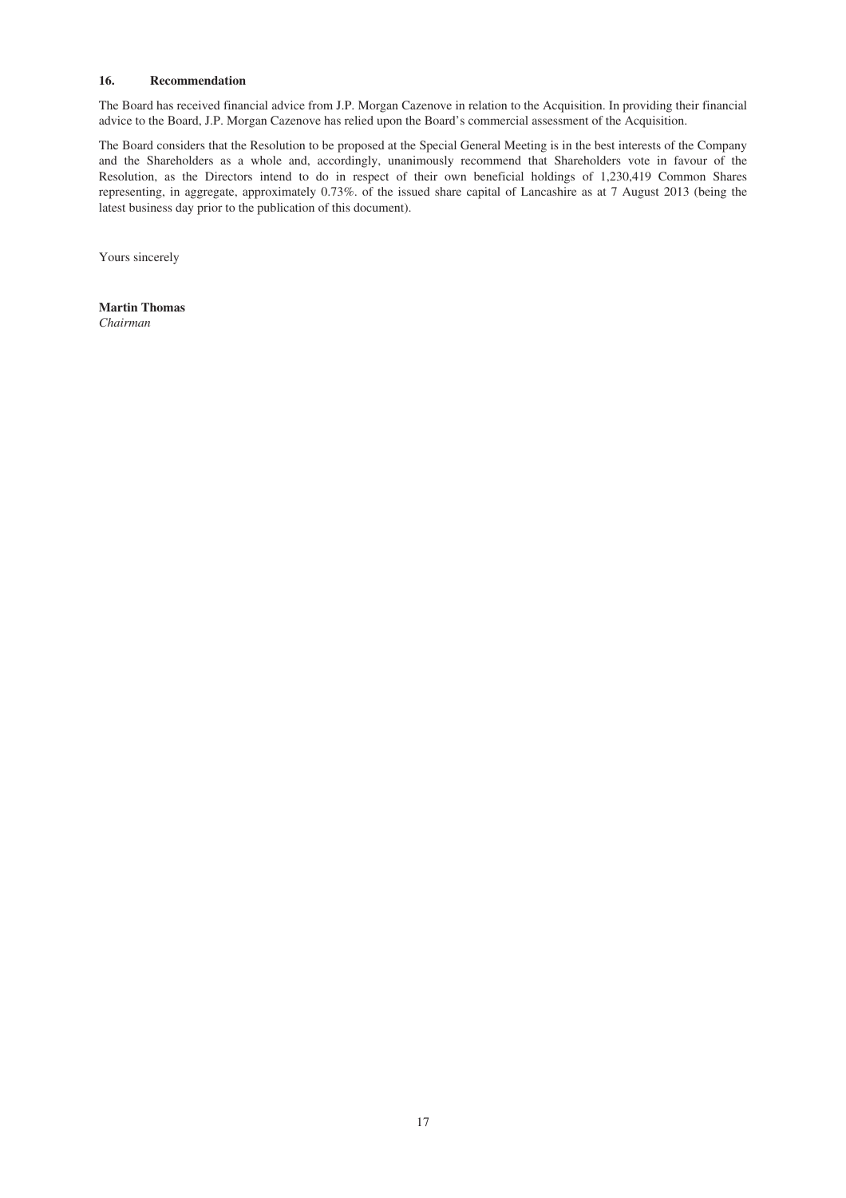## 16. Recommendation

The Board has received financial advice from J.P. Morgan Cazenove in relation to the Acquisition. In providing their financial advice to the Board, J.P. Morgan Cazenove has relied upon the Board's commercial assessment of the Acquisition.

The Board considers that the Resolution to be proposed at the Special General Meeting is in the best interests of the Company and the Shareholders as a whole and, accordingly, unanimously recommend that Shareholders vote in favour of the Resolution, as the Directors intend to do in respect of their own beneficial holdings of 1,230,419 Common Shares representing, in aggregate, approximately 0.73%. of the issued share capital of Lancashire as at 7 August 2013 (being the latest business day prior to the publication of this document).

Yours sincerely

**Martin Thomas**
*Chairman*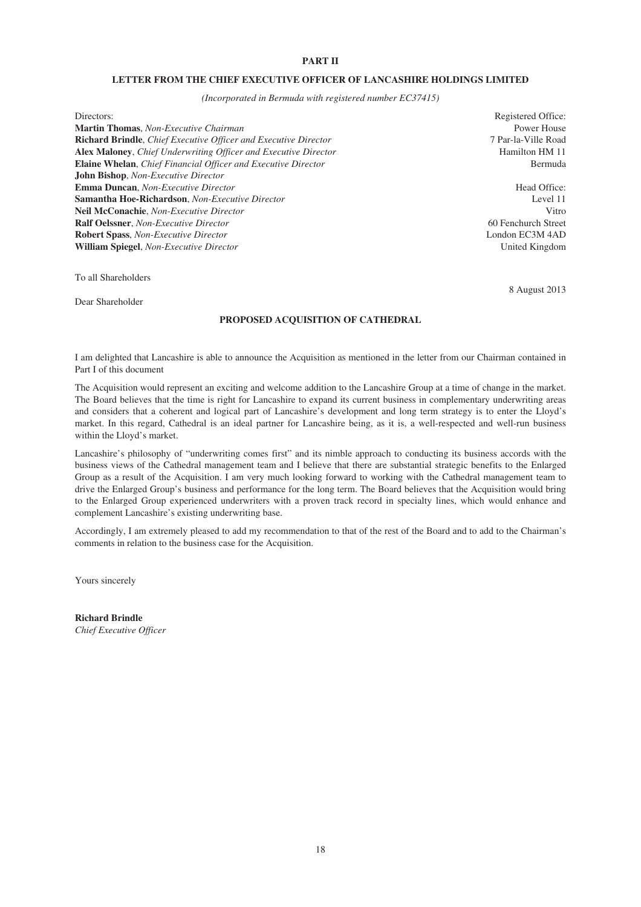# PART II

## LETTER FROM THE CHIEF EXECUTIVE OFFICER OF LANCASHIRE HOLDINGS LIMITED

*(Incorporated in Bermuda with registered number EC37415)*

Directors:

**Martin Thomas**, *Non-Executive Chairman*
**Richard Brindle**, *Chief Executive Officer and Executive Director*
**Alex Maloney**, *Chief Underwriting Officer and Executive Director*
**Elaine Whelan**, *Chief Financial Officer and Executive Director*
**John Bishop**, *Non-Executive Director*
**Emma Duncan**, *Non-Executive Director*
**Samantha Hoe-Richardson**, *Non-Executive Director*
**Neil McConachie**, *Non-Executive Director*
**Ralf Oelssner**, *Non-Executive Director*
**Robert Spass**, *Non-Executive Director*
**William Spiegel**, *Non-Executive Director*

Registered Office:
Power House
7 Par-la-Ville Road
Hamilton HM 11
Bermuda

Head Office:
Level 11
Vitro
60 Fenchurch Street
London EC3M 4AD
United Kingdom

To all Shareholders

8 August 2013

Dear Shareholder

### PROPOSED ACQUISITION OF CATHEDRAL

I am delighted that Lancashire is able to announce the Acquisition as mentioned in the letter from our Chairman contained in Part I of this document

The Acquisition would represent an exciting and welcome addition to the Lancashire Group at a time of change in the market. The Board believes that the time is right for Lancashire to expand its current business in complementary underwriting areas and considers that a coherent and logical part of Lancashire's development and long term strategy is to enter the Lloyd's market. In this regard, Cathedral is an ideal partner for Lancashire being, as it is, a well-respected and well-run business within the Lloyd's market.

Lancashire's philosophy of "underwriting comes first" and its nimble approach to conducting its business accords with the business views of the Cathedral management team and I believe that there are substantial strategic benefits to the Enlarged Group as a result of the Acquisition. I am very much looking forward to working with the Cathedral management team to drive the Enlarged Group's business and performance for the long term. The Board believes that the Acquisition would bring to the Enlarged Group experienced underwriters with a proven track record in specialty lines, which would enhance and complement Lancashire's existing underwriting base.

Accordingly, I am extremely pleased to add my recommendation to that of the rest of the Board and to add to the Chairman's comments in relation to the business case for the Acquisition.

Yours sincerely

**Richard Brindle**
*Chief Executive Officer*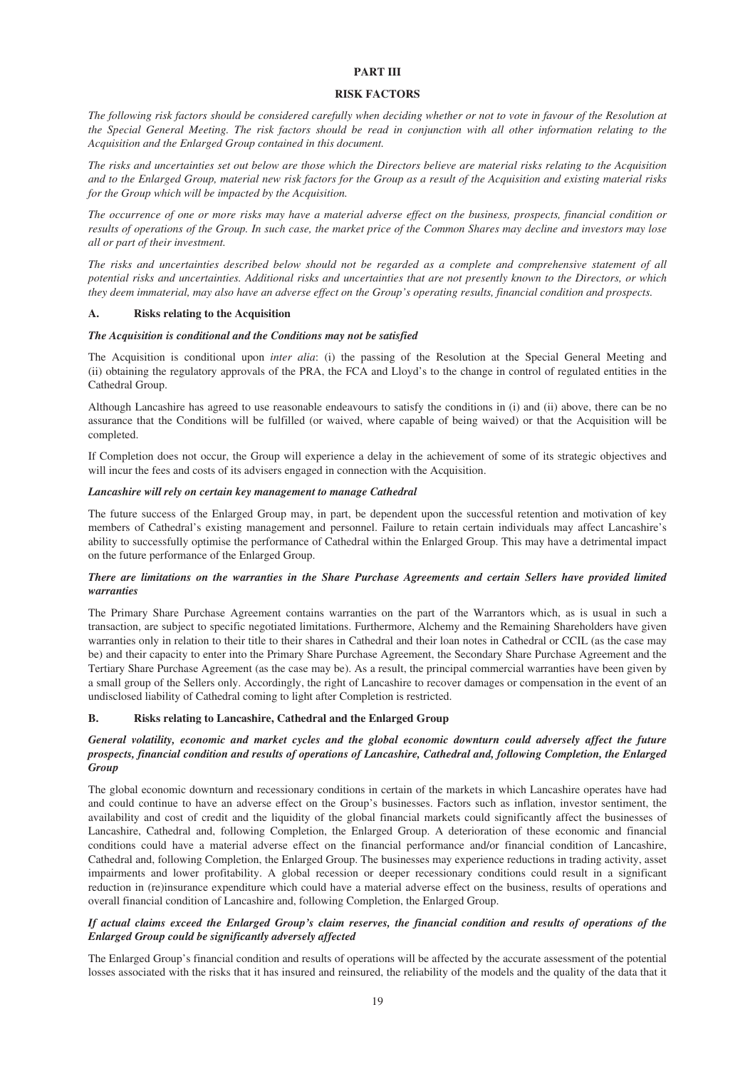## PART III

## RISK FACTORS

*The following risk factors should be considered carefully when deciding whether or not to vote in favour of the Resolution at the Special General Meeting. The risk factors should be read in conjunction with all other information relating to the Acquisition and the Enlarged Group contained in this document.*

*The risks and uncertainties set out below are those which the Directors believe are material risks relating to the Acquisition and to the Enlarged Group, material new risk factors for the Group as a result of the Acquisition and existing material risks for the Group which will be impacted by the Acquisition.*

*The occurrence of one or more risks may have a material adverse effect on the business, prospects, financial condition or results of operations of the Group. In such case, the market price of the Common Shares may decline and investors may lose all or part of their investment.*

*The risks and uncertainties described below should not be regarded as a complete and comprehensive statement of all potential risks and uncertainties. Additional risks and uncertainties that are not presently known to the Directors, or which they deem immaterial, may also have an adverse effect on the Group's operating results, financial condition and prospects.*

### A. Risks relating to the Acquisition

***The Acquisition is conditional and the Conditions may not be satisfied***

The Acquisition is conditional upon *inter alia*: (i) the passing of the Resolution at the Special General Meeting and (ii) obtaining the regulatory approvals of the PRA, the FCA and Lloyd's to the change in control of regulated entities in the Cathedral Group.

Although Lancashire has agreed to use reasonable endeavours to satisfy the conditions in (i) and (ii) above, there can be no assurance that the Conditions will be fulfilled (or waived, where capable of being waived) or that the Acquisition will be completed.

If Completion does not occur, the Group will experience a delay in the achievement of some of its strategic objectives and will incur the fees and costs of its advisers engaged in connection with the Acquisition.

***Lancashire will rely on certain key management to manage Cathedral***

The future success of the Enlarged Group may, in part, be dependent upon the successful retention and motivation of key members of Cathedral's existing management and personnel. Failure to retain certain individuals may affect Lancashire's ability to successfully optimise the performance of Cathedral within the Enlarged Group. This may have a detrimental impact on the future performance of the Enlarged Group.

***There are limitations on the warranties in the Share Purchase Agreements and certain Sellers have provided limited warranties***

The Primary Share Purchase Agreement contains warranties on the part of the Warrantors which, as is usual in such a transaction, are subject to specific negotiated limitations. Furthermore, Alchemy and the Remaining Shareholders have given warranties only in relation to their title to their shares in Cathedral and their loan notes in Cathedral or CCIL (as the case may be) and their capacity to enter into the Primary Share Purchase Agreement, the Secondary Share Purchase Agreement and the Tertiary Share Purchase Agreement (as the case may be). As a result, the principal commercial warranties have been given by a small group of the Sellers only. Accordingly, the right of Lancashire to recover damages or compensation in the event of an undisclosed liability of Cathedral coming to light after Completion is restricted.

### B. Risks relating to Lancashire, Cathedral and the Enlarged Group

***General volatility, economic and market cycles and the global economic downturn could adversely affect the future prospects, financial condition and results of operations of Lancashire, Cathedral and, following Completion, the Enlarged Group***

The global economic downturn and recessionary conditions in certain of the markets in which Lancashire operates have had and could continue to have an adverse effect on the Group's businesses. Factors such as inflation, investor sentiment, the availability and cost of credit and the liquidity of the global financial markets could significantly affect the businesses of Lancashire, Cathedral and, following Completion, the Enlarged Group. A deterioration of these economic and financial conditions could have a material adverse effect on the financial performance and/or financial condition of Lancashire, Cathedral and, following Completion, the Enlarged Group. The businesses may experience reductions in trading activity, asset impairments and lower profitability. A global recession or deeper recessionary conditions could result in a significant reduction in (re)insurance expenditure which could have a material adverse effect on the business, results of operations and overall financial condition of Lancashire and, following Completion, the Enlarged Group.

***If actual claims exceed the Enlarged Group's claim reserves, the financial condition and results of operations of the Enlarged Group could be significantly adversely affected***

The Enlarged Group's financial condition and results of operations will be affected by the accurate assessment of the potential losses associated with the risks that it has insured and reinsured, the reliability of the models and the quality of the data that it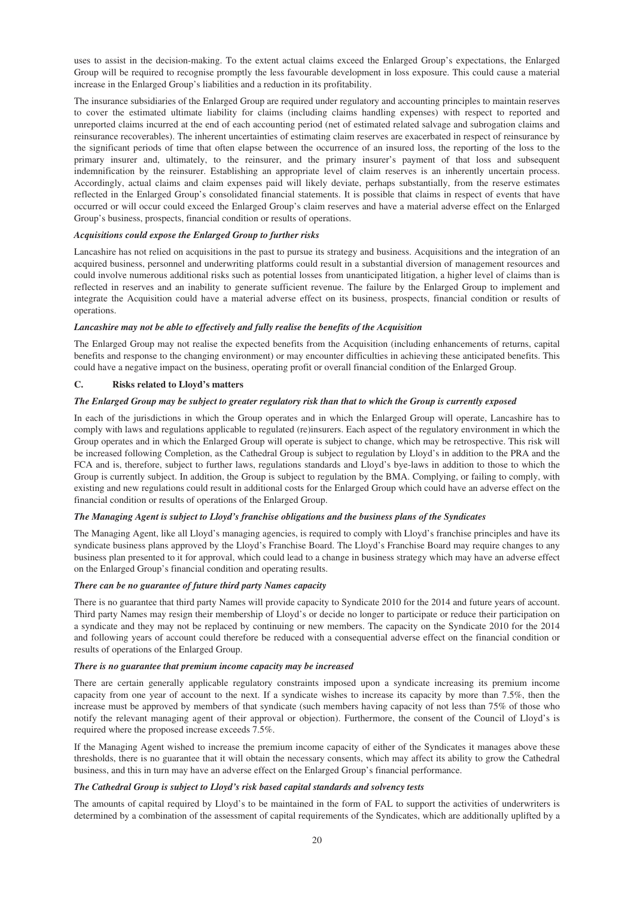uses to assist in the decision-making. To the extent actual claims exceed the Enlarged Group's expectations, the Enlarged Group will be required to recognise promptly the less favourable development in loss exposure. This could cause a material increase in the Enlarged Group's liabilities and a reduction in its profitability.

The insurance subsidiaries of the Enlarged Group are required under regulatory and accounting principles to maintain reserves to cover the estimated ultimate liability for claims (including claims handling expenses) with respect to reported and unreported claims incurred at the end of each accounting period (net of estimated related salvage and subrogation claims and reinsurance recoverables). The inherent uncertainties of estimating claim reserves are exacerbated in respect of reinsurance by the significant periods of time that often elapse between the occurrence of an insured loss, the reporting of the loss to the primary insurer and, ultimately, to the reinsurer, and the primary insurer's payment of that loss and subsequent indemnification by the reinsurer. Establishing an appropriate level of claim reserves is an inherently uncertain process. Accordingly, actual claims and claim expenses paid will likely deviate, perhaps substantially, from the reserve estimates reflected in the Enlarged Group's consolidated financial statements. It is possible that claims in respect of events that have occurred or will occur could exceed the Enlarged Group's claim reserves and have a material adverse effect on the Enlarged Group's business, prospects, financial condition or results of operations.

***Acquisitions could expose the Enlarged Group to further risks***

Lancashire has not relied on acquisitions in the past to pursue its strategy and business. Acquisitions and the integration of an acquired business, personnel and underwriting platforms could result in a substantial diversion of management resources and could involve numerous additional risks such as potential losses from unanticipated litigation, a higher level of claims than is reflected in reserves and an inability to generate sufficient revenue. The failure by the Enlarged Group to implement and integrate the Acquisition could have a material adverse effect on its business, prospects, financial condition or results of operations.

***Lancashire may not be able to effectively and fully realise the benefits of the Acquisition***

The Enlarged Group may not realise the expected benefits from the Acquisition (including enhancements of returns, capital benefits and response to the changing environment) or may encounter difficulties in achieving these anticipated benefits. This could have a negative impact on the business, operating profit or overall financial condition of the Enlarged Group.

## C. Risks related to Lloyd's matters

***The Enlarged Group may be subject to greater regulatory risk than that to which the Group is currently exposed***

In each of the jurisdictions in which the Group operates and in which the Enlarged Group will operate, Lancashire has to comply with laws and regulations applicable to regulated (re)insurers. Each aspect of the regulatory environment in which the Group operates and in which the Enlarged Group will operate is subject to change, which may be retrospective. This risk will be increased following Completion, as the Cathedral Group is subject to regulation by Lloyd's in addition to the PRA and the FCA and is, therefore, subject to further laws, regulations standards and Lloyd's bye-laws in addition to those to which the Group is currently subject. In addition, the Group is subject to regulation by the BMA. Complying, or failing to comply, with existing and new regulations could result in additional costs for the Enlarged Group which could have an adverse effect on the financial condition or results of operations of the Enlarged Group.

***The Managing Agent is subject to Lloyd's franchise obligations and the business plans of the Syndicates***

The Managing Agent, like all Lloyd's managing agencies, is required to comply with Lloyd's franchise principles and have its syndicate business plans approved by the Lloyd's Franchise Board. The Lloyd's Franchise Board may require changes to any business plan presented to it for approval, which could lead to a change in business strategy which may have an adverse effect on the Enlarged Group's financial condition and operating results.

***There can be no guarantee of future third party Names capacity***

There is no guarantee that third party Names will provide capacity to Syndicate 2010 for the 2014 and future years of account. Third party Names may resign their membership of Lloyd's or decide no longer to participate or reduce their participation on a syndicate and they may not be replaced by continuing or new members. The capacity on the Syndicate 2010 for the 2014 and following years of account could therefore be reduced with a consequential adverse effect on the financial condition or results of operations of the Enlarged Group.

***There is no guarantee that premium income capacity may be increased***

There are certain generally applicable regulatory constraints imposed upon a syndicate increasing its premium income capacity from one year of account to the next. If a syndicate wishes to increase its capacity by more than 7.5%, then the increase must be approved by members of that syndicate (such members having capacity of not less than 75% of those who notify the relevant managing agent of their approval or objection). Furthermore, the consent of the Council of Lloyd's is required where the proposed increase exceeds 7.5%.

If the Managing Agent wished to increase the premium income capacity of either of the Syndicates it manages above these thresholds, there is no guarantee that it will obtain the necessary consents, which may affect its ability to grow the Cathedral business, and this in turn may have an adverse effect on the Enlarged Group's financial performance.

***The Cathedral Group is subject to Lloyd's risk based capital standards and solvency tests***

The amounts of capital required by Lloyd's to be maintained in the form of FAL to support the activities of underwriters is determined by a combination of the assessment of capital requirements of the Syndicates, which are additionally uplifted by a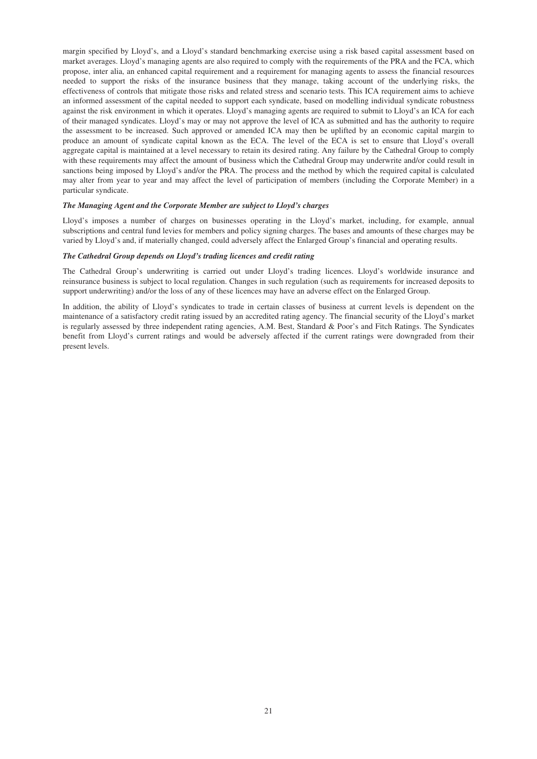margin specified by Lloyd's, and a Lloyd's standard benchmarking exercise using a risk based capital assessment based on market averages. Lloyd's managing agents are also required to comply with the requirements of the PRA and the FCA, which propose, inter alia, an enhanced capital requirement and a requirement for managing agents to assess the financial resources needed to support the risks of the insurance business that they manage, taking account of the underlying risks, the effectiveness of controls that mitigate those risks and related stress and scenario tests. This ICA requirement aims to achieve an informed assessment of the capital needed to support each syndicate, based on modelling individual syndicate robustness against the risk environment in which it operates. Lloyd's managing agents are required to submit to Lloyd's an ICA for each of their managed syndicates. Lloyd's may or may not approve the level of ICA as submitted and has the authority to require the assessment to be increased. Such approved or amended ICA may then be uplifted by an economic capital margin to produce an amount of syndicate capital known as the ECA. The level of the ECA is set to ensure that Lloyd's overall aggregate capital is maintained at a level necessary to retain its desired rating. Any failure by the Cathedral Group to comply with these requirements may affect the amount of business which the Cathedral Group may underwrite and/or could result in sanctions being imposed by Lloyd's and/or the PRA. The process and the method by which the required capital is calculated may alter from year to year and may affect the level of participation of members (including the Corporate Member) in a particular syndicate.

***The Managing Agent and the Corporate Member are subject to Lloyd's charges***

Lloyd's imposes a number of charges on businesses operating in the Lloyd's market, including, for example, annual subscriptions and central fund levies for members and policy signing charges. The bases and amounts of these charges may be varied by Lloyd's and, if materially changed, could adversely affect the Enlarged Group's financial and operating results.

***The Cathedral Group depends on Lloyd's trading licences and credit rating***

The Cathedral Group's underwriting is carried out under Lloyd's trading licences. Lloyd's worldwide insurance and reinsurance business is subject to local regulation. Changes in such regulation (such as requirements for increased deposits to support underwriting) and/or the loss of any of these licences may have an adverse effect on the Enlarged Group.

In addition, the ability of Lloyd's syndicates to trade in certain classes of business at current levels is dependent on the maintenance of a satisfactory credit rating issued by an accredited rating agency. The financial security of the Lloyd's market is regularly assessed by three independent rating agencies, A.M. Best, Standard & Poor's and Fitch Ratings. The Syndicates benefit from Lloyd's current ratings and would be adversely affected if the current ratings were downgraded from their present levels.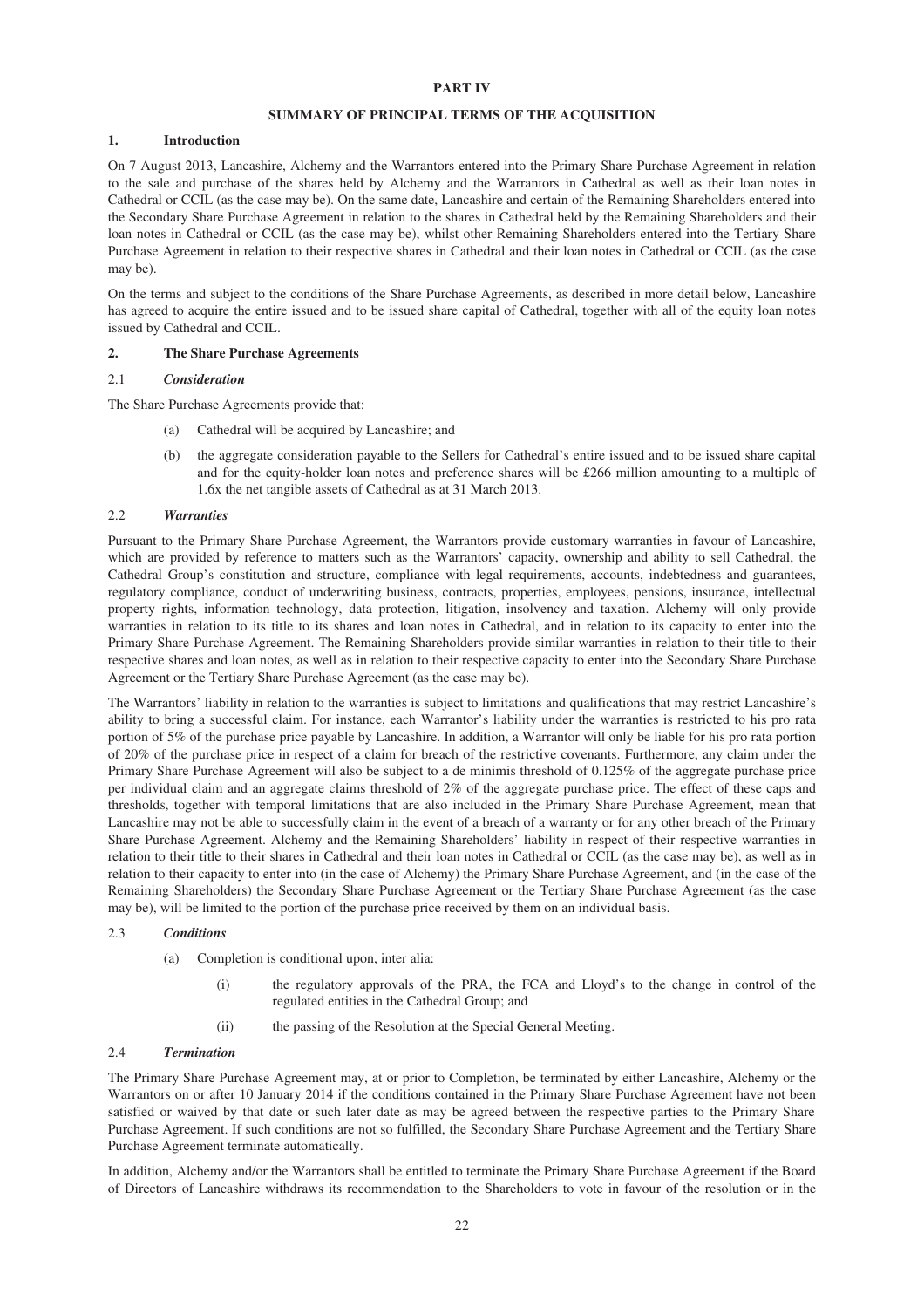# PART IV

## SUMMARY OF PRINCIPAL TERMS OF THE ACQUISITION

### 1. Introduction

On 7 August 2013, Lancashire, Alchemy and the Warrantors entered into the Primary Share Purchase Agreement in relation to the sale and purchase of the shares held by Alchemy and the Warrantors in Cathedral as well as their loan notes in Cathedral or CCIL (as the case may be). On the same date, Lancashire and certain of the Remaining Shareholders entered into the Secondary Share Purchase Agreement in relation to the shares in Cathedral held by the Remaining Shareholders and their loan notes in Cathedral or CCIL (as the case may be), whilst other Remaining Shareholders entered into the Tertiary Share Purchase Agreement in relation to their respective shares in Cathedral and their loan notes in Cathedral or CCIL (as the case may be).

On the terms and subject to the conditions of the Share Purchase Agreements, as described in more detail below, Lancashire has agreed to acquire the entire issued and to be issued share capital of Cathedral, together with all of the equity loan notes issued by Cathedral and CCIL.

### 2. The Share Purchase Agreements

#### 2.1 *Consideration*

The Share Purchase Agreements provide that:

(a) Cathedral will be acquired by Lancashire; and

(b) the aggregate consideration payable to the Sellers for Cathedral's entire issued and to be issued share capital and for the equity-holder loan notes and preference shares will be £266 million amounting to a multiple of 1.6x the net tangible assets of Cathedral as at 31 March 2013.

#### 2.2 *Warranties*

Pursuant to the Primary Share Purchase Agreement, the Warrantors provide customary warranties in favour of Lancashire, which are provided by reference to matters such as the Warrantors' capacity, ownership and ability to sell Cathedral, the Cathedral Group's constitution and structure, compliance with legal requirements, accounts, indebtedness and guarantees, regulatory compliance, conduct of underwriting business, contracts, properties, employees, pensions, insurance, intellectual property rights, information technology, data protection, litigation, insolvency and taxation. Alchemy will only provide warranties in relation to its title to its shares and loan notes in Cathedral, and in relation to its capacity to enter into the Primary Share Purchase Agreement. The Remaining Shareholders provide similar warranties in relation to their title to their respective shares and loan notes, as well as in relation to their respective capacity to enter into the Secondary Share Purchase Agreement or the Tertiary Share Purchase Agreement (as the case may be).

The Warrantors' liability in relation to the warranties is subject to limitations and qualifications that may restrict Lancashire's ability to bring a successful claim. For instance, each Warrantor's liability under the warranties is restricted to his pro rata portion of 5% of the purchase price payable by Lancashire. In addition, a Warrantor will only be liable for his pro rata portion of 20% of the purchase price in respect of a claim for breach of the restrictive covenants. Furthermore, any claim under the Primary Share Purchase Agreement will also be subject to a de minimis threshold of 0.125% of the aggregate purchase price per individual claim and an aggregate claims threshold of 2% of the aggregate purchase price. The effect of these caps and thresholds, together with temporal limitations that are also included in the Primary Share Purchase Agreement, mean that Lancashire may not be able to successfully claim in the event of a breach of a warranty or for any other breach of the Primary Share Purchase Agreement. Alchemy and the Remaining Shareholders' liability in respect of their respective warranties in relation to their title to their shares in Cathedral and their loan notes in Cathedral or CCIL (as the case may be), as well as in relation to their capacity to enter into (in the case of Alchemy) the Primary Share Purchase Agreement, and (in the case of the Remaining Shareholders) the Secondary Share Purchase Agreement or the Tertiary Share Purchase Agreement (as the case may be), will be limited to the portion of the purchase price received by them on an individual basis.

#### 2.3 *Conditions*

(a) Completion is conditional upon, inter alia:

(i) the regulatory approvals of the PRA, the FCA and Lloyd's to the change in control of the regulated entities in the Cathedral Group; and

(ii) the passing of the Resolution at the Special General Meeting.

#### 2.4 *Termination*

The Primary Share Purchase Agreement may, at or prior to Completion, be terminated by either Lancashire, Alchemy or the Warrantors on or after 10 January 2014 if the conditions contained in the Primary Share Purchase Agreement have not been satisfied or waived by that date or such later date as may be agreed between the respective parties to the Primary Share Purchase Agreement. If such conditions are not so fulfilled, the Secondary Share Purchase Agreement and the Tertiary Share Purchase Agreement terminate automatically.

In addition, Alchemy and/or the Warrantors shall be entitled to terminate the Primary Share Purchase Agreement if the Board of Directors of Lancashire withdraws its recommendation to the Shareholders to vote in favour of the resolution or in the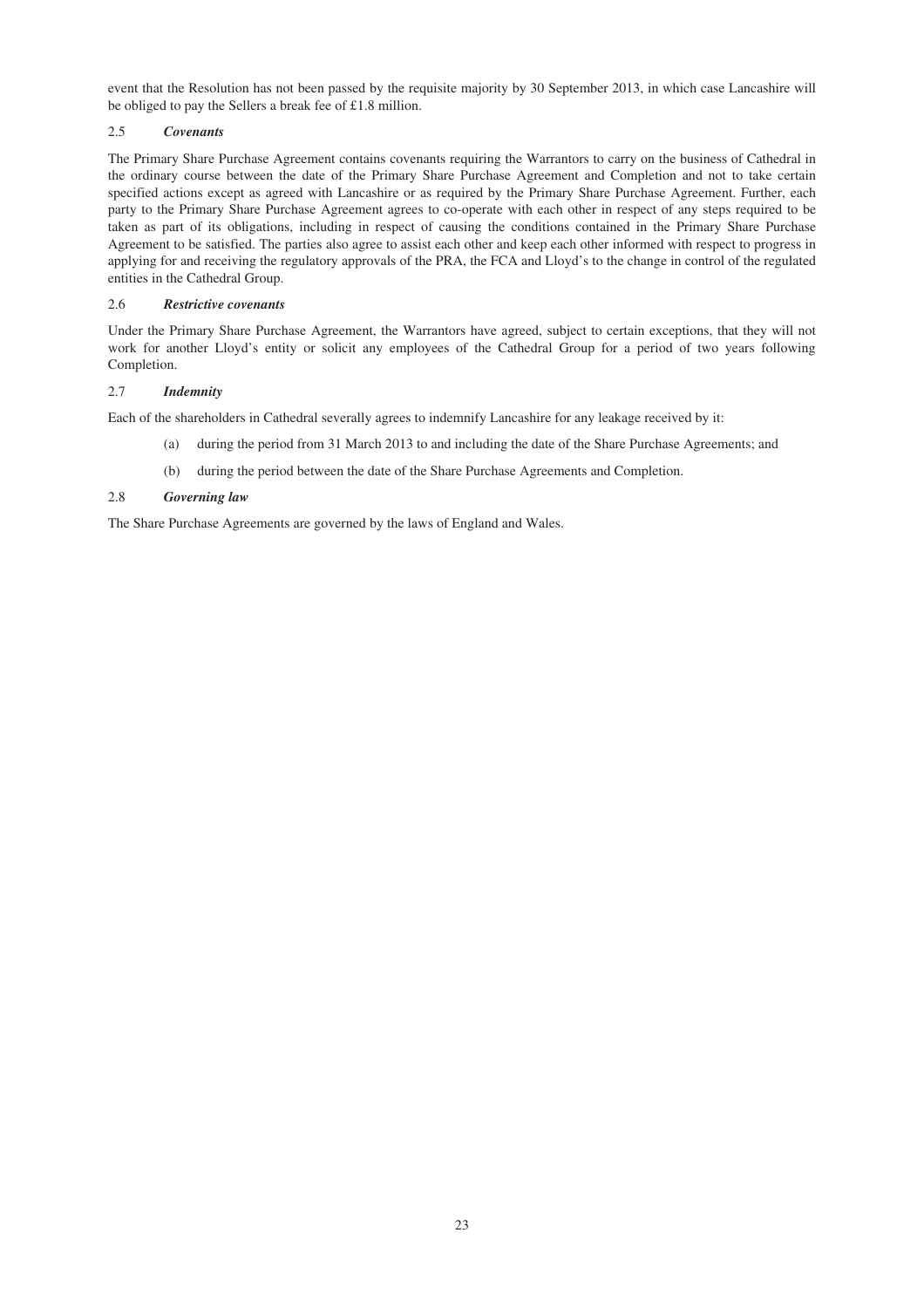event that the Resolution has not been passed by the requisite majority by 30 September 2013, in which case Lancashire will be obliged to pay the Sellers a break fee of £1.8 million.

### 2.5 *Covenants*

The Primary Share Purchase Agreement contains covenants requiring the Warrantors to carry on the business of Cathedral in the ordinary course between the date of the Primary Share Purchase Agreement and Completion and not to take certain specified actions except as agreed with Lancashire or as required by the Primary Share Purchase Agreement. Further, each party to the Primary Share Purchase Agreement agrees to co-operate with each other in respect of any steps required to be taken as part of its obligations, including in respect of causing the conditions contained in the Primary Share Purchase Agreement to be satisfied. The parties also agree to assist each other and keep each other informed with respect to progress in applying for and receiving the regulatory approvals of the PRA, the FCA and Lloyd's to the change in control of the regulated entities in the Cathedral Group.

### 2.6 *Restrictive covenants*

Under the Primary Share Purchase Agreement, the Warrantors have agreed, subject to certain exceptions, that they will not work for another Lloyd's entity or solicit any employees of the Cathedral Group for a period of two years following Completion.

### 2.7 *Indemnity*

Each of the shareholders in Cathedral severally agrees to indemnify Lancashire for any leakage received by it:

(a) during the period from 31 March 2013 to and including the date of the Share Purchase Agreements; and

(b) during the period between the date of the Share Purchase Agreements and Completion.

### 2.8 *Governing law*

The Share Purchase Agreements are governed by the laws of England and Wales.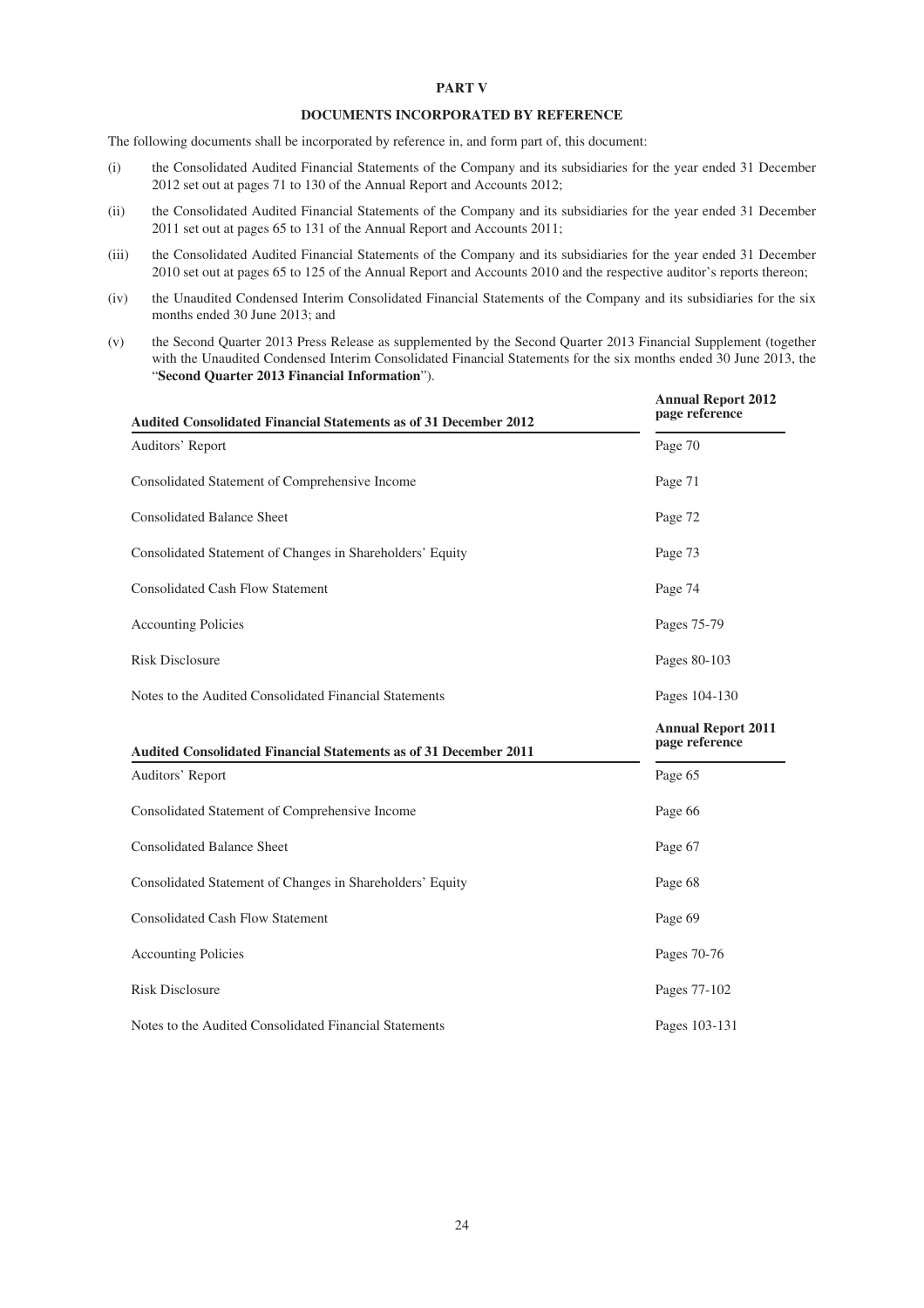# PART V

## DOCUMENTS INCORPORATED BY REFERENCE

The following documents shall be incorporated by reference in, and form part of, this document:

(i) the Consolidated Audited Financial Statements of the Company and its subsidiaries for the year ended 31 December 2012 set out at pages 71 to 130 of the Annual Report and Accounts 2012;

(ii) the Consolidated Audited Financial Statements of the Company and its subsidiaries for the year ended 31 December 2011 set out at pages 65 to 131 of the Annual Report and Accounts 2011;

(iii) the Consolidated Audited Financial Statements of the Company and its subsidiaries for the year ended 31 December 2010 set out at pages 65 to 125 of the Annual Report and Accounts 2010 and the respective auditor's reports thereon;

(iv) the Unaudited Condensed Interim Consolidated Financial Statements of the Company and its subsidiaries for the six months ended 30 June 2013; and

(v) the Second Quarter 2013 Press Release as supplemented by the Second Quarter 2013 Financial Supplement (together with the Unaudited Condensed Interim Consolidated Financial Statements for the six months ended 30 June 2013, the "**Second Quarter 2013 Financial Information**").

| Audited Consolidated Financial Statements as of 31 December 2012 | Annual Report 2012 page reference |
|---|---|
| Auditors' Report | Page 70 |
| Consolidated Statement of Comprehensive Income | Page 71 |
| Consolidated Balance Sheet | Page 72 |
| Consolidated Statement of Changes in Shareholders' Equity | Page 73 |
| Consolidated Cash Flow Statement | Page 74 |
| Accounting Policies | Pages 75-79 |
| Risk Disclosure | Pages 80-103 |
| Notes to the Audited Consolidated Financial Statements | Pages 104-130 |

| Audited Consolidated Financial Statements as of 31 December 2011 | Annual Report 2011 page reference |
|---|---|
| Auditors' Report | Page 65 |
| Consolidated Statement of Comprehensive Income | Page 66 |
| Consolidated Balance Sheet | Page 67 |
| Consolidated Statement of Changes in Shareholders' Equity | Page 68 |
| Consolidated Cash Flow Statement | Page 69 |
| Accounting Policies | Pages 70-76 |
| Risk Disclosure | Pages 77-102 |
| Notes to the Audited Consolidated Financial Statements | Pages 103-131 |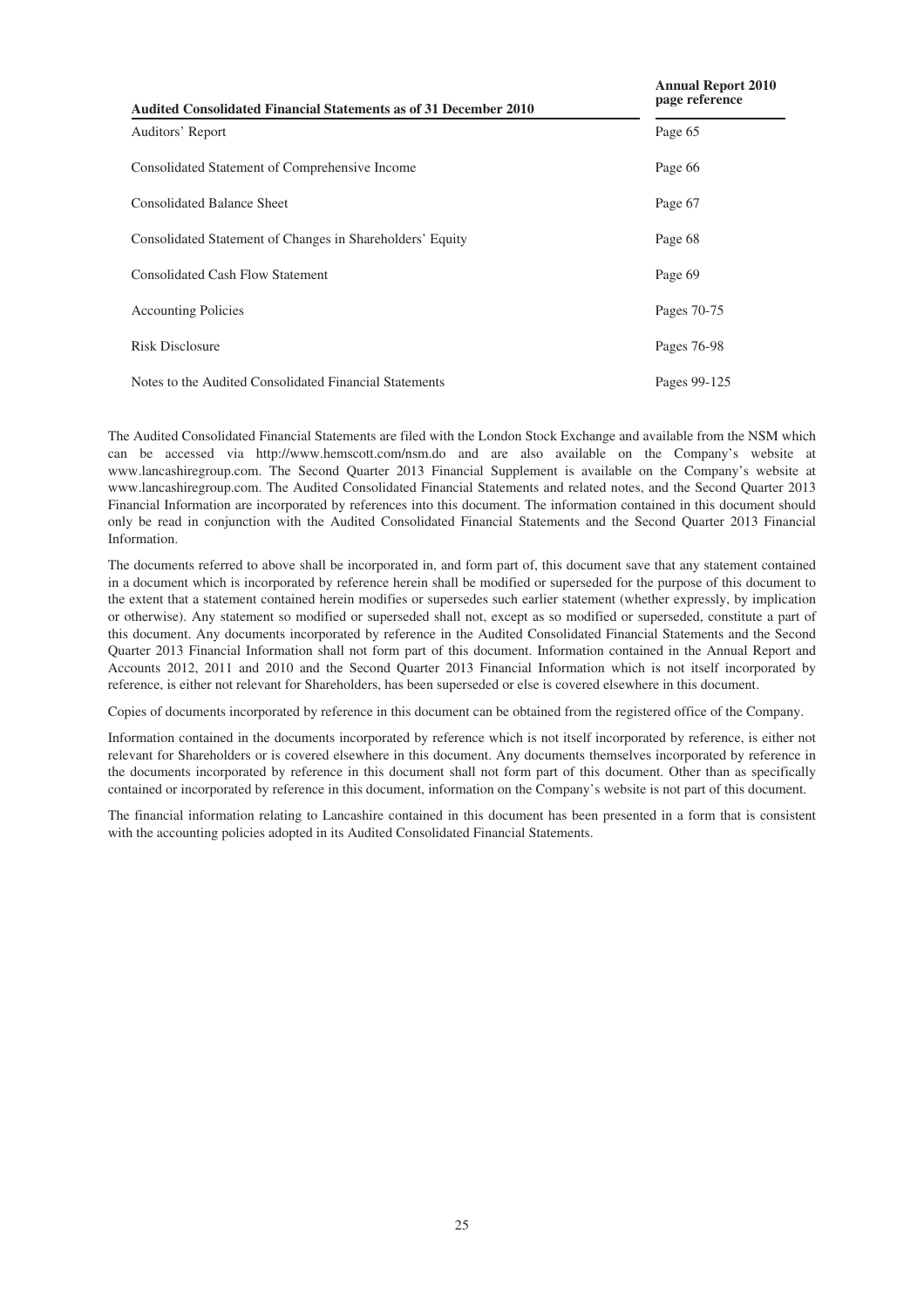| Audited Consolidated Financial Statements as of 31 December 2010 | Annual Report 2010 page reference |
|---|---|
| Auditors' Report | Page 65 |
| Consolidated Statement of Comprehensive Income | Page 66 |
| Consolidated Balance Sheet | Page 67 |
| Consolidated Statement of Changes in Shareholders' Equity | Page 68 |
| Consolidated Cash Flow Statement | Page 69 |
| Accounting Policies | Pages 70-75 |
| Risk Disclosure | Pages 76-98 |
| Notes to the Audited Consolidated Financial Statements | Pages 99-125 |

The Audited Consolidated Financial Statements are filed with the London Stock Exchange and available from the NSM which can be accessed via http://www.hemscott.com/nsm.do and are also available on the Company's website at www.lancashiregroup.com. The Second Quarter 2013 Financial Supplement is available on the Company's website at www.lancashiregroup.com. The Audited Consolidated Financial Statements and related notes, and the Second Quarter 2013 Financial Information are incorporated by references into this document. The information contained in this document should only be read in conjunction with the Audited Consolidated Financial Statements and the Second Quarter 2013 Financial Information.

The documents referred to above shall be incorporated in, and form part of, this document save that any statement contained in a document which is incorporated by reference herein shall be modified or superseded for the purpose of this document to the extent that a statement contained herein modifies or supersedes such earlier statement (whether expressly, by implication or otherwise). Any statement so modified or superseded shall not, except as so modified or superseded, constitute a part of this document. Any documents incorporated by reference in the Audited Consolidated Financial Statements and the Second Quarter 2013 Financial Information shall not form part of this document. Information contained in the Annual Report and Accounts 2012, 2011 and 2010 and the Second Quarter 2013 Financial Information which is not itself incorporated by reference, is either not relevant for Shareholders, has been superseded or else is covered elsewhere in this document.

Copies of documents incorporated by reference in this document can be obtained from the registered office of the Company.

Information contained in the documents incorporated by reference which is not itself incorporated by reference, is either not relevant for Shareholders or is covered elsewhere in this document. Any documents themselves incorporated by reference in the documents incorporated by reference in this document shall not form part of this document. Other than as specifically contained or incorporated by reference in this document, information on the Company's website is not part of this document.

The financial information relating to Lancashire contained in this document has been presented in a form that is consistent with the accounting policies adopted in its Audited Consolidated Financial Statements.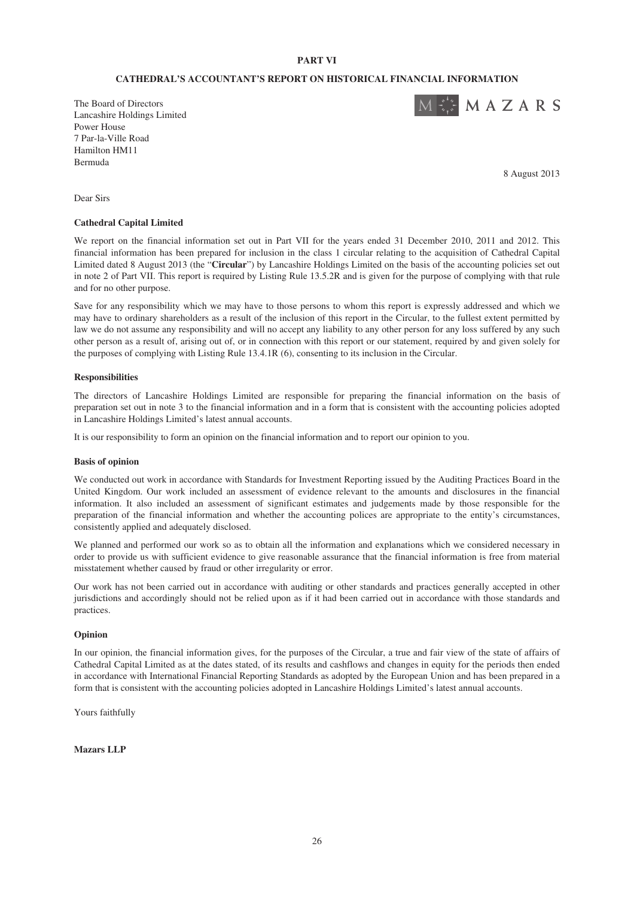**PART VI**

**CATHEDRAL'S ACCOUNTANT'S REPORT ON HISTORICAL FINANCIAL INFORMATION**

The Board of Directors
Lancashire Holdings Limited
Power House
7 Par-la-Ville Road
Hamilton HM11
Bermuda

MAZARS

8 August 2013

Dear Sirs

**Cathedral Capital Limited**

We report on the financial information set out in Part VII for the years ended 31 December 2010, 2011 and 2012. This financial information has been prepared for inclusion in the class 1 circular relating to the acquisition of Cathedral Capital Limited dated 8 August 2013 (the "**Circular**") by Lancashire Holdings Limited on the basis of the accounting policies set out in note 2 of Part VII. This report is required by Listing Rule 13.5.2R and is given for the purpose of complying with that rule and for no other purpose.

Save for any responsibility which we may have to those persons to whom this report is expressly addressed and which we may have to ordinary shareholders as a result of the inclusion of this report in the Circular, to the fullest extent permitted by law we do not assume any responsibility and will no accept any liability to any other person for any loss suffered by any such other person as a result of, arising out of, or in connection with this report or our statement, required by and given solely for the purposes of complying with Listing Rule 13.4.1R (6), consenting to its inclusion in the Circular.

**Responsibilities**

The directors of Lancashire Holdings Limited are responsible for preparing the financial information on the basis of preparation set out in note 3 to the financial information and in a form that is consistent with the accounting policies adopted in Lancashire Holdings Limited's latest annual accounts.

It is our responsibility to form an opinion on the financial information and to report our opinion to you.

**Basis of opinion**

We conducted out work in accordance with Standards for Investment Reporting issued by the Auditing Practices Board in the United Kingdom. Our work included an assessment of evidence relevant to the amounts and disclosures in the financial information. It also included an assessment of significant estimates and judgements made by those responsible for the preparation of the financial information and whether the accounting polices are appropriate to the entity's circumstances, consistently applied and adequately disclosed.

We planned and performed our work so as to obtain all the information and explanations which we considered necessary in order to provide us with sufficient evidence to give reasonable assurance that the financial information is free from material misstatement whether caused by fraud or other irregularity or error.

Our work has not been carried out in accordance with auditing or other standards and practices generally accepted in other jurisdictions and accordingly should not be relied upon as if it had been carried out in accordance with those standards and practices.

**Opinion**

In our opinion, the financial information gives, for the purposes of the Circular, a true and fair view of the state of affairs of Cathedral Capital Limited as at the dates stated, of its results and cashflows and changes in equity for the periods then ended in accordance with International Financial Reporting Standards as adopted by the European Union and has been prepared in a form that is consistent with the accounting policies adopted in Lancashire Holdings Limited's latest annual accounts.

Yours faithfully

**Mazars LLP**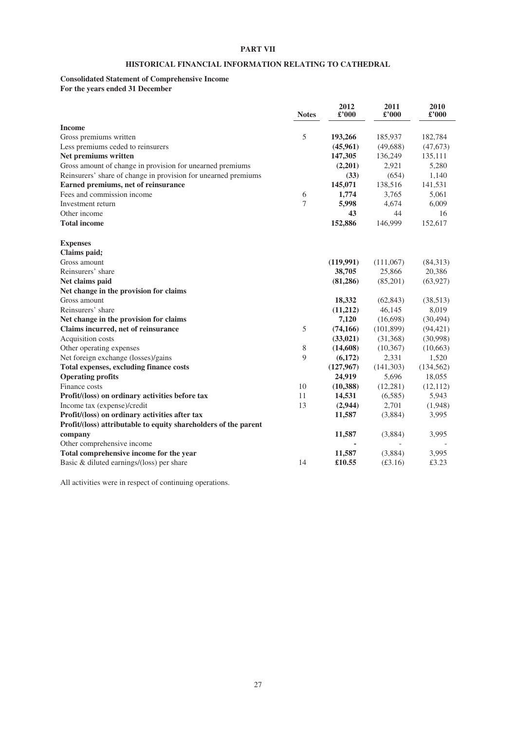## PART VII

## HISTORICAL FINANCIAL INFORMATION RELATING TO CATHEDRAL

**Consolidated Statement of Comprehensive Income**
**For the years ended 31 December**

| | Notes | 2012 £'000 | 2011 £'000 | 2010 £'000 |
|---|---|---|---|---|
| **Income** | | | | |
| Gross premiums written | 5 | **193,266** | 185,937 | 182,784 |
| Less premiums ceded to reinsurers | | **(45,961)** | (49,688) | (47,673) |
| **Net premiums written** | | **147,305** | 136,249 | 135,111 |
| Gross amount of change in provision for unearned premiums | | **(2,201)** | 2,921 | 5,280 |
| Reinsurers' share of change in provision for unearned premiums | | **(33)** | (654) | 1,140 |
| **Earned premiums, net of reinsurance** | | **145,071** | 138,516 | 141,531 |
| Fees and commission income | 6 | **1,774** | 3,765 | 5,061 |
| Investment return | 7 | **5,998** | 4,674 | 6,009 |
| Other income | | **43** | 44 | 16 |
| **Total income** | | **152,886** | 146,999 | 152,617 |
| | | | | |
| **Expenses** | | | | |
| **Claims paid;** | | | | |
| Gross amount | | **(119,991)** | (111,067) | (84,313) |
| Reinsurers' share | | **38,705** | 25,866 | 20,386 |
| **Net claims paid** | | **(81,286)** | (85,201) | (63,927) |
| **Net change in the provision for claims** | | | | |
| Gross amount | | **18,332** | (62,843) | (38,513) |
| Reinsurers' share | | **(11,212)** | 46,145 | 8,019 |
| **Net change in the provision for claims** | | **7,120** | (16,698) | (30,494) |
| **Claims incurred, net of reinsurance** | 5 | **(74,166)** | (101,899) | (94,421) |
| Acquisition costs | | **(33,021)** | (31,368) | (30,998) |
| Other operating expenses | 8 | **(14,608)** | (10,367) | (10,663) |
| Net foreign exchange (losses)/gains | 9 | **(6,172)** | 2,331 | 1,520 |
| **Total expenses, excluding finance costs** | | **(127,967)** | (141,303) | (134,562) |
| **Operating profits** | | **24,919** | 5,696 | 18,055 |
| Finance costs | 10 | **(10,388)** | (12,281) | (12,112) |
| **Profit/(loss) on ordinary activities before tax** | 11 | **14,531** | (6,585) | 5,943 |
| Income tax (expense)/credit | 13 | **(2,944)** | 2,701 | (1,948) |
| **Profit/(loss) on ordinary activities after tax** | | **11,587** | (3,884) | 3,995 |
| **Profit/(loss) attributable to equity shareholders of the parent company** | | **11,587** | (3,884) | 3,995 |
| Other comprehensive income | | **-** | - | - |
| **Total comprehensive income for the year** | | **11,587** | (3,884) | 3,995 |
| Basic & diluted earnings/(loss) per share | 14 | **£10.55** | (£3.16) | £3.23 |

All activities were in respect of continuing operations.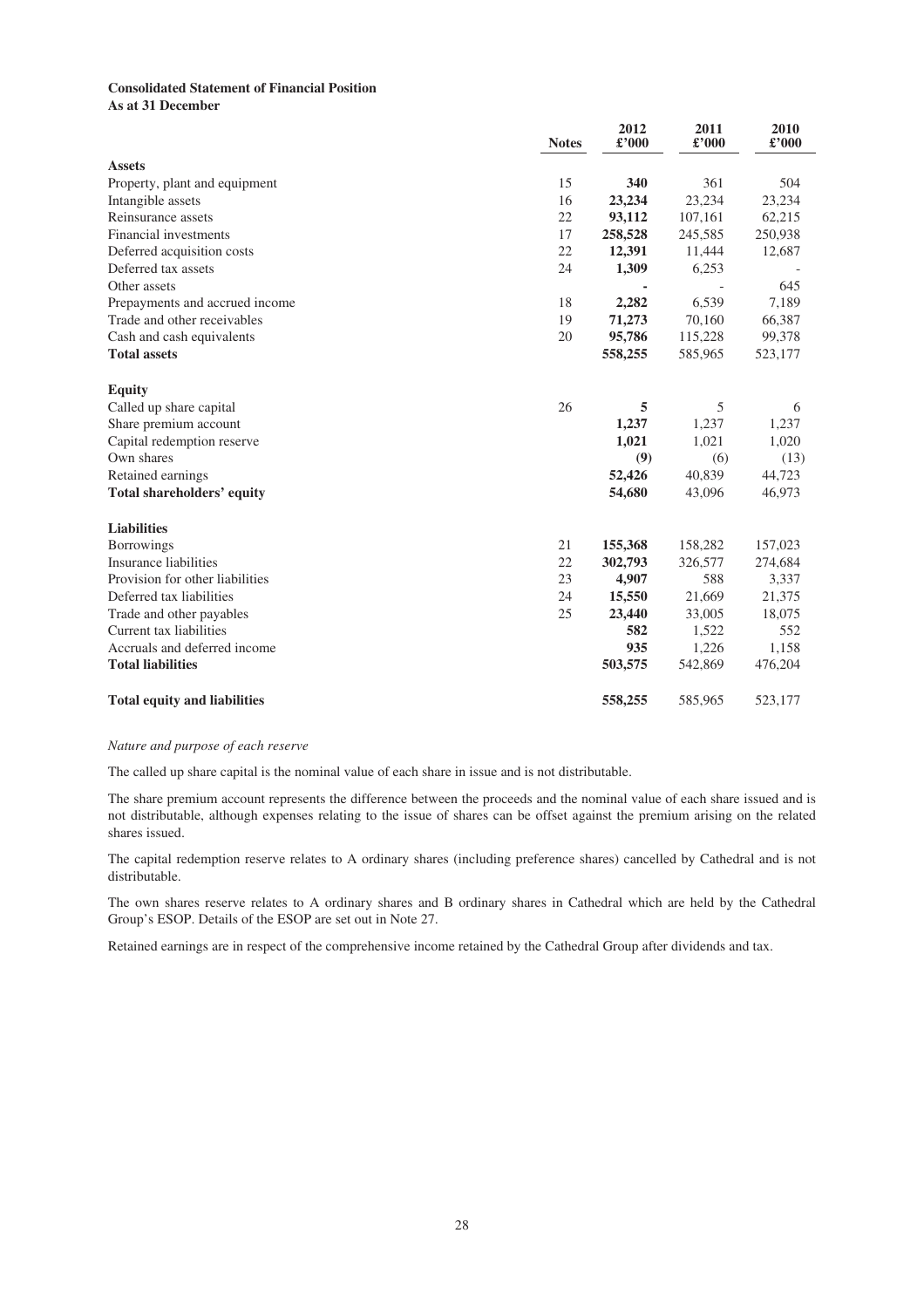**Consolidated Statement of Financial Position**
**As at 31 December**

| | Notes | 2012 £'000 | 2011 £'000 | 2010 £'000 |
|---|---|---|---|---|
| **Assets** | | | | |
| Property, plant and equipment | 15 | **340** | 361 | 504 |
| Intangible assets | 16 | **23,234** | 23,234 | 23,234 |
| Reinsurance assets | 22 | **93,112** | 107,161 | 62,215 |
| Financial investments | 17 | **258,528** | 245,585 | 250,938 |
| Deferred acquisition costs | 22 | **12,391** | 11,444 | 12,687 |
| Deferred tax assets | 24 | **1,309** | 6,253 | - |
| Other assets | | **-** | - | 645 |
| Prepayments and accrued income | 18 | **2,282** | 6,539 | 7,189 |
| Trade and other receivables | 19 | **71,273** | 70,160 | 66,387 |
| Cash and cash equivalents | 20 | **95,786** | 115,228 | 99,378 |
| **Total assets** | | **558,255** | 585,965 | 523,177 |
| | | | | |
| **Equity** | | | | |
| Called up share capital | 26 | **5** | 5 | 6 |
| Share premium account | | **1,237** | 1,237 | 1,237 |
| Capital redemption reserve | | **1,021** | 1,021 | 1,020 |
| Own shares | | **(9)** | (6) | (13) |
| Retained earnings | | **52,426** | 40,839 | 44,723 |
| **Total shareholders' equity** | | **54,680** | 43,096 | 46,973 |
| | | | | |
| **Liabilities** | | | | |
| Borrowings | 21 | **155,368** | 158,282 | 157,023 |
| Insurance liabilities | 22 | **302,793** | 326,577 | 274,684 |
| Provision for other liabilities | 23 | **4,907** | 588 | 3,337 |
| Deferred tax liabilities | 24 | **15,550** | 21,669 | 21,375 |
| Trade and other payables | 25 | **23,440** | 33,005 | 18,075 |
| Current tax liabilities | | **582** | 1,522 | 552 |
| Accruals and deferred income | | **935** | 1,226 | 1,158 |
| **Total liabilities** | | **503,575** | 542,869 | 476,204 |
| | | | | |
| **Total equity and liabilities** | | **558,255** | 585,965 | 523,177 |

*Nature and purpose of each reserve*

The called up share capital is the nominal value of each share in issue and is not distributable.

The share premium account represents the difference between the proceeds and the nominal value of each share issued and is not distributable, although expenses relating to the issue of shares can be offset against the premium arising on the related shares issued.

The capital redemption reserve relates to A ordinary shares (including preference shares) cancelled by Cathedral and is not distributable.

The own shares reserve relates to A ordinary shares and B ordinary shares in Cathedral which are held by the Cathedral Group's ESOP. Details of the ESOP are set out in Note 27.

Retained earnings are in respect of the comprehensive income retained by the Cathedral Group after dividends and tax.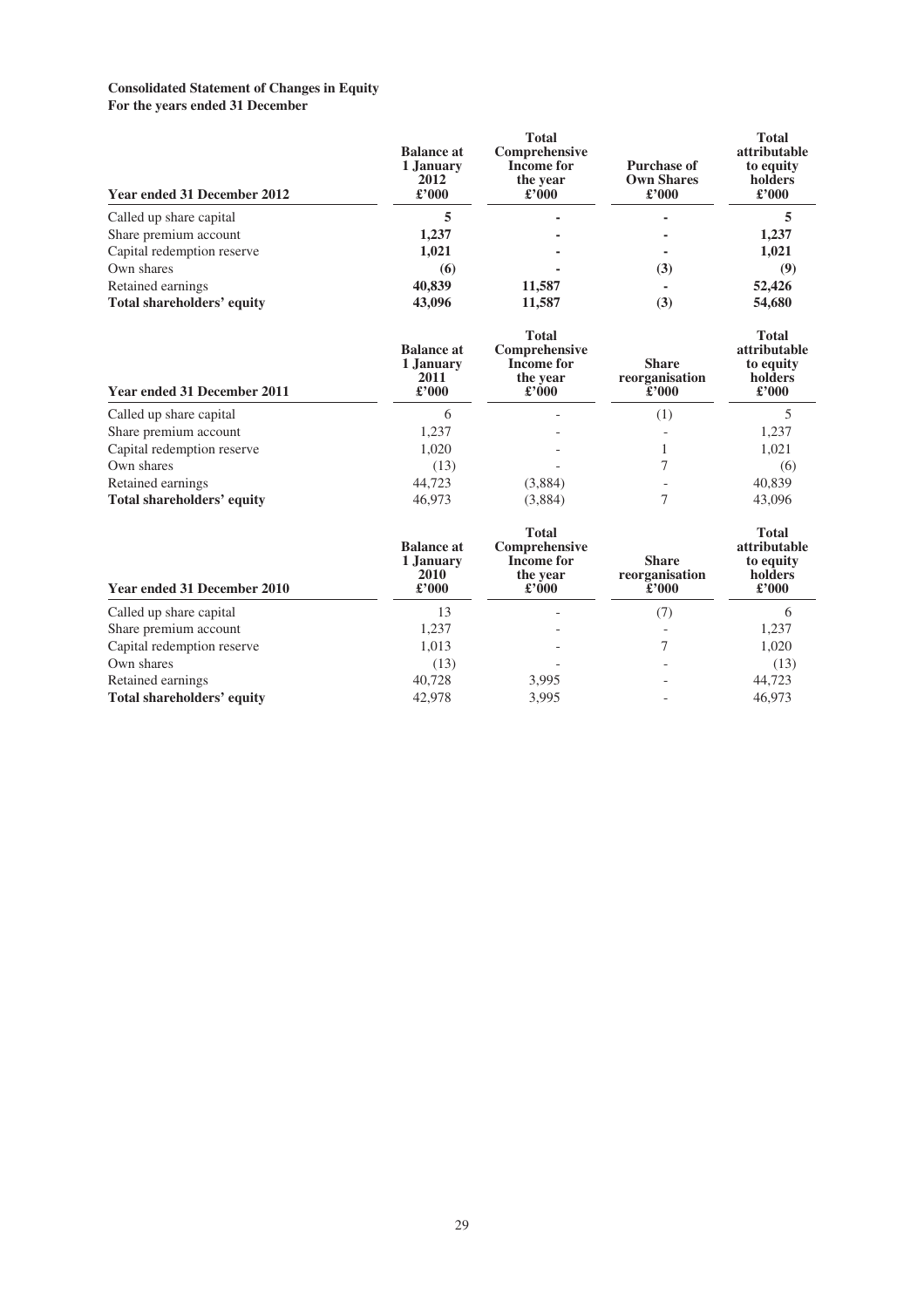**Consolidated Statement of Changes in Equity**
**For the years ended 31 December**

| Year ended 31 December 2012 | Balance at 1 January 2012 £'000 | Total Comprehensive Income for the year £'000 | Purchase of Own Shares £'000 | Total attributable to equity holders £'000 |
|---|---|---|---|---|
| Called up share capital | **5** | **-** | **-** | **5** |
| Share premium account | **1,237** | **-** | **-** | **1,237** |
| Capital redemption reserve | **1,021** | **-** | **-** | **1,021** |
| Own shares | **(6)** | **-** | **(3)** | **(9)** |
| Retained earnings | **40,839** | **11,587** | **-** | **52,426** |
| **Total shareholders' equity** | **43,096** | **11,587** | **(3)** | **54,680** |

| Year ended 31 December 2011 | Balance at 1 January 2011 £'000 | Total Comprehensive Income for the year £'000 | Share reorganisation £'000 | Total attributable to equity holders £'000 |
|---|---|---|---|---|
| Called up share capital | 6 | - | (1) | 5 |
| Share premium account | 1,237 | - | - | 1,237 |
| Capital redemption reserve | 1,020 | - | 1 | 1,021 |
| Own shares | (13) | - | 7 | (6) |
| Retained earnings | 44,723 | (3,884) | - | 40,839 |
| **Total shareholders' equity** | 46,973 | (3,884) | 7 | 43,096 |

| Year ended 31 December 2010 | Balance at 1 January 2010 £'000 | Total Comprehensive Income for the year £'000 | Share reorganisation £'000 | Total attributable to equity holders £'000 |
|---|---|---|---|---|
| Called up share capital | 13 | - | (7) | 6 |
| Share premium account | 1,237 | - | - | 1,237 |
| Capital redemption reserve | 1,013 | - | 7 | 1,020 |
| Own shares | (13) | - | - | (13) |
| Retained earnings | 40,728 | 3,995 | - | 44,723 |
| **Total shareholders' equity** | 42,978 | 3,995 | - | 46,973 |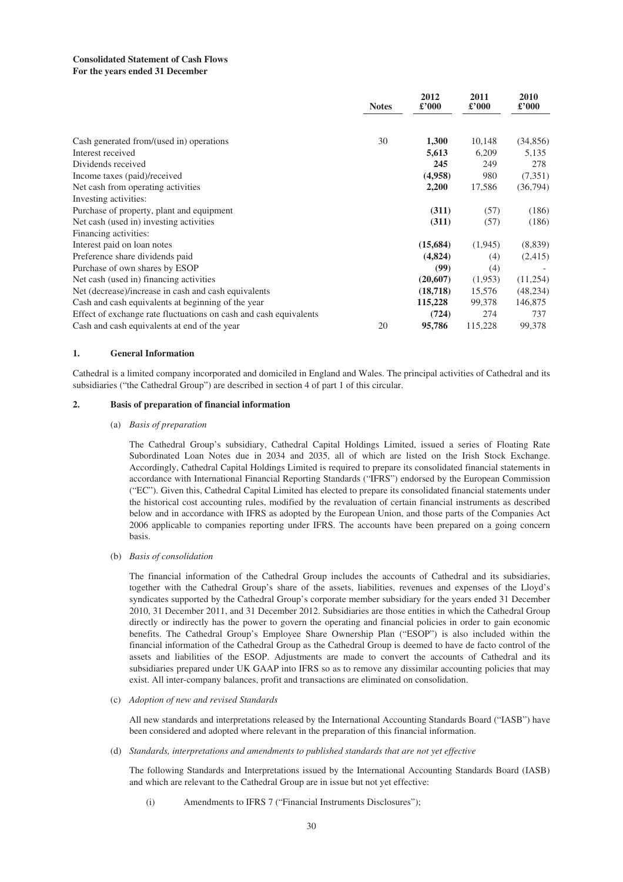**Consolidated Statement of Cash Flows**
**For the years ended 31 December**

| | Notes | 2012 £'000 | 2011 £'000 | 2010 £'000 |
|---|---|---|---|---|
| Cash generated from/(used in) operations | 30 | **1,300** | 10,148 | (34,856) |
| Interest received | | **5,613** | 6,209 | 5,135 |
| Dividends received | | **245** | 249 | 278 |
| Income taxes (paid)/received | | **(4,958)** | 980 | (7,351) |
| Net cash from operating activities | | **2,200** | 17,586 | (36,794) |
| Investing activities: | | | | |
| Purchase of property, plant and equipment | | **(311)** | (57) | (186) |
| Net cash (used in) investing activities | | **(311)** | (57) | (186) |
| Financing activities: | | | | |
| Interest paid on loan notes | | **(15,684)** | (1,945) | (8,839) |
| Preference share dividends paid | | **(4,824)** | (4) | (2,415) |
| Purchase of own shares by ESOP | | **(99)** | (4) | - |
| Net cash (used in) financing activities | | **(20,607)** | (1,953) | (11,254) |
| Net (decrease)/increase in cash and cash equivalents | | **(18,718)** | 15,576 | (48,234) |
| Cash and cash equivalents at beginning of the year | | **115,228** | 99,378 | 146,875 |
| Effect of exchange rate fluctuations on cash and cash equivalents | | **(724)** | 274 | 737 |
| Cash and cash equivalents at end of the year | 20 | **95,786** | 115,228 | 99,378 |

## 1. General Information

Cathedral is a limited company incorporated and domiciled in England and Wales. The principal activities of Cathedral and its subsidiaries ("the Cathedral Group") are described in section 4 of part 1 of this circular.

## 2. Basis of preparation of financial information

(a) *Basis of preparation*

The Cathedral Group's subsidiary, Cathedral Capital Holdings Limited, issued a series of Floating Rate Subordinated Loan Notes due in 2034 and 2035, all of which are listed on the Irish Stock Exchange. Accordingly, Cathedral Capital Holdings Limited is required to prepare its consolidated financial statements in accordance with International Financial Reporting Standards ("IFRS") endorsed by the European Commission ("EC"). Given this, Cathedral Capital Limited has elected to prepare its consolidated financial statements under the historical cost accounting rules, modified by the revaluation of certain financial instruments as described below and in accordance with IFRS as adopted by the European Union, and those parts of the Companies Act 2006 applicable to companies reporting under IFRS. The accounts have been prepared on a going concern basis.

(b) *Basis of consolidation*

The financial information of the Cathedral Group includes the accounts of Cathedral and its subsidiaries, together with the Cathedral Group's share of the assets, liabilities, revenues and expenses of the Lloyd's syndicates supported by the Cathedral Group's corporate member subsidiary for the years ended 31 December 2010, 31 December 2011, and 31 December 2012. Subsidiaries are those entities in which the Cathedral Group directly or indirectly has the power to govern the operating and financial policies in order to gain economic benefits. The Cathedral Group's Employee Share Ownership Plan ("ESOP") is also included within the financial information of the Cathedral Group as the Cathedral Group is deemed to have de facto control of the assets and liabilities of the ESOP. Adjustments are made to convert the accounts of Cathedral and its subsidiaries prepared under UK GAAP into IFRS so as to remove any dissimilar accounting policies that may exist. All inter-company balances, profit and transactions are eliminated on consolidation.

(c) *Adoption of new and revised Standards*

All new standards and interpretations released by the International Accounting Standards Board ("IASB") have been considered and adopted where relevant in the preparation of this financial information.

(d) *Standards, interpretations and amendments to published standards that are not yet effective*

The following Standards and Interpretations issued by the International Accounting Standards Board (IASB) and which are relevant to the Cathedral Group are in issue but not yet effective:

(i) Amendments to IFRS 7 ("Financial Instruments Disclosures");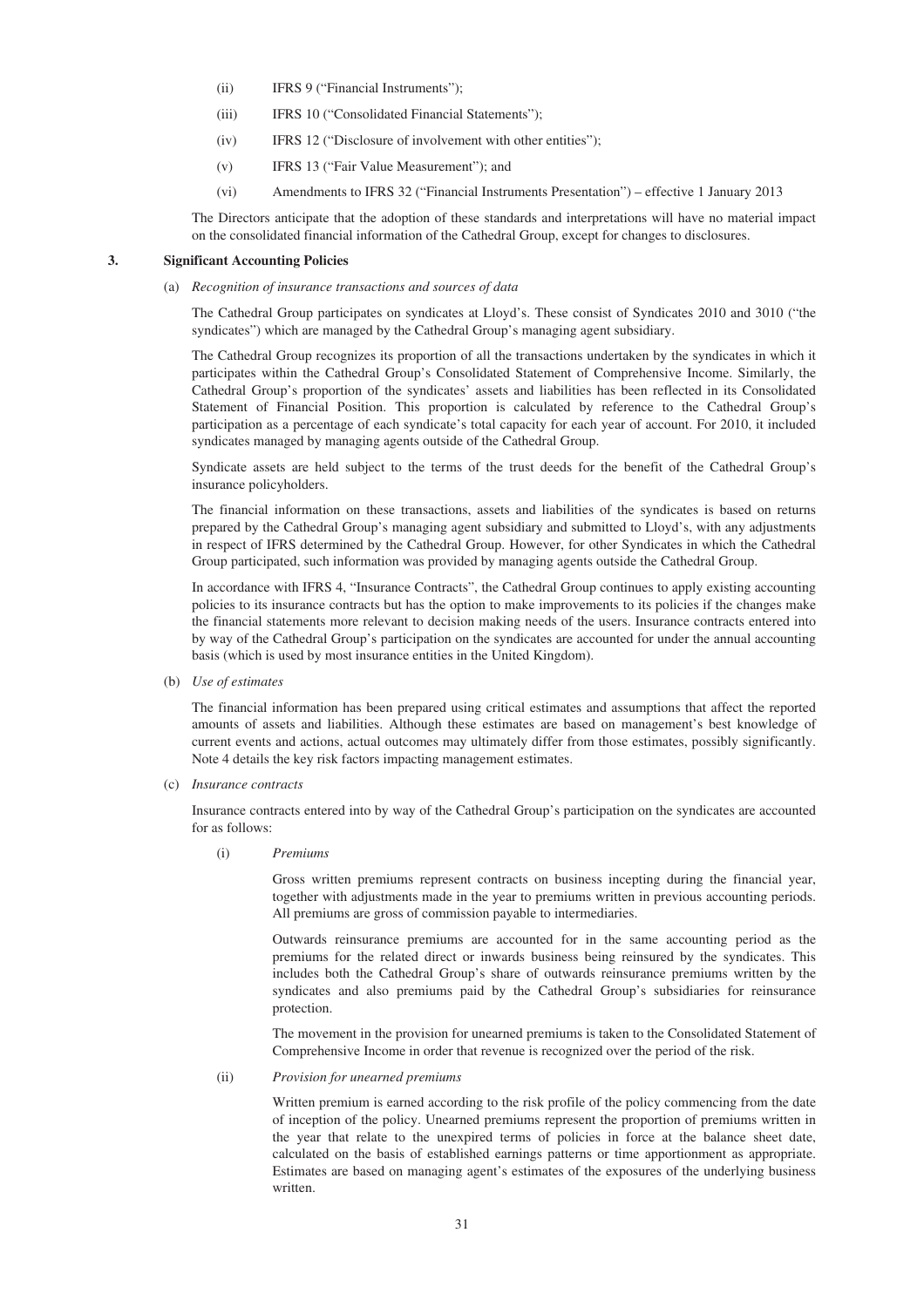(ii) IFRS 9 ("Financial Instruments");

(iii) IFRS 10 ("Consolidated Financial Statements");

(iv) IFRS 12 ("Disclosure of involvement with other entities");

(v) IFRS 13 ("Fair Value Measurement"); and

(vi) Amendments to IFRS 32 ("Financial Instruments Presentation") – effective 1 January 2013

The Directors anticipate that the adoption of these standards and interpretations will have no material impact on the consolidated financial information of the Cathedral Group, except for changes to disclosures.

### 3. Significant Accounting Policies

(a) *Recognition of insurance transactions and sources of data*

The Cathedral Group participates on syndicates at Lloyd's. These consist of Syndicates 2010 and 3010 ("the syndicates") which are managed by the Cathedral Group's managing agent subsidiary.

The Cathedral Group recognizes its proportion of all the transactions undertaken by the syndicates in which it participates within the Cathedral Group's Consolidated Statement of Comprehensive Income. Similarly, the Cathedral Group's proportion of the syndicates' assets and liabilities has been reflected in its Consolidated Statement of Financial Position. This proportion is calculated by reference to the Cathedral Group's participation as a percentage of each syndicate's total capacity for each year of account. For 2010, it included syndicates managed by managing agents outside of the Cathedral Group.

Syndicate assets are held subject to the terms of the trust deeds for the benefit of the Cathedral Group's insurance policyholders.

The financial information on these transactions, assets and liabilities of the syndicates is based on returns prepared by the Cathedral Group's managing agent subsidiary and submitted to Lloyd's, with any adjustments in respect of IFRS determined by the Cathedral Group. However, for other Syndicates in which the Cathedral Group participated, such information was provided by managing agents outside the Cathedral Group.

In accordance with IFRS 4, "Insurance Contracts", the Cathedral Group continues to apply existing accounting policies to its insurance contracts but has the option to make improvements to its policies if the changes make the financial statements more relevant to decision making needs of the users. Insurance contracts entered into by way of the Cathedral Group's participation on the syndicates are accounted for under the annual accounting basis (which is used by most insurance entities in the United Kingdom).

(b) *Use of estimates*

The financial information has been prepared using critical estimates and assumptions that affect the reported amounts of assets and liabilities. Although these estimates are based on management's best knowledge of current events and actions, actual outcomes may ultimately differ from those estimates, possibly significantly. Note 4 details the key risk factors impacting management estimates.

(c) *Insurance contracts*

Insurance contracts entered into by way of the Cathedral Group's participation on the syndicates are accounted for as follows:

(i) *Premiums*

Gross written premiums represent contracts on business incepting during the financial year, together with adjustments made in the year to premiums written in previous accounting periods. All premiums are gross of commission payable to intermediaries.

Outwards reinsurance premiums are accounted for in the same accounting period as the premiums for the related direct or inwards business being reinsured by the syndicates. This includes both the Cathedral Group's share of outwards reinsurance premiums written by the syndicates and also premiums paid by the Cathedral Group's subsidiaries for reinsurance protection.

The movement in the provision for unearned premiums is taken to the Consolidated Statement of Comprehensive Income in order that revenue is recognized over the period of the risk.

(ii) *Provision for unearned premiums*

Written premium is earned according to the risk profile of the policy commencing from the date of inception of the policy. Unearned premiums represent the proportion of premiums written in the year that relate to the unexpired terms of policies in force at the balance sheet date, calculated on the basis of established earnings patterns or time apportionment as appropriate. Estimates are based on managing agent's estimates of the exposures of the underlying business written.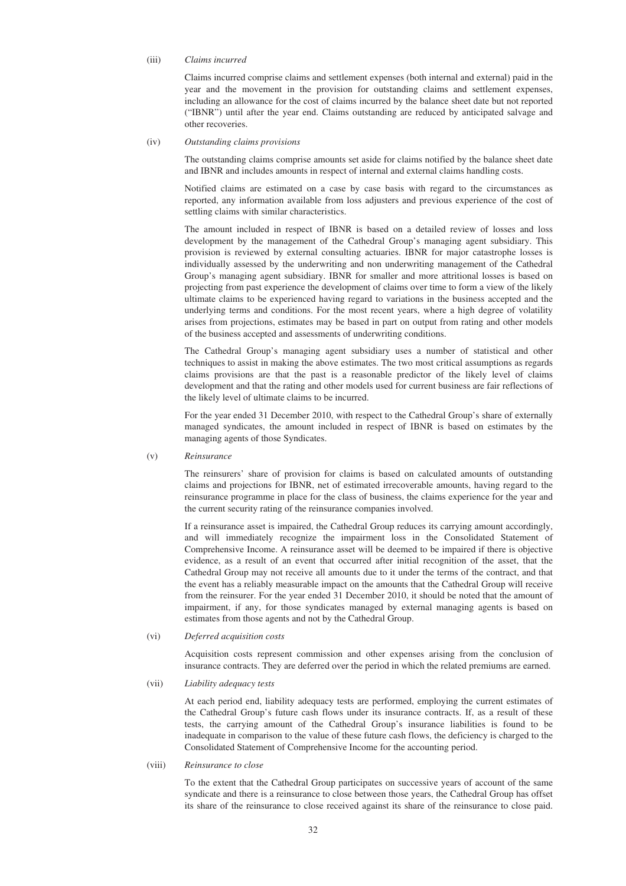(iii) *Claims incurred*

Claims incurred comprise claims and settlement expenses (both internal and external) paid in the year and the movement in the provision for outstanding claims and settlement expenses, including an allowance for the cost of claims incurred by the balance sheet date but not reported ("IBNR") until after the year end. Claims outstanding are reduced by anticipated salvage and other recoveries.

(iv) *Outstanding claims provisions*

The outstanding claims comprise amounts set aside for claims notified by the balance sheet date and IBNR and includes amounts in respect of internal and external claims handling costs.

Notified claims are estimated on a case by case basis with regard to the circumstances as reported, any information available from loss adjusters and previous experience of the cost of settling claims with similar characteristics.

The amount included in respect of IBNR is based on a detailed review of losses and loss development by the management of the Cathedral Group's managing agent subsidiary. This provision is reviewed by external consulting actuaries. IBNR for major catastrophe losses is individually assessed by the underwriting and non underwriting management of the Cathedral Group's managing agent subsidiary. IBNR for smaller and more attritional losses is based on projecting from past experience the development of claims over time to form a view of the likely ultimate claims to be experienced having regard to variations in the business accepted and the underlying terms and conditions. For the most recent years, where a high degree of volatility arises from projections, estimates may be based in part on output from rating and other models of the business accepted and assessments of underwriting conditions.

The Cathedral Group's managing agent subsidiary uses a number of statistical and other techniques to assist in making the above estimates. The two most critical assumptions as regards claims provisions are that the past is a reasonable predictor of the likely level of claims development and that the rating and other models used for current business are fair reflections of the likely level of ultimate claims to be incurred.

For the year ended 31 December 2010, with respect to the Cathedral Group's share of externally managed syndicates, the amount included in respect of IBNR is based on estimates by the managing agents of those Syndicates.

(v) *Reinsurance*

The reinsurers' share of provision for claims is based on calculated amounts of outstanding claims and projections for IBNR, net of estimated irrecoverable amounts, having regard to the reinsurance programme in place for the class of business, the claims experience for the year and the current security rating of the reinsurance companies involved.

If a reinsurance asset is impaired, the Cathedral Group reduces its carrying amount accordingly, and will immediately recognize the impairment loss in the Consolidated Statement of Comprehensive Income. A reinsurance asset will be deemed to be impaired if there is objective evidence, as a result of an event that occurred after initial recognition of the asset, that the Cathedral Group may not receive all amounts due to it under the terms of the contract, and that the event has a reliably measurable impact on the amounts that the Cathedral Group will receive from the reinsurer. For the year ended 31 December 2010, it should be noted that the amount of impairment, if any, for those syndicates managed by external managing agents is based on estimates from those agents and not by the Cathedral Group.

(vi) *Deferred acquisition costs*

Acquisition costs represent commission and other expenses arising from the conclusion of insurance contracts. They are deferred over the period in which the related premiums are earned.

(vii) *Liability adequacy tests*

At each period end, liability adequacy tests are performed, employing the current estimates of the Cathedral Group's future cash flows under its insurance contracts. If, as a result of these tests, the carrying amount of the Cathedral Group's insurance liabilities is found to be inadequate in comparison to the value of these future cash flows, the deficiency is charged to the Consolidated Statement of Comprehensive Income for the accounting period.

(viii) *Reinsurance to close*

To the extent that the Cathedral Group participates on successive years of account of the same syndicate and there is a reinsurance to close between those years, the Cathedral Group has offset its share of the reinsurance to close received against its share of the reinsurance to close paid.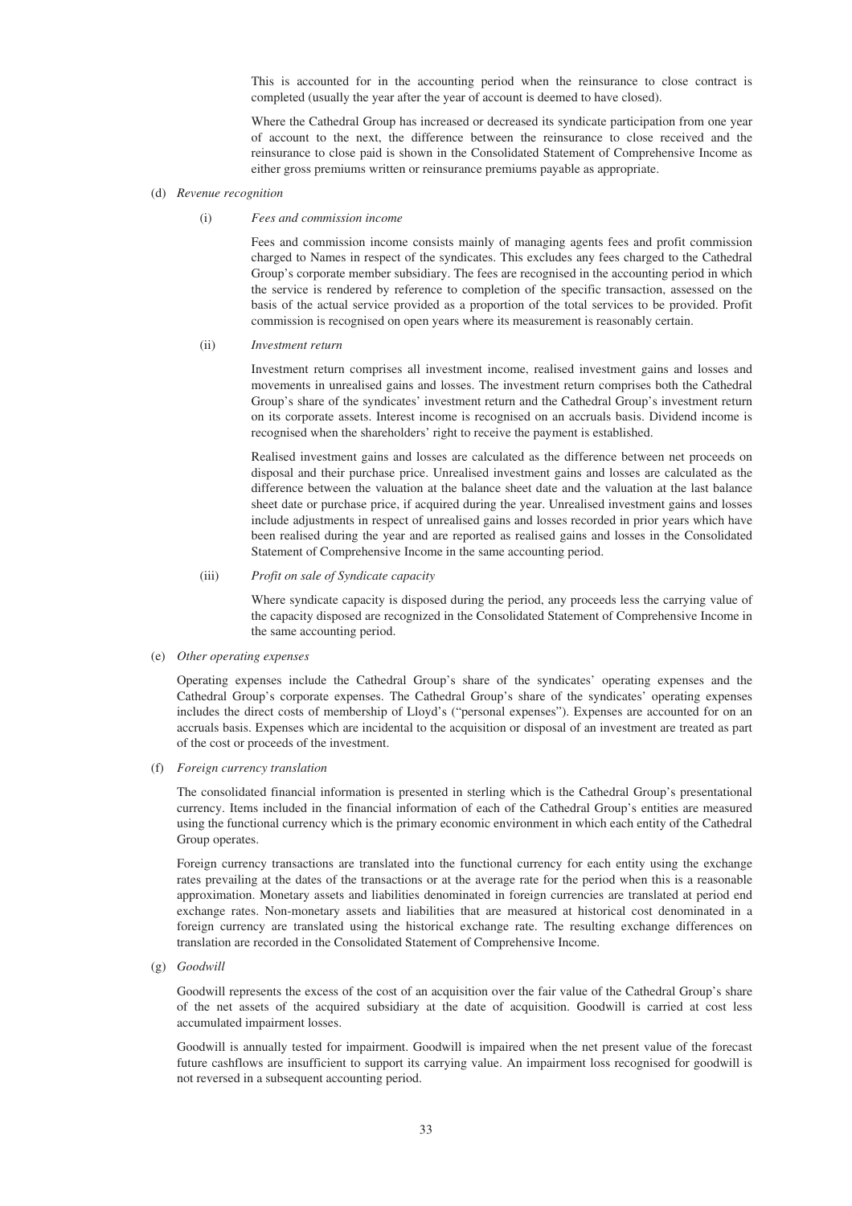This is accounted for in the accounting period when the reinsurance to close contract is completed (usually the year after the year of account is deemed to have closed).

Where the Cathedral Group has increased or decreased its syndicate participation from one year of account to the next, the difference between the reinsurance to close received and the reinsurance to close paid is shown in the Consolidated Statement of Comprehensive Income as either gross premiums written or reinsurance premiums payable as appropriate.

(d) *Revenue recognition*

(i) *Fees and commission income*

Fees and commission income consists mainly of managing agents fees and profit commission charged to Names in respect of the syndicates. This excludes any fees charged to the Cathedral Group's corporate member subsidiary. The fees are recognised in the accounting period in which the service is rendered by reference to completion of the specific transaction, assessed on the basis of the actual service provided as a proportion of the total services to be provided. Profit commission is recognised on open years where its measurement is reasonably certain.

(ii) *Investment return*

Investment return comprises all investment income, realised investment gains and losses and movements in unrealised gains and losses. The investment return comprises both the Cathedral Group's share of the syndicates' investment return and the Cathedral Group's investment return on its corporate assets. Interest income is recognised on an accruals basis. Dividend income is recognised when the shareholders' right to receive the payment is established.

Realised investment gains and losses are calculated as the difference between net proceeds on disposal and their purchase price. Unrealised investment gains and losses are calculated as the difference between the valuation at the balance sheet date and the valuation at the last balance sheet date or purchase price, if acquired during the year. Unrealised investment gains and losses include adjustments in respect of unrealised gains and losses recorded in prior years which have been realised during the year and are reported as realised gains and losses in the Consolidated Statement of Comprehensive Income in the same accounting period.

(iii) *Profit on sale of Syndicate capacity*

Where syndicate capacity is disposed during the period, any proceeds less the carrying value of the capacity disposed are recognized in the Consolidated Statement of Comprehensive Income in the same accounting period.

(e) *Other operating expenses*

Operating expenses include the Cathedral Group's share of the syndicates' operating expenses and the Cathedral Group's corporate expenses. The Cathedral Group's share of the syndicates' operating expenses includes the direct costs of membership of Lloyd's ("personal expenses"). Expenses are accounted for on an accruals basis. Expenses which are incidental to the acquisition or disposal of an investment are treated as part of the cost or proceeds of the investment.

(f) *Foreign currency translation*

The consolidated financial information is presented in sterling which is the Cathedral Group's presentational currency. Items included in the financial information of each of the Cathedral Group's entities are measured using the functional currency which is the primary economic environment in which each entity of the Cathedral Group operates.

Foreign currency transactions are translated into the functional currency for each entity using the exchange rates prevailing at the dates of the transactions or at the average rate for the period when this is a reasonable approximation. Monetary assets and liabilities denominated in foreign currencies are translated at period end exchange rates. Non-monetary assets and liabilities that are measured at historical cost denominated in a foreign currency are translated using the historical exchange rate. The resulting exchange differences on translation are recorded in the Consolidated Statement of Comprehensive Income.

(g) *Goodwill*

Goodwill represents the excess of the cost of an acquisition over the fair value of the Cathedral Group's share of the net assets of the acquired subsidiary at the date of acquisition. Goodwill is carried at cost less accumulated impairment losses.

Goodwill is annually tested for impairment. Goodwill is impaired when the net present value of the forecast future cashflows are insufficient to support its carrying value. An impairment loss recognised for goodwill is not reversed in a subsequent accounting period.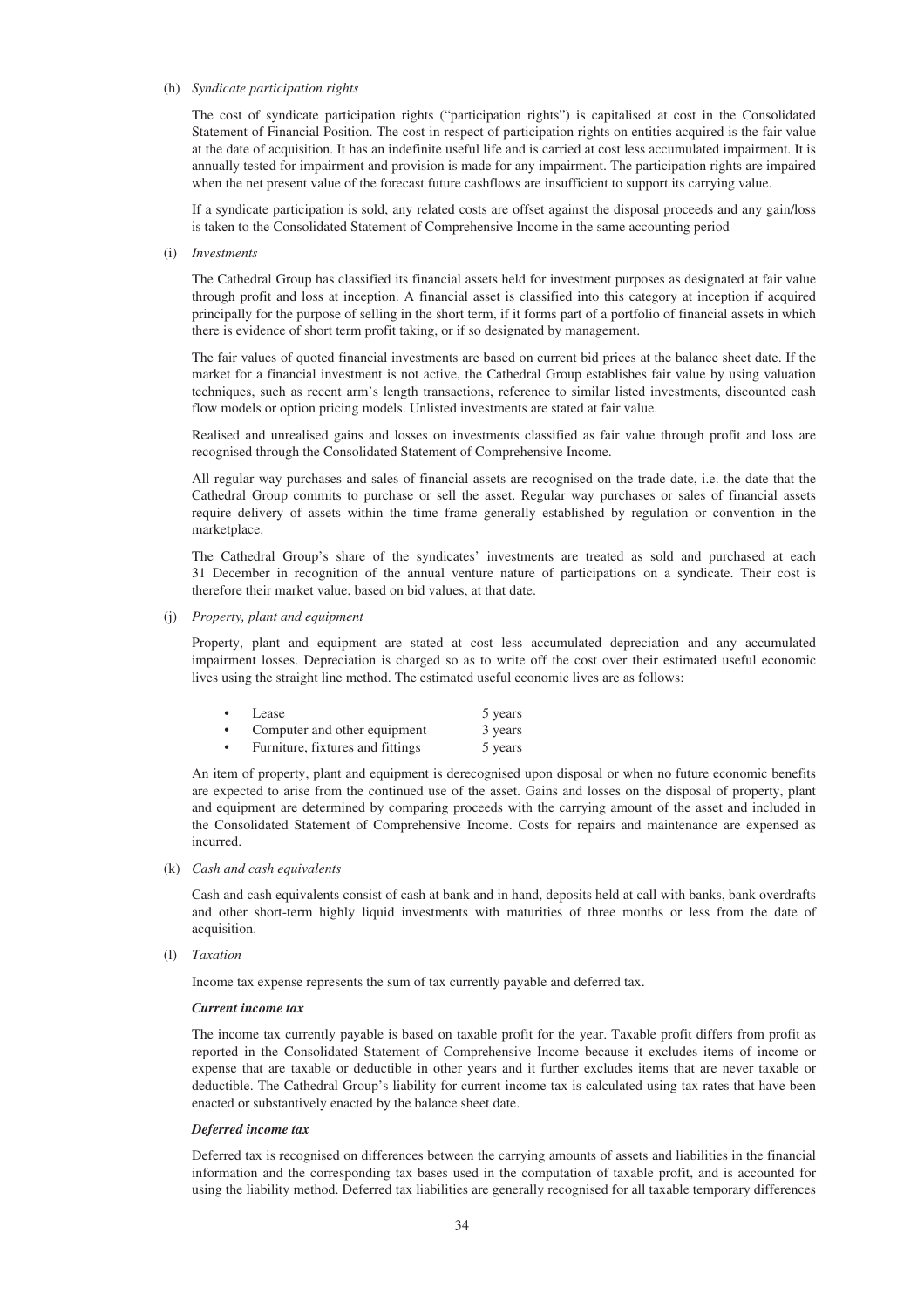(h) *Syndicate participation rights*

The cost of syndicate participation rights ("participation rights") is capitalised at cost in the Consolidated Statement of Financial Position. The cost in respect of participation rights on entities acquired is the fair value at the date of acquisition. It has an indefinite useful life and is carried at cost less accumulated impairment. It is annually tested for impairment and provision is made for any impairment. The participation rights are impaired when the net present value of the forecast future cashflows are insufficient to support its carrying value.

If a syndicate participation is sold, any related costs are offset against the disposal proceeds and any gain/loss is taken to the Consolidated Statement of Comprehensive Income in the same accounting period

(i) *Investments*

The Cathedral Group has classified its financial assets held for investment purposes as designated at fair value through profit and loss at inception. A financial asset is classified into this category at inception if acquired principally for the purpose of selling in the short term, if it forms part of a portfolio of financial assets in which there is evidence of short term profit taking, or if so designated by management.

The fair values of quoted financial investments are based on current bid prices at the balance sheet date. If the market for a financial investment is not active, the Cathedral Group establishes fair value by using valuation techniques, such as recent arm's length transactions, reference to similar listed investments, discounted cash flow models or option pricing models. Unlisted investments are stated at fair value.

Realised and unrealised gains and losses on investments classified as fair value through profit and loss are recognised through the Consolidated Statement of Comprehensive Income.

All regular way purchases and sales of financial assets are recognised on the trade date, i.e. the date that the Cathedral Group commits to purchase or sell the asset. Regular way purchases or sales of financial assets require delivery of assets within the time frame generally established by regulation or convention in the marketplace.

The Cathedral Group's share of the syndicates' investments are treated as sold and purchased at each 31 December in recognition of the annual venture nature of participations on a syndicate. Their cost is therefore their market value, based on bid values, at that date.

(j) *Property, plant and equipment*

Property, plant and equipment are stated at cost less accumulated depreciation and any accumulated impairment losses. Depreciation is charged so as to write off the cost over their estimated useful economic lives using the straight line method. The estimated useful economic lives are as follows:

- Lease — 5 years
- Computer and other equipment — 3 years
- Furniture, fixtures and fittings — 5 years

An item of property, plant and equipment is derecognised upon disposal or when no future economic benefits are expected to arise from the continued use of the asset. Gains and losses on the disposal of property, plant and equipment are determined by comparing proceeds with the carrying amount of the asset and included in the Consolidated Statement of Comprehensive Income. Costs for repairs and maintenance are expensed as incurred.

(k) *Cash and cash equivalents*

Cash and cash equivalents consist of cash at bank and in hand, deposits held at call with banks, bank overdrafts and other short-term highly liquid investments with maturities of three months or less from the date of acquisition.

(l) *Taxation*

Income tax expense represents the sum of tax currently payable and deferred tax.

***Current income tax***

The income tax currently payable is based on taxable profit for the year. Taxable profit differs from profit as reported in the Consolidated Statement of Comprehensive Income because it excludes items of income or expense that are taxable or deductible in other years and it further excludes items that are never taxable or deductible. The Cathedral Group's liability for current income tax is calculated using tax rates that have been enacted or substantively enacted by the balance sheet date.

***Deferred income tax***

Deferred tax is recognised on differences between the carrying amounts of assets and liabilities in the financial information and the corresponding tax bases used in the computation of taxable profit, and is accounted for using the liability method. Deferred tax liabilities are generally recognised for all taxable temporary differences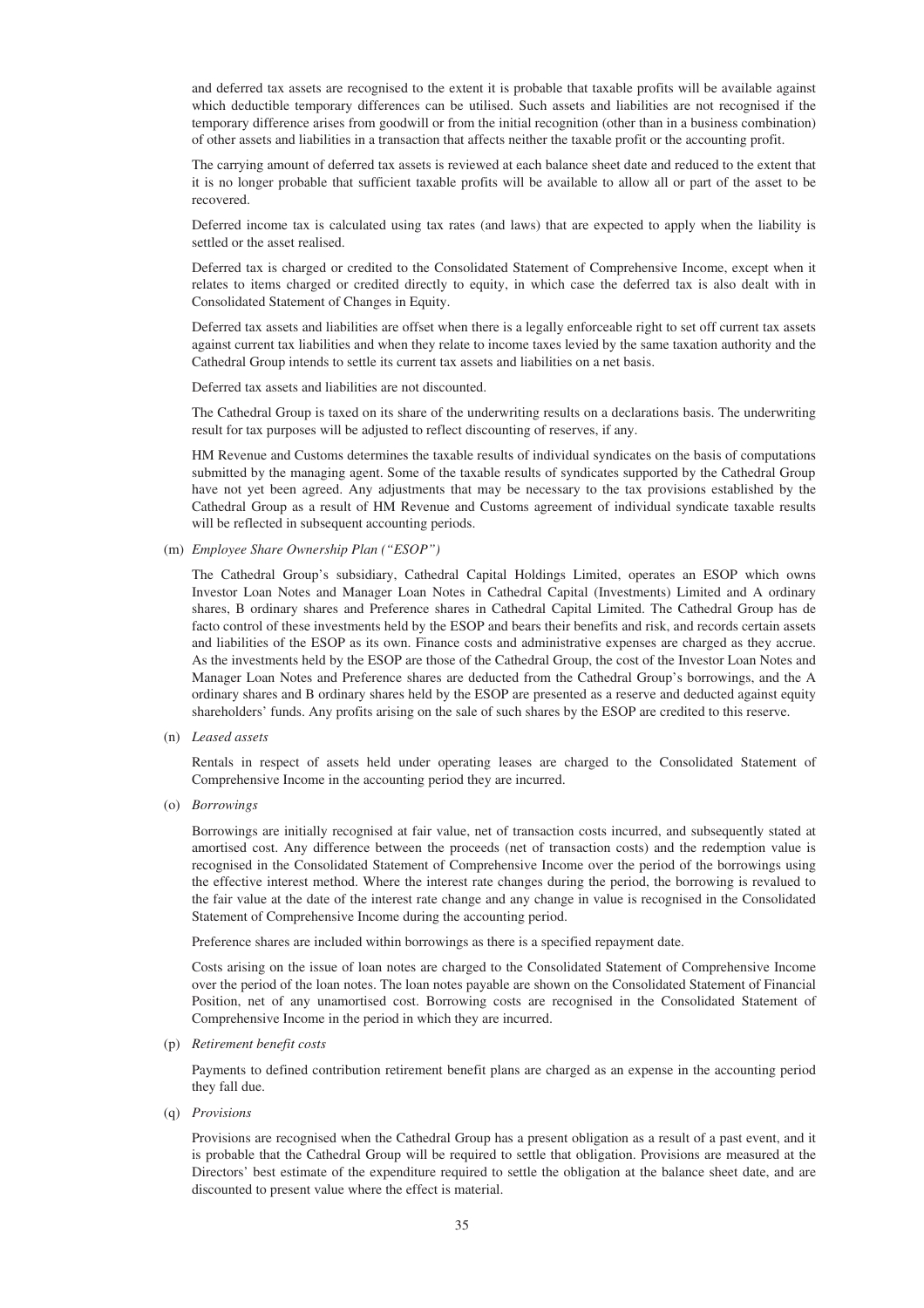and deferred tax assets are recognised to the extent it is probable that taxable profits will be available against which deductible temporary differences can be utilised. Such assets and liabilities are not recognised if the temporary difference arises from goodwill or from the initial recognition (other than in a business combination) of other assets and liabilities in a transaction that affects neither the taxable profit or the accounting profit.

The carrying amount of deferred tax assets is reviewed at each balance sheet date and reduced to the extent that it is no longer probable that sufficient taxable profits will be available to allow all or part of the asset to be recovered.

Deferred income tax is calculated using tax rates (and laws) that are expected to apply when the liability is settled or the asset realised.

Deferred tax is charged or credited to the Consolidated Statement of Comprehensive Income, except when it relates to items charged or credited directly to equity, in which case the deferred tax is also dealt with in Consolidated Statement of Changes in Equity.

Deferred tax assets and liabilities are offset when there is a legally enforceable right to set off current tax assets against current tax liabilities and when they relate to income taxes levied by the same taxation authority and the Cathedral Group intends to settle its current tax assets and liabilities on a net basis.

Deferred tax assets and liabilities are not discounted.

The Cathedral Group is taxed on its share of the underwriting results on a declarations basis. The underwriting result for tax purposes will be adjusted to reflect discounting of reserves, if any.

HM Revenue and Customs determines the taxable results of individual syndicates on the basis of computations submitted by the managing agent. Some of the taxable results of syndicates supported by the Cathedral Group have not yet been agreed. Any adjustments that may be necessary to the tax provisions established by the Cathedral Group as a result of HM Revenue and Customs agreement of individual syndicate taxable results will be reflected in subsequent accounting periods.

(m) *Employee Share Ownership Plan ("ESOP")*

The Cathedral Group's subsidiary, Cathedral Capital Holdings Limited, operates an ESOP which owns Investor Loan Notes and Manager Loan Notes in Cathedral Capital (Investments) Limited and A ordinary shares, B ordinary shares and Preference shares in Cathedral Capital Limited. The Cathedral Group has de facto control of these investments held by the ESOP and bears their benefits and risk, and records certain assets and liabilities of the ESOP as its own. Finance costs and administrative expenses are charged as they accrue. As the investments held by the ESOP are those of the Cathedral Group, the cost of the Investor Loan Notes and Manager Loan Notes and Preference shares are deducted from the Cathedral Group's borrowings, and the A ordinary shares and B ordinary shares held by the ESOP are presented as a reserve and deducted against equity shareholders' funds. Any profits arising on the sale of such shares by the ESOP are credited to this reserve.

(n) *Leased assets*

Rentals in respect of assets held under operating leases are charged to the Consolidated Statement of Comprehensive Income in the accounting period they are incurred.

(o) *Borrowings*

Borrowings are initially recognised at fair value, net of transaction costs incurred, and subsequently stated at amortised cost. Any difference between the proceeds (net of transaction costs) and the redemption value is recognised in the Consolidated Statement of Comprehensive Income over the period of the borrowings using the effective interest method. Where the interest rate changes during the period, the borrowing is revalued to the fair value at the date of the interest rate change and any change in value is recognised in the Consolidated Statement of Comprehensive Income during the accounting period.

Preference shares are included within borrowings as there is a specified repayment date.

Costs arising on the issue of loan notes are charged to the Consolidated Statement of Comprehensive Income over the period of the loan notes. The loan notes payable are shown on the Consolidated Statement of Financial Position, net of any unamortised cost. Borrowing costs are recognised in the Consolidated Statement of Comprehensive Income in the period in which they are incurred.

(p) *Retirement benefit costs*

Payments to defined contribution retirement benefit plans are charged as an expense in the accounting period they fall due.

(q) *Provisions*

Provisions are recognised when the Cathedral Group has a present obligation as a result of a past event, and it is probable that the Cathedral Group will be required to settle that obligation. Provisions are measured at the Directors' best estimate of the expenditure required to settle the obligation at the balance sheet date, and are discounted to present value where the effect is material.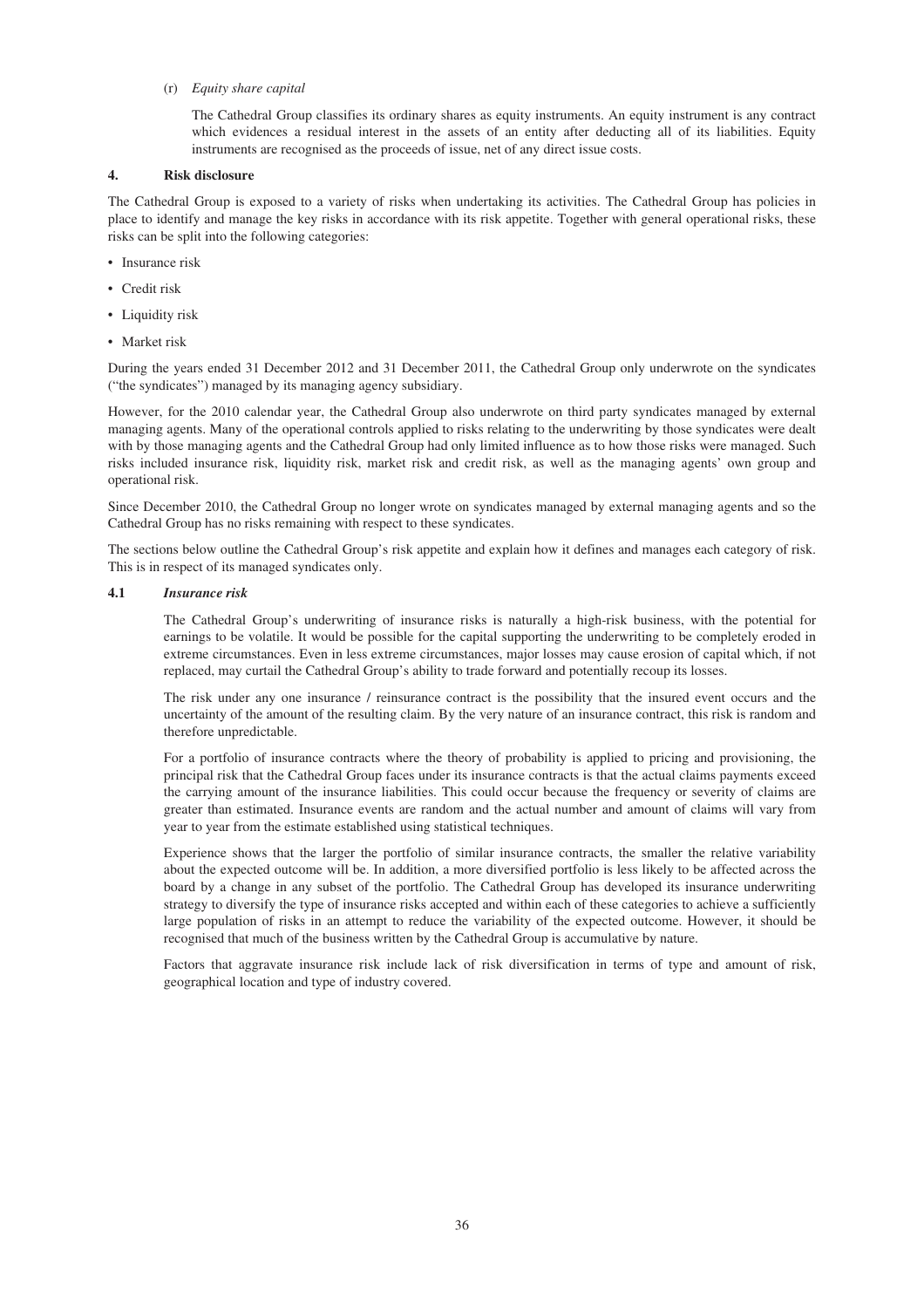(r) *Equity share capital*

The Cathedral Group classifies its ordinary shares as equity instruments. An equity instrument is any contract which evidences a residual interest in the assets of an entity after deducting all of its liabilities. Equity instruments are recognised as the proceeds of issue, net of any direct issue costs.

## 4. Risk disclosure

The Cathedral Group is exposed to a variety of risks when undertaking its activities. The Cathedral Group has policies in place to identify and manage the key risks in accordance with its risk appetite. Together with general operational risks, these risks can be split into the following categories:

- Insurance risk
- Credit risk
- Liquidity risk
- Market risk

During the years ended 31 December 2012 and 31 December 2011, the Cathedral Group only underwrote on the syndicates ("the syndicates") managed by its managing agency subsidiary.

However, for the 2010 calendar year, the Cathedral Group also underwrote on third party syndicates managed by external managing agents. Many of the operational controls applied to risks relating to the underwriting by those syndicates were dealt with by those managing agents and the Cathedral Group had only limited influence as to how those risks were managed. Such risks included insurance risk, liquidity risk, market risk and credit risk, as well as the managing agents' own group and operational risk.

Since December 2010, the Cathedral Group no longer wrote on syndicates managed by external managing agents and so the Cathedral Group has no risks remaining with respect to these syndicates.

The sections below outline the Cathedral Group's risk appetite and explain how it defines and manages each category of risk. This is in respect of its managed syndicates only.

### 4.1 *Insurance risk*

The Cathedral Group's underwriting of insurance risks is naturally a high-risk business, with the potential for earnings to be volatile. It would be possible for the capital supporting the underwriting to be completely eroded in extreme circumstances. Even in less extreme circumstances, major losses may cause erosion of capital which, if not replaced, may curtail the Cathedral Group's ability to trade forward and potentially recoup its losses.

The risk under any one insurance / reinsurance contract is the possibility that the insured event occurs and the uncertainty of the amount of the resulting claim. By the very nature of an insurance contract, this risk is random and therefore unpredictable.

For a portfolio of insurance contracts where the theory of probability is applied to pricing and provisioning, the principal risk that the Cathedral Group faces under its insurance contracts is that the actual claims payments exceed the carrying amount of the insurance liabilities. This could occur because the frequency or severity of claims are greater than estimated. Insurance events are random and the actual number and amount of claims will vary from year to year from the estimate established using statistical techniques.

Experience shows that the larger the portfolio of similar insurance contracts, the smaller the relative variability about the expected outcome will be. In addition, a more diversified portfolio is less likely to be affected across the board by a change in any subset of the portfolio. The Cathedral Group has developed its insurance underwriting strategy to diversify the type of insurance risks accepted and within each of these categories to achieve a sufficiently large population of risks in an attempt to reduce the variability of the expected outcome. However, it should be recognised that much of the business written by the Cathedral Group is accumulative by nature.

Factors that aggravate insurance risk include lack of risk diversification in terms of type and amount of risk, geographical location and type of industry covered.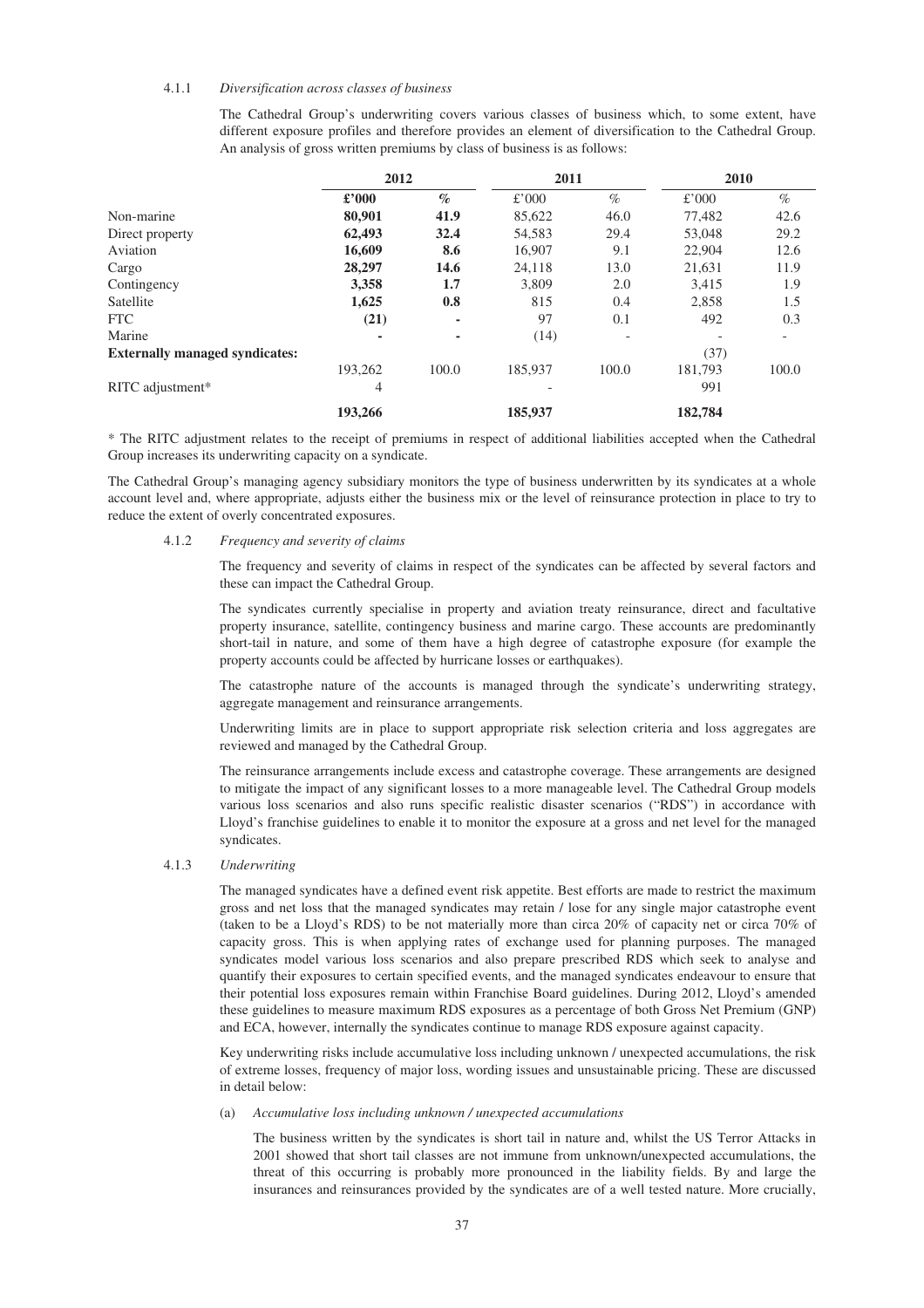4.1.1 *Diversification across classes of business*

The Cathedral Group's underwriting covers various classes of business which, to some extent, have different exposure profiles and therefore provides an element of diversification to the Cathedral Group. An analysis of gross written premiums by class of business is as follows:

| | 2012 | | 2011 | | 2010 | |
|---|---|---|---|---|---|---|
| | **£'000** | **%** | £'000 | % | £'000 | % |
| Non-marine | **80,901** | **41.9** | 85,622 | 46.0 | 77,482 | 42.6 |
| Direct property | **62,493** | **32.4** | 54,583 | 29.4 | 53,048 | 29.2 |
| Aviation | **16,609** | **8.6** | 16,907 | 9.1 | 22,904 | 12.6 |
| Cargo | **28,297** | **14.6** | 24,118 | 13.0 | 21,631 | 11.9 |
| Contingency | **3,358** | **1.7** | 3,809 | 2.0 | 3,415 | 1.9 |
| Satellite | **1,625** | **0.8** | 815 | 0.4 | 2,858 | 1.5 |
| FTC | **(21)** | **-** | 97 | 0.1 | 492 | 0.3 |
| Marine | **-** | **-** | (14) | - | - | - |
| **Externally managed syndicates:** | | | | | (37) | |
| | 193,262 | 100.0 | 185,937 | 100.0 | 181,793 | 100.0 |
| RITC adjustment* | 4 | | - | | 991 | |
| | **193,266** | | **185,937** | | **182,784** | |

\* The RITC adjustment relates to the receipt of premiums in respect of additional liabilities accepted when the Cathedral Group increases its underwriting capacity on a syndicate.

The Cathedral Group's managing agency subsidiary monitors the type of business underwritten by its syndicates at a whole account level and, where appropriate, adjusts either the business mix or the level of reinsurance protection in place to try to reduce the extent of overly concentrated exposures.

4.1.2 *Frequency and severity of claims*

The frequency and severity of claims in respect of the syndicates can be affected by several factors and these can impact the Cathedral Group.

The syndicates currently specialise in property and aviation treaty reinsurance, direct and facultative property insurance, satellite, contingency business and marine cargo. These accounts are predominantly short-tail in nature, and some of them have a high degree of catastrophe exposure (for example the property accounts could be affected by hurricane losses or earthquakes).

The catastrophe nature of the accounts is managed through the syndicate's underwriting strategy, aggregate management and reinsurance arrangements.

Underwriting limits are in place to support appropriate risk selection criteria and loss aggregates are reviewed and managed by the Cathedral Group.

The reinsurance arrangements include excess and catastrophe coverage. These arrangements are designed to mitigate the impact of any significant losses to a more manageable level. The Cathedral Group models various loss scenarios and also runs specific realistic disaster scenarios ("RDS") in accordance with Lloyd's franchise guidelines to enable it to monitor the exposure at a gross and net level for the managed syndicates.

4.1.3 *Underwriting*

The managed syndicates have a defined event risk appetite. Best efforts are made to restrict the maximum gross and net loss that the managed syndicates may retain / lose for any single major catastrophe event (taken to be a Lloyd's RDS) to be not materially more than circa 20% of capacity net or circa 70% of capacity gross. This is when applying rates of exchange used for planning purposes. The managed syndicates model various loss scenarios and also prepare prescribed RDS which seek to analyse and quantify their exposures to certain specified events, and the managed syndicates endeavour to ensure that their potential loss exposures remain within Franchise Board guidelines. During 2012, Lloyd's amended these guidelines to measure maximum RDS exposures as a percentage of both Gross Net Premium (GNP) and ECA, however, internally the syndicates continue to manage RDS exposure against capacity.

Key underwriting risks include accumulative loss including unknown / unexpected accumulations, the risk of extreme losses, frequency of major loss, wording issues and unsustainable pricing. These are discussed in detail below:

(a) *Accumulative loss including unknown / unexpected accumulations*

The business written by the syndicates is short tail in nature and, whilst the US Terror Attacks in 2001 showed that short tail classes are not immune from unknown/unexpected accumulations, the threat of this occurring is probably more pronounced in the liability fields. By and large the insurances and reinsurances provided by the syndicates are of a well tested nature. More crucially,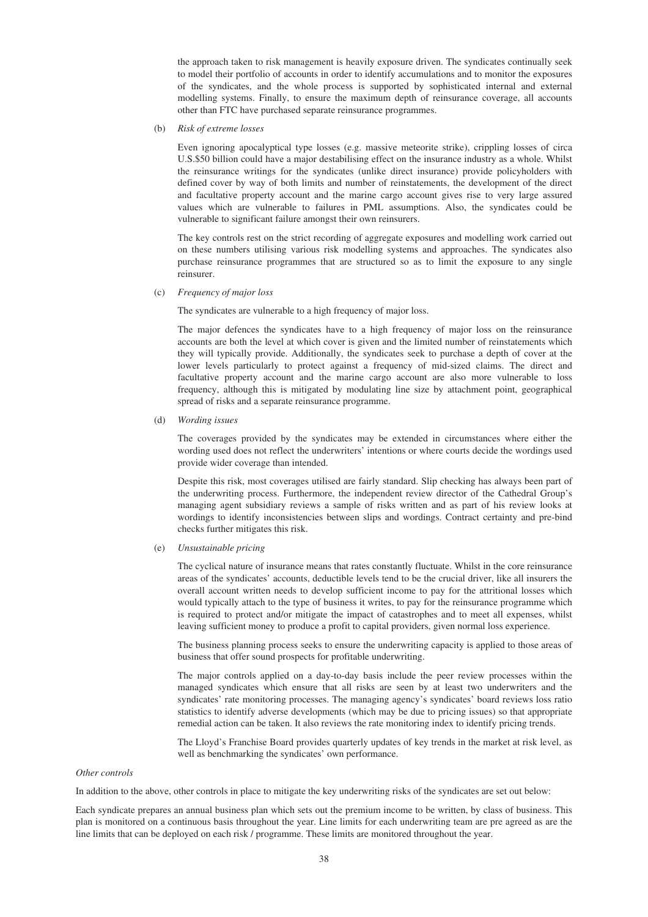the approach taken to risk management is heavily exposure driven. The syndicates continually seek to model their portfolio of accounts in order to identify accumulations and to monitor the exposures of the syndicates, and the whole process is supported by sophisticated internal and external modelling systems. Finally, to ensure the maximum depth of reinsurance coverage, all accounts other than FTC have purchased separate reinsurance programmes.

(b) *Risk of extreme losses*

Even ignoring apocalyptical type losses (e.g. massive meteorite strike), crippling losses of circa U.S.$50 billion could have a major destabilising effect on the insurance industry as a whole. Whilst the reinsurance writings for the syndicates (unlike direct insurance) provide policyholders with defined cover by way of both limits and number of reinstatements, the development of the direct and facultative property account and the marine cargo account gives rise to very large assured values which are vulnerable to failures in PML assumptions. Also, the syndicates could be vulnerable to significant failure amongst their own reinsurers.

The key controls rest on the strict recording of aggregate exposures and modelling work carried out on these numbers utilising various risk modelling systems and approaches. The syndicates also purchase reinsurance programmes that are structured so as to limit the exposure to any single reinsurer.

(c) *Frequency of major loss*

The syndicates are vulnerable to a high frequency of major loss.

The major defences the syndicates have to a high frequency of major loss on the reinsurance accounts are both the level at which cover is given and the limited number of reinstatements which they will typically provide. Additionally, the syndicates seek to purchase a depth of cover at the lower levels particularly to protect against a frequency of mid-sized claims. The direct and facultative property account and the marine cargo account are also more vulnerable to loss frequency, although this is mitigated by modulating line size by attachment point, geographical spread of risks and a separate reinsurance programme.

(d) *Wording issues*

The coverages provided by the syndicates may be extended in circumstances where either the wording used does not reflect the underwriters' intentions or where courts decide the wordings used provide wider coverage than intended.

Despite this risk, most coverages utilised are fairly standard. Slip checking has always been part of the underwriting process. Furthermore, the independent review director of the Cathedral Group's managing agent subsidiary reviews a sample of risks written and as part of his review looks at wordings to identify inconsistencies between slips and wordings. Contract certainty and pre-bind checks further mitigates this risk.

(e) *Unsustainable pricing*

The cyclical nature of insurance means that rates constantly fluctuate. Whilst in the core reinsurance areas of the syndicates' accounts, deductible levels tend to be the crucial driver, like all insurers the overall account written needs to develop sufficient income to pay for the attritional losses which would typically attach to the type of business it writes, to pay for the reinsurance programme which is required to protect and/or mitigate the impact of catastrophes and to meet all expenses, whilst leaving sufficient money to produce a profit to capital providers, given normal loss experience.

The business planning process seeks to ensure the underwriting capacity is applied to those areas of business that offer sound prospects for profitable underwriting.

The major controls applied on a day-to-day basis include the peer review processes within the managed syndicates which ensure that all risks are seen by at least two underwriters and the syndicates' rate monitoring processes. The managing agency's syndicates' board reviews loss ratio statistics to identify adverse developments (which may be due to pricing issues) so that appropriate remedial action can be taken. It also reviews the rate monitoring index to identify pricing trends.

The Lloyd's Franchise Board provides quarterly updates of key trends in the market at risk level, as well as benchmarking the syndicates' own performance.

*Other controls*

In addition to the above, other controls in place to mitigate the key underwriting risks of the syndicates are set out below:

Each syndicate prepares an annual business plan which sets out the premium income to be written, by class of business. This plan is monitored on a continuous basis throughout the year. Line limits for each underwriting team are pre agreed as are the line limits that can be deployed on each risk / programme. These limits are monitored throughout the year.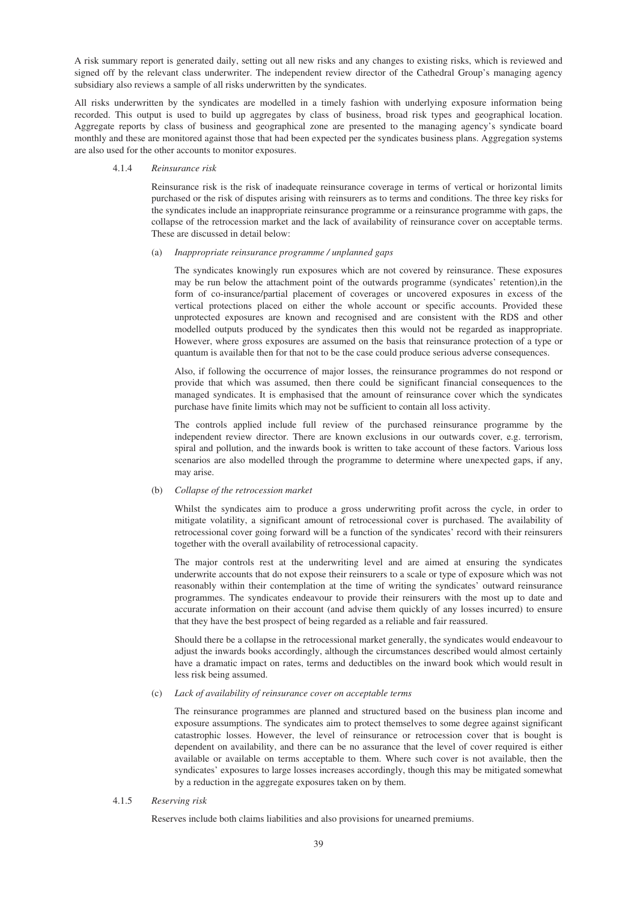A risk summary report is generated daily, setting out all new risks and any changes to existing risks, which is reviewed and signed off by the relevant class underwriter. The independent review director of the Cathedral Group's managing agency subsidiary also reviews a sample of all risks underwritten by the syndicates.

All risks underwritten by the syndicates are modelled in a timely fashion with underlying exposure information being recorded. This output is used to build up aggregates by class of business, broad risk types and geographical location. Aggregate reports by class of business and geographical zone are presented to the managing agency's syndicate board monthly and these are monitored against those that had been expected per the syndicates business plans. Aggregation systems are also used for the other accounts to monitor exposures.

4.1.4 *Reinsurance risk*

Reinsurance risk is the risk of inadequate reinsurance coverage in terms of vertical or horizontal limits purchased or the risk of disputes arising with reinsurers as to terms and conditions. The three key risks for the syndicates include an inappropriate reinsurance programme or a reinsurance programme with gaps, the collapse of the retrocession market and the lack of availability of reinsurance cover on acceptable terms. These are discussed in detail below:

(a) *Inappropriate reinsurance programme / unplanned gaps*

The syndicates knowingly run exposures which are not covered by reinsurance. These exposures may be run below the attachment point of the outwards programme (syndicates' retention),in the form of co-insurance/partial placement of coverages or uncovered exposures in excess of the vertical protections placed on either the whole account or specific accounts. Provided these unprotected exposures are known and recognised and are consistent with the RDS and other modelled outputs produced by the syndicates then this would not be regarded as inappropriate. However, where gross exposures are assumed on the basis that reinsurance protection of a type or quantum is available then for that not to be the case could produce serious adverse consequences.

Also, if following the occurrence of major losses, the reinsurance programmes do not respond or provide that which was assumed, then there could be significant financial consequences to the managed syndicates. It is emphasised that the amount of reinsurance cover which the syndicates purchase have finite limits which may not be sufficient to contain all loss activity.

The controls applied include full review of the purchased reinsurance programme by the independent review director. There are known exclusions in our outwards cover, e.g. terrorism, spiral and pollution, and the inwards book is written to take account of these factors. Various loss scenarios are also modelled through the programme to determine where unexpected gaps, if any, may arise.

(b) *Collapse of the retrocession market*

Whilst the syndicates aim to produce a gross underwriting profit across the cycle, in order to mitigate volatility, a significant amount of retrocessional cover is purchased. The availability of retrocessional cover going forward will be a function of the syndicates' record with their reinsurers together with the overall availability of retrocessional capacity.

The major controls rest at the underwriting level and are aimed at ensuring the syndicates underwrite accounts that do not expose their reinsurers to a scale or type of exposure which was not reasonably within their contemplation at the time of writing the syndicates' outward reinsurance programmes. The syndicates endeavour to provide their reinsurers with the most up to date and accurate information on their account (and advise them quickly of any losses incurred) to ensure that they have the best prospect of being regarded as a reliable and fair reassured.

Should there be a collapse in the retrocessional market generally, the syndicates would endeavour to adjust the inwards books accordingly, although the circumstances described would almost certainly have a dramatic impact on rates, terms and deductibles on the inward book which would result in less risk being assumed.

(c) *Lack of availability of reinsurance cover on acceptable terms*

The reinsurance programmes are planned and structured based on the business plan income and exposure assumptions. The syndicates aim to protect themselves to some degree against significant catastrophic losses. However, the level of reinsurance or retrocession cover that is bought is dependent on availability, and there can be no assurance that the level of cover required is either available or available on terms acceptable to them. Where such cover is not available, then the syndicates' exposures to large losses increases accordingly, though this may be mitigated somewhat by a reduction in the aggregate exposures taken on by them.

4.1.5 *Reserving risk*

Reserves include both claims liabilities and also provisions for unearned premiums.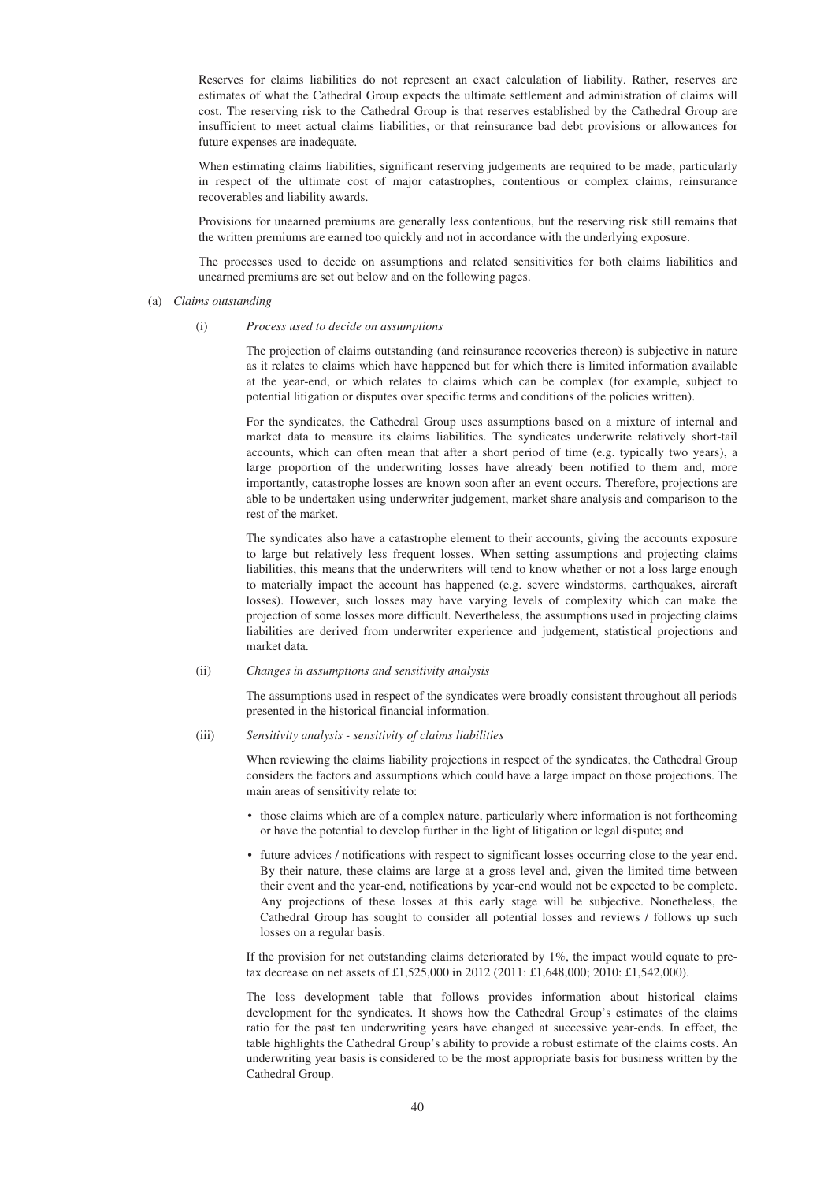Reserves for claims liabilities do not represent an exact calculation of liability. Rather, reserves are estimates of what the Cathedral Group expects the ultimate settlement and administration of claims will cost. The reserving risk to the Cathedral Group is that reserves established by the Cathedral Group are insufficient to meet actual claims liabilities, or that reinsurance bad debt provisions or allowances for future expenses are inadequate.

When estimating claims liabilities, significant reserving judgements are required to be made, particularly in respect of the ultimate cost of major catastrophes, contentious or complex claims, reinsurance recoverables and liability awards.

Provisions for unearned premiums are generally less contentious, but the reserving risk still remains that the written premiums are earned too quickly and not in accordance with the underlying exposure.

The processes used to decide on assumptions and related sensitivities for both claims liabilities and unearned premiums are set out below and on the following pages.

(a) *Claims outstanding*

(i) *Process used to decide on assumptions*

The projection of claims outstanding (and reinsurance recoveries thereon) is subjective in nature as it relates to claims which have happened but for which there is limited information available at the year-end, or which relates to claims which can be complex (for example, subject to potential litigation or disputes over specific terms and conditions of the policies written).

For the syndicates, the Cathedral Group uses assumptions based on a mixture of internal and market data to measure its claims liabilities. The syndicates underwrite relatively short-tail accounts, which can often mean that after a short period of time (e.g. typically two years), a large proportion of the underwriting losses have already been notified to them and, more importantly, catastrophe losses are known soon after an event occurs. Therefore, projections are able to be undertaken using underwriter judgement, market share analysis and comparison to the rest of the market.

The syndicates also have a catastrophe element to their accounts, giving the accounts exposure to large but relatively less frequent losses. When setting assumptions and projecting claims liabilities, this means that the underwriters will tend to know whether or not a loss large enough to materially impact the account has happened (e.g. severe windstorms, earthquakes, aircraft losses). However, such losses may have varying levels of complexity which can make the projection of some losses more difficult. Nevertheless, the assumptions used in projecting claims liabilities are derived from underwriter experience and judgement, statistical projections and market data.

(ii) *Changes in assumptions and sensitivity analysis*

The assumptions used in respect of the syndicates were broadly consistent throughout all periods presented in the historical financial information.

(iii) *Sensitivity analysis - sensitivity of claims liabilities*

When reviewing the claims liability projections in respect of the syndicates, the Cathedral Group considers the factors and assumptions which could have a large impact on those projections. The main areas of sensitivity relate to:

- those claims which are of a complex nature, particularly where information is not forthcoming or have the potential to develop further in the light of litigation or legal dispute; and
- future advices / notifications with respect to significant losses occurring close to the year end. By their nature, these claims are large at a gross level and, given the limited time between their event and the year-end, notifications by year-end would not be expected to be complete. Any projections of these losses at this early stage will be subjective. Nonetheless, the Cathedral Group has sought to consider all potential losses and reviews / follows up such losses on a regular basis.

If the provision for net outstanding claims deteriorated by 1%, the impact would equate to pre-tax decrease on net assets of £1,525,000 in 2012 (2011: £1,648,000; 2010: £1,542,000).

The loss development table that follows provides information about historical claims development for the syndicates. It shows how the Cathedral Group's estimates of the claims ratio for the past ten underwriting years have changed at successive year-ends. In effect, the table highlights the Cathedral Group's ability to provide a robust estimate of the claims costs. An underwriting year basis is considered to be the most appropriate basis for business written by the Cathedral Group.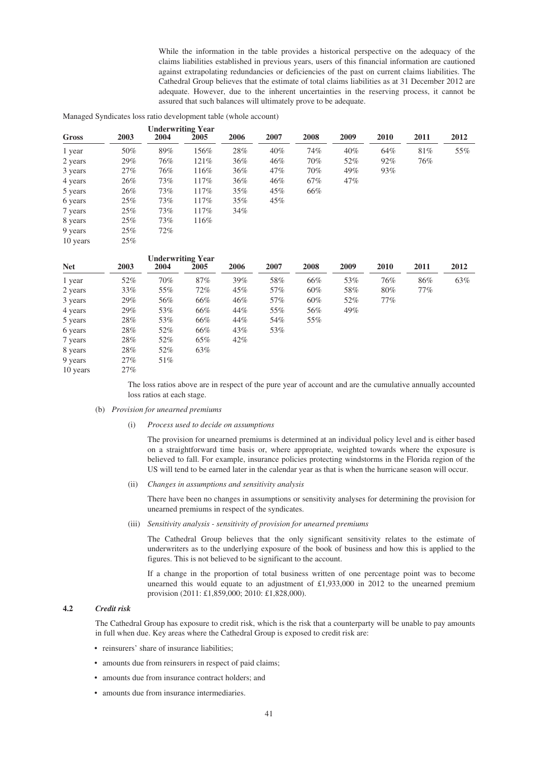While the information in the table provides a historical perspective on the adequacy of the claims liabilities established in previous years, users of this financial information are cautioned against extrapolating redundancies or deficiencies of the past on current claims liabilities. The Cathedral Group believes that the estimate of total claims liabilities as at 31 December 2012 are adequate. However, due to the inherent uncertainties in the reserving process, it cannot be assured that such balances will ultimately prove to be adequate.

Managed Syndicates loss ratio development table (whole account)

| | Underwriting Year | | | | | | | | | |
|---|---|---|---|---|---|---|---|---|---|---|
| **Gross** | **2003** | **2004** | **2005** | **2006** | **2007** | **2008** | **2009** | **2010** | **2011** | **2012** |
| 1 year | 50% | 89% | 156% | 28% | 40% | 74% | 40% | 64% | 81% | 55% |
| 2 years | 29% | 76% | 121% | 36% | 46% | 70% | 52% | 92% | 76% | |
| 3 years | 27% | 76% | 116% | 36% | 47% | 70% | 49% | 93% | | |
| 4 years | 26% | 73% | 117% | 36% | 46% | 67% | 47% | | | |
| 5 years | 26% | 73% | 117% | 35% | 45% | 66% | | | | |
| 6 years | 25% | 73% | 117% | 35% | 45% | | | | | |
| 7 years | 25% | 73% | 117% | 34% | | | | | | |
| 8 years | 25% | 73% | 116% | | | | | | | |
| 9 years | 25% | 72% | | | | | | | | |
| 10 years | 25% | | | | | | | | | |

| | Underwriting Year | | | | | | | | | |
|---|---|---|---|---|---|---|---|---|---|---|
| **Net** | **2003** | **2004** | **2005** | **2006** | **2007** | **2008** | **2009** | **2010** | **2011** | **2012** |
| 1 year | 52% | 70% | 87% | 39% | 58% | 66% | 53% | 76% | 86% | 63% |
| 2 years | 33% | 55% | 72% | 45% | 57% | 60% | 58% | 80% | 77% | |
| 3 years | 29% | 56% | 66% | 46% | 57% | 60% | 52% | 77% | | |
| 4 years | 29% | 53% | 66% | 44% | 55% | 56% | 49% | | | |
| 5 years | 28% | 53% | 66% | 44% | 54% | 55% | | | | |
| 6 years | 28% | 52% | 66% | 43% | 53% | | | | | |
| 7 years | 28% | 52% | 65% | 42% | | | | | | |
| 8 years | 28% | 52% | 63% | | | | | | | |
| 9 years | 27% | 51% | | | | | | | | |
| 10 years | 27% | | | | | | | | | |

The loss ratios above are in respect of the pure year of account and are the cumulative annually accounted loss ratios at each stage.

(b) *Provision for unearned premiums*

(i) *Process used to decide on assumptions*

The provision for unearned premiums is determined at an individual policy level and is either based on a straightforward time basis or, where appropriate, weighted towards where the exposure is believed to fall. For example, insurance policies protecting windstorms in the Florida region of the US will tend to be earned later in the calendar year as that is when the hurricane season will occur.

(ii) *Changes in assumptions and sensitivity analysis*

There have been no changes in assumptions or sensitivity analyses for determining the provision for unearned premiums in respect of the syndicates.

(iii) *Sensitivity analysis - sensitivity of provision for unearned premiums*

The Cathedral Group believes that the only significant sensitivity relates to the estimate of underwriters as to the underlying exposure of the book of business and how this is applied to the figures. This is not believed to be significant to the account.

If a change in the proportion of total business written of one percentage point was to become unearned this would equate to an adjustment of £1,933,000 in 2012 to the unearned premium provision (2011: £1,859,000; 2010: £1,828,000).

**4.2** ***Credit risk***

The Cathedral Group has exposure to credit risk, which is the risk that a counterparty will be unable to pay amounts in full when due. Key areas where the Cathedral Group is exposed to credit risk are:

- reinsurers' share of insurance liabilities;
- amounts due from reinsurers in respect of paid claims;
- amounts due from insurance contract holders; and
- amounts due from insurance intermediaries.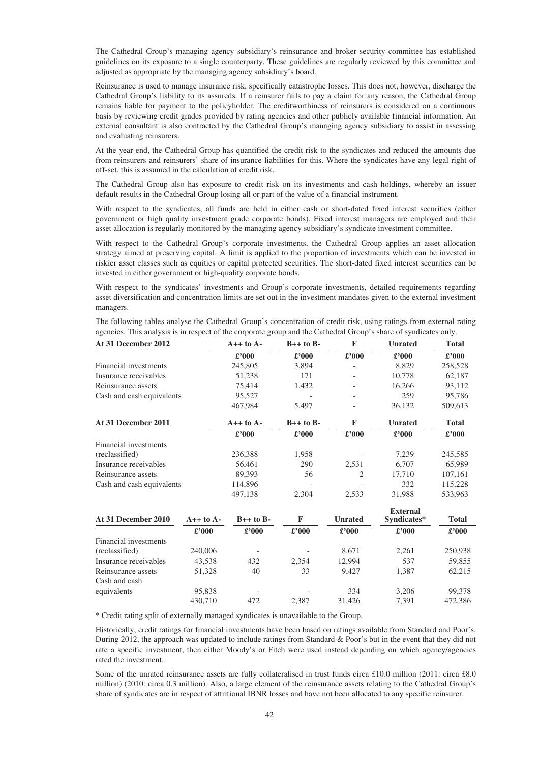The Cathedral Group's managing agency subsidiary's reinsurance and broker security committee has established guidelines on its exposure to a single counterparty. These guidelines are regularly reviewed by this committee and adjusted as appropriate by the managing agency subsidiary's board.

Reinsurance is used to manage insurance risk, specifically catastrophe losses. This does not, however, discharge the Cathedral Group's liability to its assureds. If a reinsurer fails to pay a claim for any reason, the Cathedral Group remains liable for payment to the policyholder. The creditworthiness of reinsurers is considered on a continuous basis by reviewing credit grades provided by rating agencies and other publicly available financial information. An external consultant is also contracted by the Cathedral Group's managing agency subsidiary to assist in assessing and evaluating reinsurers.

At the year-end, the Cathedral Group has quantified the credit risk to the syndicates and reduced the amounts due from reinsurers and reinsurers' share of insurance liabilities for this. Where the syndicates have any legal right of off-set, this is assumed in the calculation of credit risk.

The Cathedral Group also has exposure to credit risk on its investments and cash holdings, whereby an issuer default results in the Cathedral Group losing all or part of the value of a financial instrument.

With respect to the syndicates, all funds are held in either cash or short-dated fixed interest securities (either government or high quality investment grade corporate bonds). Fixed interest managers are employed and their asset allocation is regularly monitored by the managing agency subsidiary's syndicate investment committee.

With respect to the Cathedral Group's corporate investments, the Cathedral Group applies an asset allocation strategy aimed at preserving capital. A limit is applied to the proportion of investments which can be invested in riskier asset classes such as equities or capital protected securities. The short-dated fixed interest securities can be invested in either government or high-quality corporate bonds.

With respect to the syndicates' investments and Group's corporate investments, detailed requirements regarding asset diversification and concentration limits are set out in the investment mandates given to the external investment managers.

The following tables analyse the Cathedral Group's concentration of credit risk, using ratings from external rating agencies. This analysis is in respect of the corporate group and the Cathedral Group's share of syndicates only.

| At 31 December 2012 | A++ to A- | B++ to B- | F | Unrated | Total |
|---|---|---|---|---|---|
| | £'000 | £'000 | £'000 | £'000 | £'000 |
| Financial investments | 245,805 | 3,894 | - | 8,829 | 258,528 |
| Insurance receivables | 51,238 | 171 | - | 10,778 | 62,187 |
| Reinsurance assets | 75,414 | 1,432 | - | 16,266 | 93,112 |
| Cash and cash equivalents | 95,527 | - | - | 259 | 95,786 |
| | 467,984 | 5,497 | - | 36,132 | 509,613 |

| At 31 December 2011 | A++ to A- | B++ to B- | F | Unrated | Total |
|---|---|---|---|---|---|
| | £'000 | £'000 | £'000 | £'000 | £'000 |
| Financial investments (reclassified) | 236,388 | 1,958 | - | 7,239 | 245,585 |
| Insurance receivables | 56,461 | 290 | 2,531 | 6,707 | 65,989 |
| Reinsurance assets | 89,393 | 56 | 2 | 17,710 | 107,161 |
| Cash and cash equivalents | 114,896 | - | - | 332 | 115,228 |
| | 497,138 | 2,304 | 2,533 | 31,988 | 533,963 |

| At 31 December 2010 | A++ to A- | B++ to B- | F | Unrated | External Syndicates* | Total |
|---|---|---|---|---|---|---|
| | £'000 | £'000 | £'000 | £'000 | £'000 | £'000 |
| Financial investments (reclassified) | 240,006 | - | - | 8,671 | 2,261 | 250,938 |
| Insurance receivables | 43,538 | 432 | 2,354 | 12,994 | 537 | 59,855 |
| Reinsurance assets | 51,328 | 40 | 33 | 9,427 | 1,387 | 62,215 |
| Cash and cash equivalents | 95,838 | - | - | 334 | 3,206 | 99,378 |
| | 430,710 | 472 | 2,387 | 31,426 | 7,391 | 472,386 |

\* Credit rating split of externally managed syndicates is unavailable to the Group.

Historically, credit ratings for financial investments have been based on ratings available from Standard and Poor's. During 2012, the approach was updated to include ratings from Standard & Poor's but in the event that they did not rate a specific investment, then either Moody's or Fitch were used instead depending on which agency/agencies rated the investment.

Some of the unrated reinsurance assets are fully collateralised in trust funds circa £10.0 million (2011: circa £8.0 million) (2010: circa 0.3 million). Also, a large element of the reinsurance assets relating to the Cathedral Group's share of syndicates are in respect of attritional IBNR losses and have not been allocated to any specific reinsurer.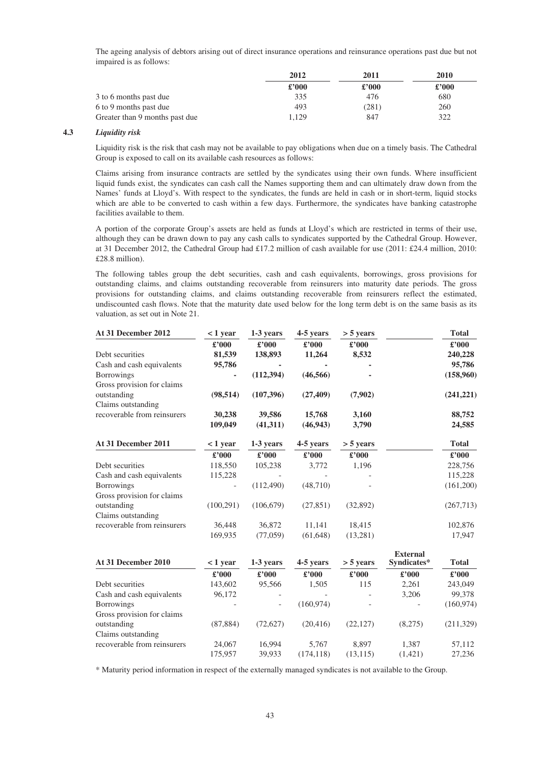The ageing analysis of debtors arising out of direct insurance operations and reinsurance operations past due but not impaired is as follows:

| | 2012 | 2011 | 2010 |
|---|---|---|---|
| | £'000 | £'000 | £'000 |
| 3 to 6 months past due | 335 | 476 | 680 |
| 6 to 9 months past due | 493 | (281) | 260 |
| Greater than 9 months past due | 1,129 | 847 | 322 |

### 4.3 *Liquidity risk*

Liquidity risk is the risk that cash may not be available to pay obligations when due on a timely basis. The Cathedral Group is exposed to call on its available cash resources as follows:

Claims arising from insurance contracts are settled by the syndicates using their own funds. Where insufficient liquid funds exist, the syndicates can cash call the Names supporting them and can ultimately draw down from the Names' funds at Lloyd's. With respect to the syndicates, the funds are held in cash or in short-term, liquid stocks which are able to be converted to cash within a few days. Furthermore, the syndicates have banking catastrophe facilities available to them.

A portion of the corporate Group's assets are held as funds at Lloyd's which are restricted in terms of their use, although they can be drawn down to pay any cash calls to syndicates supported by the Cathedral Group. However, at 31 December 2012, the Cathedral Group had £17.2 million of cash available for use (2011: £24.4 million, 2010: £28.8 million).

The following tables group the debt securities, cash and cash equivalents, borrowings, gross provisions for outstanding claims, and claims outstanding recoverable from reinsurers into maturity date periods. The gross provisions for outstanding claims, and claims outstanding recoverable from reinsurers reflect the estimated, undiscounted cash flows. Note that the maturity date used below for the long term debt is on the same basis as its valuation, as set out in Note 21.

| At 31 December 2012 | < 1 year | 1-3 years | 4-5 years | > 5 years | Total |
|---|---|---|---|---|---|
| | £'000 | £'000 | £'000 | £'000 | £'000 |
| Debt securities | **81,539** | **138,893** | **11,264** | **8,532** | **240,228** |
| Cash and cash equivalents | **95,786** | **-** | **-** | **-** | **95,786** |
| Borrowings | **-** | **(112,394)** | **(46,566)** | **-** | **(158,960)** |
| Gross provision for claims outstanding | **(98,514)** | **(107,396)** | **(27,409)** | **(7,902)** | **(241,221)** |
| Claims outstanding recoverable from reinsurers | **30,238** | **39,586** | **15,768** | **3,160** | **88,752** |
| | **109,049** | **(41,311)** | **(46,943)** | **3,790** | **24,585** |

| At 31 December 2011 | < 1 year | 1-3 years | 4-5 years | > 5 years | Total |
|---|---|---|---|---|---|
| | £'000 | £'000 | £'000 | £'000 | £'000 |
| Debt securities | 118,550 | 105,238 | 3,772 | 1,196 | 228,756 |
| Cash and cash equivalents | 115,228 | - | - | - | 115,228 |
| Borrowings | - | (112,490) | (48,710) | - | (161,200) |
| Gross provision for claims outstanding | (100,291) | (106,679) | (27,851) | (32,892) | (267,713) |
| Claims outstanding recoverable from reinsurers | 36,448 | 36,872 | 11,141 | 18,415 | 102,876 |
| | 169,935 | (77,059) | (61,648) | (13,281) | 17,947 |

| At 31 December 2010 | < 1 year | 1-3 years | 4-5 years | > 5 years | External Syndicates* | Total |
|---|---|---|---|---|---|---|
| | £'000 | £'000 | £'000 | £'000 | £'000 | £'000 |
| Debt securities | 143,602 | 95,566 | 1,505 | 115 | 2,261 | 243,049 |
| Cash and cash equivalents | 96,172 | - | - | - | 3,206 | 99,378 |
| Borrowings | - | - | (160,974) | - | - | (160,974) |
| Gross provision for claims outstanding | (87,884) | (72,627) | (20,416) | (22,127) | (8,275) | (211,329) |
| Claims outstanding recoverable from reinsurers | 24,067 | 16,994 | 5,767 | 8,897 | 1,387 | 57,112 |
| | 175,957 | 39,933 | (174,118) | (13,115) | (1,421) | 27,236 |

\* Maturity period information in respect of the externally managed syndicates is not available to the Group.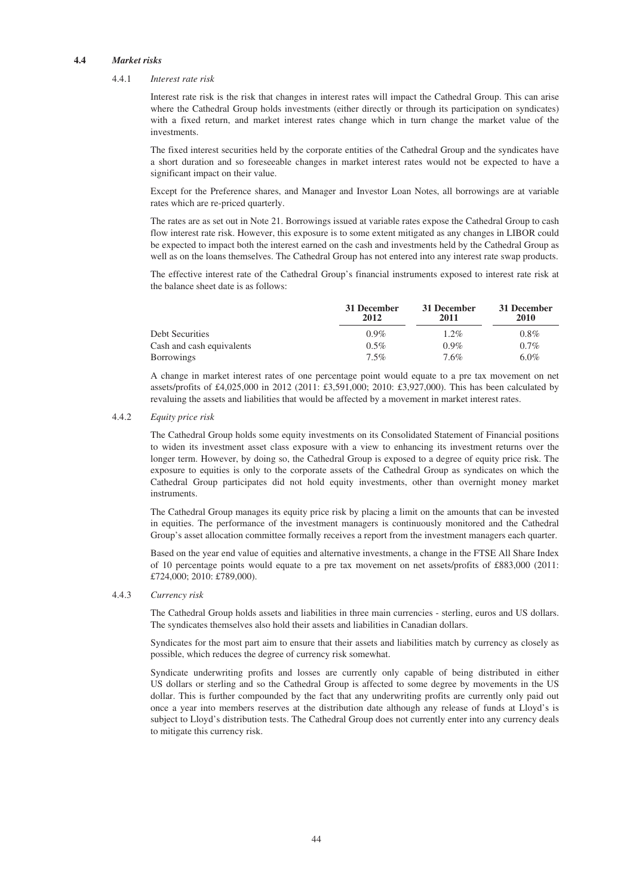### 4.4 *Market risks*

#### 4.4.1 *Interest rate risk*

Interest rate risk is the risk that changes in interest rates will impact the Cathedral Group. This can arise where the Cathedral Group holds investments (either directly or through its participation on syndicates) with a fixed return, and market interest rates change which in turn change the market value of the investments.

The fixed interest securities held by the corporate entities of the Cathedral Group and the syndicates have a short duration and so foreseeable changes in market interest rates would not be expected to have a significant impact on their value.

Except for the Preference shares, and Manager and Investor Loan Notes, all borrowings are at variable rates which are re-priced quarterly.

The rates are as set out in Note 21. Borrowings issued at variable rates expose the Cathedral Group to cash flow interest rate risk. However, this exposure is to some extent mitigated as any changes in LIBOR could be expected to impact both the interest earned on the cash and investments held by the Cathedral Group as well as on the loans themselves. The Cathedral Group has not entered into any interest rate swap products.

The effective interest rate of the Cathedral Group's financial instruments exposed to interest rate risk at the balance sheet date is as follows:

| | 31 December 2012 | 31 December 2011 | 31 December 2010 |
|---|---|---|---|
| Debt Securities | 0.9% | 1.2% | 0.8% |
| Cash and cash equivalents | 0.5% | 0.9% | 0.7% |
| Borrowings | 7.5% | 7.6% | 6.0% |

A change in market interest rates of one percentage point would equate to a pre tax movement on net assets/profits of £4,025,000 in 2012 (2011: £3,591,000; 2010: £3,927,000). This has been calculated by revaluing the assets and liabilities that would be affected by a movement in market interest rates.

#### 4.4.2 *Equity price risk*

The Cathedral Group holds some equity investments on its Consolidated Statement of Financial positions to widen its investment asset class exposure with a view to enhancing its investment returns over the longer term. However, by doing so, the Cathedral Group is exposed to a degree of equity price risk. The exposure to equities is only to the corporate assets of the Cathedral Group as syndicates on which the Cathedral Group participates did not hold equity investments, other than overnight money market instruments.

The Cathedral Group manages its equity price risk by placing a limit on the amounts that can be invested in equities. The performance of the investment managers is continuously monitored and the Cathedral Group's asset allocation committee formally receives a report from the investment managers each quarter.

Based on the year end value of equities and alternative investments, a change in the FTSE All Share Index of 10 percentage points would equate to a pre tax movement on net assets/profits of £883,000 (2011: £724,000; 2010: £789,000).

#### 4.4.3 *Currency risk*

The Cathedral Group holds assets and liabilities in three main currencies - sterling, euros and US dollars. The syndicates themselves also hold their assets and liabilities in Canadian dollars.

Syndicates for the most part aim to ensure that their assets and liabilities match by currency as closely as possible, which reduces the degree of currency risk somewhat.

Syndicate underwriting profits and losses are currently only capable of being distributed in either US dollars or sterling and so the Cathedral Group is affected to some degree by movements in the US dollar. This is further compounded by the fact that any underwriting profits are currently only paid out once a year into members reserves at the distribution date although any release of funds at Lloyd's is subject to Lloyd's distribution tests. The Cathedral Group does not currently enter into any currency deals to mitigate this currency risk.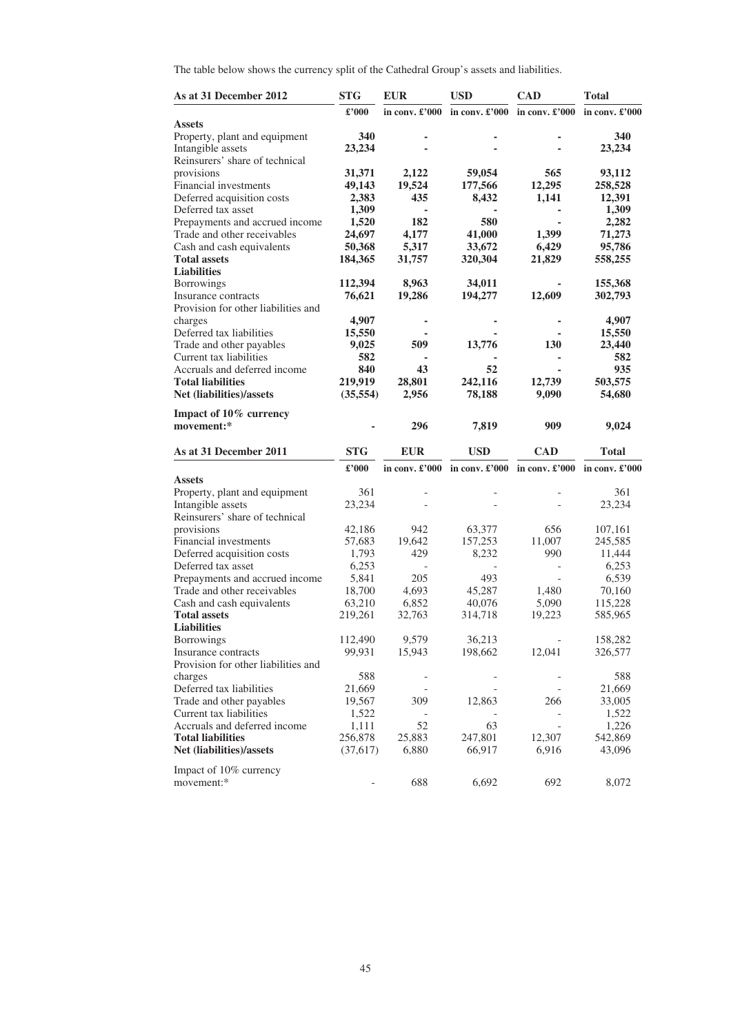The table below shows the currency split of the Cathedral Group's assets and liabilities.

| **As at 31 December 2012** | **STG** | **EUR** | **USD** | **CAD** | **Total** |
|---|---|---|---|---|---|
| | **£'000** | **in conv. £'000** | **in conv. £'000** | **in conv. £'000** | **in conv. £'000** |
| **Assets** | | | | | |
| Property, plant and equipment | **340** | **-** | **-** | **-** | **340** |
| Intangible assets | **23,234** | **-** | **-** | **-** | **23,234** |
| Reinsurers' share of technical provisions | **31,371** | **2,122** | **59,054** | **565** | **93,112** |
| Financial investments | **49,143** | **19,524** | **177,566** | **12,295** | **258,528** |
| Deferred acquisition costs | **2,383** | **435** | **8,432** | **1,141** | **12,391** |
| Deferred tax asset | **1,309** | **-** | **-** | **-** | **1,309** |
| Prepayments and accrued income | **1,520** | **182** | **580** | **-** | **2,282** |
| Trade and other receivables | **24,697** | **4,177** | **41,000** | **1,399** | **71,273** |
| Cash and cash equivalents | **50,368** | **5,317** | **33,672** | **6,429** | **95,786** |
| **Total assets** | **184,365** | **31,757** | **320,304** | **21,829** | **558,255** |
| **Liabilities** | | | | | |
| Borrowings | **112,394** | **8,963** | **34,011** | **-** | **155,368** |
| Insurance contracts | **76,621** | **19,286** | **194,277** | **12,609** | **302,793** |
| Provision for other liabilities and charges | **4,907** | **-** | **-** | **-** | **4,907** |
| Deferred tax liabilities | **15,550** | **-** | **-** | **-** | **15,550** |
| Trade and other payables | **9,025** | **509** | **13,776** | **130** | **23,440** |
| Current tax liabilities | **582** | **-** | **-** | **-** | **582** |
| Accruals and deferred income | **840** | **43** | **52** | **-** | **935** |
| **Total liabilities** | **219,919** | **28,801** | **242,116** | **12,739** | **503,575** |
| **Net (liabilities)/assets** | **(35,554)** | **2,956** | **78,188** | **9,090** | **54,680** |
| **Impact of 10% currency movement:*** | **-** | **296** | **7,819** | **909** | **9,024** |

| **As at 31 December 2011** | **STG** | **EUR** | **USD** | **CAD** | **Total** |
|---|---|---|---|---|---|
| | **£'000** | **in conv. £'000** | **in conv. £'000** | **in conv. £'000** | **in conv. £'000** |
| **Assets** | | | | | |
| Property, plant and equipment | 361 | - | - | - | 361 |
| Intangible assets | 23,234 | - | - | - | 23,234 |
| Reinsurers' share of technical provisions | 42,186 | 942 | 63,377 | 656 | 107,161 |
| Financial investments | 57,683 | 19,642 | 157,253 | 11,007 | 245,585 |
| Deferred acquisition costs | 1,793 | 429 | 8,232 | 990 | 11,444 |
| Deferred tax asset | 6,253 | - | - | - | 6,253 |
| Prepayments and accrued income | 5,841 | 205 | 493 | - | 6,539 |
| Trade and other receivables | 18,700 | 4,693 | 45,287 | 1,480 | 70,160 |
| Cash and cash equivalents | 63,210 | 6,852 | 40,076 | 5,090 | 115,228 |
| **Total assets** | 219,261 | 32,763 | 314,718 | 19,223 | 585,965 |
| **Liabilities** | | | | | |
| Borrowings | 112,490 | 9,579 | 36,213 | - | 158,282 |
| Insurance contracts | 99,931 | 15,943 | 198,662 | 12,041 | 326,577 |
| Provision for other liabilities and charges | 588 | - | - | - | 588 |
| Deferred tax liabilities | 21,669 | - | - | - | 21,669 |
| Trade and other payables | 19,567 | 309 | 12,863 | 266 | 33,005 |
| Current tax liabilities | 1,522 | - | - | - | 1,522 |
| Accruals and deferred income | 1,111 | 52 | 63 | - | 1,226 |
| **Total liabilities** | 256,878 | 25,883 | 247,801 | 12,307 | 542,869 |
| **Net (liabilities)/assets** | (37,617) | 6,880 | 66,917 | 6,916 | 43,096 |
| Impact of 10% currency movement:* | - | 688 | 6,692 | 692 | 8,072 |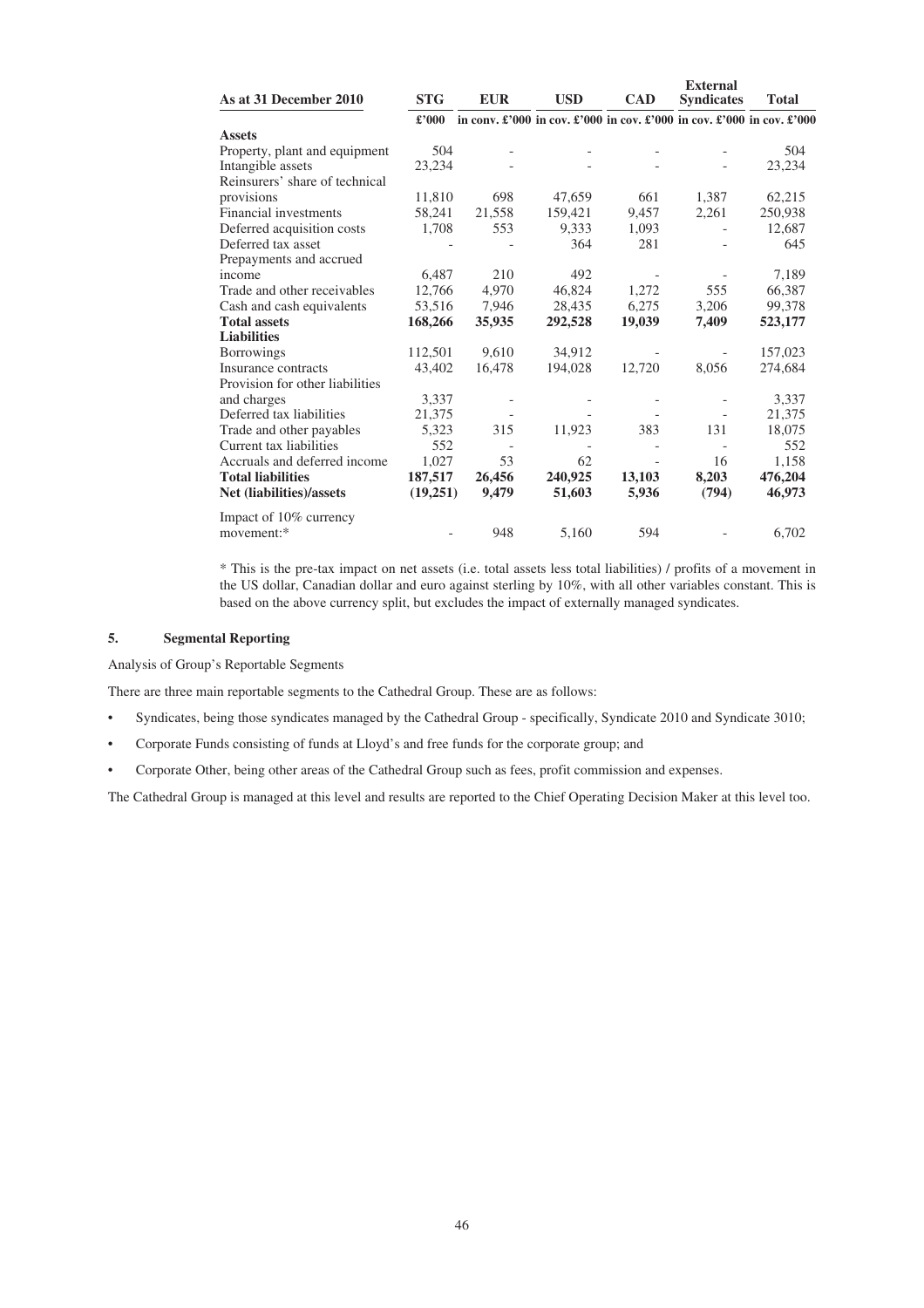| As at 31 December 2010 | STG | EUR | USD | CAD | External Syndicates | Total |
|---|---|---|---|---|---|---|
| | £'000 | in conv. £'000 | in cov. £'000 | in cov. £'000 | in cov. £'000 | in cov. £'000 |
| **Assets** | | | | | | |
| Property, plant and equipment | 504 | - | - | - | - | 504 |
| Intangible assets | 23,234 | - | - | - | - | 23,234 |
| Reinsurers' share of technical provisions | 11,810 | 698 | 47,659 | 661 | 1,387 | 62,215 |
| Financial investments | 58,241 | 21,558 | 159,421 | 9,457 | 2,261 | 250,938 |
| Deferred acquisition costs | 1,708 | 553 | 9,333 | 1,093 | - | 12,687 |
| Deferred tax asset | - | - | 364 | 281 | - | 645 |
| Prepayments and accrued income | 6,487 | 210 | 492 | - | - | 7,189 |
| Trade and other receivables | 12,766 | 4,970 | 46,824 | 1,272 | 555 | 66,387 |
| Cash and cash equivalents | 53,516 | 7,946 | 28,435 | 6,275 | 3,206 | 99,378 |
| **Total assets** | **168,266** | **35,935** | **292,528** | **19,039** | **7,409** | **523,177** |
| **Liabilities** | | | | | | |
| Borrowings | 112,501 | 9,610 | 34,912 | - | - | 157,023 |
| Insurance contracts | 43,402 | 16,478 | 194,028 | 12,720 | 8,056 | 274,684 |
| Provision for other liabilities and charges | 3,337 | - | - | - | - | 3,337 |
| Deferred tax liabilities | 21,375 | - | - | - | - | 21,375 |
| Trade and other payables | 5,323 | 315 | 11,923 | 383 | 131 | 18,075 |
| Current tax liabilities | 552 | - | - | - | - | 552 |
| Accruals and deferred income | 1,027 | 53 | 62 | - | 16 | 1,158 |
| **Total liabilities** | **187,517** | **26,456** | **240,925** | **13,103** | **8,203** | **476,204** |
| **Net (liabilities)/assets** | **(19,251)** | **9,479** | **51,603** | **5,936** | **(794)** | **46,973** |
| Impact of 10% currency movement:* | - | 948 | 5,160 | 594 | - | 6,702 |

* This is the pre-tax impact on net assets (i.e. total assets less total liabilities) / profits of a movement in the US dollar, Canadian dollar and euro against sterling by 10%, with all other variables constant. This is based on the above currency split, but excludes the impact of externally managed syndicates.

## 5. Segmental Reporting

Analysis of Group's Reportable Segments

There are three main reportable segments to the Cathedral Group. These are as follows:

- Syndicates, being those syndicates managed by the Cathedral Group - specifically, Syndicate 2010 and Syndicate 3010;
- Corporate Funds consisting of funds at Lloyd's and free funds for the corporate group; and
- Corporate Other, being other areas of the Cathedral Group such as fees, profit commission and expenses.

The Cathedral Group is managed at this level and results are reported to the Chief Operating Decision Maker at this level too.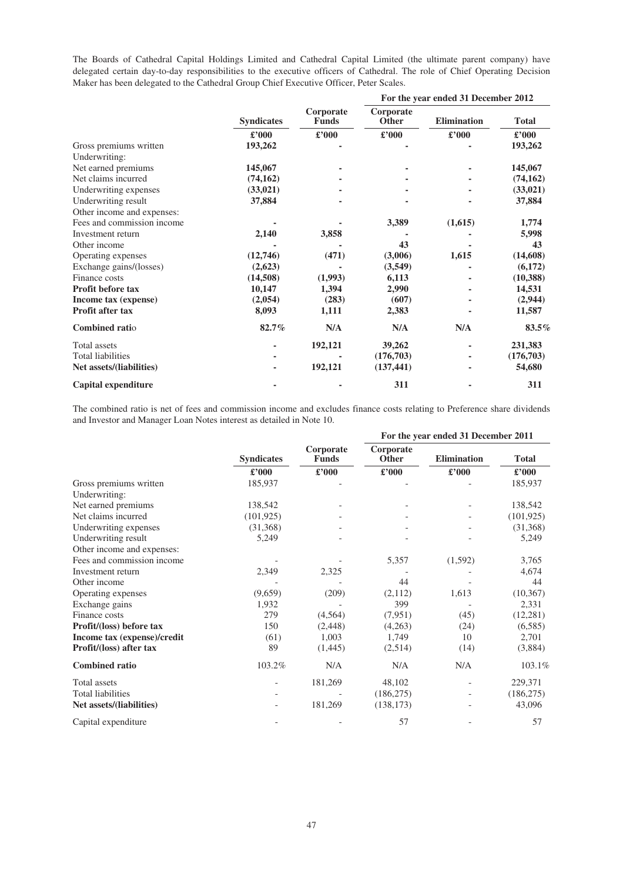The Boards of Cathedral Capital Holdings Limited and Cathedral Capital Limited (the ultimate parent company) have delegated certain day-to-day responsibilities to the executive officers of Cathedral. The role of Chief Operating Decision Maker has been delegated to the Cathedral Group Chief Executive Officer, Peter Scales.

| | For the year ended 31 December 2012 | | | | |
|---|---|---|---|---|---|
| | **Syndicates** | **Corporate Funds** | **Corporate Other** | **Elimination** | **Total** |
| | **£'000** | **£'000** | **£'000** | **£'000** | **£'000** |
| Gross premiums written | **193,262** | **-** | **-** | **-** | **193,262** |
| Underwriting: | | | | | |
| Net earned premiums | **145,067** | **-** | **-** | **-** | **145,067** |
| Net claims incurred | **(74,162)** | **-** | **-** | **-** | **(74,162)** |
| Underwriting expenses | **(33,021)** | **-** | **-** | **-** | **(33,021)** |
| Underwriting result | **37,884** | **-** | **-** | **-** | **37,884** |
| Other income and expenses: | | | | | |
| Fees and commission income | **-** | **-** | **3,389** | **(1,615)** | **1,774** |
| Investment return | **2,140** | **3,858** | **-** | **-** | **5,998** |
| Other income | **-** | **-** | **43** | **-** | **43** |
| Operating expenses | **(12,746)** | **(471)** | **(3,006)** | **1,615** | **(14,608)** |
| Exchange gains/(losses) | **(2,623)** | **-** | **(3,549)** | **-** | **(6,172)** |
| Finance costs | **(14,508)** | **(1,993)** | **6,113** | **-** | **(10,388)** |
| **Profit before tax** | **10,147** | **1,394** | **2,990** | **-** | **14,531** |
| **Income tax (expense)** | **(2,054)** | **(283)** | **(607)** | **-** | **(2,944)** |
| **Profit after tax** | **8,093** | **1,111** | **2,383** | **-** | **11,587** |
| **Combined ratio** | **82.7%** | **N/A** | **N/A** | **N/A** | **83.5%** |
| Total assets | **-** | **192,121** | **39,262** | **-** | **231,383** |
| Total liabilities | **-** | **-** | **(176,703)** | **-** | **(176,703)** |
| **Net assets/(liabilities)** | **-** | **192,121** | **(137,441)** | **-** | **54,680** |
| **Capital expenditure** | **-** | **-** | **311** | **-** | **311** |

The combined ratio is net of fees and commission income and excludes finance costs relating to Preference share dividends and Investor and Manager Loan Notes interest as detailed in Note 10.

| | For the year ended 31 December 2011 | | | | |
|---|---|---|---|---|---|
| | **Syndicates** | **Corporate Funds** | **Corporate Other** | **Elimination** | **Total** |
| | **£'000** | **£'000** | **£'000** | **£'000** | **£'000** |
| Gross premiums written | 185,937 | - | - | - | 185,937 |
| Underwriting: | | | | | |
| Net earned premiums | 138,542 | - | - | - | 138,542 |
| Net claims incurred | (101,925) | - | - | - | (101,925) |
| Underwriting expenses | (31,368) | - | - | - | (31,368) |
| Underwriting result | 5,249 | - | - | - | 5,249 |
| Other income and expenses: | | | | | |
| Fees and commission income | - | - | 5,357 | (1,592) | 3,765 |
| Investment return | 2,349 | 2,325 | - | - | 4,674 |
| Other income | - | - | 44 | - | 44 |
| Operating expenses | (9,659) | (209) | (2,112) | 1,613 | (10,367) |
| Exchange gains | 1,932 | - | 399 | - | 2,331 |
| Finance costs | 279 | (4,564) | (7,951) | (45) | (12,281) |
| **Profit/(loss) before tax** | 150 | (2,448) | (4,263) | (24) | (6,585) |
| **Income tax (expense)/credit** | (61) | 1,003 | 1,749 | 10 | 2,701 |
| **Profit/(loss) after tax** | 89 | (1,445) | (2,514) | (14) | (3,884) |
| **Combined ratio** | 103.2% | N/A | N/A | N/A | 103.1% |
| Total assets | - | 181,269 | 48,102 | - | 229,371 |
| Total liabilities | - | - | (186,275) | - | (186,275) |
| **Net assets/(liabilities)** | - | 181,269 | (138,173) | - | 43,096 |
| Capital expenditure | - | - | 57 | - | 57 |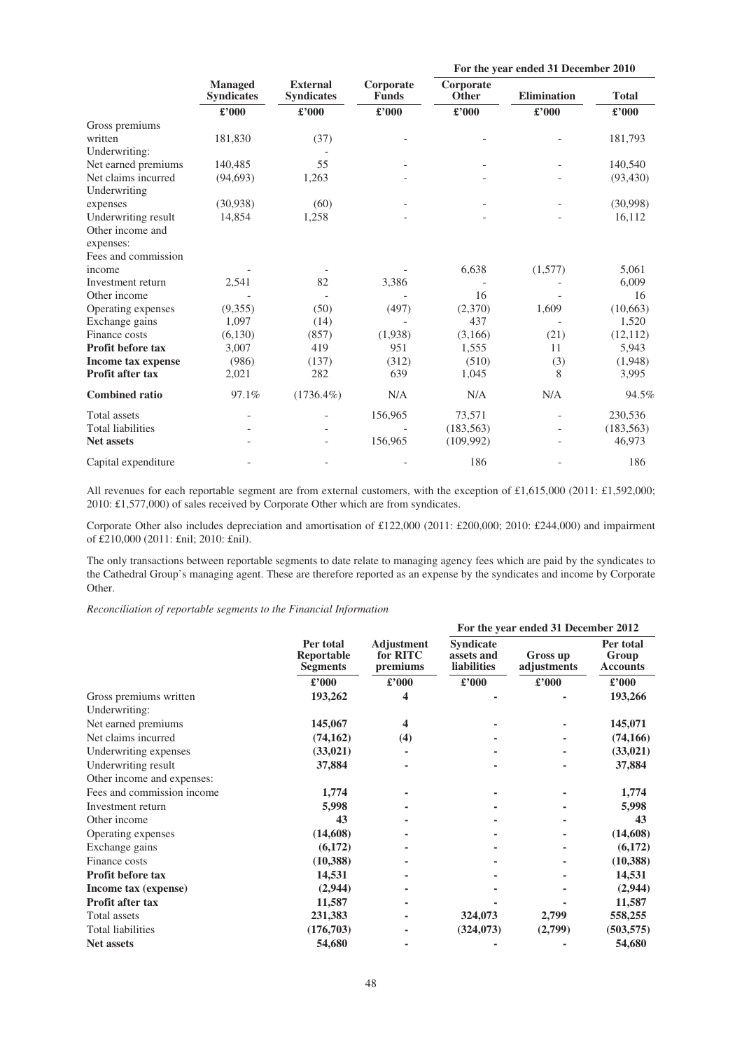| | Managed Syndicates | External Syndicates | Corporate Funds | Corporate Other | Elimination | Total |
|---|---|---|---|---|---|---|
| | | | | For the year ended 31 December 2010 | | |
| | £'000 | £'000 | £'000 | £'000 | £'000 | £'000 |
| Gross premiums written | 181,830 | (37) | - | - | - | 181,793 |
| Underwriting: | | - | | | | |
| Net earned premiums | 140,485 | 55 | - | - | - | 140,540 |
| Net claims incurred | (94,693) | 1,263 | - | - | - | (93,430) |
| Underwriting expenses | (30,938) | (60) | - | - | - | (30,998) |
| Underwriting result | 14,854 | 1,258 | - | - | - | 16,112 |
| Other income and expenses: | | | | | | |
| Fees and commission income | - | - | - | 6,638 | (1,577) | 5,061 |
| Investment return | 2,541 | 82 | 3,386 | - | - | 6,009 |
| Other income | - | - | - | 16 | - | 16 |
| Operating expenses | (9,355) | (50) | (497) | (2,370) | 1,609 | (10,663) |
| Exchange gains | 1,097 | (14) | - | 437 | - | 1,520 |
| Finance costs | (6,130) | (857) | (1,938) | (3,166) | (21) | (12,112) |
| **Profit before tax** | 3,007 | 419 | 951 | 1,555 | 11 | 5,943 |
| **Income tax expense** | (986) | (137) | (312) | (510) | (3) | (1,948) |
| **Profit after tax** | 2,021 | 282 | 639 | 1,045 | 8 | 3,995 |
| **Combined ratio** | 97.1% | (1736.4%) | N/A | N/A | N/A | 94.5% |
| Total assets | - | - | 156,965 | 73,571 | - | 230,536 |
| Total liabilities | - | - | - | (183,563) | - | (183,563) |
| **Net assets** | - | - | 156,965 | (109,992) | - | 46,973 |
| Capital expenditure | - | - | - | 186 | - | 186 |

All revenues for each reportable segment are from external customers, with the exception of £1,615,000 (2011: £1,592,000; 2010: £1,577,000) of sales received by Corporate Other which are from syndicates.

Corporate Other also includes depreciation and amortisation of £122,000 (2011: £200,000; 2010: £244,000) and impairment of £210,000 (2011: £nil; 2010: £nil).

The only transactions between reportable segments to date relate to managing agency fees which are paid by the syndicates to the Cathedral Group's managing agent. These are therefore reported as an expense by the syndicates and income by Corporate Other.

*Reconciliation of reportable segments to the Financial Information*

| | Per total Reportable Segments | Adjustment for RITC premiums | Syndicate assets and liabilities | Gross up adjustments | Per total Group Accounts |
|---|---|---|---|---|---|
| | | | For the year ended 31 December 2012 | | |
| | **£'000** | **£'000** | **£'000** | **£'000** | **£'000** |
| Gross premiums written | **193,262** | **4** | **-** | **-** | **193,266** |
| Underwriting: | | | | | |
| Net earned premiums | **145,067** | **4** | **-** | **-** | **145,071** |
| Net claims incurred | **(74,162)** | **(4)** | **-** | **-** | **(74,166)** |
| Underwriting expenses | **(33,021)** | **-** | **-** | **-** | **(33,021)** |
| Underwriting result | **37,884** | **-** | **-** | **-** | **37,884** |
| Other income and expenses: | | | | | |
| Fees and commission income | **1,774** | **-** | **-** | **-** | **1,774** |
| Investment return | **5,998** | **-** | **-** | **-** | **5,998** |
| Other income | **43** | **-** | **-** | **-** | **43** |
| Operating expenses | **(14,608)** | **-** | **-** | **-** | **(14,608)** |
| Exchange gains | **(6,172)** | **-** | **-** | **-** | **(6,172)** |
| Finance costs | **(10,388)** | **-** | **-** | **-** | **(10,388)** |
| **Profit before tax** | **14,531** | **-** | **-** | **-** | **14,531** |
| **Income tax (expense)** | **(2,944)** | **-** | **-** | **-** | **(2,944)** |
| **Profit after tax** | **11,587** | **-** | **-** | **-** | **11,587** |
| Total assets | **231,383** | **-** | **324,073** | **2,799** | **558,255** |
| Total liabilities | **(176,703)** | **-** | **(324,073)** | **(2,799)** | **(503,575)** |
| **Net assets** | **54,680** | **-** | **-** | **-** | **54,680** |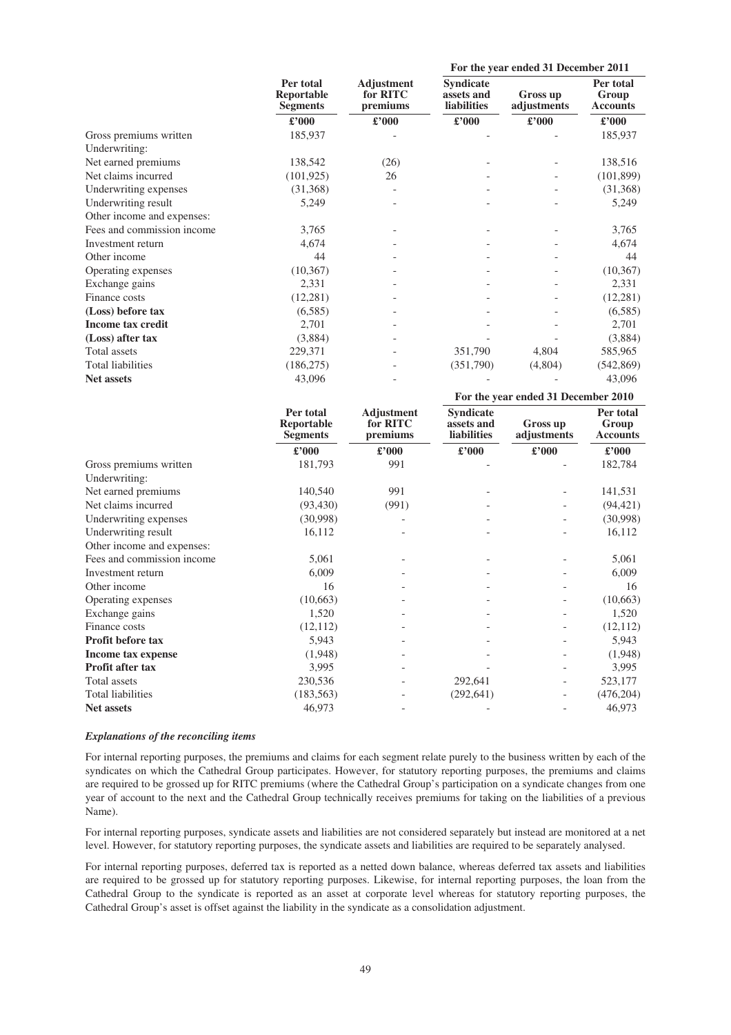| | | | For the year ended 31 December 2011 | | |
|---|---|---|---|---|---|
| | Per total Reportable Segments | Adjustment for RITC premiums | Syndicate assets and liabilities | Gross up adjustments | Per total Group Accounts |
| | £'000 | £'000 | £'000 | £'000 | £'000 |
| Gross premiums written | 185,937 | - | - | - | 185,937 |
| Underwriting: | | | | | |
| Net earned premiums | 138,542 | (26) | - | - | 138,516 |
| Net claims incurred | (101,925) | 26 | - | - | (101,899) |
| Underwriting expenses | (31,368) | - | - | - | (31,368) |
| Underwriting result | 5,249 | - | - | - | 5,249 |
| Other income and expenses: | | | | | |
| Fees and commission income | 3,765 | - | - | - | 3,765 |
| Investment return | 4,674 | - | - | - | 4,674 |
| Other income | 44 | - | - | - | 44 |
| Operating expenses | (10,367) | - | - | - | (10,367) |
| Exchange gains | 2,331 | - | - | - | 2,331 |
| Finance costs | (12,281) | - | - | - | (12,281) |
| **(Loss) before tax** | (6,585) | - | - | - | (6,585) |
| **Income tax credit** | 2,701 | - | - | - | 2,701 |
| **(Loss) after tax** | (3,884) | - | - | - | (3,884) |
| Total assets | 229,371 | - | 351,790 | 4,804 | 585,965 |
| Total liabilities | (186,275) | - | (351,790) | (4,804) | (542,869) |
| **Net assets** | 43,096 | - | - | - | 43,096 |

| | | | For the year ended 31 December 2010 | | |
|---|---|---|---|---|---|
| | Per total Reportable Segments | Adjustment for RITC premiums | Syndicate assets and liabilities | Gross up adjustments | Per total Group Accounts |
| | £'000 | £'000 | £'000 | £'000 | £'000 |
| Gross premiums written | 181,793 | 991 | - | - | 182,784 |
| Underwriting: | | | | | |
| Net earned premiums | 140,540 | 991 | - | - | 141,531 |
| Net claims incurred | (93,430) | (991) | - | - | (94,421) |
| Underwriting expenses | (30,998) | - | - | - | (30,998) |
| Underwriting result | 16,112 | - | - | - | 16,112 |
| Other income and expenses: | | | | | |
| Fees and commission income | 5,061 | - | - | - | 5,061 |
| Investment return | 6,009 | - | - | - | 6,009 |
| Other income | 16 | - | - | - | 16 |
| Operating expenses | (10,663) | - | - | - | (10,663) |
| Exchange gains | 1,520 | - | - | - | 1,520 |
| Finance costs | (12,112) | - | - | - | (12,112) |
| **Profit before tax** | 5,943 | - | - | - | 5,943 |
| **Income tax expense** | (1,948) | - | - | - | (1,948) |
| **Profit after tax** | 3,995 | - | - | - | 3,995 |
| Total assets | 230,536 | - | 292,641 | - | 523,177 |
| Total liabilities | (183,563) | - | (292,641) | - | (476,204) |
| **Net assets** | 46,973 | - | - | - | 46,973 |

***Explanations of the reconciling items***

For internal reporting purposes, the premiums and claims for each segment relate purely to the business written by each of the syndicates on which the Cathedral Group participates. However, for statutory reporting purposes, the premiums and claims are required to be grossed up for RITC premiums (where the Cathedral Group's participation on a syndicate changes from one year of account to the next and the Cathedral Group technically receives premiums for taking on the liabilities of a previous Name).

For internal reporting purposes, syndicate assets and liabilities are not considered separately but instead are monitored at a net level. However, for statutory reporting purposes, the syndicate assets and liabilities are required to be separately analysed.

For internal reporting purposes, deferred tax is reported as a netted down balance, whereas deferred tax assets and liabilities are required to be grossed up for statutory reporting purposes. Likewise, for internal reporting purposes, the loan from the Cathedral Group to the syndicate is reported as an asset at corporate level whereas for statutory reporting purposes, the Cathedral Group's asset is offset against the liability in the syndicate as a consolidation adjustment.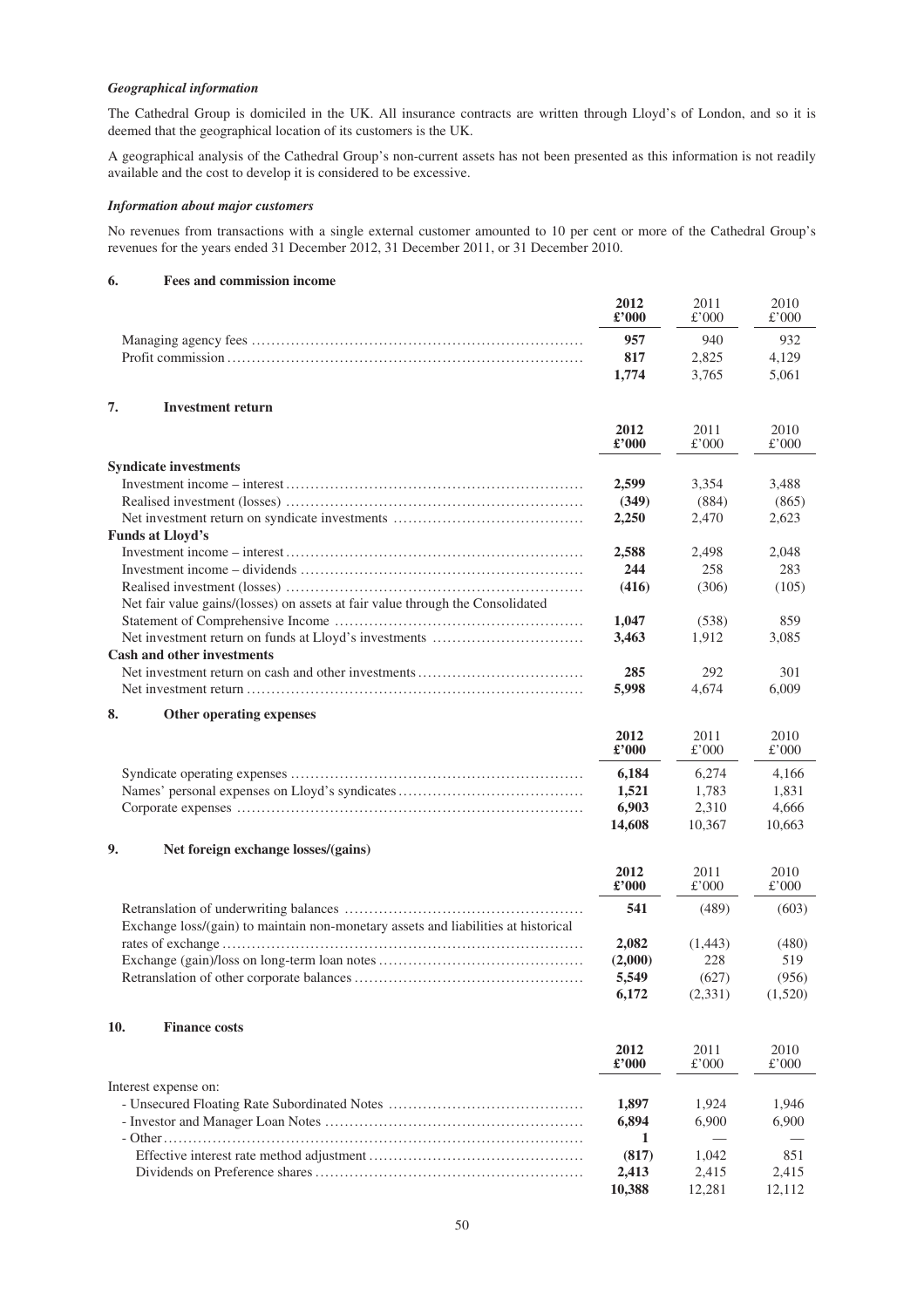### *Geographical information*

The Cathedral Group is domiciled in the UK. All insurance contracts are written through Lloyd's of London, and so it is deemed that the geographical location of its customers is the UK.

A geographical analysis of the Cathedral Group's non-current assets has not been presented as this information is not readily available and the cost to develop it is considered to be excessive.

### *Information about major customers*

No revenues from transactions with a single external customer amounted to 10 per cent or more of the Cathedral Group's revenues for the years ended 31 December 2012, 31 December 2011, or 31 December 2010.

## 6. Fees and commission income

| | **2012 £'000** | 2011 £'000 | 2010 £'000 |
|---|---|---|---|
| Managing agency fees | **957** | 940 | 932 |
| Profit commission | **817** | 2,825 | 4,129 |
| | **1,774** | 3,765 | 5,061 |

## 7. Investment return

| | **2012 £'000** | 2011 £'000 | 2010 £'000 |
|---|---|---|---|
| **Syndicate investments** | | | |
| Investment income – interest | **2,599** | 3,354 | 3,488 |
| Realised investment (losses) | **(349)** | (884) | (865) |
| Net investment return on syndicate investments | **2,250** | 2,470 | 2,623 |
| **Funds at Lloyd's** | | | |
| Investment income – interest | **2,588** | 2,498 | 2,048 |
| Investment income – dividends | **244** | 258 | 283 |
| Realised investment (losses) | **(416)** | (306) | (105) |
| Net fair value gains/(losses) on assets at fair value through the Consolidated Statement of Comprehensive Income | **1,047** | (538) | 859 |
| Net investment return on funds at Lloyd's investments | **3,463** | 1,912 | 3,085 |
| **Cash and other investments** | | | |
| Net investment return on cash and other investments | **285** | 292 | 301 |
| Net investment return | **5,998** | 4,674 | 6,009 |

## 8. Other operating expenses

| | **2012 £'000** | 2011 £'000 | 2010 £'000 |
|---|---|---|---|
| Syndicate operating expenses | **6,184** | 6,274 | 4,166 |
| Names' personal expenses on Lloyd's syndicates | **1,521** | 1,783 | 1,831 |
| Corporate expenses | **6,903** | 2,310 | 4,666 |
| | **14,608** | 10,367 | 10,663 |

## 9. Net foreign exchange losses/(gains)

| | **2012 £'000** | 2011 £'000 | 2010 £'000 |
|---|---|---|---|
| Retranslation of underwriting balances | **541** | (489) | (603) |
| Exchange loss/(gain) to maintain non-monetary assets and liabilities at historical rates of exchange | **2,082** | (1,443) | (480) |
| Exchange (gain)/loss on long-term loan notes | **(2,000)** | 228 | 519 |
| Retranslation of other corporate balances | **5,549** | (627) | (956) |
| | **6,172** | (2,331) | (1,520) |

## 10. Finance costs

| | **2012 £'000** | 2011 £'000 | 2010 £'000 |
|---|---|---|---|
| Interest expense on: | | | |
| - Unsecured Floating Rate Subordinated Notes | **1,897** | 1,924 | 1,946 |
| - Investor and Manager Loan Notes | **6,894** | 6,900 | 6,900 |
| - Other | **1** | — | — |
| Effective interest rate method adjustment | **(817)** | 1,042 | 851 |
| Dividends on Preference shares | **2,413** | 2,415 | 2,415 |
| | **10,388** | 12,281 | 12,112 |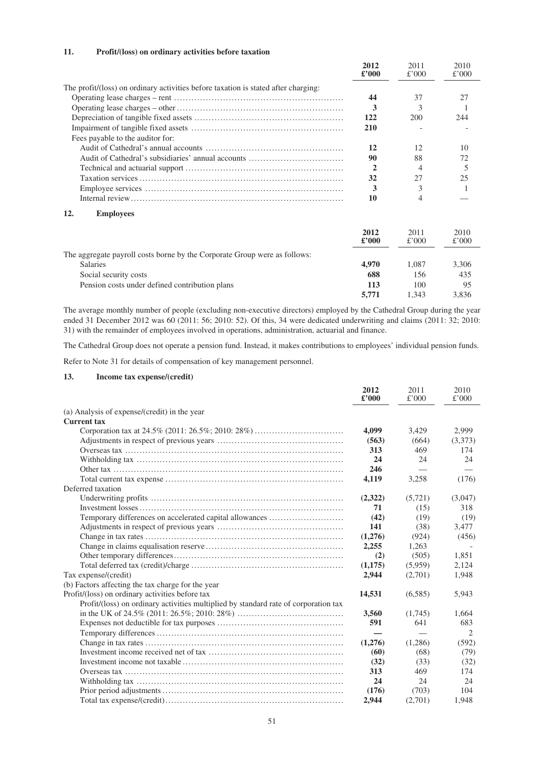## 11. Profit/(loss) on ordinary activities before taxation

| | **2012 £'000** | 2011 £'000 | 2010 £'000 |
|---|---|---|---|
| The profit/(loss) on ordinary activities before taxation is stated after charging: | | | |
| Operating lease charges – rent | **44** | 37 | 27 |
| Operating lease charges – other | **3** | 3 | 1 |
| Depreciation of tangible fixed assets | **122** | 200 | 244 |
| Impairment of tangible fixed assets | **210** | - | - |
| Fees payable to the auditor for: | | | |
| Audit of Cathedral's annual accounts | **12** | 12 | 10 |
| Audit of Cathedral's subsidiaries' annual accounts | **90** | 88 | 72 |
| Technical and actuarial support | **2** | 4 | 5 |
| Taxation services | **32** | 27 | 25 |
| Employee services | **3** | 3 | 1 |
| Internal review | **10** | 4 | — |

## 12. Employees

| | **2012 £'000** | 2011 £'000 | 2010 £'000 |
|---|---|---|---|
| The aggregate payroll costs borne by the Corporate Group were as follows: | | | |
| Salaries | **4,970** | 1,087 | 3,306 |
| Social security costs | **688** | 156 | 435 |
| Pension costs under defined contribution plans | **113** | 100 | 95 |
| | **5,771** | 1,343 | 3,836 |

The average monthly number of people (excluding non-executive directors) employed by the Cathedral Group during the year ended 31 December 2012 was 60 (2011: 56; 2010: 52). Of this, 34 were dedicated underwriting and claims (2011: 32; 2010: 31) with the remainder of employees involved in operations, administration, actuarial and finance.

The Cathedral Group does not operate a pension fund. Instead, it makes contributions to employees' individual pension funds.

Refer to Note 31 for details of compensation of key management personnel.

## 13. Income tax expense/(credit)

| | **2012 £'000** | 2011 £'000 | 2010 £'000 |
|---|---|---|---|
| (a) Analysis of expense/(credit) in the year | | | |
| **Current tax** | | | |
| Corporation tax at 24.5% (2011: 26.5%; 2010: 28%) | **4,099** | 3,429 | 2,999 |
| Adjustments in respect of previous years | **(563)** | (664) | (3,373) |
| Overseas tax | **313** | 469 | 174 |
| Withholding tax | **24** | 24 | 24 |
| Other tax | **246** | — | — |
| Total current tax expense | **4,119** | 3,258 | (176) |
| Deferred taxation | | | |
| Underwriting profits | **(2,322)** | (5,721) | (3,047) |
| Investment losses | **71** | (15) | 318 |
| Temporary differences on accelerated capital allowances | **(42)** | (19) | (19) |
| Adjustments in respect of previous years | **141** | (38) | 3,477 |
| Change in tax rates | **(1,276)** | (924) | (456) |
| Change in claims equalisation reserve | **2,255** | 1,263 | - |
| Other temporary differences | **(2)** | (505) | 1,851 |
| Total deferred tax (credit)/charge | **(1,175)** | (5,959) | 2,124 |
| Tax expense/(credit) | **2,944** | (2,701) | 1,948 |
| (b) Factors affecting the tax charge for the year | | | |
| Profit/(loss) on ordinary activities before tax | **14,531** | (6,585) | 5,943 |
| Profit/(loss) on ordinary activities multiplied by standard rate of corporation tax in the UK of 24.5% (2011: 26.5%; 2010: 28%) | **3,560** | (1,745) | 1,664 |
| Expenses not deductible for tax purposes | **591** | 641 | 683 |
| Temporary differences | **—** | — | 2 |
| Change in tax rates | **(1,276)** | (1,286) | (592) |
| Investment income received net of tax | **(60)** | (68) | (79) |
| Investment income not taxable | **(32)** | (33) | (32) |
| Overseas tax | **313** | 469 | 174 |
| Withholding tax | **24** | 24 | 24 |
| Prior period adjustments | **(176)** | (703) | 104 |
| Total tax expense/(credit) | **2,944** | (2,701) | 1,948 |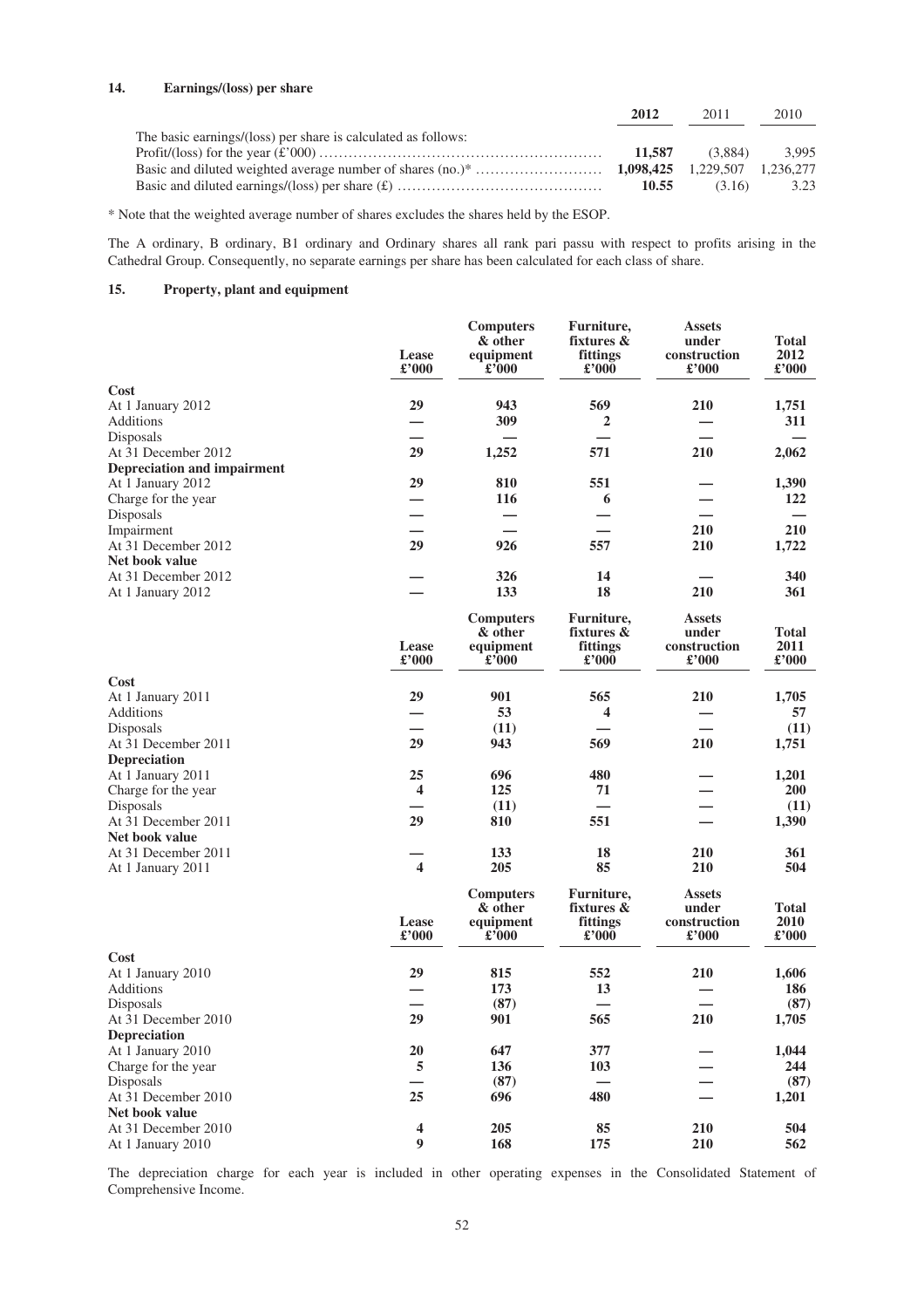## 14. Earnings/(loss) per share

| | 2012 | 2011 | 2010 |
|---|---|---|---|
| The basic earnings/(loss) per share is calculated as follows: | | | |
| Profit/(loss) for the year (£'000) | **11,587** | (3,884) | 3,995 |
| Basic and diluted weighted average number of shares (no.)* | **1,098,425** | 1,229,507 | 1,236,277 |
| Basic and diluted earnings/(loss) per share (£) | **10.55** | (3.16) | 3.23 |

\* Note that the weighted average number of shares excludes the shares held by the ESOP.

The A ordinary, B ordinary, B1 ordinary and Ordinary shares all rank pari passu with respect to profits arising in the Cathedral Group. Consequently, no separate earnings per share has been calculated for each class of share.

## 15. Property, plant and equipment

| | Lease £'000 | Computers & other equipment £'000 | Furniture, fixtures & fittings £'000 | Assets under construction £'000 | Total 2012 £'000 |
|---|---|---|---|---|---|
| **Cost** | | | | | |
| At 1 January 2012 | **29** | **943** | **569** | **210** | **1,751** |
| Additions | **—** | **309** | **2** | **—** | **311** |
| Disposals | **—** | **—** | **—** | **—** | **—** |
| At 31 December 2012 | **29** | **1,252** | **571** | **210** | **2,062** |
| **Depreciation and impairment** | | | | | |
| At 1 January 2012 | **29** | **810** | **551** | **—** | **1,390** |
| Charge for the year | **—** | **116** | **6** | **—** | **122** |
| Disposals | **—** | **—** | **—** | **—** | **—** |
| Impairment | **—** | **—** | **—** | **210** | **210** |
| At 31 December 2012 | **29** | **926** | **557** | **210** | **1,722** |
| **Net book value** | | | | | |
| At 31 December 2012 | **—** | **326** | **14** | **—** | **340** |
| At 1 January 2012 | **—** | **133** | **18** | **210** | **361** |

| | Lease £'000 | Computers & other equipment £'000 | Furniture, fixtures & fittings £'000 | Assets under construction £'000 | Total 2011 £'000 |
|---|---|---|---|---|---|
| **Cost** | | | | | |
| At 1 January 2011 | **29** | **901** | **565** | **210** | **1,705** |
| Additions | **—** | **53** | **4** | **—** | **57** |
| Disposals | **—** | **(11)** | **—** | **—** | **(11)** |
| At 31 December 2011 | **29** | **943** | **569** | **210** | **1,751** |
| **Depreciation** | | | | | |
| At 1 January 2011 | **25** | **696** | **480** | **—** | **1,201** |
| Charge for the year | **4** | **125** | **71** | **—** | **200** |
| Disposals | **—** | **(11)** | **—** | **—** | **(11)** |
| At 31 December 2011 | **29** | **810** | **551** | **—** | **1,390** |
| **Net book value** | | | | | |
| At 31 December 2011 | **—** | **133** | **18** | **210** | **361** |
| At 1 January 2011 | **4** | **205** | **85** | **210** | **504** |

| | Lease £'000 | Computers & other equipment £'000 | Furniture, fixtures & fittings £'000 | Assets under construction £'000 | Total 2010 £'000 |
|---|---|---|---|---|---|
| **Cost** | | | | | |
| At 1 January 2010 | **29** | **815** | **552** | **210** | **1,606** |
| Additions | **—** | **173** | **13** | **—** | **186** |
| Disposals | **—** | **(87)** | **—** | **—** | **(87)** |
| At 31 December 2010 | **29** | **901** | **565** | **210** | **1,705** |
| **Depreciation** | | | | | |
| At 1 January 2010 | **20** | **647** | **377** | **—** | **1,044** |
| Charge for the year | **5** | **136** | **103** | **—** | **244** |
| Disposals | **—** | **(87)** | **—** | **—** | **(87)** |
| At 31 December 2010 | **25** | **696** | **480** | **—** | **1,201** |
| **Net book value** | | | | | |
| At 31 December 2010 | **4** | **205** | **85** | **210** | **504** |
| At 1 January 2010 | **9** | **168** | **175** | **210** | **562** |

The depreciation charge for each year is included in other operating expenses in the Consolidated Statement of Comprehensive Income.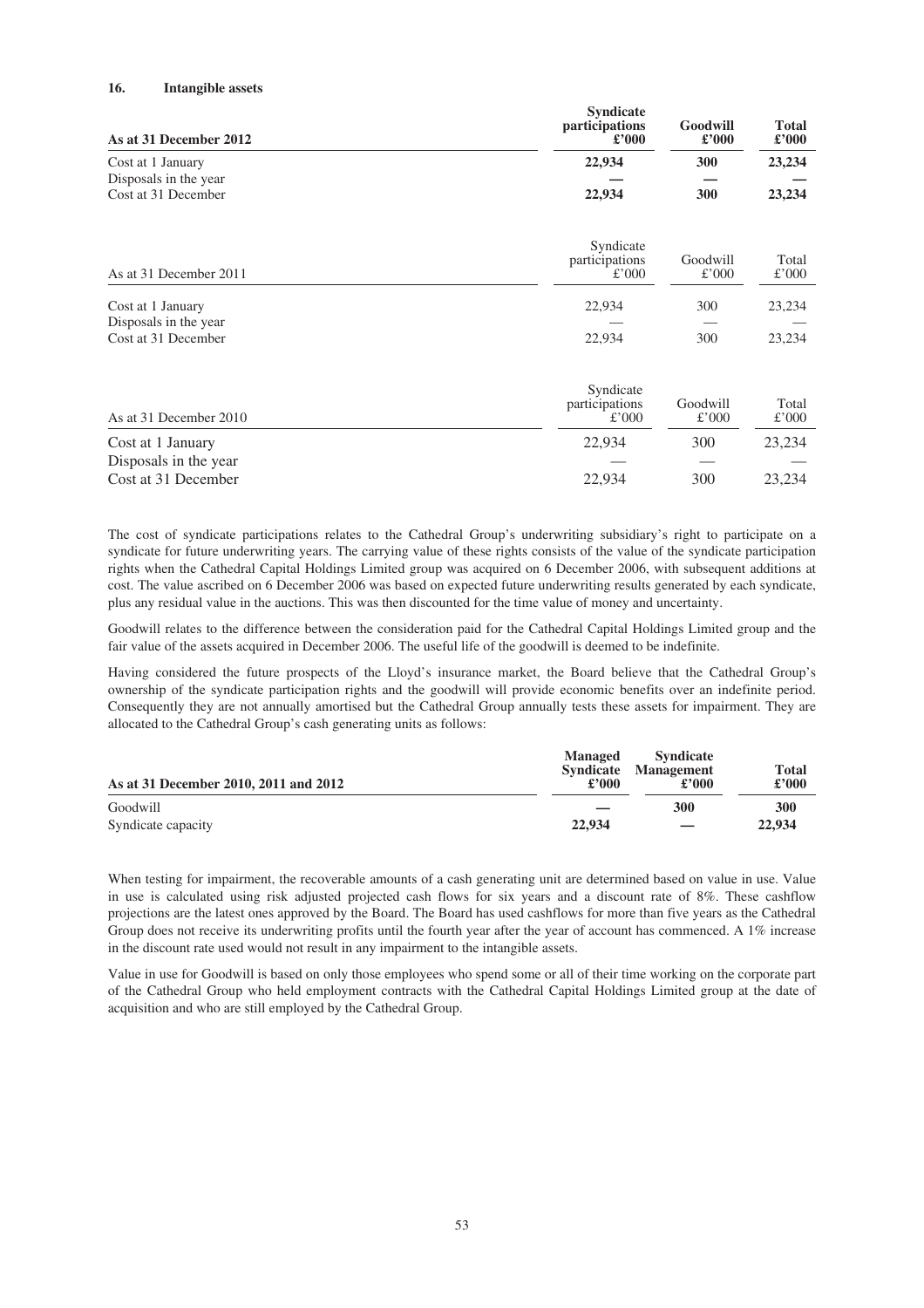## 16. Intangible assets

| As at 31 December 2012 | Syndicate participations £'000 | Goodwill £'000 | Total £'000 |
|---|---|---|---|
| Cost at 1 January | **22,934** | **300** | **23,234** |
| Disposals in the year | **—** | **—** | **—** |
| Cost at 31 December | **22,934** | **300** | **23,234** |

| As at 31 December 2011 | Syndicate participations £'000 | Goodwill £'000 | Total £'000 |
|---|---|---|---|
| Cost at 1 January | 22,934 | 300 | 23,234 |
| Disposals in the year | — | — | — |
| Cost at 31 December | 22,934 | 300 | 23,234 |

| As at 31 December 2010 | Syndicate participations £'000 | Goodwill £'000 | Total £'000 |
|---|---|---|---|
| Cost at 1 January | 22,934 | 300 | 23,234 |
| Disposals in the year | — | — | — |
| Cost at 31 December | 22,934 | 300 | 23,234 |

The cost of syndicate participations relates to the Cathedral Group's underwriting subsidiary's right to participate on a syndicate for future underwriting years. The carrying value of these rights consists of the value of the syndicate participation rights when the Cathedral Capital Holdings Limited group was acquired on 6 December 2006, with subsequent additions at cost. The value ascribed on 6 December 2006 was based on expected future underwriting results generated by each syndicate, plus any residual value in the auctions. This was then discounted for the time value of money and uncertainty.

Goodwill relates to the difference between the consideration paid for the Cathedral Capital Holdings Limited group and the fair value of the assets acquired in December 2006. The useful life of the goodwill is deemed to be indefinite.

Having considered the future prospects of the Lloyd's insurance market, the Board believe that the Cathedral Group's ownership of the syndicate participation rights and the goodwill will provide economic benefits over an indefinite period. Consequently they are not annually amortised but the Cathedral Group annually tests these assets for impairment. They are allocated to the Cathedral Group's cash generating units as follows:

| As at 31 December 2010, 2011 and 2012 | Managed Syndicate £'000 | Syndicate Management £'000 | Total £'000 |
|---|---|---|---|
| Goodwill | **—** | **300** | **300** |
| Syndicate capacity | **22,934** | **—** | **22,934** |

When testing for impairment, the recoverable amounts of a cash generating unit are determined based on value in use. Value in use is calculated using risk adjusted projected cash flows for six years and a discount rate of 8%. These cashflow projections are the latest ones approved by the Board. The Board has used cashflows for more than five years as the Cathedral Group does not receive its underwriting profits until the fourth year after the year of account has commenced. A 1% increase in the discount rate used would not result in any impairment to the intangible assets.

Value in use for Goodwill is based on only those employees who spend some or all of their time working on the corporate part of the Cathedral Group who held employment contracts with the Cathedral Capital Holdings Limited group at the date of acquisition and who are still employed by the Cathedral Group.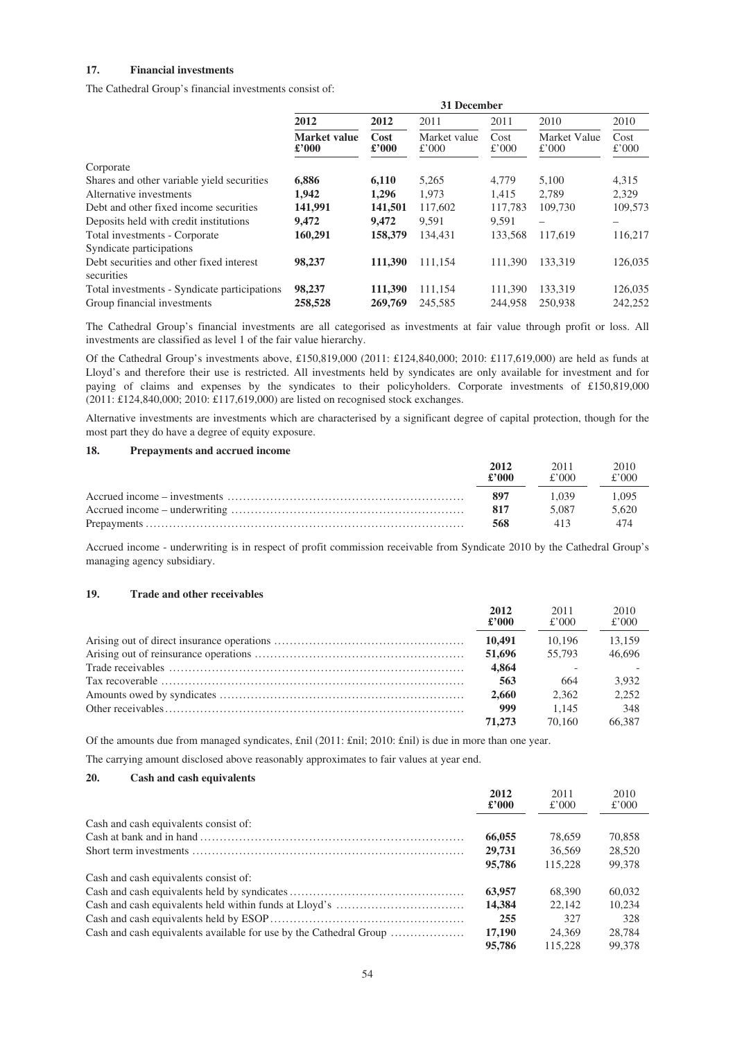### 17. Financial investments

The Cathedral Group's financial investments consist of:

| | 31 December | | | | | |
|---|---|---|---|---|---|---|
| | **2012** | **2012** | 2011 | 2011 | 2010 | 2010 |
| | **Market value £'000** | **Cost £'000** | Market value £'000 | Cost £'000 | Market Value £'000 | Cost £'000 |
| Corporate | | | | | | |
| Shares and other variable yield securities | **6,886** | **6,110** | 5,265 | 4,779 | 5,100 | 4,315 |
| Alternative investments | **1,942** | **1,296** | 1,973 | 1,415 | 2,789 | 2,329 |
| Debt and other fixed income securities | **141,991** | **141,501** | 117,602 | 117,783 | 109,730 | 109,573 |
| Deposits held with credit institutions | **9,472** | **9,472** | 9,591 | 9,591 | – | – |
| Total investments - Corporate | **160,291** | **158,379** | 134,431 | 133,568 | 117,619 | 116,217 |
| Syndicate participations | | | | | | |
| Debt securities and other fixed interest securities | **98,237** | **111,390** | 111,154 | 111,390 | 133,319 | 126,035 |
| Total investments - Syndicate participations | **98,237** | **111,390** | 111,154 | 111,390 | 133,319 | 126,035 |
| Group financial investments | **258,528** | **269,769** | 245,585 | 244,958 | 250,938 | 242,252 |

The Cathedral Group's financial investments are all categorised as investments at fair value through profit or loss. All investments are classified as level 1 of the fair value hierarchy.

Of the Cathedral Group's investments above, £150,819,000 (2011: £124,840,000; 2010: £117,619,000) are held as funds at Lloyd's and therefore their use is restricted. All investments held by syndicates are only available for investment and for paying of claims and expenses by the syndicates to their policyholders. Corporate investments of £150,819,000 (2011: £124,840,000; 2010: £117,619,000) are listed on recognised stock exchanges.

Alternative investments are investments which are characterised by a significant degree of capital protection, though for the most part they do have a degree of equity exposure.

### 18. Prepayments and accrued income

| | **2012 £'000** | 2011 £'000 | 2010 £'000 |
|---|---|---|---|
| Accrued income – investments | **897** | 1,039 | 1,095 |
| Accrued income – underwriting | **817** | 5,087 | 5,620 |
| Prepayments | **568** | 413 | 474 |

Accrued income - underwriting is in respect of profit commission receivable from Syndicate 2010 by the Cathedral Group's managing agency subsidiary.

### 19. Trade and other receivables

| | **2012 £'000** | 2011 £'000 | 2010 £'000 |
|---|---|---|---|
| Arising out of direct insurance operations | **10,491** | 10,196 | 13,159 |
| Arising out of reinsurance operations | **51,696** | 55,793 | 46,696 |
| Trade receivables | **4,864** | - | - |
| Tax recoverable | **563** | 664 | 3,932 |
| Amounts owed by syndicates | **2,660** | 2,362 | 2,252 |
| Other receivables | **999** | 1,145 | 348 |
| | **71,273** | 70,160 | 66,387 |

Of the amounts due from managed syndicates, £nil (2011: £nil; 2010: £nil) is due in more than one year.

The carrying amount disclosed above reasonably approximates to fair values at year end.

### 20. Cash and cash equivalents

| | **2012 £'000** | 2011 £'000 | 2010 £'000 |
|---|---|---|---|
| Cash and cash equivalents consist of: | | | |
| Cash at bank and in hand | **66,055** | 78,659 | 70,858 |
| Short term investments | **29,731** | 36,569 | 28,520 |
| | **95,786** | 115,228 | 99,378 |
| Cash and cash equivalents consist of: | | | |
| Cash and cash equivalents held by syndicates | **63,957** | 68,390 | 60,032 |
| Cash and cash equivalents held within funds at Lloyd's | **14,384** | 22,142 | 10,234 |
| Cash and cash equivalents held by ESOP | **255** | 327 | 328 |
| Cash and cash equivalents available for use by the Cathedral Group | **17,190** | 24,369 | 28,784 |
| | **95,786** | 115,228 | 99,378 |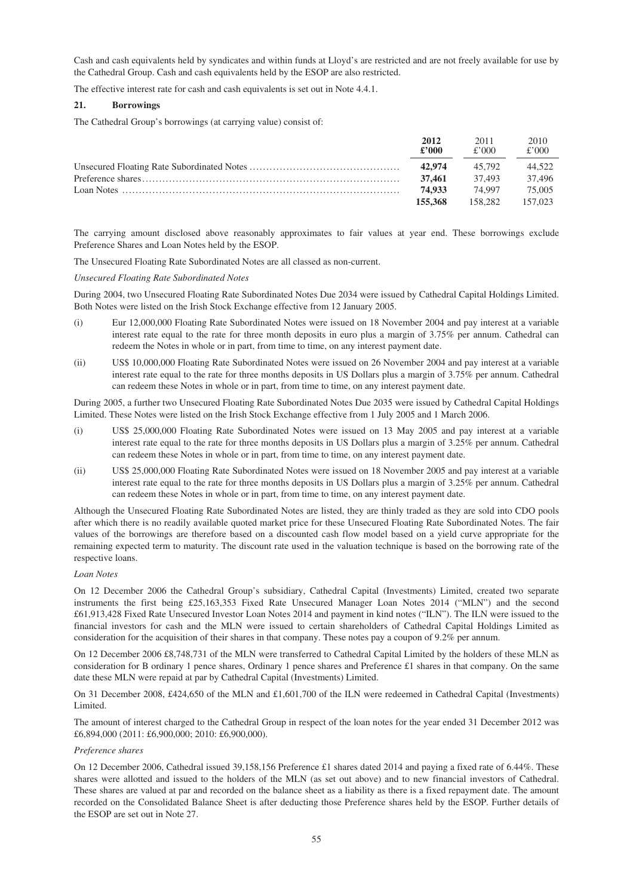Cash and cash equivalents held by syndicates and within funds at Lloyd's are restricted and are not freely available for use by the Cathedral Group. Cash and cash equivalents held by the ESOP are also restricted.

The effective interest rate for cash and cash equivalents is set out in Note 4.4.1.

### 21. Borrowings

The Cathedral Group's borrowings (at carrying value) consist of:

| | **2012 £'000** | 2011 £'000 | 2010 £'000 |
|---|---|---|---|
| Unsecured Floating Rate Subordinated Notes | **42,974** | 45,792 | 44,522 |
| Preference shares | **37,461** | 37,493 | 37,496 |
| Loan Notes | **74,933** | 74,997 | 75,005 |
| | **155,368** | 158,282 | 157,023 |

The carrying amount disclosed above reasonably approximates to fair values at year end. These borrowings exclude Preference Shares and Loan Notes held by the ESOP.

The Unsecured Floating Rate Subordinated Notes are all classed as non-current.

*Unsecured Floating Rate Subordinated Notes*

During 2004, two Unsecured Floating Rate Subordinated Notes Due 2034 were issued by Cathedral Capital Holdings Limited. Both Notes were listed on the Irish Stock Exchange effective from 12 January 2005.

(i) Eur 12,000,000 Floating Rate Subordinated Notes were issued on 18 November 2004 and pay interest at a variable interest rate equal to the rate for three month deposits in euro plus a margin of 3.75% per annum. Cathedral can redeem the Notes in whole or in part, from time to time, on any interest payment date.

(ii) US$ 10,000,000 Floating Rate Subordinated Notes were issued on 26 November 2004 and pay interest at a variable interest rate equal to the rate for three months deposits in US Dollars plus a margin of 3.75% per annum. Cathedral can redeem these Notes in whole or in part, from time to time, on any interest payment date.

During 2005, a further two Unsecured Floating Rate Subordinated Notes Due 2035 were issued by Cathedral Capital Holdings Limited. These Notes were listed on the Irish Stock Exchange effective from 1 July 2005 and 1 March 2006.

(i) US$ 25,000,000 Floating Rate Subordinated Notes were issued on 13 May 2005 and pay interest at a variable interest rate equal to the rate for three months deposits in US Dollars plus a margin of 3.25% per annum. Cathedral can redeem these Notes in whole or in part, from time to time, on any interest payment date.

(ii) US$ 25,000,000 Floating Rate Subordinated Notes were issued on 18 November 2005 and pay interest at a variable interest rate equal to the rate for three months deposits in US Dollars plus a margin of 3.25% per annum. Cathedral can redeem these Notes in whole or in part, from time to time, on any interest payment date.

Although the Unsecured Floating Rate Subordinated Notes are listed, they are thinly traded as they are sold into CDO pools after which there is no readily available quoted market price for these Unsecured Floating Rate Subordinated Notes. The fair values of the borrowings are therefore based on a discounted cash flow model based on a yield curve appropriate for the remaining expected term to maturity. The discount rate used in the valuation technique is based on the borrowing rate of the respective loans.

*Loan Notes*

On 12 December 2006 the Cathedral Group's subsidiary, Cathedral Capital (Investments) Limited, created two separate instruments the first being £25,163,353 Fixed Rate Unsecured Manager Loan Notes 2014 ("MLN") and the second £61,913,428 Fixed Rate Unsecured Investor Loan Notes 2014 and payment in kind notes ("ILN"). The ILN were issued to the financial investors for cash and the MLN were issued to certain shareholders of Cathedral Capital Holdings Limited as consideration for the acquisition of their shares in that company. These notes pay a coupon of 9.2% per annum.

On 12 December 2006 £8,748,731 of the MLN were transferred to Cathedral Capital Limited by the holders of these MLN as consideration for B ordinary 1 pence shares, Ordinary 1 pence shares and Preference £1 shares in that company. On the same date these MLN were repaid at par by Cathedral Capital (Investments) Limited.

On 31 December 2008, £424,650 of the MLN and £1,601,700 of the ILN were redeemed in Cathedral Capital (Investments) Limited.

The amount of interest charged to the Cathedral Group in respect of the loan notes for the year ended 31 December 2012 was £6,894,000 (2011: £6,900,000; 2010: £6,900,000).

*Preference shares*

On 12 December 2006, Cathedral issued 39,158,156 Preference £1 shares dated 2014 and paying a fixed rate of 6.44%. These shares were allotted and issued to the holders of the MLN (as set out above) and to new financial investors of Cathedral. These shares are valued at par and recorded on the balance sheet as a liability as there is a fixed repayment date. The amount recorded on the Consolidated Balance Sheet is after deducting those Preference shares held by the ESOP. Further details of the ESOP are set out in Note 27.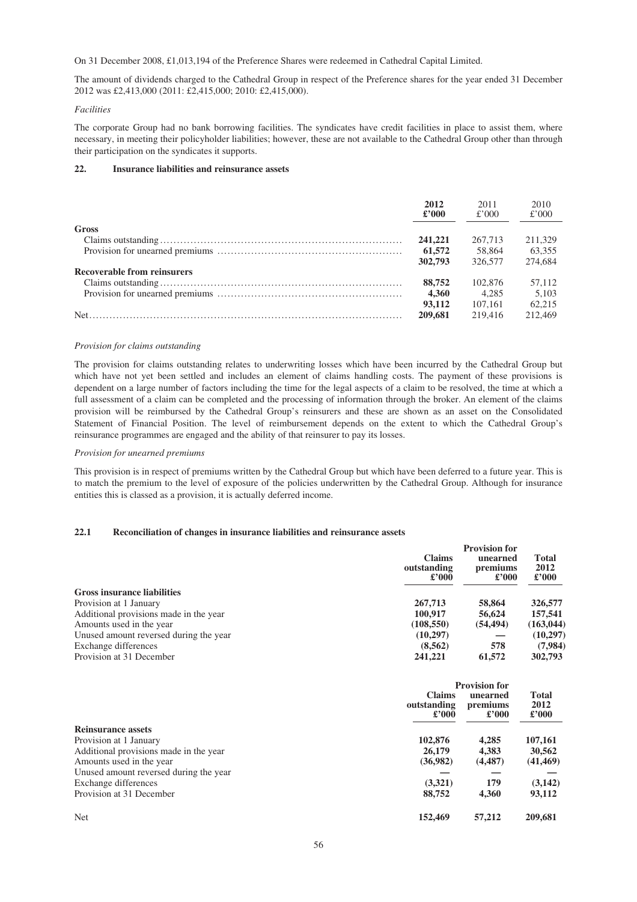On 31 December 2008, £1,013,194 of the Preference Shares were redeemed in Cathedral Capital Limited.

The amount of dividends charged to the Cathedral Group in respect of the Preference shares for the year ended 31 December 2012 was £2,413,000 (2011: £2,415,000; 2010: £2,415,000).

*Facilities*

The corporate Group had no bank borrowing facilities. The syndicates have credit facilities in place to assist them, where necessary, in meeting their policyholder liabilities; however, these are not available to the Cathedral Group other than through their participation on the syndicates it supports.

### 22. Insurance liabilities and reinsurance assets

| | **2012 £'000** | 2011 £'000 | 2010 £'000 |
|---|---|---|---|
| **Gross** | | | |
| Claims outstanding | **241,221** | 267,713 | 211,329 |
| Provision for unearned premiums | **61,572** | 58,864 | 63,355 |
| | **302,793** | 326,577 | 274,684 |
| **Recoverable from reinsurers** | | | |
| Claims outstanding | **88,752** | 102,876 | 57,112 |
| Provision for unearned premiums | **4,360** | 4,285 | 5,103 |
| | **93,112** | 107,161 | 62,215 |
| Net | **209,681** | 219,416 | 212,469 |

*Provision for claims outstanding*

The provision for claims outstanding relates to underwriting losses which have been incurred by the Cathedral Group but which have not yet been settled and includes an element of claims handling costs. The payment of these provisions is dependent on a large number of factors including the time for the legal aspects of a claim to be resolved, the time at which a full assessment of a claim can be completed and the processing of information through the broker. An element of the claims provision will be reimbursed by the Cathedral Group's reinsurers and these are shown as an asset on the Consolidated Statement of Financial Position. The level of reimbursement depends on the extent to which the Cathedral Group's reinsurance programmes are engaged and the ability of that reinsurer to pay its losses.

*Provision for unearned premiums*

This provision is in respect of premiums written by the Cathedral Group but which have been deferred to a future year. This is to match the premium to the level of exposure of the policies underwritten by the Cathedral Group. Although for insurance entities this is classed as a provision, it is actually deferred income.

### 22.1 Reconciliation of changes in insurance liabilities and reinsurance assets

| | **Claims outstanding £'000** | **Provision for unearned premiums £'000** | **Total 2012 £'000** |
|---|---|---|---|
| **Gross insurance liabilities** | | | |
| Provision at 1 January | **267,713** | **58,864** | **326,577** |
| Additional provisions made in the year | **100,917** | **56,624** | **157,541** |
| Amounts used in the year | **(108,550)** | **(54,494)** | **(163,044)** |
| Unused amount reversed during the year | **(10,297)** | **—** | **(10,297)** |
| Exchange differences | **(8,562)** | **578** | **(7,984)** |
| Provision at 31 December | **241,221** | **61,572** | **302,793** |

| | **Claims outstanding £'000** | **Provision for unearned premiums £'000** | **Total 2012 £'000** |
|---|---|---|---|
| **Reinsurance assets** | | | |
| Provision at 1 January | **102,876** | **4,285** | **107,161** |
| Additional provisions made in the year | **26,179** | **4,383** | **30,562** |
| Amounts used in the year | **(36,982)** | **(4,487)** | **(41,469)** |
| Unused amount reversed during the year | **—** | **—** | **—** |
| Exchange differences | **(3,321)** | **179** | **(3,142)** |
| Provision at 31 December | **88,752** | **4,360** | **93,112** |
| Net | **152,469** | **57,212** | **209,681** |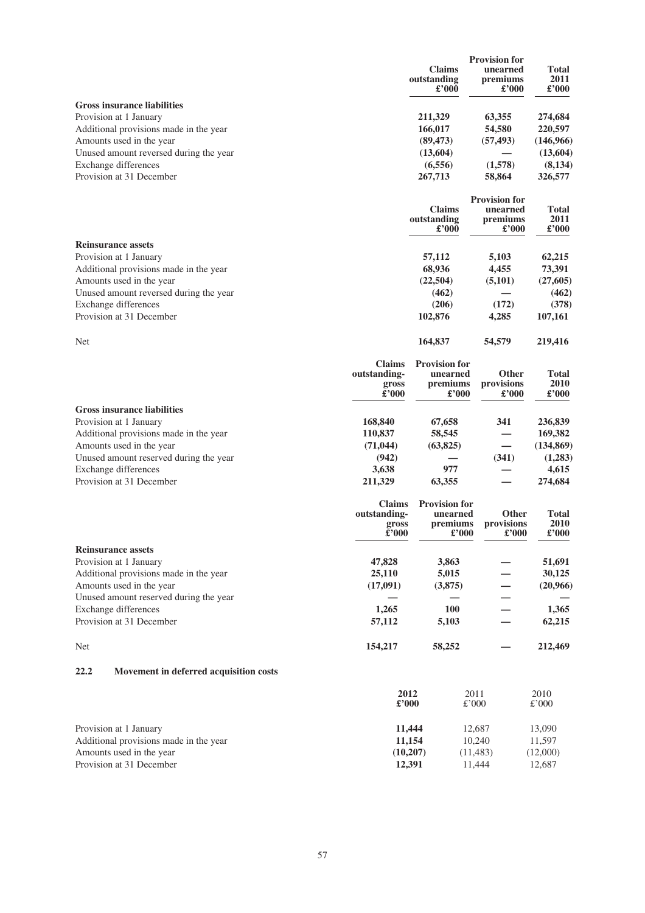| | Claims outstanding £'000 | Provision for unearned premiums £'000 | Total 2011 £'000 |
|---|---|---|---|
| **Gross insurance liabilities** | | | |
| Provision at 1 January | 211,329 | 63,355 | 274,684 |
| Additional provisions made in the year | 166,017 | 54,580 | 220,597 |
| Amounts used in the year | (89,473) | (57,493) | (146,966) |
| Unused amount reversed during the year | (13,604) | — | (13,604) |
| Exchange differences | (6,556) | (1,578) | (8,134) |
| Provision at 31 December | 267,713 | 58,864 | 326,577 |

| | Claims outstanding £'000 | Provision for unearned premiums £'000 | Total 2011 £'000 |
|---|---|---|---|
| **Reinsurance assets** | | | |
| Provision at 1 January | 57,112 | 5,103 | 62,215 |
| Additional provisions made in the year | 68,936 | 4,455 | 73,391 |
| Amounts used in the year | (22,504) | (5,101) | (27,605) |
| Unused amount reversed during the year | (462) | — | (462) |
| Exchange differences | (206) | (172) | (378) |
| Provision at 31 December | 102,876 | 4,285 | 107,161 |
| Net | 164,837 | 54,579 | 219,416 |

| | Claims outstanding-gross £'000 | Provision for unearned premiums £'000 | Other provisions £'000 | Total 2010 £'000 |
|---|---|---|---|---|
| **Gross insurance liabilities** | | | | |
| Provision at 1 January | 168,840 | 67,658 | 341 | 236,839 |
| Additional provisions made in the year | 110,837 | 58,545 | — | 169,382 |
| Amounts used in the year | (71,044) | (63,825) | — | (134,869) |
| Unused amount reserved during the year | (942) | — | (341) | (1,283) |
| Exchange differences | 3,638 | 977 | — | 4,615 |
| Provision at 31 December | 211,329 | 63,355 | — | 274,684 |

| | Claims outstanding-gross £'000 | Provision for unearned premiums £'000 | Other provisions £'000 | Total 2010 £'000 |
|---|---|---|---|---|
| **Reinsurance assets** | | | | |
| Provision at 1 January | 47,828 | 3,863 | — | 51,691 |
| Additional provisions made in the year | 25,110 | 5,015 | — | 30,125 |
| Amounts used in the year | (17,091) | (3,875) | — | (20,966) |
| Unused amount reserved during the year | — | — | — | — |
| Exchange differences | 1,265 | 100 | — | 1,365 |
| Provision at 31 December | 57,112 | 5,103 | — | 62,215 |
| Net | 154,217 | 58,252 | — | 212,469 |

### 22.2 Movement in deferred acquisition costs

| | 2012 £'000 | 2011 £'000 | 2010 £'000 |
|---|---|---|---|
| Provision at 1 January | 11,444 | 12,687 | 13,090 |
| Additional provisions made in the year | 11,154 | 10,240 | 11,597 |
| Amounts used in the year | (10,207) | (11,483) | (12,000) |
| Provision at 31 December | 12,391 | 11,444 | 12,687 |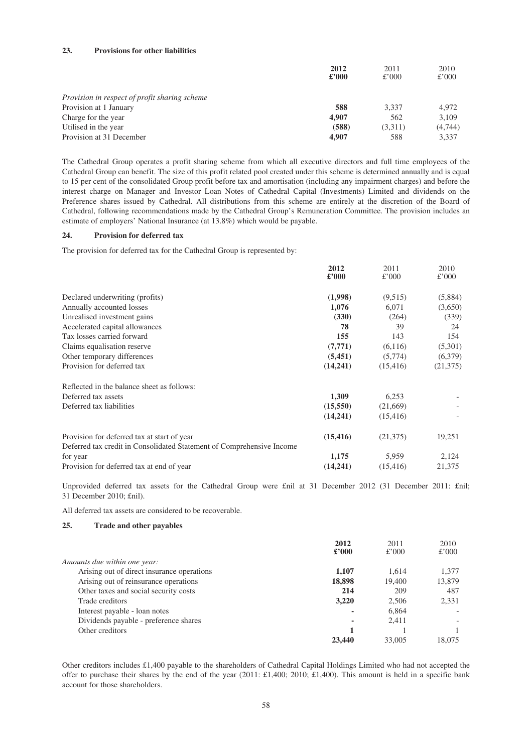### 23. Provisions for other liabilities

| | 2012 £'000 | 2011 £'000 | 2010 £'000 |
|---|---|---|---|
| *Provision in respect of profit sharing scheme* | | | |
| Provision at 1 January | **588** | 3,337 | 4,972 |
| Charge for the year | **4,907** | 562 | 3,109 |
| Utilised in the year | **(588)** | (3,311) | (4,744) |
| Provision at 31 December | **4,907** | 588 | 3,337 |

The Cathedral Group operates a profit sharing scheme from which all executive directors and full time employees of the Cathedral Group can benefit. The size of this profit related pool created under this scheme is determined annually and is equal to 15 per cent of the consolidated Group profit before tax and amortisation (including any impairment charges) and before the interest charge on Manager and Investor Loan Notes of Cathedral Capital (Investments) Limited and dividends on the Preference shares issued by Cathedral. All distributions from this scheme are entirely at the discretion of the Board of Cathedral, following recommendations made by the Cathedral Group's Remuneration Committee. The provision includes an estimate of employers' National Insurance (at 13.8%) which would be payable.

### 24. Provision for deferred tax

The provision for deferred tax for the Cathedral Group is represented by:

| | 2012 £'000 | 2011 £'000 | 2010 £'000 |
|---|---|---|---|
| Declared underwriting (profits) | **(1,998)** | (9,515) | (5,884) |
| Annually accounted losses | **1,076** | 6,071 | (3,650) |
| Unrealised investment gains | **(330)** | (264) | (339) |
| Accelerated capital allowances | **78** | 39 | 24 |
| Tax losses carried forward | **155** | 143 | 154 |
| Claims equalisation reserve | **(7,771)** | (6,116) | (5,301) |
| Other temporary differences | **(5,451)** | (5,774) | (6,379) |
| Provision for deferred tax | **(14,241)** | (15,416) | (21,375) |
| | | | |
| Reflected in the balance sheet as follows: | | | |
| Deferred tax assets | **1,309** | 6,253 | - |
| Deferred tax liabilities | **(15,550)** | (21,669) | - |
| | **(14,241)** | (15,416) | - |
| | | | |
| Provision for deferred tax at start of year | **(15,416)** | (21,375) | 19,251 |
| Deferred tax credit in Consolidated Statement of Comprehensive Income for year | **1,175** | 5,959 | 2,124 |
| Provision for deferred tax at end of year | **(14,241)** | (15,416) | 21,375 |

Unprovided deferred tax assets for the Cathedral Group were £nil at 31 December 2012 (31 December 2011: £nil; 31 December 2010; £nil).

All deferred tax assets are considered to be recoverable.

### 25. Trade and other payables

| | 2012 £'000 | 2011 £'000 | 2010 £'000 |
|---|---|---|---|
| *Amounts due within one year:* | | | |
| Arising out of direct insurance operations | **1,107** | 1,614 | 1,377 |
| Arising out of reinsurance operations | **18,898** | 19,400 | 13,879 |
| Other taxes and social security costs | **214** | 209 | 487 |
| Trade creditors | **3,220** | 2,506 | 2,331 |
| Interest payable - loan notes | **-** | 6,864 | - |
| Dividends payable - preference shares | **-** | 2,411 | - |
| Other creditors | **1** | 1 | 1 |
| | **23,440** | 33,005 | 18,075 |

Other creditors includes £1,400 payable to the shareholders of Cathedral Capital Holdings Limited who had not accepted the offer to purchase their shares by the end of the year (2011: £1,400; 2010; £1,400). This amount is held in a specific bank account for those shareholders.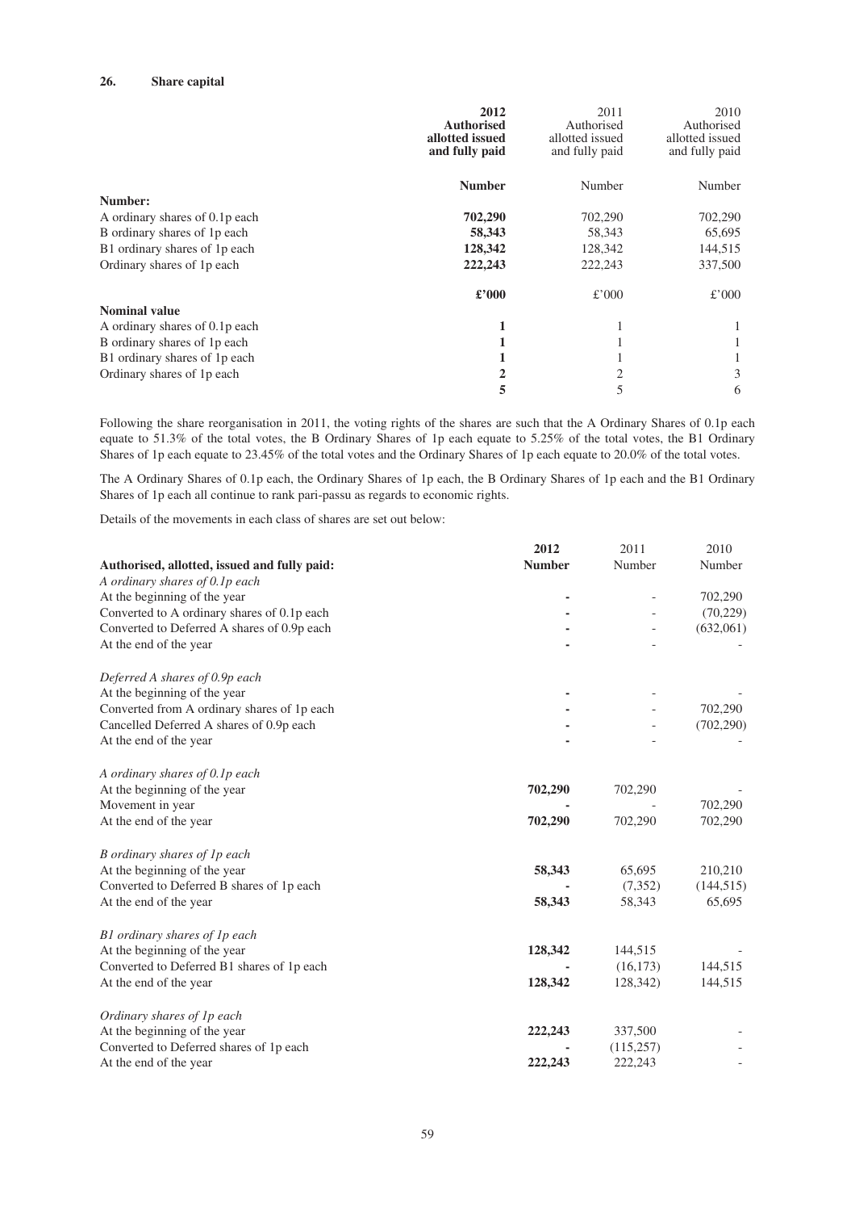## 26. Share capital

| | 2012 Authorised allotted issued and fully paid | 2011 Authorised allotted issued and fully paid | 2010 Authorised allotted issued and fully paid |
|---|---|---|---|
| | **Number** | Number | Number |
| **Number:** | | | |
| A ordinary shares of 0.1p each | **702,290** | 702,290 | 702,290 |
| B ordinary shares of 1p each | **58,343** | 58,343 | 65,695 |
| B1 ordinary shares of 1p each | **128,342** | 128,342 | 144,515 |
| Ordinary shares of 1p each | **222,243** | 222,243 | 337,500 |
| | **£'000** | £'000 | £'000 |
| **Nominal value** | | | |
| A ordinary shares of 0.1p each | **1** | 1 | 1 |
| B ordinary shares of 1p each | **1** | 1 | 1 |
| B1 ordinary shares of 1p each | **1** | 1 | 1 |
| Ordinary shares of 1p each | **2** | 2 | 3 |
| | **5** | 5 | 6 |

Following the share reorganisation in 2011, the voting rights of the shares are such that the A Ordinary Shares of 0.1p each equate to 51.3% of the total votes, the B Ordinary Shares of 1p each equate to 5.25% of the total votes, the B1 Ordinary Shares of 1p each equate to 23.45% of the total votes and the Ordinary Shares of 1p each equate to 20.0% of the total votes.

The A Ordinary Shares of 0.1p each, the Ordinary Shares of 1p each, the B Ordinary Shares of 1p each and the B1 Ordinary Shares of 1p each all continue to rank pari-passu as regards to economic rights.

Details of the movements in each class of shares are set out below:

| **Authorised, allotted, issued and fully paid:** | **2012 Number** | 2011 Number | 2010 Number |
|---|---|---|---|
| *A ordinary shares of 0.1p each* | | | |
| At the beginning of the year | **-** | - | 702,290 |
| Converted to A ordinary shares of 0.1p each | **-** | - | (70,229) |
| Converted to Deferred A shares of 0.9p each | **-** | - | (632,061) |
| At the end of the year | **-** | - | - |
| *Deferred A shares of 0.9p each* | | | |
| At the beginning of the year | **-** | - | - |
| Converted from A ordinary shares of 1p each | **-** | - | 702,290 |
| Cancelled Deferred A shares of 0.9p each | **-** | - | (702,290) |
| At the end of the year | **-** | - | - |
| *A ordinary shares of 0.1p each* | | | |
| At the beginning of the year | **702,290** | 702,290 | - |
| Movement in year | **-** | - | 702,290 |
| At the end of the year | **702,290** | 702,290 | 702,290 |
| *B ordinary shares of 1p each* | | | |
| At the beginning of the year | **58,343** | 65,695 | 210,210 |
| Converted to Deferred B shares of 1p each | **-** | (7,352) | (144,515) |
| At the end of the year | **58,343** | 58,343 | 65,695 |
| *B1 ordinary shares of 1p each* | | | |
| At the beginning of the year | **128,342** | 144,515 | - |
| Converted to Deferred B1 shares of 1p each | **-** | (16,173) | 144,515 |
| At the end of the year | **128,342** | 128,342) | 144,515 |
| *Ordinary shares of 1p each* | | | |
| At the beginning of the year | **222,243** | 337,500 | - |
| Converted to Deferred shares of 1p each | **-** | (115,257) | - |
| At the end of the year | **222,243** | 222,243 | - |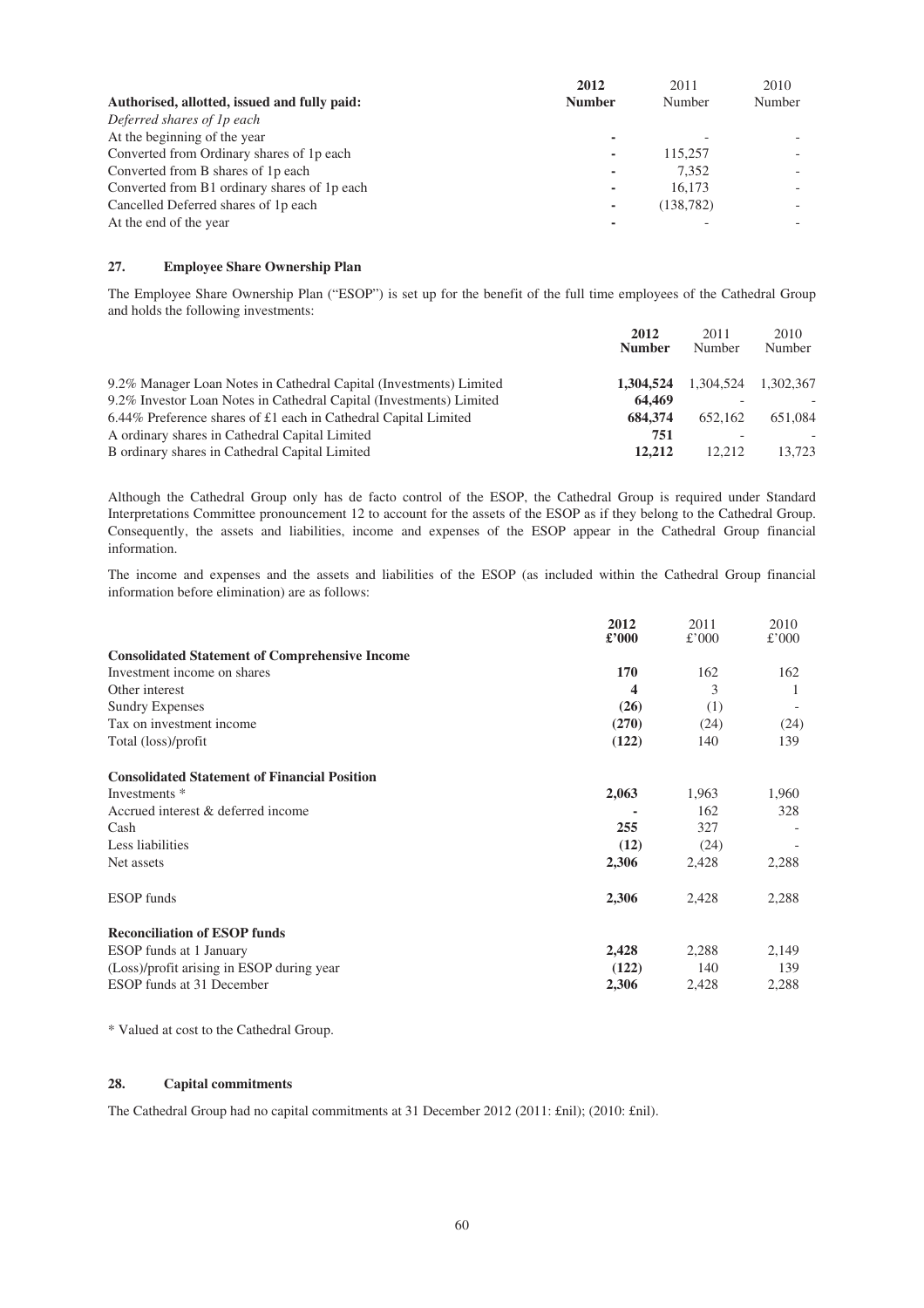| Authorised, allotted, issued and fully paid: | **2012 Number** | 2011 Number | 2010 Number |
|---|---|---|---|
| *Deferred shares of 1p each* | | | |
| At the beginning of the year | **-** | - | - |
| Converted from Ordinary shares of 1p each | **-** | 115,257 | - |
| Converted from B shares of 1p each | **-** | 7,352 | - |
| Converted from B1 ordinary shares of 1p each | **-** | 16,173 | - |
| Cancelled Deferred shares of 1p each | **-** | (138,782) | - |
| At the end of the year | **-** | - | - |

## 27. Employee Share Ownership Plan

The Employee Share Ownership Plan ("ESOP") is set up for the benefit of the full time employees of the Cathedral Group and holds the following investments:

| | **2012 Number** | 2011 Number | 2010 Number |
|---|---|---|---|
| 9.2% Manager Loan Notes in Cathedral Capital (Investments) Limited | **1,304,524** | 1,304,524 | 1,302,367 |
| 9.2% Investor Loan Notes in Cathedral Capital (Investments) Limited | **64,469** | - | - |
| 6.44% Preference shares of £1 each in Cathedral Capital Limited | **684,374** | 652,162 | 651,084 |
| A ordinary shares in Cathedral Capital Limited | **751** | - | - |
| B ordinary shares in Cathedral Capital Limited | **12,212** | 12,212 | 13,723 |

Although the Cathedral Group only has de facto control of the ESOP, the Cathedral Group is required under Standard Interpretations Committee pronouncement 12 to account for the assets of the ESOP as if they belong to the Cathedral Group. Consequently, the assets and liabilities, income and expenses of the ESOP appear in the Cathedral Group financial information.

The income and expenses and the assets and liabilities of the ESOP (as included within the Cathedral Group financial information before elimination) are as follows:

| | **2012 £'000** | 2011 £'000 | 2010 £'000 |
|---|---|---|---|
| **Consolidated Statement of Comprehensive Income** | | | |
| Investment income on shares | **170** | 162 | 162 |
| Other interest | **4** | 3 | 1 |
| Sundry Expenses | **(26)** | (1) | - |
| Tax on investment income | **(270)** | (24) | (24) |
| Total (loss)/profit | **(122)** | 140 | 139 |
| | | | |
| **Consolidated Statement of Financial Position** | | | |
| Investments * | **2,063** | 1,963 | 1,960 |
| Accrued interest & deferred income | **-** | 162 | 328 |
| Cash | **255** | 327 | - |
| Less liabilities | **(12)** | (24) | - |
| Net assets | **2,306** | 2,428 | 2,288 |
| | | | |
| ESOP funds | **2,306** | 2,428 | 2,288 |
| | | | |
| **Reconciliation of ESOP funds** | | | |
| ESOP funds at 1 January | **2,428** | 2,288 | 2,149 |
| (Loss)/profit arising in ESOP during year | **(122)** | 140 | 139 |
| ESOP funds at 31 December | **2,306** | 2,428 | 2,288 |

* Valued at cost to the Cathedral Group.

## 28. Capital commitments

The Cathedral Group had no capital commitments at 31 December 2012 (2011: £nil); (2010: £nil).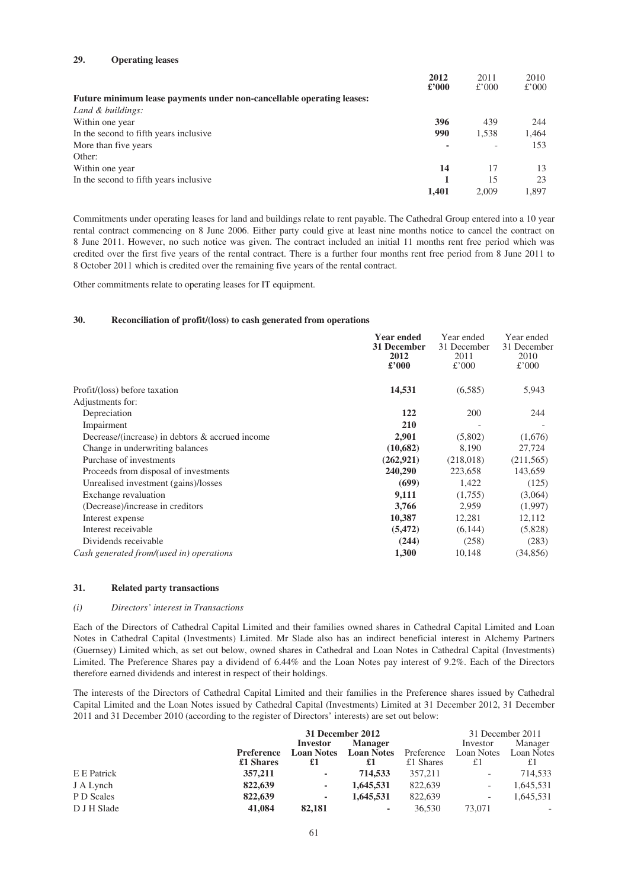## 29. Operating leases

| | **2012** **£'000** | 2011 £'000 | 2010 £'000 |
|---|---|---|---|
| **Future minimum lease payments under non-cancellable operating leases:** | | | |
| *Land & buildings:* | | | |
| Within one year | **396** | 439 | 244 |
| In the second to fifth years inclusive | **990** | 1,538 | 1,464 |
| More than five years | **-** | - | 153 |
| Other: | | | |
| Within one year | **14** | 17 | 13 |
| In the second to fifth years inclusive | **1** | 15 | 23 |
| | **1,401** | 2,009 | 1,897 |

Commitments under operating leases for land and buildings relate to rent payable. The Cathedral Group entered into a 10 year rental contract commencing on 8 June 2006. Either party could give at least nine months notice to cancel the contract on 8 June 2011. However, no such notice was given. The contract included an initial 11 months rent free period which was credited over the first five years of the rental contract. There is a further four months rent free period from 8 June 2011 to 8 October 2011 which is credited over the remaining five years of the rental contract.

Other commitments relate to operating leases for IT equipment.

## 30. Reconciliation of profit/(loss) to cash generated from operations

| | **Year ended 31 December 2012 £'000** | Year ended 31 December 2011 £'000 | Year ended 31 December 2010 £'000 |
|---|---|---|---|
| Profit/(loss) before taxation | **14,531** | (6,585) | 5,943 |
| Adjustments for: | | | |
| Depreciation | **122** | 200 | 244 |
| Impairment | **210** | - | - |
| Decrease/(increase) in debtors & accrued income | **2,901** | (5,802) | (1,676) |
| Change in underwriting balances | **(10,682)** | 8,190 | 27,724 |
| Purchase of investments | **(262,921)** | (218,018) | (211,565) |
| Proceeds from disposal of investments | **240,290** | 223,658 | 143,659 |
| Unrealised investment (gains)/losses | **(699)** | 1,422 | (125) |
| Exchange revaluation | **9,111** | (1,755) | (3,064) |
| (Decrease)/increase in creditors | **3,766** | 2,959 | (1,997) |
| Interest expense | **10,387** | 12,281 | 12,112 |
| Interest receivable | **(5,472)** | (6,144) | (5,828) |
| Dividends receivable | **(244)** | (258) | (283) |
| *Cash generated from/(used in) operations* | **1,300** | 10,148 | (34,856) |

## 31. Related party transactions

*(i) Directors' interest in Transactions*

Each of the Directors of Cathedral Capital Limited and their families owned shares in Cathedral Capital Limited and Loan Notes in Cathedral Capital (Investments) Limited. Mr Slade also has an indirect beneficial interest in Alchemy Partners (Guernsey) Limited which, as set out below, owned shares in Cathedral and Loan Notes in Cathedral Capital (Investments) Limited. The Preference Shares pay a dividend of 6.44% and the Loan Notes pay interest of 9.2%. Each of the Directors therefore earned dividends and interest in respect of their holdings.

The interests of the Directors of Cathedral Capital Limited and their families in the Preference shares issued by Cathedral Capital Limited and the Loan Notes issued by Cathedral Capital (Investments) Limited at 31 December 2012, 31 December 2011 and 31 December 2010 (according to the register of Directors' interests) are set out below:

| | **31 December 2012** | | | 31 December 2011 | | |
|---|---|---|---|---|---|---|
| | **Preference £1 Shares** | **Investor Loan Notes £1** | **Manager Loan Notes £1** | Preference £1 Shares | Investor Loan Notes £1 | Manager Loan Notes £1 |
| E E Patrick | **357,211** | **-** | **714,533** | 357,211 | - | 714,533 |
| J A Lynch | **822,639** | **-** | **1,645,531** | 822,639 | - | 1,645,531 |
| P D Scales | **822,639** | **-** | **1,645,531** | 822,639 | - | 1,645,531 |
| D J H Slade | **41,084** | **82,181** | **-** | 36,530 | 73,071 | - |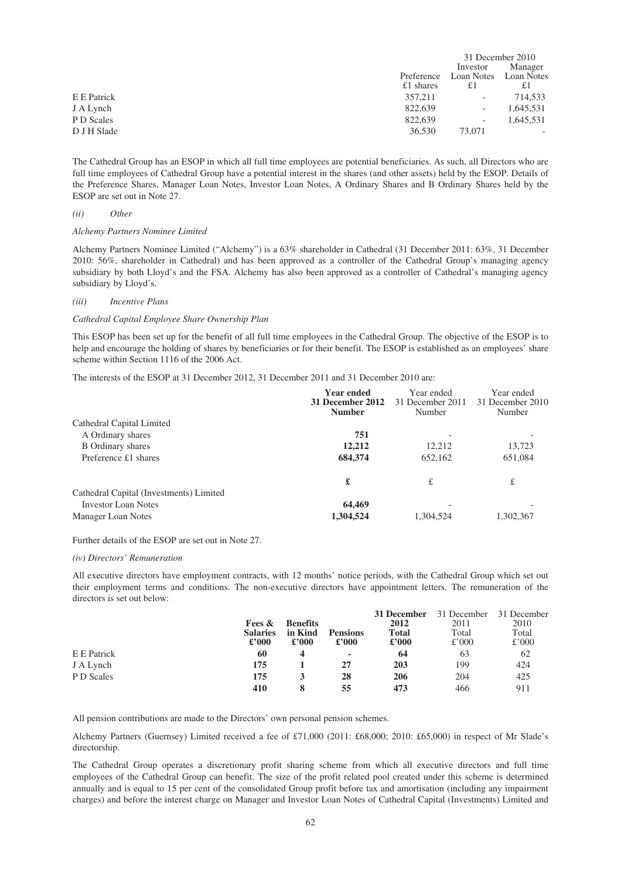| | | 31 December 2010 | |
|---|---|---|---|
| | Preference £1 shares | Investor Loan Notes £1 | Manager Loan Notes £1 |
| E E Patrick | 357,211 | - | 714,533 |
| J A Lynch | 822,639 | - | 1,645,531 |
| P D Scales | 822,639 | - | 1,645,531 |
| D J H Slade | 36,530 | 73,071 | - |

The Cathedral Group has an ESOP in which all full time employees are potential beneficiaries. As such, all Directors who are full time employees of Cathedral Group have a potential interest in the shares (and other assets) held by the ESOP. Details of the Preference Shares, Manager Loan Notes, Investor Loan Notes, A Ordinary Shares and B Ordinary Shares held by the ESOP are set out in Note 27.

*(ii) Other*

*Alchemy Partners Nominee Limited*

Alchemy Partners Nominee Limited ("Alchemy") is a 63% shareholder in Cathedral (31 December 2011: 63%, 31 December 2010: 56%, shareholder in Cathedral) and has been approved as a controller of the Cathedral Group's managing agency subsidiary by both Lloyd's and the FSA. Alchemy has also been approved as a controller of Cathedral's managing agency subsidiary by Lloyd's.

*(iii) Incentive Plans*

*Cathedral Capital Employee Share Ownership Plan*

This ESOP has been set up for the benefit of all full time employees in the Cathedral Group. The objective of the ESOP is to help and encourage the holding of shares by beneficiaries or for their benefit. The ESOP is established as an employees' share scheme within Section 1116 of the 2006 Act.

The interests of the ESOP at 31 December 2012, 31 December 2011 and 31 December 2010 are:

| | **Year ended 31 December 2012 Number** | Year ended 31 December 2011 Number | Year ended 31 December 2010 Number |
|---|---|---|---|
| Cathedral Capital Limited | | | |
| A Ordinary shares | **751** | - | - |
| B Ordinary shares | **12,212** | 12,212 | 13,723 |
| Preference £1 shares | **684,374** | 652,162 | 651,084 |
| | **£** | £ | £ |
| Cathedral Capital (Investments) Limited | | | |
| Investor Loan Notes | **64,469** | - | - |
| Manager Loan Notes | **1,304,524** | 1,304,524 | 1,302,367 |

Further details of the ESOP are set out in Note 27.

*(iv) Directors' Remuneration*

All executive directors have employment contracts, with 12 months' notice periods, with the Cathedral Group which set out their employment terms and conditions. The non-executive directors have appointment letters. The remuneration of the directors is set out below:

| | **Fees & Salaries £'000** | **Benefits in Kind £'000** | **Pensions £'000** | **31 December 2012 Total £'000** | 31 December 2011 Total £'000 | 31 December 2010 Total £'000 |
|---|---|---|---|---|---|---|
| E E Patrick | **60** | **4** | **-** | **64** | 63 | 62 |
| J A Lynch | **175** | **1** | **27** | **203** | 199 | 424 |
| P D Scales | **175** | **3** | **28** | **206** | 204 | 425 |
| | **410** | **8** | **55** | **473** | 466 | 911 |

All pension contributions are made to the Directors' own personal pension schemes.

Alchemy Partners (Guernsey) Limited received a fee of £71,000 (2011: £68,000; 2010: £65,000) in respect of Mr Slade's directorship.

The Cathedral Group operates a discretionary profit sharing scheme from which all executive directors and full time employees of the Cathedral Group can benefit. The size of the profit related pool created under this scheme is determined annually and is equal to 15 per cent of the consolidated Group profit before tax and amortisation (including any impairment charges) and before the interest charge on Manager and Investor Loan Notes of Cathedral Capital (Investments) Limited and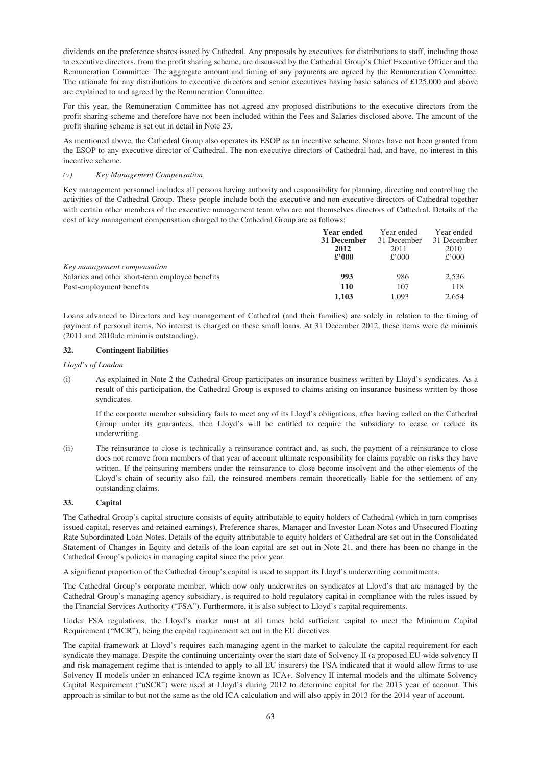dividends on the preference shares issued by Cathedral. Any proposals by executives for distributions to staff, including those to executive directors, from the profit sharing scheme, are discussed by the Cathedral Group's Chief Executive Officer and the Remuneration Committee. The aggregate amount and timing of any payments are agreed by the Remuneration Committee. The rationale for any distributions to executive directors and senior executives having basic salaries of £125,000 and above are explained to and agreed by the Remuneration Committee.

For this year, the Remuneration Committee has not agreed any proposed distributions to the executive directors from the profit sharing scheme and therefore have not been included within the Fees and Salaries disclosed above. The amount of the profit sharing scheme is set out in detail in Note 23.

As mentioned above, the Cathedral Group also operates its ESOP as an incentive scheme. Shares have not been granted from the ESOP to any executive director of Cathedral. The non-executive directors of Cathedral had, and have, no interest in this incentive scheme.

*(v) Key Management Compensation*

Key management personnel includes all persons having authority and responsibility for planning, directing and controlling the activities of the Cathedral Group. These people include both the executive and non-executive directors of Cathedral together with certain other members of the executive management team who are not themselves directors of Cathedral. Details of the cost of key management compensation charged to the Cathedral Group are as follows:

| | **Year ended 31 December 2012 £'000** | Year ended 31 December 2011 £'000 | Year ended 31 December 2010 £'000 |
|---|---|---|---|
| *Key management compensation* | | | |
| Salaries and other short-term employee benefits | **993** | 986 | 2,536 |
| Post-employment benefits | **110** | 107 | 118 |
| | **1,103** | 1,093 | 2,654 |

Loans advanced to Directors and key management of Cathedral (and their families) are solely in relation to the timing of payment of personal items. No interest is charged on these small loans. At 31 December 2012, these items were de minimis (2011 and 2010:de minimis outstanding).

## 32. Contingent liabilities

*Lloyd's of London*

(i) As explained in Note 2 the Cathedral Group participates on insurance business written by Lloyd's syndicates. As a result of this participation, the Cathedral Group is exposed to claims arising on insurance business written by those syndicates.

If the corporate member subsidiary fails to meet any of its Lloyd's obligations, after having called on the Cathedral Group under its guarantees, then Lloyd's will be entitled to require the subsidiary to cease or reduce its underwriting.

(ii) The reinsurance to close is technically a reinsurance contract and, as such, the payment of a reinsurance to close does not remove from members of that year of account ultimate responsibility for claims payable on risks they have written. If the reinsuring members under the reinsurance to close become insolvent and the other elements of the Lloyd's chain of security also fail, the reinsured members remain theoretically liable for the settlement of any outstanding claims.

## 33. Capital

The Cathedral Group's capital structure consists of equity attributable to equity holders of Cathedral (which in turn comprises issued capital, reserves and retained earnings), Preference shares, Manager and Investor Loan Notes and Unsecured Floating Rate Subordinated Loan Notes. Details of the equity attributable to equity holders of Cathedral are set out in the Consolidated Statement of Changes in Equity and details of the loan capital are set out in Note 21, and there has been no change in the Cathedral Group's policies in managing capital since the prior year.

A significant proportion of the Cathedral Group's capital is used to support its Lloyd's underwriting commitments.

The Cathedral Group's corporate member, which now only underwrites on syndicates at Lloyd's that are managed by the Cathedral Group's managing agency subsidiary, is required to hold regulatory capital in compliance with the rules issued by the Financial Services Authority ("FSA"). Furthermore, it is also subject to Lloyd's capital requirements.

Under FSA regulations, the Lloyd's market must at all times hold sufficient capital to meet the Minimum Capital Requirement ("MCR"), being the capital requirement set out in the EU directives.

The capital framework at Lloyd's requires each managing agent in the market to calculate the capital requirement for each syndicate they manage. Despite the continuing uncertainty over the start date of Solvency II (a proposed EU-wide solvency II and risk management regime that is intended to apply to all EU insurers) the FSA indicated that it would allow firms to use Solvency II models under an enhanced ICA regime known as ICA+. Solvency II internal models and the ultimate Solvency Capital Requirement ("uSCR") were used at Lloyd's during 2012 to determine capital for the 2013 year of account. This approach is similar to but not the same as the old ICA calculation and will also apply in 2013 for the 2014 year of account.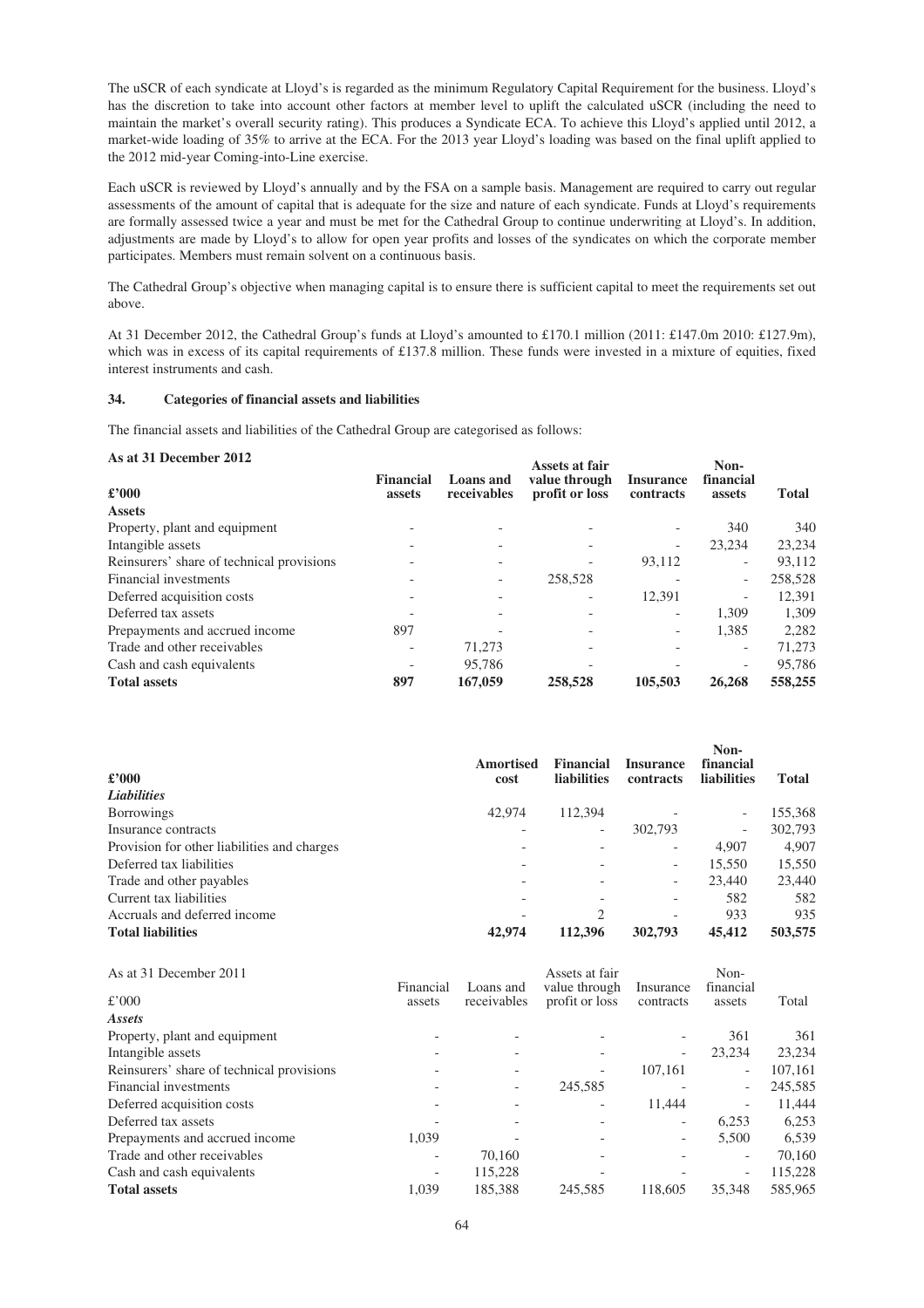The uSCR of each syndicate at Lloyd's is regarded as the minimum Regulatory Capital Requirement for the business. Lloyd's has the discretion to take into account other factors at member level to uplift the calculated uSCR (including the need to maintain the market's overall security rating). This produces a Syndicate ECA. To achieve this Lloyd's applied until 2012, a market-wide loading of 35% to arrive at the ECA. For the 2013 year Lloyd's loading was based on the final uplift applied to the 2012 mid-year Coming-into-Line exercise.

Each uSCR is reviewed by Lloyd's annually and by the FSA on a sample basis. Management are required to carry out regular assessments of the amount of capital that is adequate for the size and nature of each syndicate. Funds at Lloyd's requirements are formally assessed twice a year and must be met for the Cathedral Group to continue underwriting at Lloyd's. In addition, adjustments are made by Lloyd's to allow for open year profits and losses of the syndicates on which the corporate member participates. Members must remain solvent on a continuous basis.

The Cathedral Group's objective when managing capital is to ensure there is sufficient capital to meet the requirements set out above.

At 31 December 2012, the Cathedral Group's funds at Lloyd's amounted to £170.1 million (2011: £147.0m 2010: £127.9m), which was in excess of its capital requirements of £137.8 million. These funds were invested in a mixture of equities, fixed interest instruments and cash.

### 34. Categories of financial assets and liabilities

The financial assets and liabilities of the Cathedral Group are categorised as follows:

**As at 31 December 2012**

| **£'000** | **Financial assets** | **Loans and receivables** | **Assets at fair value through profit or loss** | **Insurance contracts** | **Non-financial assets** | **Total** |
|---|---|---|---|---|---|---|
| **Assets** | | | | | | |
| Property, plant and equipment | - | - | - | - | 340 | 340 |
| Intangible assets | - | - | - | - | 23,234 | 23,234 |
| Reinsurers' share of technical provisions | - | - | - | 93,112 | - | 93,112 |
| Financial investments | - | - | 258,528 | - | - | 258,528 |
| Deferred acquisition costs | - | - | - | 12,391 | - | 12,391 |
| Deferred tax assets | - | - | - | - | 1,309 | 1,309 |
| Prepayments and accrued income | 897 | - | - | - | 1,385 | 2,282 |
| Trade and other receivables | - | 71,273 | - | - | - | 71,273 |
| Cash and cash equivalents | - | 95,786 | - | - | - | 95,786 |
| **Total assets** | **897** | **167,059** | **258,528** | **105,503** | **26,268** | **558,255** |

| **£'000** | **Amortised cost** | **Financial liabilities** | **Insurance contracts** | **Non-financial liabilities** | **Total** |
|---|---|---|---|---|---|
| ***Liabilities*** | | | | | |
| Borrowings | 42,974 | 112,394 | - | - | 155,368 |
| Insurance contracts | - | - | 302,793 | - | 302,793 |
| Provision for other liabilities and charges | - | - | - | 4,907 | 4,907 |
| Deferred tax liabilities | - | - | - | 15,550 | 15,550 |
| Trade and other payables | - | - | - | 23,440 | 23,440 |
| Current tax liabilities | - | - | - | 582 | 582 |
| Accruals and deferred income | - | 2 | - | 933 | 935 |
| **Total liabilities** | **42,974** | **112,396** | **302,793** | **45,412** | **503,575** |

As at 31 December 2011

| £'000 | Financial assets | Loans and receivables | Assets at fair value through profit or loss | Insurance contracts | Non-financial assets | Total |
|---|---|---|---|---|---|---|
| ***Assets*** | | | | | | |
| Property, plant and equipment | - | - | - | - | 361 | 361 |
| Intangible assets | - | - | - | - | 23,234 | 23,234 |
| Reinsurers' share of technical provisions | - | - | - | 107,161 | - | 107,161 |
| Financial investments | - | - | 245,585 | - | - | 245,585 |
| Deferred acquisition costs | - | - | - | 11,444 | - | 11,444 |
| Deferred tax assets | - | - | - | - | 6,253 | 6,253 |
| Prepayments and accrued income | 1,039 | - | - | - | 5,500 | 6,539 |
| Trade and other receivables | - | 70,160 | - | - | - | 70,160 |
| Cash and cash equivalents | - | 115,228 | - | - | - | 115,228 |
| **Total assets** | 1,039 | 185,388 | 245,585 | 118,605 | 35,348 | 585,965 |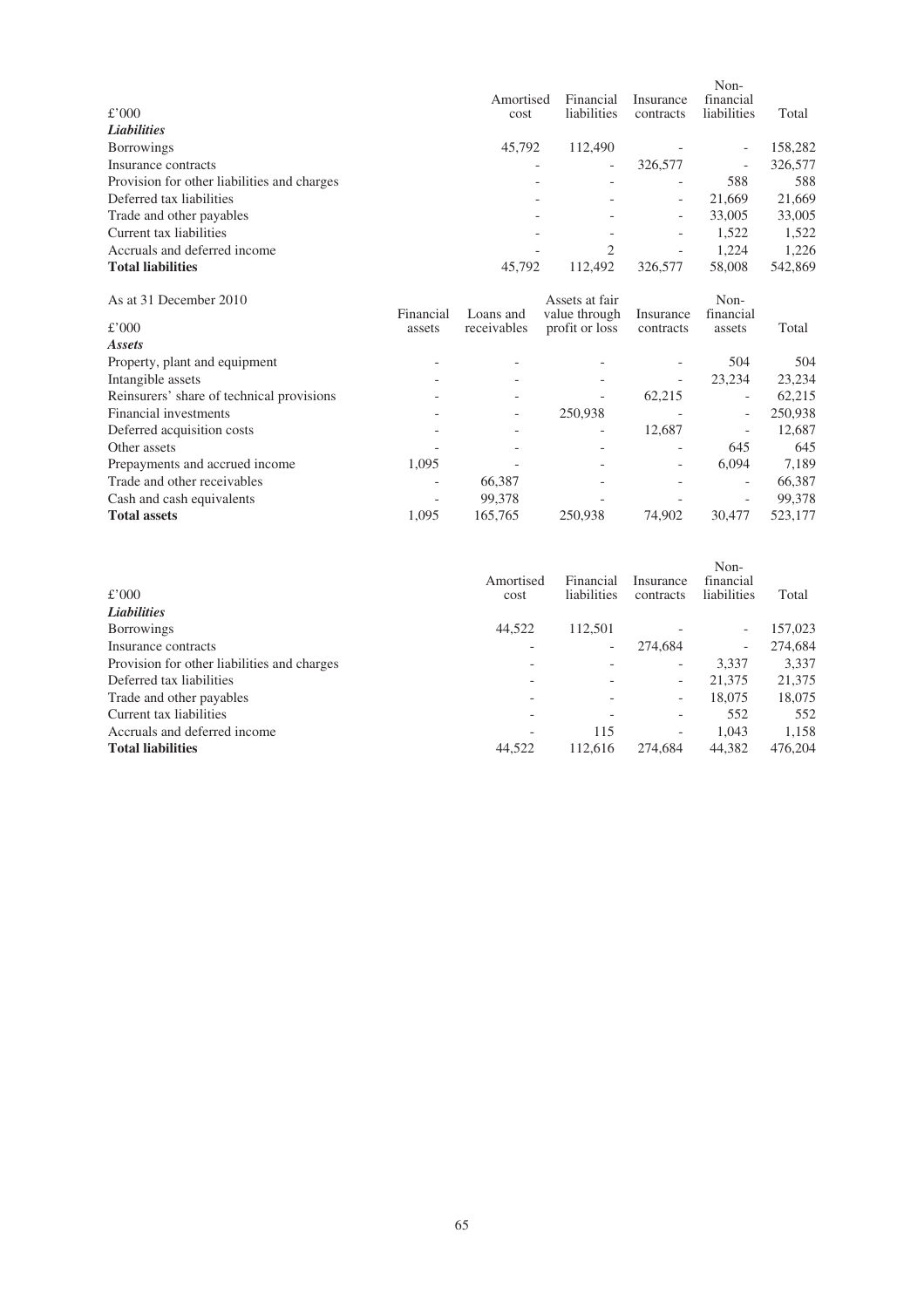| £'000 | Amortised cost | Financial liabilities | Insurance contracts | Non-financial liabilities | Total |
|---|---|---|---|---|---|
| ***Liabilities*** | | | | | |
| Borrowings | 45,792 | 112,490 | - | - | 158,282 |
| Insurance contracts | - | - | 326,577 | - | 326,577 |
| Provision for other liabilities and charges | - | - | - | 588 | 588 |
| Deferred tax liabilities | - | - | - | 21,669 | 21,669 |
| Trade and other payables | - | - | - | 33,005 | 33,005 |
| Current tax liabilities | - | - | - | 1,522 | 1,522 |
| Accruals and deferred income | - | 2 | - | 1,224 | 1,226 |
| **Total liabilities** | 45,792 | 112,492 | 326,577 | 58,008 | 542,869 |

As at 31 December 2010

| £'000 | Financial assets | Loans and receivables | Assets at fair value through profit or loss | Insurance contracts | Non-financial assets | Total |
|---|---|---|---|---|---|---|
| ***Assets*** | | | | | | |
| Property, plant and equipment | - | - | - | - | 504 | 504 |
| Intangible assets | - | - | - | - | 23,234 | 23,234 |
| Reinsurers' share of technical provisions | - | - | - | 62,215 | - | 62,215 |
| Financial investments | - | - | 250,938 | - | - | 250,938 |
| Deferred acquisition costs | - | - | - | 12,687 | - | 12,687 |
| Other assets | - | - | - | - | 645 | 645 |
| Prepayments and accrued income | 1,095 | - | - | - | 6,094 | 7,189 |
| Trade and other receivables | - | 66,387 | - | - | - | 66,387 |
| Cash and cash equivalents | - | 99,378 | - | - | - | 99,378 |
| **Total assets** | 1,095 | 165,765 | 250,938 | 74,902 | 30,477 | 523,177 |

| £'000 | Amortised cost | Financial liabilities | Insurance contracts | Non-financial liabilities | Total |
|---|---|---|---|---|---|
| ***Liabilities*** | | | | | |
| Borrowings | 44,522 | 112,501 | - | - | 157,023 |
| Insurance contracts | - | - | 274,684 | - | 274,684 |
| Provision for other liabilities and charges | - | - | - | 3,337 | 3,337 |
| Deferred tax liabilities | - | - | - | 21,375 | 21,375 |
| Trade and other payables | - | - | - | 18,075 | 18,075 |
| Current tax liabilities | - | - | - | 552 | 552 |
| Accruals and deferred income | - | 115 | - | 1,043 | 1,158 |
| **Total liabilities** | 44,522 | 112,616 | 274,684 | 44,382 | 476,204 |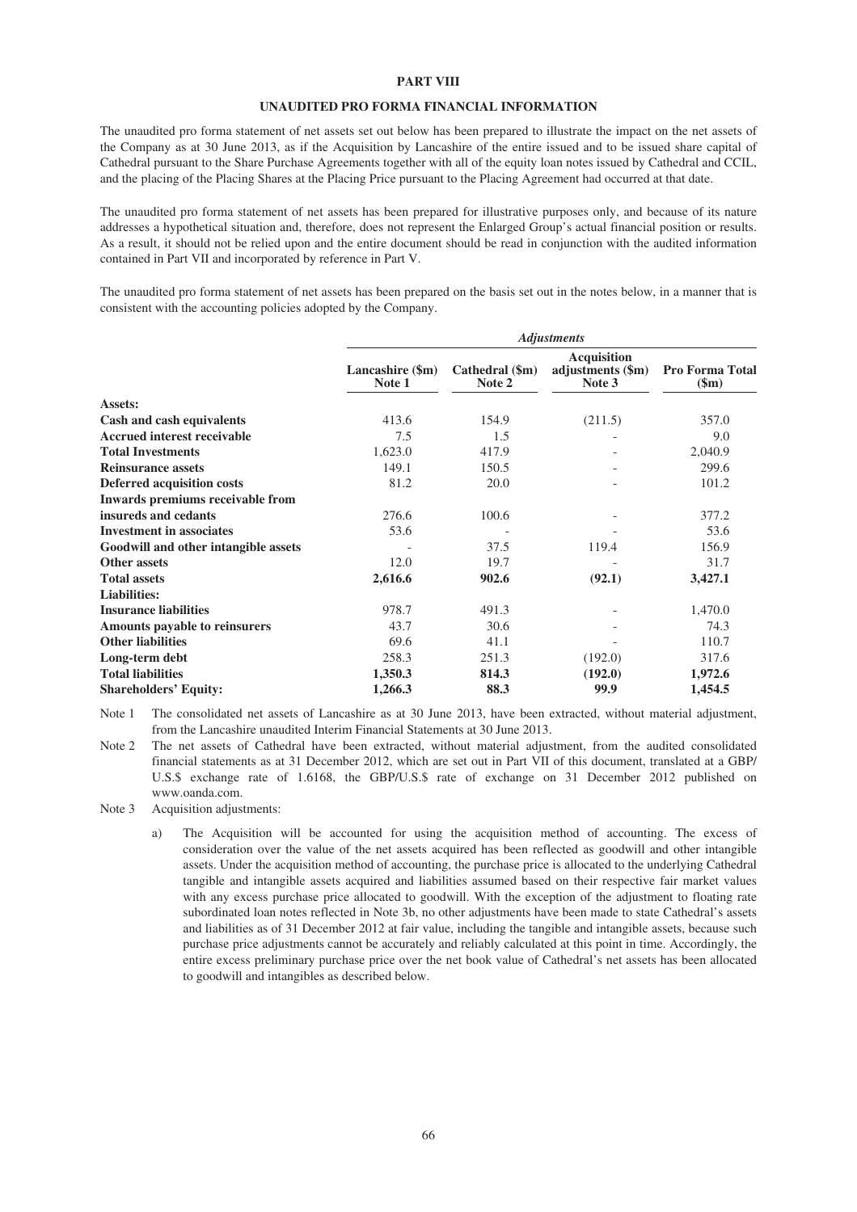# PART VIII

## UNAUDITED PRO FORMA FINANCIAL INFORMATION

The unaudited pro forma statement of net assets set out below has been prepared to illustrate the impact on the net assets of the Company as at 30 June 2013, as if the Acquisition by Lancashire of the entire issued and to be issued share capital of Cathedral pursuant to the Share Purchase Agreements together with all of the equity loan notes issued by Cathedral and CCIL, and the placing of the Placing Shares at the Placing Price pursuant to the Placing Agreement had occurred at that date.

The unaudited pro forma statement of net assets has been prepared for illustrative purposes only, and because of its nature addresses a hypothetical situation and, therefore, does not represent the Enlarged Group's actual financial position or results. As a result, it should not be relied upon and the entire document should be read in conjunction with the audited information contained in Part VII and incorporated by reference in Part V.

The unaudited pro forma statement of net assets has been prepared on the basis set out in the notes below, in a manner that is consistent with the accounting policies adopted by the Company.

| | | *Adjustments* | | |
|---|---|---|---|---|
| | **Lancashire ($m) Note 1** | **Cathedral ($m) Note 2** | **Acquisition adjustments ($m) Note 3** | **Pro Forma Total ($m)** |
| **Assets:** | | | | |
| **Cash and cash equivalents** | 413.6 | 154.9 | (211.5) | 357.0 |
| **Accrued interest receivable** | 7.5 | 1.5 | - | 9.0 |
| **Total Investments** | 1,623.0 | 417.9 | - | 2,040.9 |
| **Reinsurance assets** | 149.1 | 150.5 | - | 299.6 |
| **Deferred acquisition costs** | 81.2 | 20.0 | - | 101.2 |
| **Inwards premiums receivable from insureds and cedants** | 276.6 | 100.6 | - | 377.2 |
| **Investment in associates** | 53.6 | - | - | 53.6 |
| **Goodwill and other intangible assets** | - | 37.5 | 119.4 | 156.9 |
| **Other assets** | 12.0 | 19.7 | - | 31.7 |
| **Total assets** | **2,616.6** | **902.6** | **(92.1)** | **3,427.1** |
| **Liabilities:** | | | | |
| **Insurance liabilities** | 978.7 | 491.3 | - | 1,470.0 |
| **Amounts payable to reinsurers** | 43.7 | 30.6 | - | 74.3 |
| **Other liabilities** | 69.6 | 41.1 | - | 110.7 |
| **Long-term debt** | 258.3 | 251.3 | (192.0) | 317.6 |
| **Total liabilities** | **1,350.3** | **814.3** | **(192.0)** | **1,972.6** |
| **Shareholders' Equity:** | **1,266.3** | **88.3** | **99.9** | **1,454.5** |

Note 1 The consolidated net assets of Lancashire as at 30 June 2013, have been extracted, without material adjustment, from the Lancashire unaudited Interim Financial Statements at 30 June 2013.

Note 2 The net assets of Cathedral have been extracted, without material adjustment, from the audited consolidated financial statements as at 31 December 2012, which are set out in Part VII of this document, translated at a GBP/U.S.$ exchange rate of 1.6168, the GBP/U.S.$ rate of exchange on 31 December 2012 published on www.oanda.com.

Note 3 Acquisition adjustments:

a) The Acquisition will be accounted for using the acquisition method of accounting. The excess of consideration over the value of the net assets acquired has been reflected as goodwill and other intangible assets. Under the acquisition method of accounting, the purchase price is allocated to the underlying Cathedral tangible and intangible assets acquired and liabilities assumed based on their respective fair market values with any excess purchase price allocated to goodwill. With the exception of the adjustment to floating rate subordinated loan notes reflected in Note 3b, no other adjustments have been made to state Cathedral's assets and liabilities as of 31 December 2012 at fair value, including the tangible and intangible assets, because such purchase price adjustments cannot be accurately and reliably calculated at this point in time. Accordingly, the entire excess preliminary purchase price over the net book value of Cathedral's net assets has been allocated to goodwill and intangibles as described below.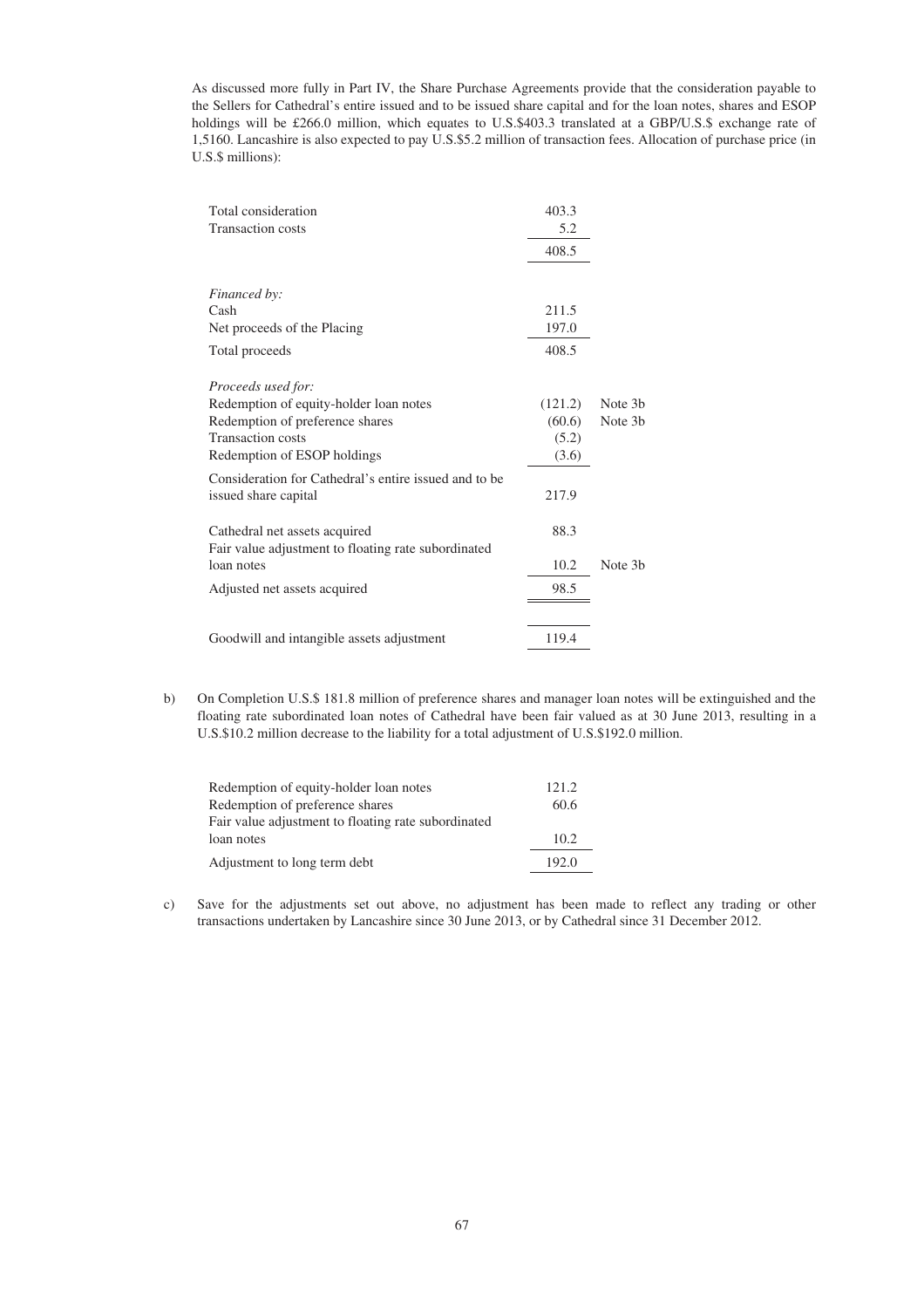As discussed more fully in Part IV, the Share Purchase Agreements provide that the consideration payable to the Sellers for Cathedral's entire issued and to be issued share capital and for the loan notes, shares and ESOP holdings will be £266.0 million, which equates to U.S.$403.3 translated at a GBP/U.S.$ exchange rate of 1,5160. Lancashire is also expected to pay U.S.$5.2 million of transaction fees. Allocation of purchase price (in U.S.$ millions):

| | | |
|---|---|---|
| Total consideration | 403.3 | |
| Transaction costs | 5.2 | |
| | 408.5 | |
| *Financed by:* | | |
| Cash | 211.5 | |
| Net proceeds of the Placing | 197.0 | |
| Total proceeds | 408.5 | |
| *Proceeds used for:* | | |
| Redemption of equity-holder loan notes | (121.2) | Note 3b |
| Redemption of preference shares | (60.6) | Note 3b |
| Transaction costs | (5.2) | |
| Redemption of ESOP holdings | (3.6) | |
| Consideration for Cathedral's entire issued and to be issued share capital | 217.9 | |
| Cathedral net assets acquired | 88.3 | |
| Fair value adjustment to floating rate subordinated loan notes | 10.2 | Note 3b |
| Adjusted net assets acquired | 98.5 | |
| Goodwill and intangible assets adjustment | 119.4 | |

b) On Completion U.S.$ 181.8 million of preference shares and manager loan notes will be extinguished and the floating rate subordinated loan notes of Cathedral have been fair valued as at 30 June 2013, resulting in a U.S.$10.2 million decrease to the liability for a total adjustment of U.S.$192.0 million.

| | |
|---|---|
| Redemption of equity-holder loan notes | 121.2 |
| Redemption of preference shares | 60.6 |
| Fair value adjustment to floating rate subordinated loan notes | 10.2 |
| Adjustment to long term debt | 192.0 |

c) Save for the adjustments set out above, no adjustment has been made to reflect any trading or other transactions undertaken by Lancashire since 30 June 2013, or by Cathedral since 31 December 2012.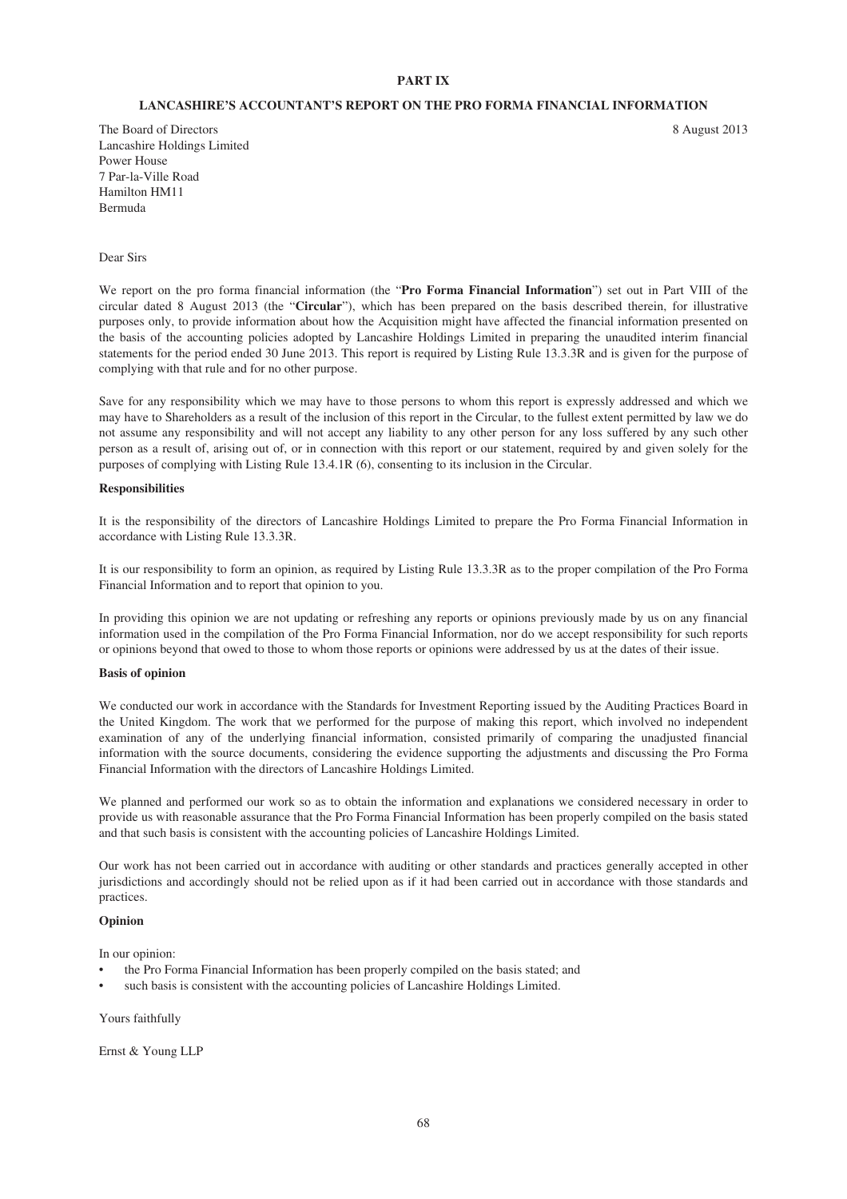# PART IX

## LANCASHIRE'S ACCOUNTANT'S REPORT ON THE PRO FORMA FINANCIAL INFORMATION

The Board of Directors
Lancashire Holdings Limited
Power House
7 Par-la-Ville Road
Hamilton HM11
Bermuda

8 August 2013

Dear Sirs

We report on the pro forma financial information (the "**Pro Forma Financial Information**") set out in Part VIII of the circular dated 8 August 2013 (the "**Circular**"), which has been prepared on the basis described therein, for illustrative purposes only, to provide information about how the Acquisition might have affected the financial information presented on the basis of the accounting policies adopted by Lancashire Holdings Limited in preparing the unaudited interim financial statements for the period ended 30 June 2013. This report is required by Listing Rule 13.3.3R and is given for the purpose of complying with that rule and for no other purpose.

Save for any responsibility which we may have to those persons to whom this report is expressly addressed and which we may have to Shareholders as a result of the inclusion of this report in the Circular, to the fullest extent permitted by law we do not assume any responsibility and will not accept any liability to any other person for any loss suffered by any such other person as a result of, arising out of, or in connection with this report or our statement, required by and given solely for the purposes of complying with Listing Rule 13.4.1R (6), consenting to its inclusion in the Circular.

**Responsibilities**

It is the responsibility of the directors of Lancashire Holdings Limited to prepare the Pro Forma Financial Information in accordance with Listing Rule 13.3.3R.

It is our responsibility to form an opinion, as required by Listing Rule 13.3.3R as to the proper compilation of the Pro Forma Financial Information and to report that opinion to you.

In providing this opinion we are not updating or refreshing any reports or opinions previously made by us on any financial information used in the compilation of the Pro Forma Financial Information, nor do we accept responsibility for such reports or opinions beyond that owed to those to whom those reports or opinions were addressed by us at the dates of their issue.

**Basis of opinion**

We conducted our work in accordance with the Standards for Investment Reporting issued by the Auditing Practices Board in the United Kingdom. The work that we performed for the purpose of making this report, which involved no independent examination of any of the underlying financial information, consisted primarily of comparing the unadjusted financial information with the source documents, considering the evidence supporting the adjustments and discussing the Pro Forma Financial Information with the directors of Lancashire Holdings Limited.

We planned and performed our work so as to obtain the information and explanations we considered necessary in order to provide us with reasonable assurance that the Pro Forma Financial Information has been properly compiled on the basis stated and that such basis is consistent with the accounting policies of Lancashire Holdings Limited.

Our work has not been carried out in accordance with auditing or other standards and practices generally accepted in other jurisdictions and accordingly should not be relied upon as if it had been carried out in accordance with those standards and practices.

**Opinion**

In our opinion:

- the Pro Forma Financial Information has been properly compiled on the basis stated; and
- such basis is consistent with the accounting policies of Lancashire Holdings Limited.

Yours faithfully

Ernst & Young LLP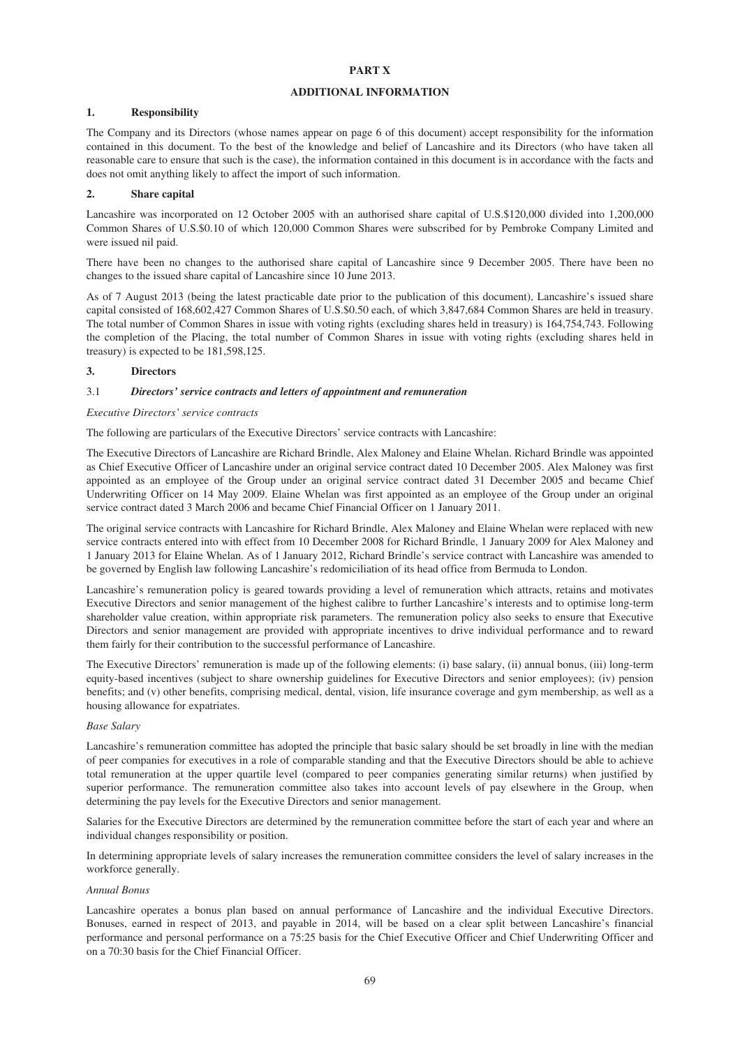# PART X

## ADDITIONAL INFORMATION

### 1. Responsibility

The Company and its Directors (whose names appear on page 6 of this document) accept responsibility for the information contained in this document. To the best of the knowledge and belief of Lancashire and its Directors (who have taken all reasonable care to ensure that such is the case), the information contained in this document is in accordance with the facts and does not omit anything likely to affect the import of such information.

### 2. Share capital

Lancashire was incorporated on 12 October 2005 with an authorised share capital of U.S.$120,000 divided into 1,200,000 Common Shares of U.S.$0.10 of which 120,000 Common Shares were subscribed for by Pembroke Company Limited and were issued nil paid.

There have been no changes to the authorised share capital of Lancashire since 9 December 2005. There have been no changes to the issued share capital of Lancashire since 10 June 2013.

As of 7 August 2013 (being the latest practicable date prior to the publication of this document), Lancashire's issued share capital consisted of 168,602,427 Common Shares of U.S.$0.50 each, of which 3,847,684 Common Shares are held in treasury. The total number of Common Shares in issue with voting rights (excluding shares held in treasury) is 164,754,743. Following the completion of the Placing, the total number of Common Shares in issue with voting rights (excluding shares held in treasury) is expected to be 181,598,125.

### 3. Directors

#### 3.1 *Directors' service contracts and letters of appointment and remuneration*

*Executive Directors' service contracts*

The following are particulars of the Executive Directors' service contracts with Lancashire:

The Executive Directors of Lancashire are Richard Brindle, Alex Maloney and Elaine Whelan. Richard Brindle was appointed as Chief Executive Officer of Lancashire under an original service contract dated 10 December 2005. Alex Maloney was first appointed as an employee of the Group under an original service contract dated 31 December 2005 and became Chief Underwriting Officer on 14 May 2009. Elaine Whelan was first appointed as an employee of the Group under an original service contract dated 3 March 2006 and became Chief Financial Officer on 1 January 2011.

The original service contracts with Lancashire for Richard Brindle, Alex Maloney and Elaine Whelan were replaced with new service contracts entered into with effect from 10 December 2008 for Richard Brindle, 1 January 2009 for Alex Maloney and 1 January 2013 for Elaine Whelan. As of 1 January 2012, Richard Brindle's service contract with Lancashire was amended to be governed by English law following Lancashire's redomiciliation of its head office from Bermuda to London.

Lancashire's remuneration policy is geared towards providing a level of remuneration which attracts, retains and motivates Executive Directors and senior management of the highest calibre to further Lancashire's interests and to optimise long-term shareholder value creation, within appropriate risk parameters. The remuneration policy also seeks to ensure that Executive Directors and senior management are provided with appropriate incentives to drive individual performance and to reward them fairly for their contribution to the successful performance of Lancashire.

The Executive Directors' remuneration is made up of the following elements: (i) base salary, (ii) annual bonus, (iii) long-term equity-based incentives (subject to share ownership guidelines for Executive Directors and senior employees); (iv) pension benefits; and (v) other benefits, comprising medical, dental, vision, life insurance coverage and gym membership, as well as a housing allowance for expatriates.

*Base Salary*

Lancashire's remuneration committee has adopted the principle that basic salary should be set broadly in line with the median of peer companies for executives in a role of comparable standing and that the Executive Directors should be able to achieve total remuneration at the upper quartile level (compared to peer companies generating similar returns) when justified by superior performance. The remuneration committee also takes into account levels of pay elsewhere in the Group, when determining the pay levels for the Executive Directors and senior management.

Salaries for the Executive Directors are determined by the remuneration committee before the start of each year and where an individual changes responsibility or position.

In determining appropriate levels of salary increases the remuneration committee considers the level of salary increases in the workforce generally.

*Annual Bonus*

Lancashire operates a bonus plan based on annual performance of Lancashire and the individual Executive Directors. Bonuses, earned in respect of 2013, and payable in 2014, will be based on a clear split between Lancashire's financial performance and personal performance on a 75:25 basis for the Chief Executive Officer and Chief Underwriting Officer and on a 70:30 basis for the Chief Financial Officer.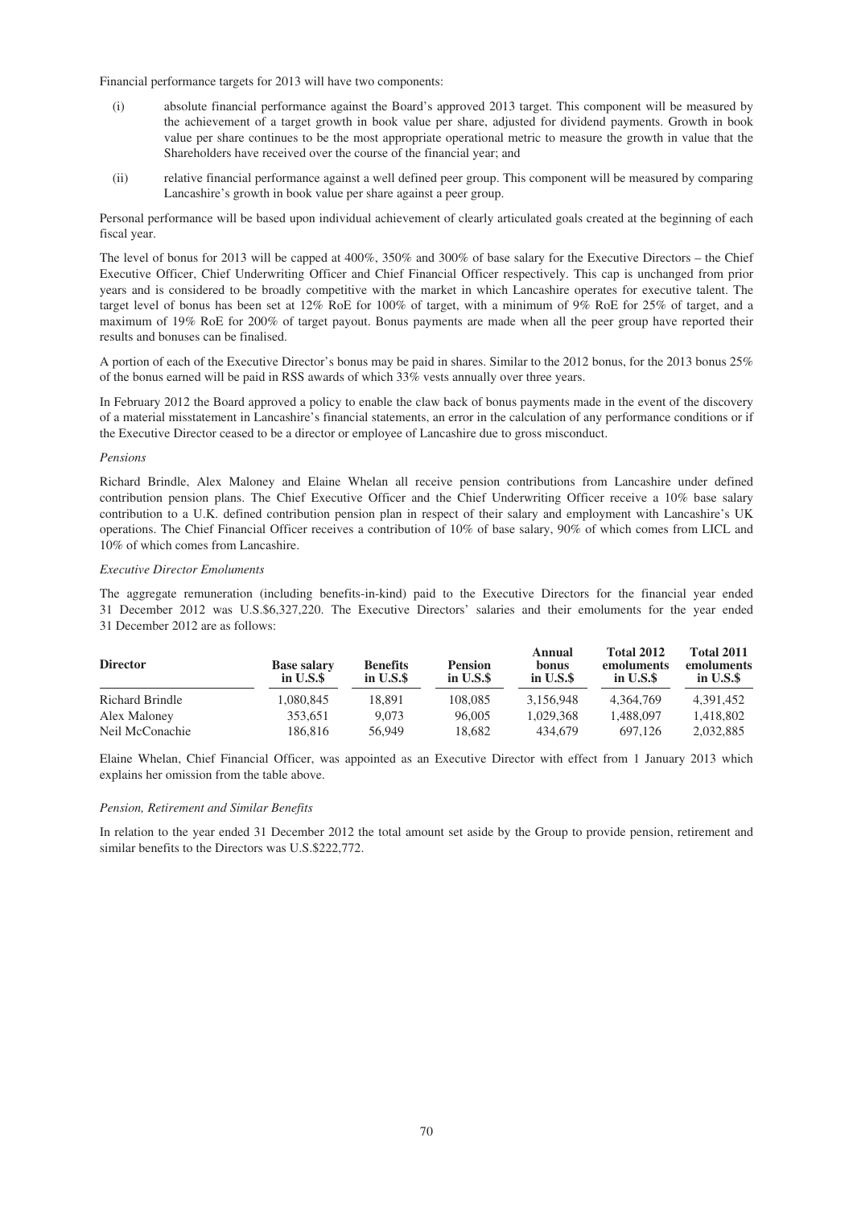Financial performance targets for 2013 will have two components:

(i) absolute financial performance against the Board's approved 2013 target. This component will be measured by the achievement of a target growth in book value per share, adjusted for dividend payments. Growth in book value per share continues to be the most appropriate operational metric to measure the growth in value that the Shareholders have received over the course of the financial year; and

(ii) relative financial performance against a well defined peer group. This component will be measured by comparing Lancashire's growth in book value per share against a peer group.

Personal performance will be based upon individual achievement of clearly articulated goals created at the beginning of each fiscal year.

The level of bonus for 2013 will be capped at 400%, 350% and 300% of base salary for the Executive Directors – the Chief Executive Officer, Chief Underwriting Officer and Chief Financial Officer respectively. This cap is unchanged from prior years and is considered to be broadly competitive with the market in which Lancashire operates for executive talent. The target level of bonus has been set at 12% RoE for 100% of target, with a minimum of 9% RoE for 25% of target, and a maximum of 19% RoE for 200% of target payout. Bonus payments are made when all the peer group have reported their results and bonuses can be finalised.

A portion of each of the Executive Director's bonus may be paid in shares. Similar to the 2012 bonus, for the 2013 bonus 25% of the bonus earned will be paid in RSS awards of which 33% vests annually over three years.

In February 2012 the Board approved a policy to enable the claw back of bonus payments made in the event of the discovery of a material misstatement in Lancashire's financial statements, an error in the calculation of any performance conditions or if the Executive Director ceased to be a director or employee of Lancashire due to gross misconduct.

*Pensions*

Richard Brindle, Alex Maloney and Elaine Whelan all receive pension contributions from Lancashire under defined contribution pension plans. The Chief Executive Officer and the Chief Underwriting Officer receive a 10% base salary contribution to a U.K. defined contribution pension plan in respect of their salary and employment with Lancashire's UK operations. The Chief Financial Officer receives a contribution of 10% of base salary, 90% of which comes from LICL and 10% of which comes from Lancashire.

*Executive Director Emoluments*

The aggregate remuneration (including benefits-in-kind) paid to the Executive Directors for the financial year ended 31 December 2012 was U.S.$6,327,220. The Executive Directors' salaries and their emoluments for the year ended 31 December 2012 are as follows:

| Director | Base salary in U.S.$ | Benefits in U.S.$ | Pension in U.S.$ | Annual bonus in U.S.$ | Total 2012 emoluments in U.S.$ | Total 2011 emoluments in U.S.$ |
|---|---|---|---|---|---|---|
| Richard Brindle | 1,080,845 | 18,891 | 108,085 | 3,156,948 | 4,364,769 | 4,391,452 |
| Alex Maloney | 353,651 | 9,073 | 96,005 | 1,029,368 | 1,488,097 | 1,418,802 |
| Neil McConachie | 186,816 | 56,949 | 18,682 | 434,679 | 697,126 | 2,032,885 |

Elaine Whelan, Chief Financial Officer, was appointed as an Executive Director with effect from 1 January 2013 which explains her omission from the table above.

*Pension, Retirement and Similar Benefits*

In relation to the year ended 31 December 2012 the total amount set aside by the Group to provide pension, retirement and similar benefits to the Directors was U.S.$222,772.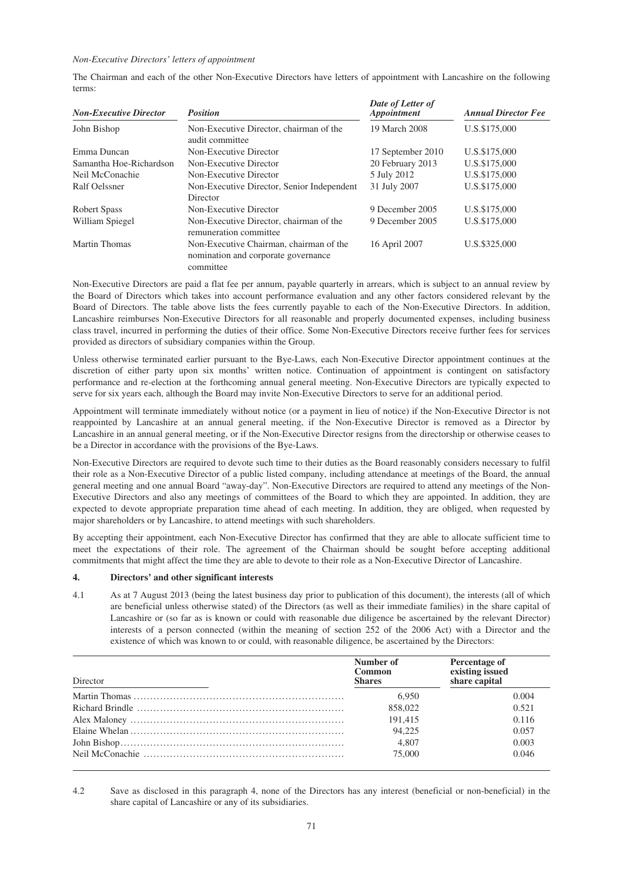*Non-Executive Directors' letters of appointment*

The Chairman and each of the other Non-Executive Directors have letters of appointment with Lancashire on the following terms:

| *Non-Executive Director* | *Position* | *Date of Letter of Appointment* | *Annual Director Fee* |
|---|---|---|---|
| John Bishop | Non-Executive Director, chairman of the audit committee | 19 March 2008 | U.S.$175,000 |
| Emma Duncan | Non-Executive Director | 17 September 2010 | U.S.$175,000 |
| Samantha Hoe-Richardson | Non-Executive Director | 20 February 2013 | U.S.$175,000 |
| Neil McConachie | Non-Executive Director | 5 July 2012 | U.S.$175,000 |
| Ralf Oelssner | Non-Executive Director, Senior Independent Director | 31 July 2007 | U.S.$175,000 |
| Robert Spass | Non-Executive Director | 9 December 2005 | U.S.$175,000 |
| William Spiegel | Non-Executive Director, chairman of the remuneration committee | 9 December 2005 | U.S.$175,000 |
| Martin Thomas | Non-Executive Chairman, chairman of the nomination and corporate governance committee | 16 April 2007 | U.S.$325,000 |

Non-Executive Directors are paid a flat fee per annum, payable quarterly in arrears, which is subject to an annual review by the Board of Directors which takes into account performance evaluation and any other factors considered relevant by the Board of Directors. The table above lists the fees currently payable to each of the Non-Executive Directors. In addition, Lancashire reimburses Non-Executive Directors for all reasonable and properly documented expenses, including business class travel, incurred in performing the duties of their office. Some Non-Executive Directors receive further fees for services provided as directors of subsidiary companies within the Group.

Unless otherwise terminated earlier pursuant to the Bye-Laws, each Non-Executive Director appointment continues at the discretion of either party upon six months' written notice. Continuation of appointment is contingent on satisfactory performance and re-election at the forthcoming annual general meeting. Non-Executive Directors are typically expected to serve for six years each, although the Board may invite Non-Executive Directors to serve for an additional period.

Appointment will terminate immediately without notice (or a payment in lieu of notice) if the Non-Executive Director is not reappointed by Lancashire at an annual general meeting, if the Non-Executive Director is removed as a Director by Lancashire in an annual general meeting, or if the Non-Executive Director resigns from the directorship or otherwise ceases to be a Director in accordance with the provisions of the Bye-Laws.

Non-Executive Directors are required to devote such time to their duties as the Board reasonably considers necessary to fulfil their role as a Non-Executive Director of a public listed company, including attendance at meetings of the Board, the annual general meeting and one annual Board "away-day". Non-Executive Directors are required to attend any meetings of the Non-Executive Directors and also any meetings of committees of the Board to which they are appointed. In addition, they are expected to devote appropriate preparation time ahead of each meeting. In addition, they are obliged, when requested by major shareholders or by Lancashire, to attend meetings with such shareholders.

By accepting their appointment, each Non-Executive Director has confirmed that they are able to allocate sufficient time to meet the expectations of their role. The agreement of the Chairman should be sought before accepting additional commitments that might affect the time they are able to devote to their role as a Non-Executive Director of Lancashire.

## 4. Directors' and other significant interests

4.1 As at 7 August 2013 (being the latest business day prior to publication of this document), the interests (all of which are beneficial unless otherwise stated) of the Directors (as well as their immediate families) in the share capital of Lancashire or (so far as is known or could with reasonable due diligence be ascertained by the relevant Director) interests of a person connected (within the meaning of section 252 of the 2006 Act) with a Director and the existence of which was known to or could, with reasonable diligence, be ascertained by the Directors:

| Director | **Number of Common Shares** | **Percentage of existing issued share capital** |
|---|---|---|
| Martin Thomas | 6,950 | 0.004 |
| Richard Brindle | 858,022 | 0.521 |
| Alex Maloney | 191,415 | 0.116 |
| Elaine Whelan | 94,225 | 0.057 |
| John Bishop | 4,807 | 0.003 |
| Neil McConachie | 75,000 | 0.046 |

4.2 Save as disclosed in this paragraph 4, none of the Directors has any interest (beneficial or non-beneficial) in the share capital of Lancashire or any of its subsidiaries.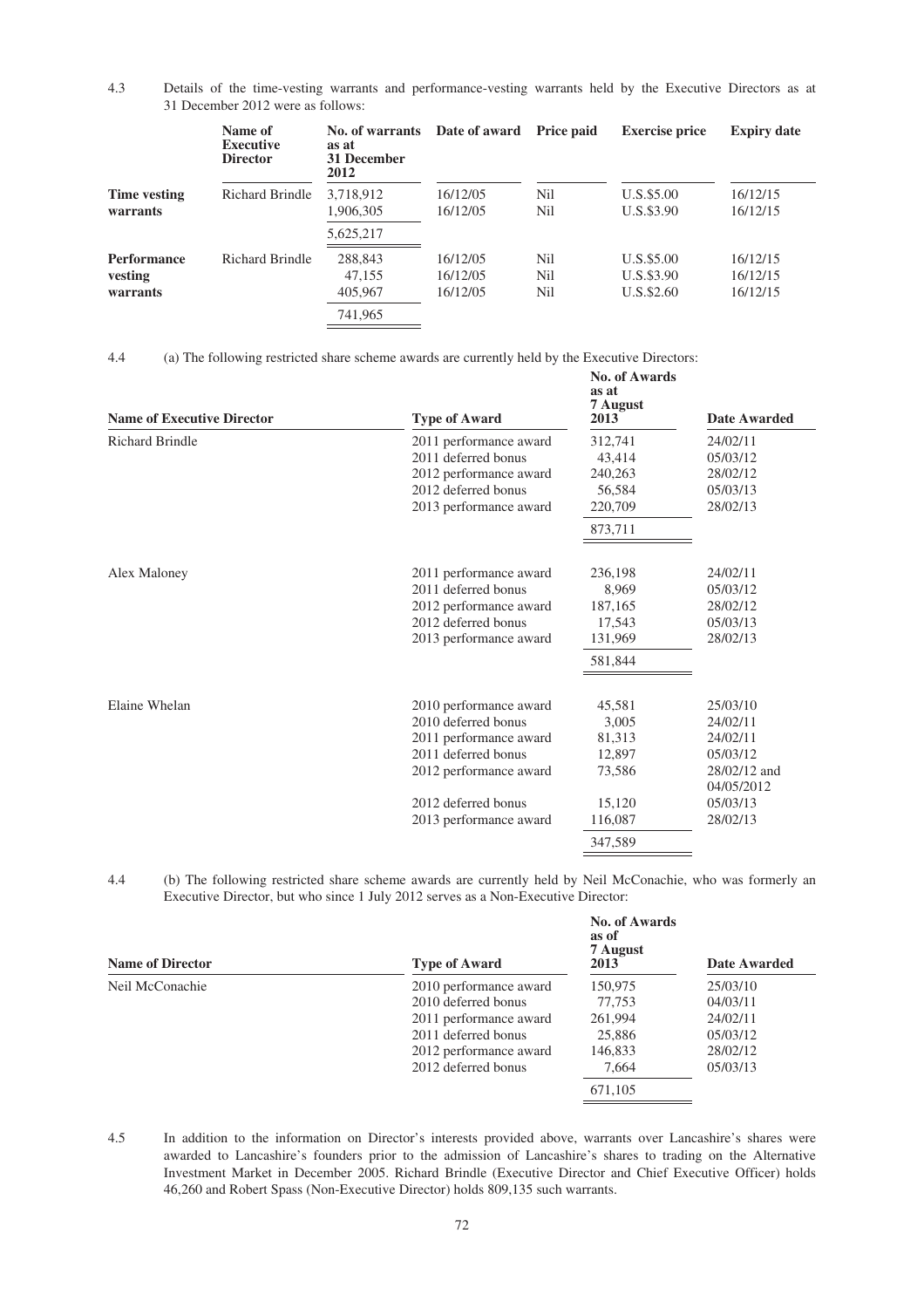4.3 Details of the time-vesting warrants and performance-vesting warrants held by the Executive Directors as at 31 December 2012 were as follows:

| | Name of Executive Director | No. of warrants as at 31 December 2012 | Date of award | Price paid | Exercise price | Expiry date |
|---|---|---|---|---|---|---|
| **Time vesting warrants** | Richard Brindle | 3,718,912 | 16/12/05 | Nil | U.S.$5.00 | 16/12/15 |
| | | 1,906,305 | 16/12/05 | Nil | U.S.$3.90 | 16/12/15 |
| | | 5,625,217 | | | | |
| **Performance vesting warrants** | Richard Brindle | 288,843 | 16/12/05 | Nil | U.S.$5.00 | 16/12/15 |
| | | 47,155 | 16/12/05 | Nil | U.S.$3.90 | 16/12/15 |
| | | 405,967 | 16/12/05 | Nil | U.S.$2.60 | 16/12/15 |
| | | 741,965 | | | | |

4.4 (a) The following restricted share scheme awards are currently held by the Executive Directors:

| Name of Executive Director | Type of Award | No. of Awards as at 7 August 2013 | Date Awarded |
|---|---|---|---|
| Richard Brindle | 2011 performance award | 312,741 | 24/02/11 |
| | 2011 deferred bonus | 43,414 | 05/03/12 |
| | 2012 performance award | 240,263 | 28/02/12 |
| | 2012 deferred bonus | 56,584 | 05/03/13 |
| | 2013 performance award | 220,709 | 28/02/13 |
| | | 873,711 | |
| Alex Maloney | 2011 performance award | 236,198 | 24/02/11 |
| | 2011 deferred bonus | 8,969 | 05/03/12 |
| | 2012 performance award | 187,165 | 28/02/12 |
| | 2012 deferred bonus | 17,543 | 05/03/13 |
| | 2013 performance award | 131,969 | 28/02/13 |
| | | 581,844 | |
| Elaine Whelan | 2010 performance award | 45,581 | 25/03/10 |
| | 2010 deferred bonus | 3,005 | 24/02/11 |
| | 2011 performance award | 81,313 | 24/02/11 |
| | 2011 deferred bonus | 12,897 | 05/03/12 |
| | 2012 performance award | 73,586 | 28/02/12 and 04/05/2012 |
| | 2012 deferred bonus | 15,120 | 05/03/13 |
| | 2013 performance award | 116,087 | 28/02/13 |
| | | 347,589 | |

4.4 (b) The following restricted share scheme awards are currently held by Neil McConachie, who was formerly an Executive Director, but who since 1 July 2012 serves as a Non-Executive Director:

| Name of Director | Type of Award | No. of Awards as of 7 August 2013 | Date Awarded |
|---|---|---|---|
| Neil McConachie | 2010 performance award | 150,975 | 25/03/10 |
| | 2010 deferred bonus | 77,753 | 04/03/11 |
| | 2011 performance award | 261,994 | 24/02/11 |
| | 2011 deferred bonus | 25,886 | 05/03/12 |
| | 2012 performance award | 146,833 | 28/02/12 |
| | 2012 deferred bonus | 7,664 | 05/03/13 |
| | | 671,105 | |

4.5 In addition to the information on Director's interests provided above, warrants over Lancashire's shares were awarded to Lancashire's founders prior to the admission of Lancashire's shares to trading on the Alternative Investment Market in December 2005. Richard Brindle (Executive Director and Chief Executive Officer) holds 46,260 and Robert Spass (Non-Executive Director) holds 809,135 such warrants.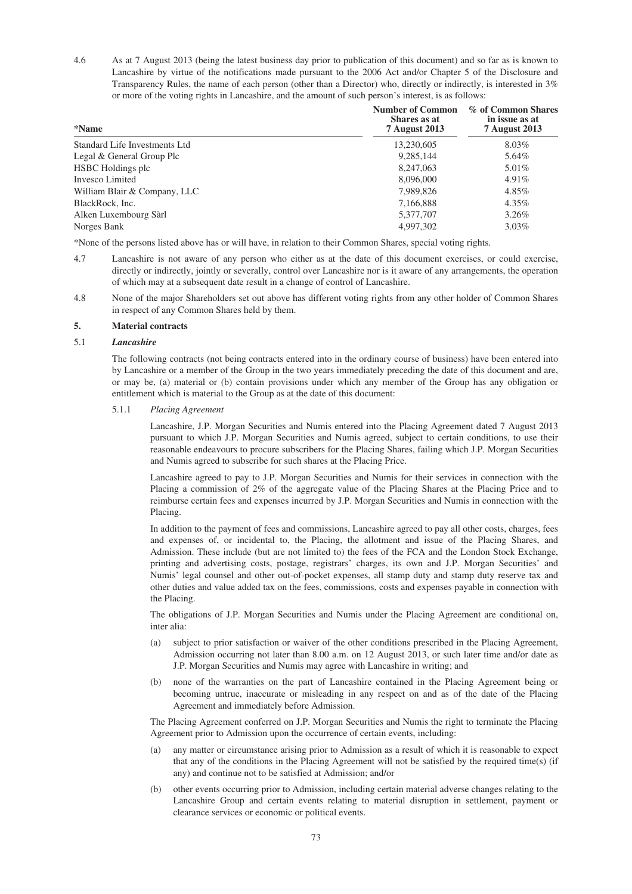4.6 As at 7 August 2013 (being the latest business day prior to publication of this document) and so far as is known to Lancashire by virtue of the notifications made pursuant to the 2006 Act and/or Chapter 5 of the Disclosure and Transparency Rules, the name of each person (other than a Director) who, directly or indirectly, is interested in 3% or more of the voting rights in Lancashire, and the amount of such person's interest, is as follows:

| *Name | Number of Common Shares as at 7 August 2013 | % of Common Shares in issue as at 7 August 2013 |
|---|---|---|
| Standard Life Investments Ltd | 13,230,605 | 8.03% |
| Legal & General Group Plc | 9,285,144 | 5.64% |
| HSBC Holdings plc | 8,247,063 | 5.01% |
| Invesco Limited | 8,096,000 | 4.91% |
| William Blair & Company, LLC | 7,989,826 | 4.85% |
| BlackRock, Inc. | 7,166,888 | 4.35% |
| Alken Luxembourg Sàrl | 5,377,707 | 3.26% |
| Norges Bank | 4,997,302 | 3.03% |

*None of the persons listed above has or will have, in relation to their Common Shares, special voting rights.

4.7 Lancashire is not aware of any person who either as at the date of this document exercises, or could exercise, directly or indirectly, jointly or severally, control over Lancashire nor is it aware of any arrangements, the operation of which may at a subsequent date result in a change of control of Lancashire.

4.8 None of the major Shareholders set out above has different voting rights from any other holder of Common Shares in respect of any Common Shares held by them.

## 5. Material contracts

### 5.1 *Lancashire*

The following contracts (not being contracts entered into in the ordinary course of business) have been entered into by Lancashire or a member of the Group in the two years immediately preceding the date of this document and are, or may be, (a) material or (b) contain provisions under which any member of the Group has any obligation or entitlement which is material to the Group as at the date of this document:

#### 5.1.1 *Placing Agreement*

Lancashire, J.P. Morgan Securities and Numis entered into the Placing Agreement dated 7 August 2013 pursuant to which J.P. Morgan Securities and Numis agreed, subject to certain conditions, to use their reasonable endeavours to procure subscribers for the Placing Shares, failing which J.P. Morgan Securities and Numis agreed to subscribe for such shares at the Placing Price.

Lancashire agreed to pay to J.P. Morgan Securities and Numis for their services in connection with the Placing a commission of 2% of the aggregate value of the Placing Shares at the Placing Price and to reimburse certain fees and expenses incurred by J.P. Morgan Securities and Numis in connection with the Placing.

In addition to the payment of fees and commissions, Lancashire agreed to pay all other costs, charges, fees and expenses of, or incidental to, the Placing, the allotment and issue of the Placing Shares, and Admission. These include (but are not limited to) the fees of the FCA and the London Stock Exchange, printing and advertising costs, postage, registrars' charges, its own and J.P. Morgan Securities' and Numis' legal counsel and other out-of-pocket expenses, all stamp duty and stamp duty reserve tax and other duties and value added tax on the fees, commissions, costs and expenses payable in connection with the Placing.

The obligations of J.P. Morgan Securities and Numis under the Placing Agreement are conditional on, inter alia:

(a) subject to prior satisfaction or waiver of the other conditions prescribed in the Placing Agreement, Admission occurring not later than 8.00 a.m. on 12 August 2013, or such later time and/or date as J.P. Morgan Securities and Numis may agree with Lancashire in writing; and

(b) none of the warranties on the part of Lancashire contained in the Placing Agreement being or becoming untrue, inaccurate or misleading in any respect on and as of the date of the Placing Agreement and immediately before Admission.

The Placing Agreement conferred on J.P. Morgan Securities and Numis the right to terminate the Placing Agreement prior to Admission upon the occurrence of certain events, including:

(a) any matter or circumstance arising prior to Admission as a result of which it is reasonable to expect that any of the conditions in the Placing Agreement will not be satisfied by the required time(s) (if any) and continue not to be satisfied at Admission; and/or

(b) other events occurring prior to Admission, including certain material adverse changes relating to the Lancashire Group and certain events relating to material disruption in settlement, payment or clearance services or economic or political events.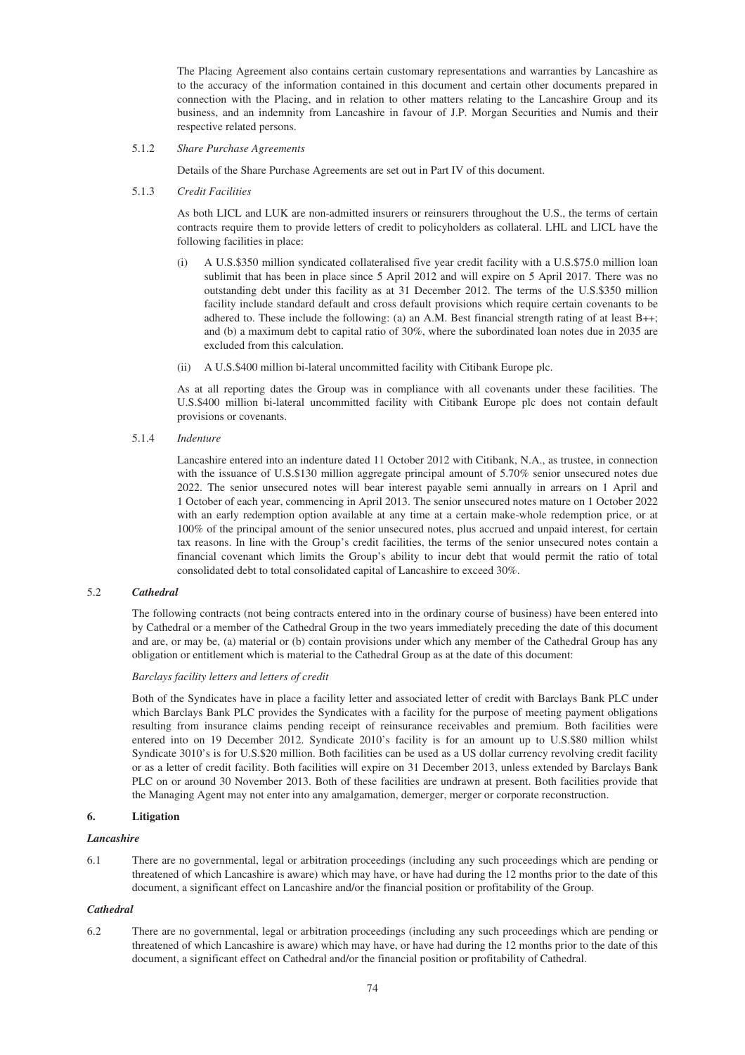The Placing Agreement also contains certain customary representations and warranties by Lancashire as to the accuracy of the information contained in this document and certain other documents prepared in connection with the Placing, and in relation to other matters relating to the Lancashire Group and its business, and an indemnity from Lancashire in favour of J.P. Morgan Securities and Numis and their respective related persons.

5.1.2 *Share Purchase Agreements*

Details of the Share Purchase Agreements are set out in Part IV of this document.

5.1.3 *Credit Facilities*

As both LICL and LUK are non-admitted insurers or reinsurers throughout the U.S., the terms of certain contracts require them to provide letters of credit to policyholders as collateral. LHL and LICL have the following facilities in place:

(i) A U.S.$350 million syndicated collateralised five year credit facility with a U.S.$75.0 million loan sublimit that has been in place since 5 April 2012 and will expire on 5 April 2017. There was no outstanding debt under this facility as at 31 December 2012. The terms of the U.S.$350 million facility include standard default and cross default provisions which require certain covenants to be adhered to. These include the following: (a) an A.M. Best financial strength rating of at least B++; and (b) a maximum debt to capital ratio of 30%, where the subordinated loan notes due in 2035 are excluded from this calculation.

(ii) A U.S.$400 million bi-lateral uncommitted facility with Citibank Europe plc.

As at all reporting dates the Group was in compliance with all covenants under these facilities. The U.S.$400 million bi-lateral uncommitted facility with Citibank Europe plc does not contain default provisions or covenants.

5.1.4 *Indenture*

Lancashire entered into an indenture dated 11 October 2012 with Citibank, N.A., as trustee, in connection with the issuance of U.S.$130 million aggregate principal amount of 5.70% senior unsecured notes due 2022. The senior unsecured notes will bear interest payable semi annually in arrears on 1 April and 1 October of each year, commencing in April 2013. The senior unsecured notes mature on 1 October 2022 with an early redemption option available at any time at a certain make-whole redemption price, or at 100% of the principal amount of the senior unsecured notes, plus accrued and unpaid interest, for certain tax reasons. In line with the Group's credit facilities, the terms of the senior unsecured notes contain a financial covenant which limits the Group's ability to incur debt that would permit the ratio of total consolidated debt to total consolidated capital of Lancashire to exceed 30%.

5.2 ***Cathedral***

The following contracts (not being contracts entered into in the ordinary course of business) have been entered into by Cathedral or a member of the Cathedral Group in the two years immediately preceding the date of this document and are, or may be, (a) material or (b) contain provisions under which any member of the Cathedral Group has any obligation or entitlement which is material to the Cathedral Group as at the date of this document:

*Barclays facility letters and letters of credit*

Both of the Syndicates have in place a facility letter and associated letter of credit with Barclays Bank PLC under which Barclays Bank PLC provides the Syndicates with a facility for the purpose of meeting payment obligations resulting from insurance claims pending receipt of reinsurance receivables and premium. Both facilities were entered into on 19 December 2012. Syndicate 2010's facility is for an amount up to U.S.$80 million whilst Syndicate 3010's is for U.S.$20 million. Both facilities can be used as a US dollar currency revolving credit facility or as a letter of credit facility. Both facilities will expire on 31 December 2013, unless extended by Barclays Bank PLC on or around 30 November 2013. Both of these facilities are undrawn at present. Both facilities provide that the Managing Agent may not enter into any amalgamation, demerger, merger or corporate reconstruction.

## 6. Litigation

***Lancashire***

6.1 There are no governmental, legal or arbitration proceedings (including any such proceedings which are pending or threatened of which Lancashire is aware) which may have, or have had during the 12 months prior to the date of this document, a significant effect on Lancashire and/or the financial position or profitability of the Group.

***Cathedral***

6.2 There are no governmental, legal or arbitration proceedings (including any such proceedings which are pending or threatened of which Lancashire is aware) which may have, or have had during the 12 months prior to the date of this document, a significant effect on Cathedral and/or the financial position or profitability of Cathedral.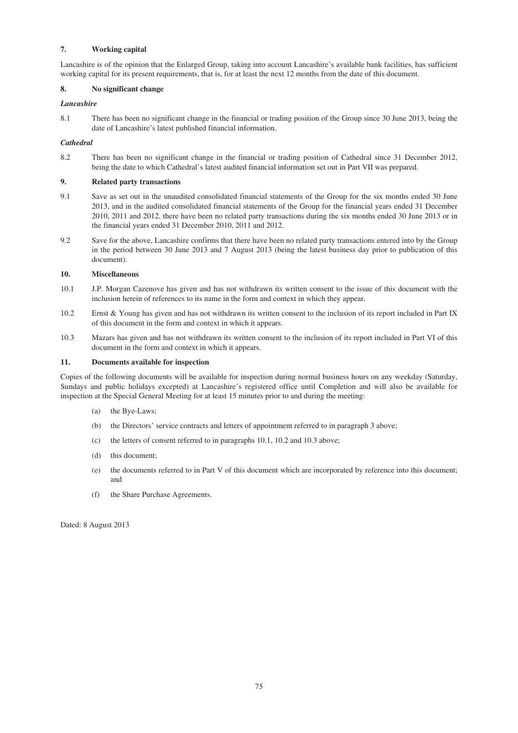## 7. Working capital

Lancashire is of the opinion that the Enlarged Group, taking into account Lancashire's available bank facilities, has sufficient working capital for its present requirements, that is, for at least the next 12 months from the date of this document.

## 8. No significant change

### *Lancashire*

8.1 There has been no significant change in the financial or trading position of the Group since 30 June 2013, being the date of Lancashire's latest published financial information.

### *Cathedral*

8.2 There has been no significant change in the financial or trading position of Cathedral since 31 December 2012, being the date to which Cathedral's latest audited financial information set out in Part VII was prepared.

## 9. Related party transactions

9.1 Save as set out in the unaudited consolidated financial statements of the Group for the six months ended 30 June 2013, and in the audited consolidated financial statements of the Group for the financial years ended 31 December 2010, 2011 and 2012, there have been no related party transactions during the six months ended 30 June 2013 or in the financial years ended 31 December 2010, 2011 and 2012.

9.2 Save for the above, Lancashire confirms that there have been no related party transactions entered into by the Group in the period between 30 June 2013 and 7 August 2013 (being the latest business day prior to publication of this document).

## 10. Miscellaneous

10.1 J.P. Morgan Cazenove has given and has not withdrawn its written consent to the issue of this document with the inclusion herein of references to its name in the form and context in which they appear.

10.2 Ernst & Young has given and has not withdrawn its written consent to the inclusion of its report included in Part IX of this document in the form and context in which it appears.

10.3 Mazars has given and has not withdrawn its written consent to the inclusion of its report included in Part VI of this document in the form and context in which it appears.

## 11. Documents available for inspection

Copies of the following documents will be available for inspection during normal business hours on any weekday (Saturday, Sundays and public holidays excepted) at Lancashire's registered office until Completion and will also be available for inspection at the Special General Meeting for at least 15 minutes prior to and during the meeting:

(a) the Bye-Laws;

(b) the Directors' service contracts and letters of appointment referred to in paragraph 3 above;

(c) the letters of consent referred to in paragraphs 10.1, 10.2 and 10.3 above;

(d) this document;

(e) the documents referred to in Part V of this document which are incorporated by reference into this document; and

(f) the Share Purchase Agreements.

Dated: 8 August 2013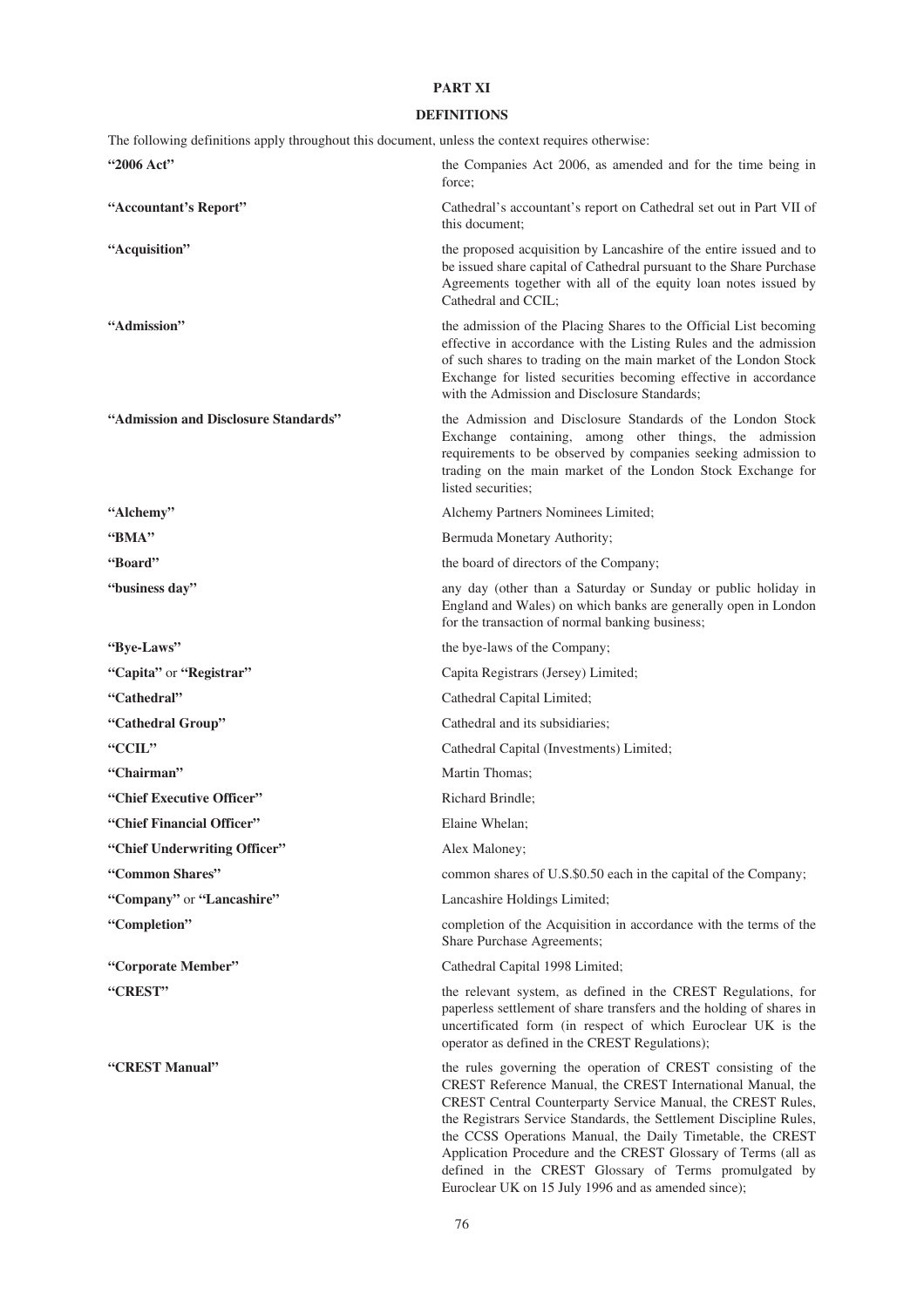# PART XI

## DEFINITIONS

The following definitions apply throughout this document, unless the context requires otherwise:

| | |
|---|---|
| **"2006 Act"** | the Companies Act 2006, as amended and for the time being in force; |
| **"Accountant's Report"** | Cathedral's accountant's report on Cathedral set out in Part VII of this document; |
| **"Acquisition"** | the proposed acquisition by Lancashire of the entire issued and to be issued share capital of Cathedral pursuant to the Share Purchase Agreements together with all of the equity loan notes issued by Cathedral and CCIL; |
| **"Admission"** | the admission of the Placing Shares to the Official List becoming effective in accordance with the Listing Rules and the admission of such shares to trading on the main market of the London Stock Exchange for listed securities becoming effective in accordance with the Admission and Disclosure Standards; |
| **"Admission and Disclosure Standards"** | the Admission and Disclosure Standards of the London Stock Exchange containing, among other things, the admission requirements to be observed by companies seeking admission to trading on the main market of the London Stock Exchange for listed securities; |
| **"Alchemy"** | Alchemy Partners Nominees Limited; |
| **"BMA"** | Bermuda Monetary Authority; |
| **"Board"** | the board of directors of the Company; |
| **"business day"** | any day (other than a Saturday or Sunday or public holiday in England and Wales) on which banks are generally open in London for the transaction of normal banking business; |
| **"Bye-Laws"** | the bye-laws of the Company; |
| **"Capita"** or **"Registrar"** | Capita Registrars (Jersey) Limited; |
| **"Cathedral"** | Cathedral Capital Limited; |
| **"Cathedral Group"** | Cathedral and its subsidiaries; |
| **"CCIL"** | Cathedral Capital (Investments) Limited; |
| **"Chairman"** | Martin Thomas; |
| **"Chief Executive Officer"** | Richard Brindle; |
| **"Chief Financial Officer"** | Elaine Whelan; |
| **"Chief Underwriting Officer"** | Alex Maloney; |
| **"Common Shares"** | common shares of U.S.$0.50 each in the capital of the Company; |
| **"Company"** or **"Lancashire"** | Lancashire Holdings Limited; |
| **"Completion"** | completion of the Acquisition in accordance with the terms of the Share Purchase Agreements; |
| **"Corporate Member"** | Cathedral Capital 1998 Limited; |
| **"CREST"** | the relevant system, as defined in the CREST Regulations, for paperless settlement of share transfers and the holding of shares in uncertificated form (in respect of which Euroclear UK is the operator as defined in the CREST Regulations); |
| **"CREST Manual"** | the rules governing the operation of CREST consisting of the CREST Reference Manual, the CREST International Manual, the CREST Central Counterparty Service Manual, the CREST Rules, the Registrars Service Standards, the Settlement Discipline Rules, the CCSS Operations Manual, the Daily Timetable, the CREST Application Procedure and the CREST Glossary of Terms (all as defined in the CREST Glossary of Terms promulgated by Euroclear UK on 15 July 1996 and as amended since); |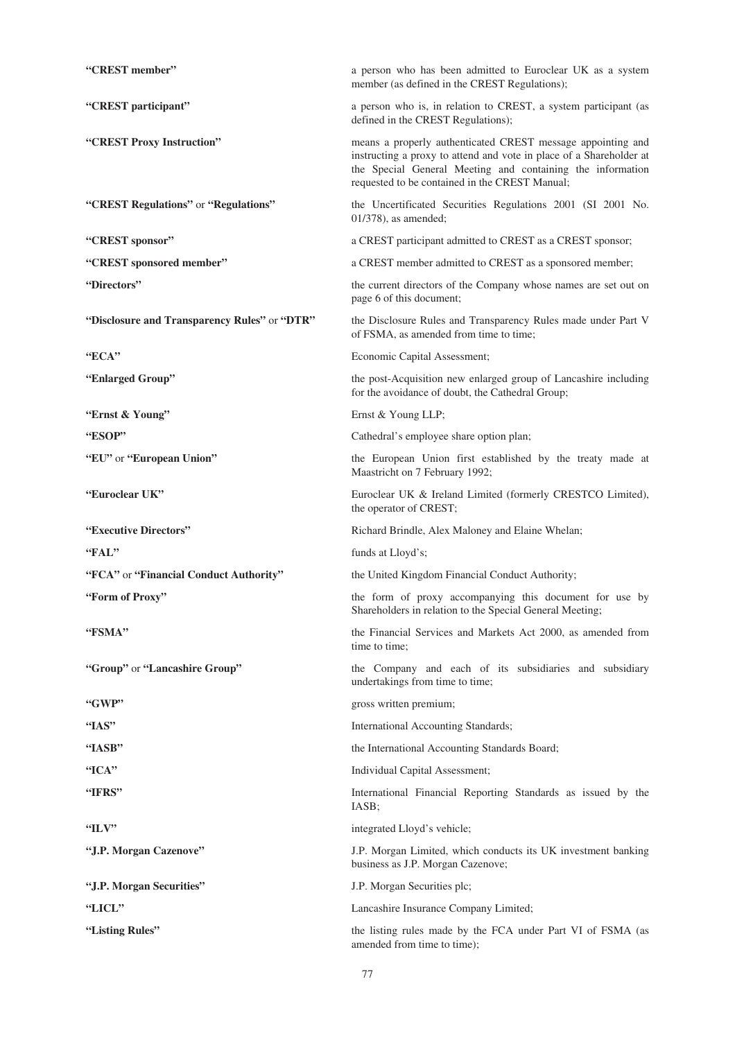| | |
|---|---|
| **"CREST member"** | a person who has been admitted to Euroclear UK as a system member (as defined in the CREST Regulations); |
| **"CREST participant"** | a person who is, in relation to CREST, a system participant (as defined in the CREST Regulations); |
| **"CREST Proxy Instruction"** | means a properly authenticated CREST message appointing and instructing a proxy to attend and vote in place of a Shareholder at the Special General Meeting and containing the information requested to be contained in the CREST Manual; |
| **"CREST Regulations"** or **"Regulations"** | the Uncertificated Securities Regulations 2001 (SI 2001 No. 01/378), as amended; |
| **"CREST sponsor"** | a CREST participant admitted to CREST as a CREST sponsor; |
| **"CREST sponsored member"** | a CREST member admitted to CREST as a sponsored member; |
| **"Directors"** | the current directors of the Company whose names are set out on page 6 of this document; |
| **"Disclosure and Transparency Rules"** or **"DTR"** | the Disclosure Rules and Transparency Rules made under Part V of FSMA, as amended from time to time; |
| **"ECA"** | Economic Capital Assessment; |
| **"Enlarged Group"** | the post-Acquisition new enlarged group of Lancashire including for the avoidance of doubt, the Cathedral Group; |
| **"Ernst & Young"** | Ernst & Young LLP; |
| **"ESOP"** | Cathedral's employee share option plan; |
| **"EU"** or **"European Union"** | the European Union first established by the treaty made at Maastricht on 7 February 1992; |
| **"Euroclear UK"** | Euroclear UK & Ireland Limited (formerly CRESTCO Limited), the operator of CREST; |
| **"Executive Directors"** | Richard Brindle, Alex Maloney and Elaine Whelan; |
| **"FAL"** | funds at Lloyd's; |
| **"FCA"** or **"Financial Conduct Authority"** | the United Kingdom Financial Conduct Authority; |
| **"Form of Proxy"** | the form of proxy accompanying this document for use by Shareholders in relation to the Special General Meeting; |
| **"FSMA"** | the Financial Services and Markets Act 2000, as amended from time to time; |
| **"Group"** or **"Lancashire Group"** | the Company and each of its subsidiaries and subsidiary undertakings from time to time; |
| **"GWP"** | gross written premium; |
| **"IAS"** | International Accounting Standards; |
| **"IASB"** | the International Accounting Standards Board; |
| **"ICA"** | Individual Capital Assessment; |
| **"IFRS"** | International Financial Reporting Standards as issued by the IASB; |
| **"ILV"** | integrated Lloyd's vehicle; |
| **"J.P. Morgan Cazenove"** | J.P. Morgan Limited, which conducts its UK investment banking business as J.P. Morgan Cazenove; |
| **"J.P. Morgan Securities"** | J.P. Morgan Securities plc; |
| **"LICL"** | Lancashire Insurance Company Limited; |
| **"Listing Rules"** | the listing rules made by the FCA under Part VI of FSMA (as amended from time to time); |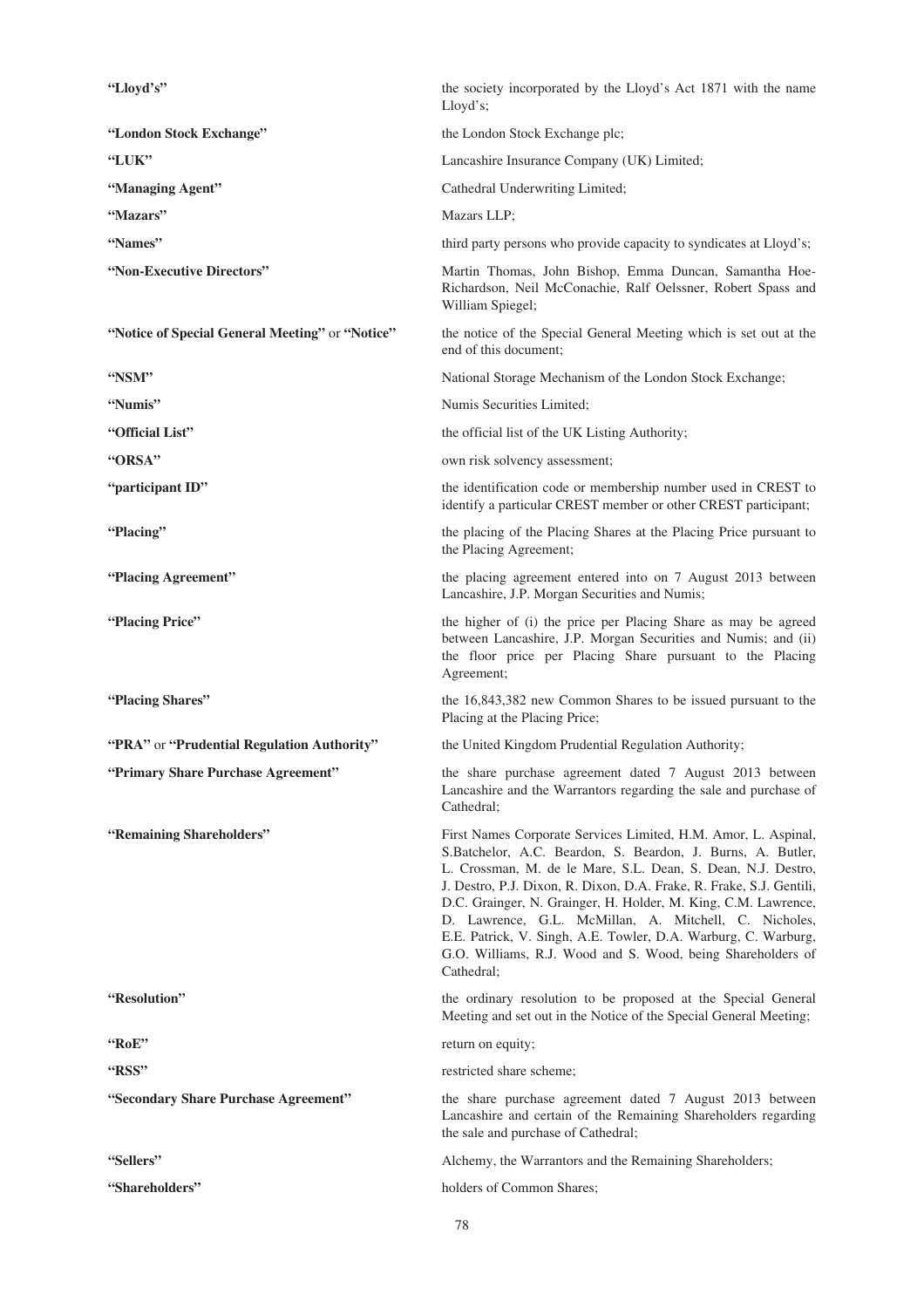| | |
|---|---|
| **"Lloyd's"** | the society incorporated by the Lloyd's Act 1871 with the name Lloyd's; |
| **"London Stock Exchange"** | the London Stock Exchange plc; |
| **"LUK"** | Lancashire Insurance Company (UK) Limited; |
| **"Managing Agent"** | Cathedral Underwriting Limited; |
| **"Mazars"** | Mazars LLP; |
| **"Names"** | third party persons who provide capacity to syndicates at Lloyd's; |
| **"Non-Executive Directors"** | Martin Thomas, John Bishop, Emma Duncan, Samantha Hoe-Richardson, Neil McConachie, Ralf Oelssner, Robert Spass and William Spiegel; |
| **"Notice of Special General Meeting"** or **"Notice"** | the notice of the Special General Meeting which is set out at the end of this document; |
| **"NSM"** | National Storage Mechanism of the London Stock Exchange; |
| **"Numis"** | Numis Securities Limited; |
| **"Official List"** | the official list of the UK Listing Authority; |
| **"ORSA"** | own risk solvency assessment; |
| **"participant ID"** | the identification code or membership number used in CREST to identify a particular CREST member or other CREST participant; |
| **"Placing"** | the placing of the Placing Shares at the Placing Price pursuant to the Placing Agreement; |
| **"Placing Agreement"** | the placing agreement entered into on 7 August 2013 between Lancashire, J.P. Morgan Securities and Numis; |
| **"Placing Price"** | the higher of (i) the price per Placing Share as may be agreed between Lancashire, J.P. Morgan Securities and Numis; and (ii) the floor price per Placing Share pursuant to the Placing Agreement; |
| **"Placing Shares"** | the 16,843,382 new Common Shares to be issued pursuant to the Placing at the Placing Price; |
| **"PRA"** or **"Prudential Regulation Authority"** | the United Kingdom Prudential Regulation Authority; |
| **"Primary Share Purchase Agreement"** | the share purchase agreement dated 7 August 2013 between Lancashire and the Warrantors regarding the sale and purchase of Cathedral; |
| **"Remaining Shareholders"** | First Names Corporate Services Limited, H.M. Amor, L. Aspinal, S.Batchelor, A.C. Beardon, S. Beardon, J. Burns, A. Butler, L. Crossman, M. de le Mare, S.L. Dean, S. Dean, N.J. Destro, J. Destro, P.J. Dixon, R. Dixon, D.A. Frake, R. Frake, S.J. Gentili, D.C. Grainger, N. Grainger, H. Holder, M. King, C.M. Lawrence, D. Lawrence, G.L. McMillan, A. Mitchell, C. Nicholes, E.E. Patrick, V. Singh, A.E. Towler, D.A. Warburg, C. Warburg, G.O. Williams, R.J. Wood and S. Wood, being Shareholders of Cathedral; |
| **"Resolution"** | the ordinary resolution to be proposed at the Special General Meeting and set out in the Notice of the Special General Meeting; |
| **"RoE"** | return on equity; |
| **"RSS"** | restricted share scheme; |
| **"Secondary Share Purchase Agreement"** | the share purchase agreement dated 7 August 2013 between Lancashire and certain of the Remaining Shareholders regarding the sale and purchase of Cathedral; |
| **"Sellers"** | Alchemy, the Warrantors and the Remaining Shareholders; |
| **"Shareholders"** | holders of Common Shares; |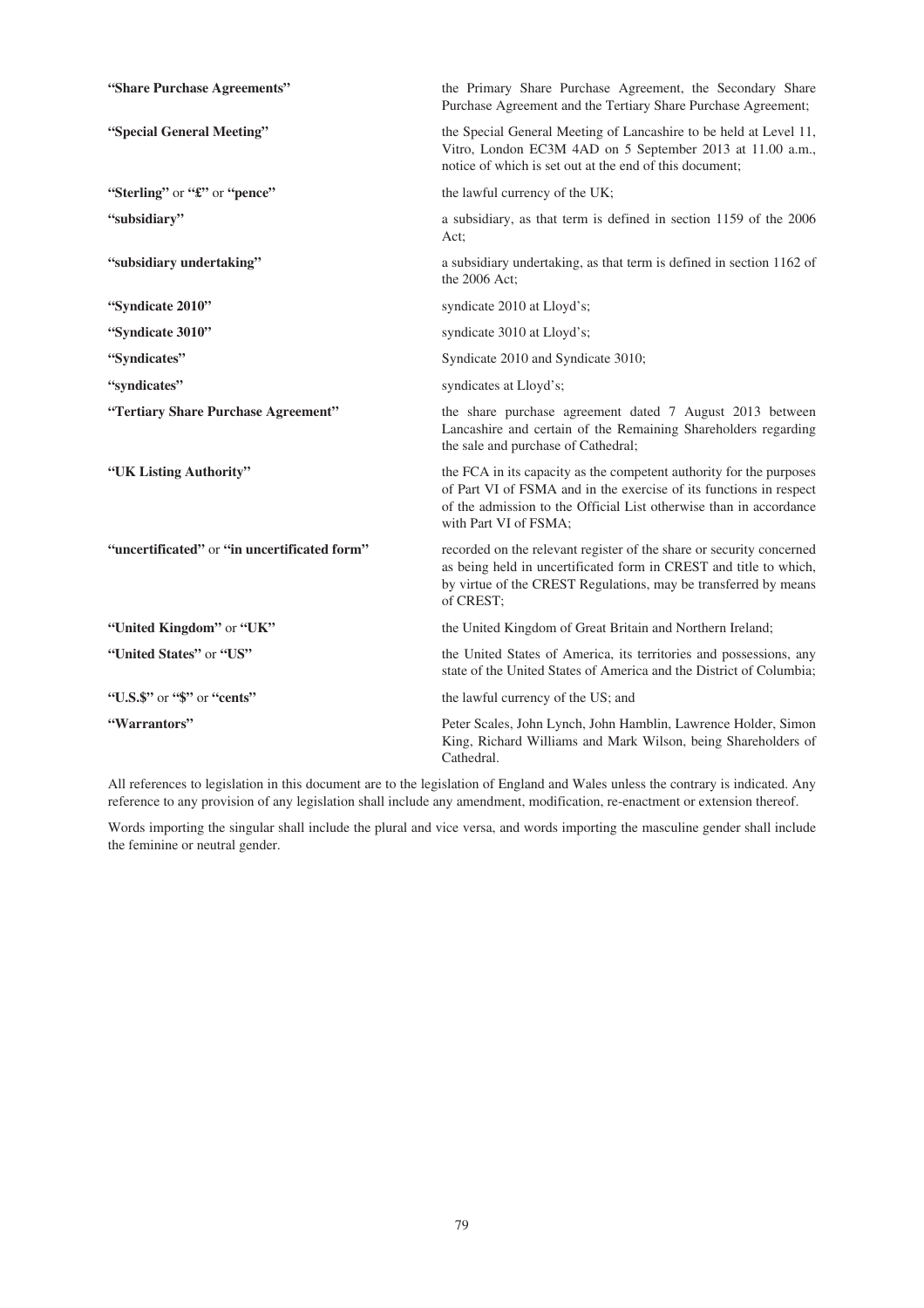| | |
|---|---|
| **"Share Purchase Agreements"** | the Primary Share Purchase Agreement, the Secondary Share Purchase Agreement and the Tertiary Share Purchase Agreement; |
| **"Special General Meeting"** | the Special General Meeting of Lancashire to be held at Level 11, Vitro, London EC3M 4AD on 5 September 2013 at 11.00 a.m., notice of which is set out at the end of this document; |
| **"Sterling"** or **"£"** or **"pence"** | the lawful currency of the UK; |
| **"subsidiary"** | a subsidiary, as that term is defined in section 1159 of the 2006 Act; |
| **"subsidiary undertaking"** | a subsidiary undertaking, as that term is defined in section 1162 of the 2006 Act; |
| **"Syndicate 2010"** | syndicate 2010 at Lloyd's; |
| **"Syndicate 3010"** | syndicate 3010 at Lloyd's; |
| **"Syndicates"** | Syndicate 2010 and Syndicate 3010; |
| **"syndicates"** | syndicates at Lloyd's; |
| **"Tertiary Share Purchase Agreement"** | the share purchase agreement dated 7 August 2013 between Lancashire and certain of the Remaining Shareholders regarding the sale and purchase of Cathedral; |
| **"UK Listing Authority"** | the FCA in its capacity as the competent authority for the purposes of Part VI of FSMA and in the exercise of its functions in respect of the admission to the Official List otherwise than in accordance with Part VI of FSMA; |
| **"uncertificated"** or **"in uncertificated form"** | recorded on the relevant register of the share or security concerned as being held in uncertificated form in CREST and title to which, by virtue of the CREST Regulations, may be transferred by means of CREST; |
| **"United Kingdom"** or **"UK"** | the United Kingdom of Great Britain and Northern Ireland; |
| **"United States"** or **"US"** | the United States of America, its territories and possessions, any state of the United States of America and the District of Columbia; |
| **"U.S.$"** or **"$"** or **"cents"** | the lawful currency of the US; and |
| **"Warrantors"** | Peter Scales, John Lynch, John Hamblin, Lawrence Holder, Simon King, Richard Williams and Mark Wilson, being Shareholders of Cathedral. |

All references to legislation in this document are to the legislation of England and Wales unless the contrary is indicated. Any reference to any provision of any legislation shall include any amendment, modification, re-enactment or extension thereof.

Words importing the singular shall include the plural and vice versa, and words importing the masculine gender shall include the feminine or neutral gender.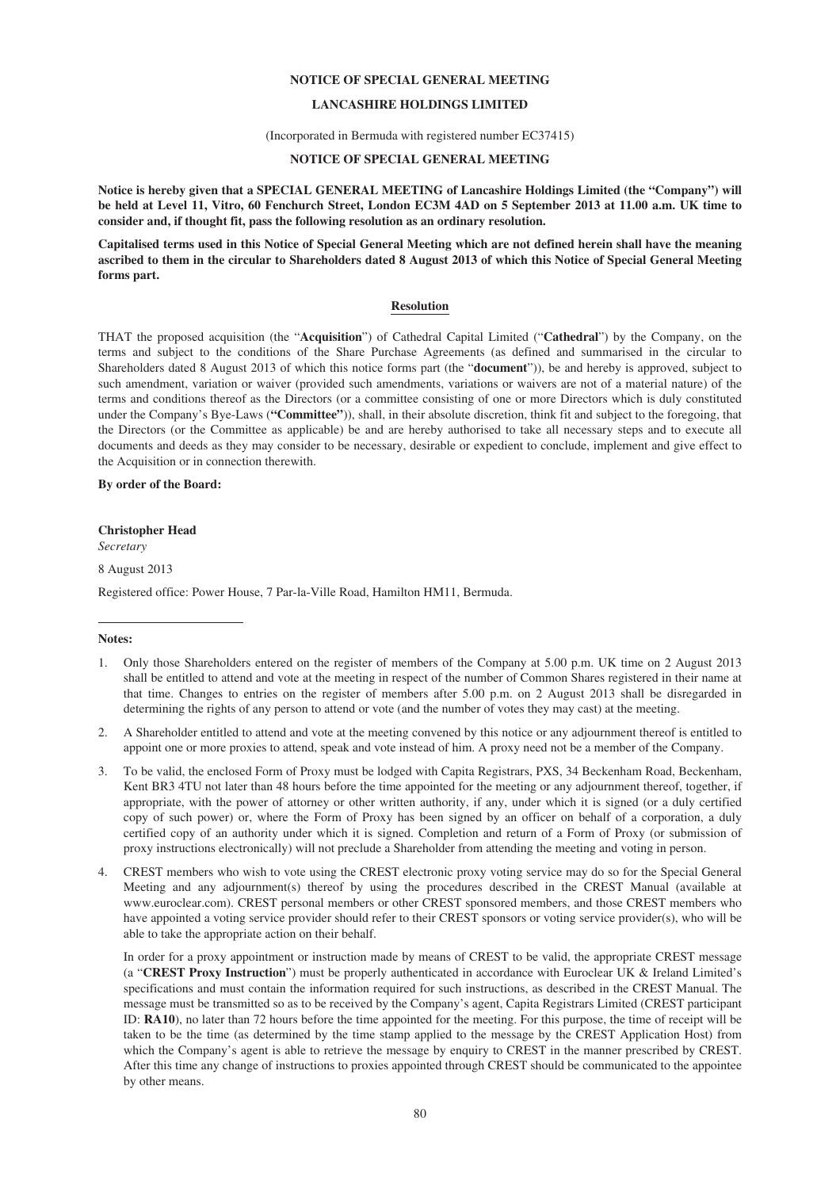# NOTICE OF SPECIAL GENERAL MEETING

## LANCASHIRE HOLDINGS LIMITED

(Incorporated in Bermuda with registered number EC37415)

## NOTICE OF SPECIAL GENERAL MEETING

**Notice is hereby given that a SPECIAL GENERAL MEETING of Lancashire Holdings Limited (the "Company") will be held at Level 11, Vitro, 60 Fenchurch Street, London EC3M 4AD on 5 September 2013 at 11.00 a.m. UK time to consider and, if thought fit, pass the following resolution as an ordinary resolution.**

**Capitalised terms used in this Notice of Special General Meeting which are not defined herein shall have the meaning ascribed to them in the circular to Shareholders dated 8 August 2013 of which this Notice of Special General Meeting forms part.**

### Resolution

THAT the proposed acquisition (the "**Acquisition**") of Cathedral Capital Limited ("**Cathedral**") by the Company, on the terms and subject to the conditions of the Share Purchase Agreements (as defined and summarised in the circular to Shareholders dated 8 August 2013 of which this notice forms part (the "**document**")), be and hereby is approved, subject to such amendment, variation or waiver (provided such amendments, variations or waivers are not of a material nature) of the terms and conditions thereof as the Directors (or a committee consisting of one or more Directors which is duly constituted under the Company's Bye-Laws (**"Committee"**)), shall, in their absolute discretion, think fit and subject to the foregoing, that the Directors (or the Committee as applicable) be and are hereby authorised to take all necessary steps and to execute all documents and deeds as they may consider to be necessary, desirable or expedient to conclude, implement and give effect to the Acquisition or in connection therewith.

**By order of the Board:**

**Christopher Head**
*Secretary*

8 August 2013

Registered office: Power House, 7 Par-la-Ville Road, Hamilton HM11, Bermuda.

---

**Notes:**

1. Only those Shareholders entered on the register of members of the Company at 5.00 p.m. UK time on 2 August 2013 shall be entitled to attend and vote at the meeting in respect of the number of Common Shares registered in their name at that time. Changes to entries on the register of members after 5.00 p.m. on 2 August 2013 shall be disregarded in determining the rights of any person to attend or vote (and the number of votes they may cast) at the meeting.

2. A Shareholder entitled to attend and vote at the meeting convened by this notice or any adjournment thereof is entitled to appoint one or more proxies to attend, speak and vote instead of him. A proxy need not be a member of the Company.

3. To be valid, the enclosed Form of Proxy must be lodged with Capita Registrars, PXS, 34 Beckenham Road, Beckenham, Kent BR3 4TU not later than 48 hours before the time appointed for the meeting or any adjournment thereof, together, if appropriate, with the power of attorney or other written authority, if any, under which it is signed (or a duly certified copy of such power) or, where the Form of Proxy has been signed by an officer on behalf of a corporation, a duly certified copy of an authority under which it is signed. Completion and return of a Form of Proxy (or submission of proxy instructions electronically) will not preclude a Shareholder from attending the meeting and voting in person.

4. CREST members who wish to vote using the CREST electronic proxy voting service may do so for the Special General Meeting and any adjournment(s) thereof by using the procedures described in the CREST Manual (available at www.euroclear.com). CREST personal members or other CREST sponsored members, and those CREST members who have appointed a voting service provider should refer to their CREST sponsors or voting service provider(s), who will be able to take the appropriate action on their behalf.

   In order for a proxy appointment or instruction made by means of CREST to be valid, the appropriate CREST message (a "**CREST Proxy Instruction**") must be properly authenticated in accordance with Euroclear UK & Ireland Limited's specifications and must contain the information required for such instructions, as described in the CREST Manual. The message must be transmitted so as to be received by the Company's agent, Capita Registrars Limited (CREST participant ID: **RA10**), no later than 72 hours before the time appointed for the meeting. For this purpose, the time of receipt will be taken to be the time (as determined by the time stamp applied to the message by the CREST Application Host) from which the Company's agent is able to retrieve the message by enquiry to CREST in the manner prescribed by CREST. After this time any change of instructions to proxies appointed through CREST should be communicated to the appointee by other means.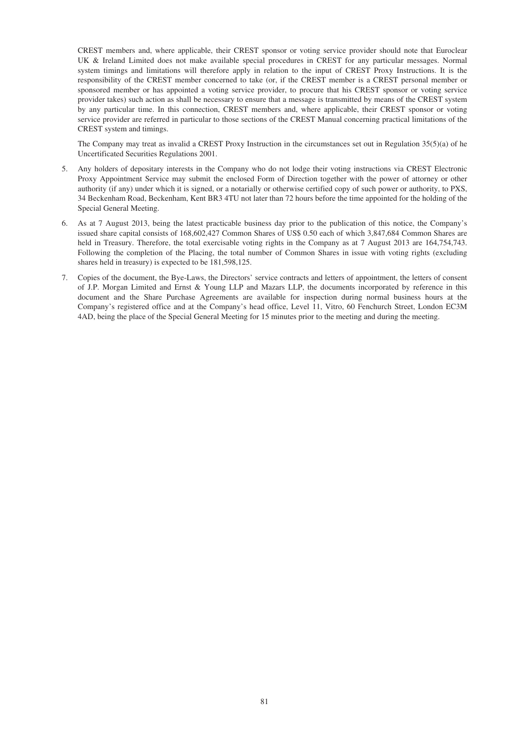CREST members and, where applicable, their CREST sponsor or voting service provider should note that Euroclear UK & Ireland Limited does not make available special procedures in CREST for any particular messages. Normal system timings and limitations will therefore apply in relation to the input of CREST Proxy Instructions. It is the responsibility of the CREST member concerned to take (or, if the CREST member is a CREST personal member or sponsored member or has appointed a voting service provider, to procure that his CREST sponsor or voting service provider takes) such action as shall be necessary to ensure that a message is transmitted by means of the CREST system by any particular time. In this connection, CREST members and, where applicable, their CREST sponsor or voting service provider are referred in particular to those sections of the CREST Manual concerning practical limitations of the CREST system and timings.

The Company may treat as invalid a CREST Proxy Instruction in the circumstances set out in Regulation 35(5)(a) of he Uncertificated Securities Regulations 2001.

5. Any holders of depositary interests in the Company who do not lodge their voting instructions via CREST Electronic Proxy Appointment Service may submit the enclosed Form of Direction together with the power of attorney or other authority (if any) under which it is signed, or a notarially or otherwise certified copy of such power or authority, to PXS, 34 Beckenham Road, Beckenham, Kent BR3 4TU not later than 72 hours before the time appointed for the holding of the Special General Meeting.

6. As at 7 August 2013, being the latest practicable business day prior to the publication of this notice, the Company's issued share capital consists of 168,602,427 Common Shares of US$ 0.50 each of which 3,847,684 Common Shares are held in Treasury. Therefore, the total exercisable voting rights in the Company as at 7 August 2013 are 164,754,743. Following the completion of the Placing, the total number of Common Shares in issue with voting rights (excluding shares held in treasury) is expected to be 181,598,125.

7. Copies of the document, the Bye-Laws, the Directors' service contracts and letters of appointment, the letters of consent of J.P. Morgan Limited and Ernst & Young LLP and Mazars LLP, the documents incorporated by reference in this document and the Share Purchase Agreements are available for inspection during normal business hours at the Company's registered office and at the Company's head office, Level 11, Vitro, 60 Fenchurch Street, London EC3M 4AD, being the place of the Special General Meeting for 15 minutes prior to the meeting and during the meeting.